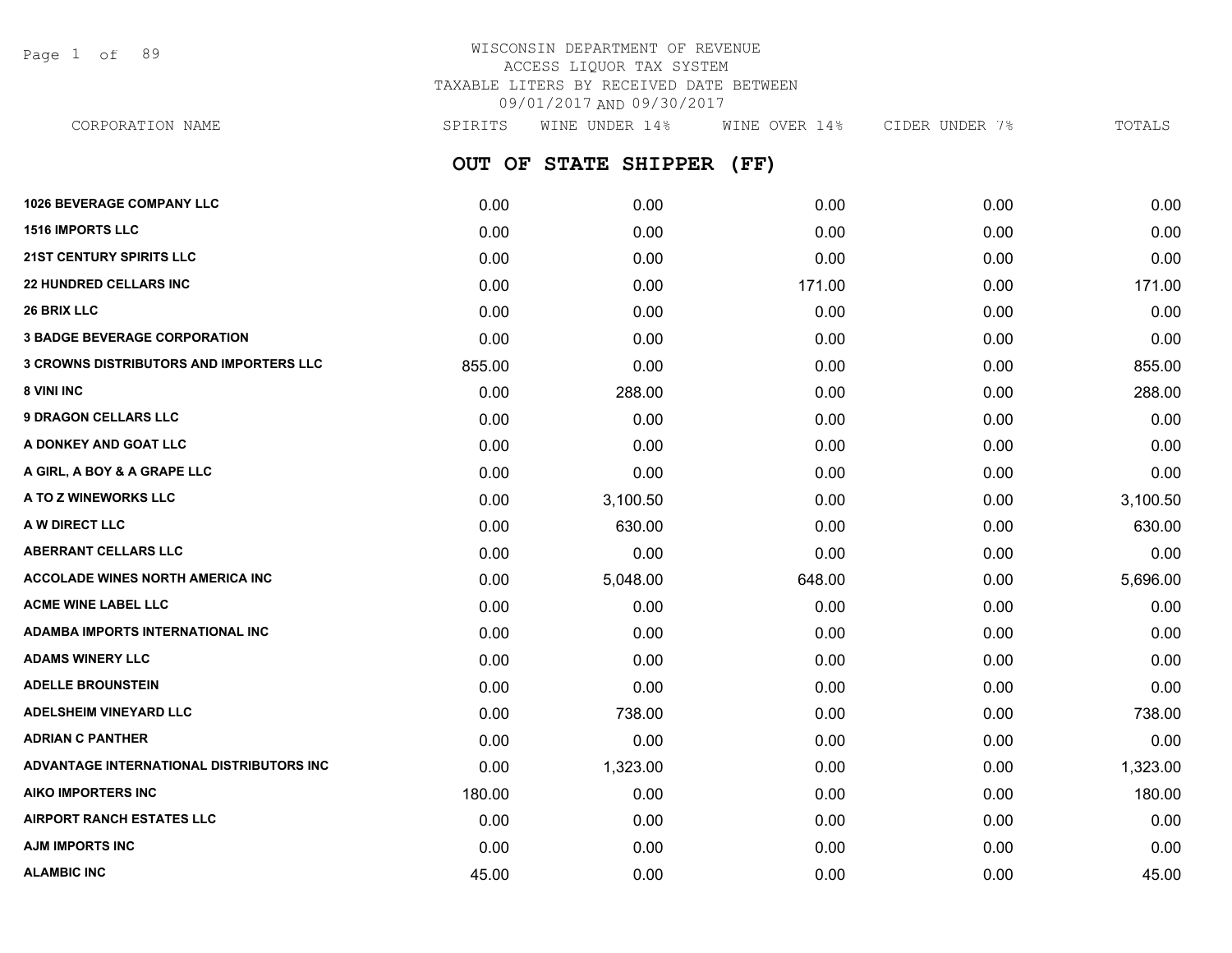# WISCONSIN DEPARTMENT OF REVENUE
## ACCESS LIQUOR TAX SYSTEM
### TAXABLE LITERS BY RECEIVED DATE BETWEEN 09/01/2017 AND 09/30/2017

## OUT OF STATE SHIPPER (FF)

| CORPORATION NAME | SPIRITS | WINE UNDER 14% | WINE OVER 14% | CIDER UNDER 7% | TOTALS |
|---|---|---|---|---|---|
| 1026 BEVERAGE COMPANY LLC | 0.00 | 0.00 | 0.00 | 0.00 | 0.00 |
| 1516 IMPORTS LLC | 0.00 | 0.00 | 0.00 | 0.00 | 0.00 |
| 21ST CENTURY SPIRITS LLC | 0.00 | 0.00 | 0.00 | 0.00 | 0.00 |
| 22 HUNDRED CELLARS INC | 0.00 | 0.00 | 171.00 | 0.00 | 171.00 |
| 26 BRIX LLC | 0.00 | 0.00 | 0.00 | 0.00 | 0.00 |
| 3 BADGE BEVERAGE CORPORATION | 0.00 | 0.00 | 0.00 | 0.00 | 0.00 |
| 3 CROWNS DISTRIBUTORS AND IMPORTERS LLC | 855.00 | 0.00 | 0.00 | 0.00 | 855.00 |
| 8 VINI INC | 0.00 | 288.00 | 0.00 | 0.00 | 288.00 |
| 9 DRAGON CELLARS LLC | 0.00 | 0.00 | 0.00 | 0.00 | 0.00 |
| A DONKEY AND GOAT LLC | 0.00 | 0.00 | 0.00 | 0.00 | 0.00 |
| A GIRL, A BOY & A GRAPE LLC | 0.00 | 0.00 | 0.00 | 0.00 | 0.00 |
| A TO Z WINEWORKS LLC | 0.00 | 3,100.50 | 0.00 | 0.00 | 3,100.50 |
| A W DIRECT LLC | 0.00 | 630.00 | 0.00 | 0.00 | 630.00 |
| ABERRANT CELLARS LLC | 0.00 | 0.00 | 0.00 | 0.00 | 0.00 |
| ACCOLADE WINES NORTH AMERICA INC | 0.00 | 5,048.00 | 648.00 | 0.00 | 5,696.00 |
| ACME WINE LABEL LLC | 0.00 | 0.00 | 0.00 | 0.00 | 0.00 |
| ADAMBA IMPORTS INTERNATIONAL INC | 0.00 | 0.00 | 0.00 | 0.00 | 0.00 |
| ADAMS WINERY LLC | 0.00 | 0.00 | 0.00 | 0.00 | 0.00 |
| ADELLE BROUNSTEIN | 0.00 | 0.00 | 0.00 | 0.00 | 0.00 |
| ADELSHEIM VINEYARD LLC | 0.00 | 738.00 | 0.00 | 0.00 | 738.00 |
| ADRIAN C PANTHER | 0.00 | 0.00 | 0.00 | 0.00 | 0.00 |
| ADVANTAGE INTERNATIONAL DISTRIBUTORS INC | 0.00 | 1,323.00 | 0.00 | 0.00 | 1,323.00 |
| AIKO IMPORTERS INC | 180.00 | 0.00 | 0.00 | 0.00 | 180.00 |
| AIRPORT RANCH ESTATES LLC | 0.00 | 0.00 | 0.00 | 0.00 | 0.00 |
| AJM IMPORTS INC | 0.00 | 0.00 | 0.00 | 0.00 | 0.00 |
| ALAMBIC INC | 45.00 | 0.00 | 0.00 | 0.00 | 45.00 |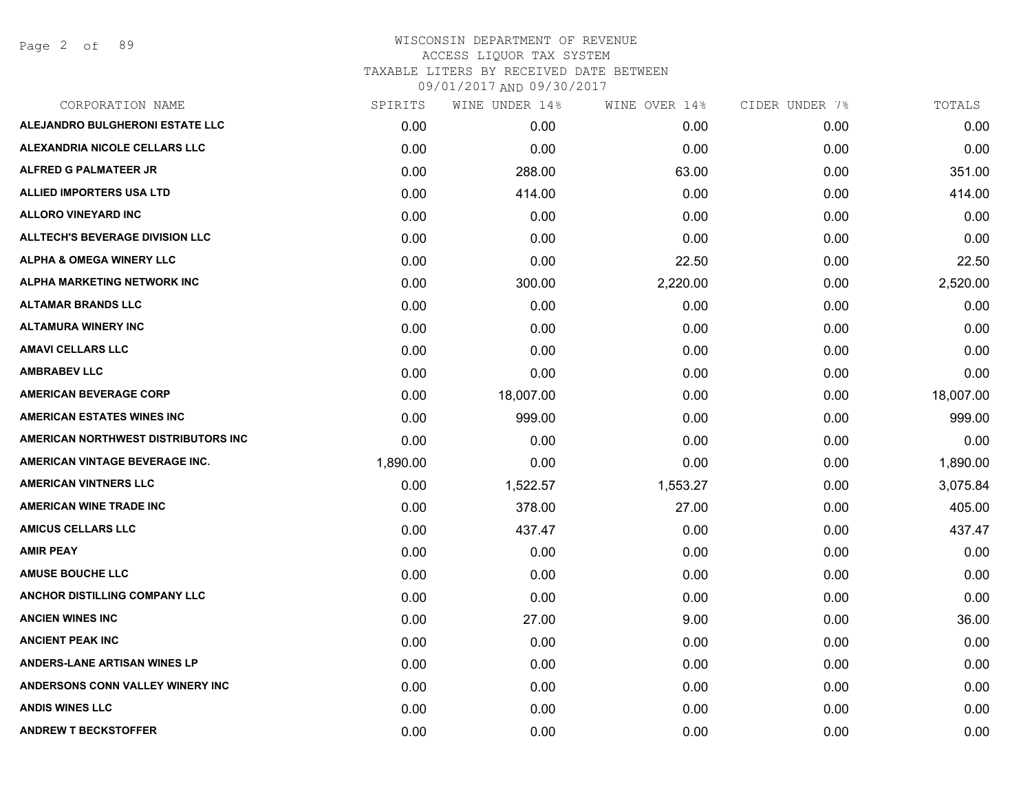# WISCONSIN DEPARTMENT OF REVENUE
## ACCESS LIQUOR TAX SYSTEM
### TAXABLE LITERS BY RECEIVED DATE BETWEEN 09/01/2017 AND 09/30/2017

| CORPORATION NAME | SPIRITS | WINE UNDER 14% | WINE OVER 14% | CIDER UNDER 7% | TOTALS |
|---|---|---|---|---|---|
| ALEJANDRO BULGHERONI ESTATE LLC | 0.00 | 0.00 | 0.00 | 0.00 | 0.00 |
| ALEXANDRIA NICOLE CELLARS LLC | 0.00 | 0.00 | 0.00 | 0.00 | 0.00 |
| ALFRED G PALMATEER JR | 0.00 | 288.00 | 63.00 | 0.00 | 351.00 |
| ALLIED IMPORTERS USA LTD | 0.00 | 414.00 | 0.00 | 0.00 | 414.00 |
| ALLORO VINEYARD INC | 0.00 | 0.00 | 0.00 | 0.00 | 0.00 |
| ALLTECH'S BEVERAGE DIVISION LLC | 0.00 | 0.00 | 0.00 | 0.00 | 0.00 |
| ALPHA & OMEGA WINERY LLC | 0.00 | 0.00 | 22.50 | 0.00 | 22.50 |
| ALPHA MARKETING NETWORK INC | 0.00 | 300.00 | 2,220.00 | 0.00 | 2,520.00 |
| ALTAMAR BRANDS LLC | 0.00 | 0.00 | 0.00 | 0.00 | 0.00 |
| ALTAMURA WINERY INC | 0.00 | 0.00 | 0.00 | 0.00 | 0.00 |
| AMAVI CELLARS LLC | 0.00 | 0.00 | 0.00 | 0.00 | 0.00 |
| AMBRABEV LLC | 0.00 | 0.00 | 0.00 | 0.00 | 0.00 |
| AMERICAN BEVERAGE CORP | 0.00 | 18,007.00 | 0.00 | 0.00 | 18,007.00 |
| AMERICAN ESTATES WINES INC | 0.00 | 999.00 | 0.00 | 0.00 | 999.00 |
| AMERICAN NORTHWEST DISTRIBUTORS INC | 0.00 | 0.00 | 0.00 | 0.00 | 0.00 |
| AMERICAN VINTAGE BEVERAGE INC. | 1,890.00 | 0.00 | 0.00 | 0.00 | 1,890.00 |
| AMERICAN VINTNERS LLC | 0.00 | 1,522.57 | 1,553.27 | 0.00 | 3,075.84 |
| AMERICAN WINE TRADE INC | 0.00 | 378.00 | 27.00 | 0.00 | 405.00 |
| AMICUS CELLARS LLC | 0.00 | 437.47 | 0.00 | 0.00 | 437.47 |
| AMIR PEAY | 0.00 | 0.00 | 0.00 | 0.00 | 0.00 |
| AMUSE BOUCHE LLC | 0.00 | 0.00 | 0.00 | 0.00 | 0.00 |
| ANCHOR DISTILLING COMPANY LLC | 0.00 | 0.00 | 0.00 | 0.00 | 0.00 |
| ANCIEN WINES INC | 0.00 | 27.00 | 9.00 | 0.00 | 36.00 |
| ANCIENT PEAK INC | 0.00 | 0.00 | 0.00 | 0.00 | 0.00 |
| ANDERS-LANE ARTISAN WINES LP | 0.00 | 0.00 | 0.00 | 0.00 | 0.00 |
| ANDERSONS CONN VALLEY WINERY INC | 0.00 | 0.00 | 0.00 | 0.00 | 0.00 |
| ANDIS WINES LLC | 0.00 | 0.00 | 0.00 | 0.00 | 0.00 |
| ANDREW T BECKSTOFFER | 0.00 | 0.00 | 0.00 | 0.00 | 0.00 |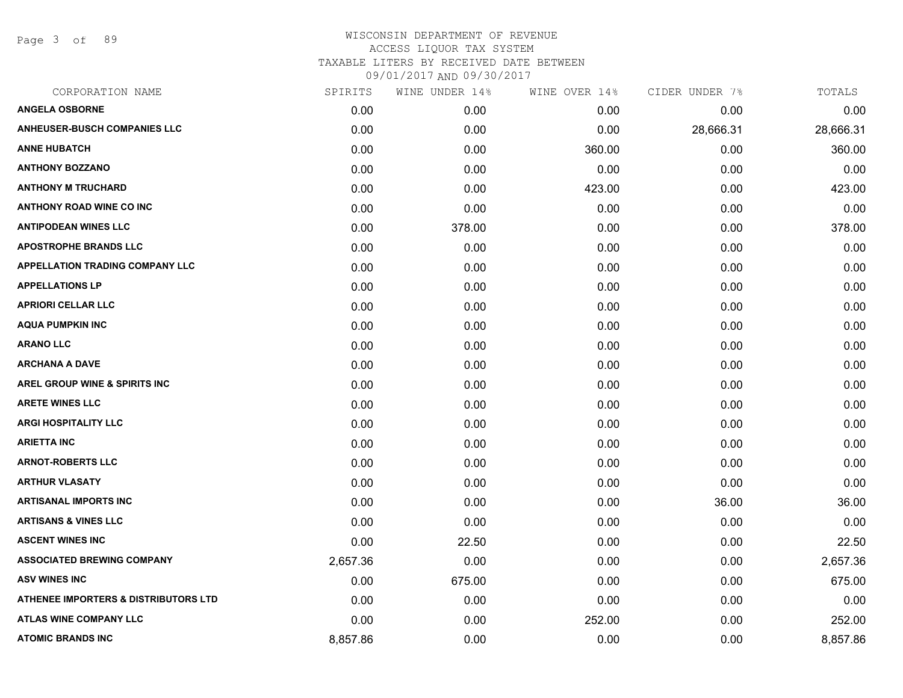# WISCONSIN DEPARTMENT OF REVENUE
## ACCESS LIQUOR TAX SYSTEM
### TAXABLE LITERS BY RECEIVED DATE BETWEEN 09/01/2017 AND 09/30/2017

| CORPORATION NAME | SPIRITS | WINE UNDER 14% | WINE OVER 14% | CIDER UNDER 7% | TOTALS |
|---|---|---|---|---|---|
| ANGELA OSBORNE | 0.00 | 0.00 | 0.00 | 0.00 | 0.00 |
| ANHEUSER-BUSCH COMPANIES LLC | 0.00 | 0.00 | 0.00 | 28,666.31 | 28,666.31 |
| ANNE HUBATCH | 0.00 | 0.00 | 360.00 | 0.00 | 360.00 |
| ANTHONY BOZZANO | 0.00 | 0.00 | 0.00 | 0.00 | 0.00 |
| ANTHONY M TRUCHARD | 0.00 | 0.00 | 423.00 | 0.00 | 423.00 |
| ANTHONY ROAD WINE CO INC | 0.00 | 0.00 | 0.00 | 0.00 | 0.00 |
| ANTIPODEAN WINES LLC | 0.00 | 378.00 | 0.00 | 0.00 | 378.00 |
| APOSTROPHE BRANDS LLC | 0.00 | 0.00 | 0.00 | 0.00 | 0.00 |
| APPELLATION TRADING COMPANY LLC | 0.00 | 0.00 | 0.00 | 0.00 | 0.00 |
| APPELLATIONS LP | 0.00 | 0.00 | 0.00 | 0.00 | 0.00 |
| APRIORI CELLAR LLC | 0.00 | 0.00 | 0.00 | 0.00 | 0.00 |
| AQUA PUMPKIN INC | 0.00 | 0.00 | 0.00 | 0.00 | 0.00 |
| ARANO LLC | 0.00 | 0.00 | 0.00 | 0.00 | 0.00 |
| ARCHANA A DAVE | 0.00 | 0.00 | 0.00 | 0.00 | 0.00 |
| AREL GROUP WINE & SPIRITS INC | 0.00 | 0.00 | 0.00 | 0.00 | 0.00 |
| ARETE WINES LLC | 0.00 | 0.00 | 0.00 | 0.00 | 0.00 |
| ARGI HOSPITALITY LLC | 0.00 | 0.00 | 0.00 | 0.00 | 0.00 |
| ARIETTA INC | 0.00 | 0.00 | 0.00 | 0.00 | 0.00 |
| ARNOT-ROBERTS LLC | 0.00 | 0.00 | 0.00 | 0.00 | 0.00 |
| ARTHUR VLASATY | 0.00 | 0.00 | 0.00 | 0.00 | 0.00 |
| ARTISANAL IMPORTS INC | 0.00 | 0.00 | 0.00 | 36.00 | 36.00 |
| ARTISANS & VINES LLC | 0.00 | 0.00 | 0.00 | 0.00 | 0.00 |
| ASCENT WINES INC | 0.00 | 22.50 | 0.00 | 0.00 | 22.50 |
| ASSOCIATED BREWING COMPANY | 2,657.36 | 0.00 | 0.00 | 0.00 | 2,657.36 |
| ASV WINES INC | 0.00 | 675.00 | 0.00 | 0.00 | 675.00 |
| ATHENEE IMPORTERS & DISTRIBUTORS LTD | 0.00 | 0.00 | 0.00 | 0.00 | 0.00 |
| ATLAS WINE COMPANY LLC | 0.00 | 0.00 | 252.00 | 0.00 | 252.00 |
| ATOMIC BRANDS INC | 8,857.86 | 0.00 | 0.00 | 0.00 | 8,857.86 |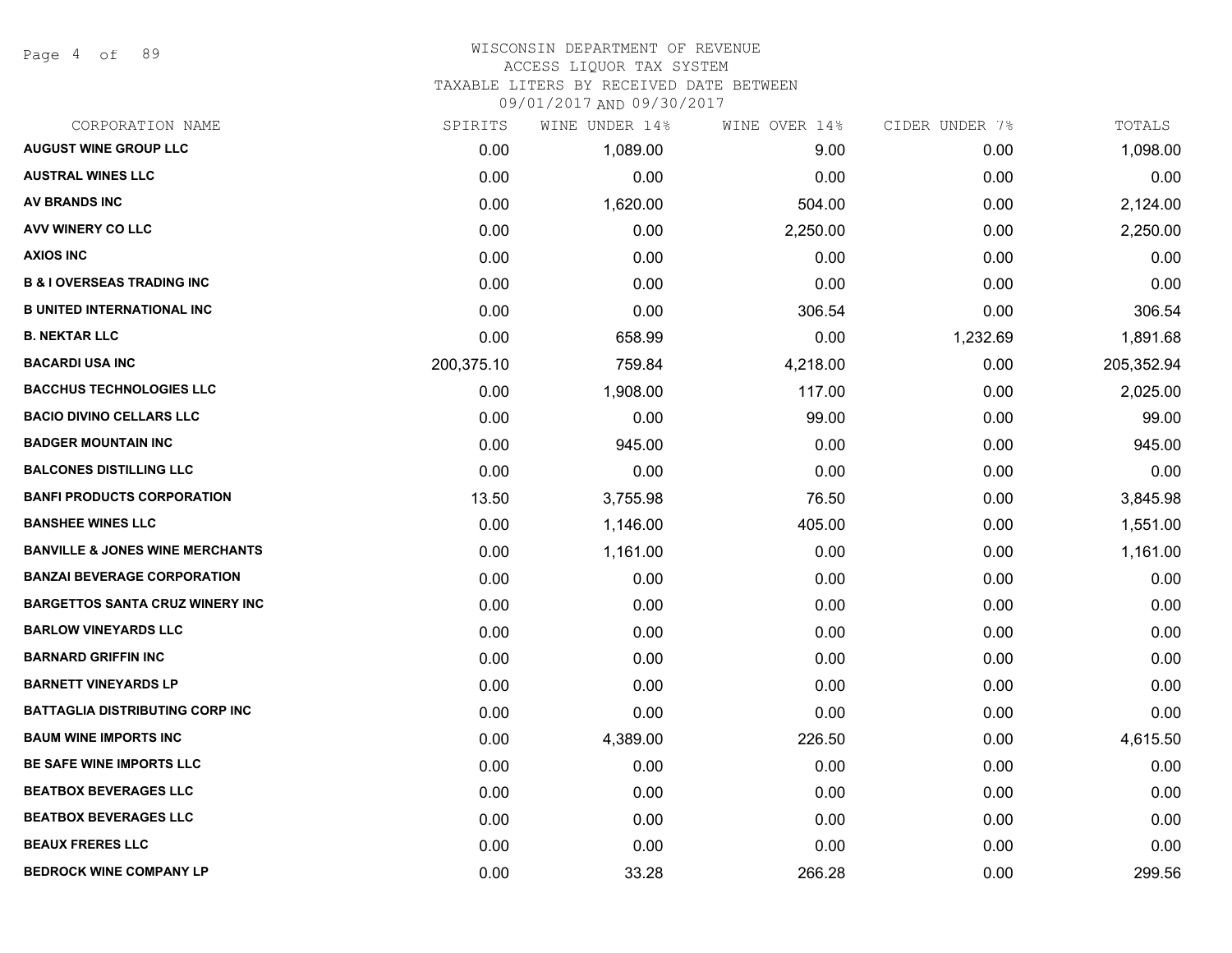# WISCONSIN DEPARTMENT OF REVENUE
## ACCESS LIQUOR TAX SYSTEM
### TAXABLE LITERS BY RECEIVED DATE BETWEEN 09/01/2017 AND 09/30/2017

| CORPORATION NAME | SPIRITS | WINE UNDER 14% | WINE OVER 14% | CIDER UNDER 7% | TOTALS |
|---|---|---|---|---|---|
| **AUGUST WINE GROUP LLC** | 0.00 | 1,089.00 | 9.00 | 0.00 | 1,098.00 |
| **AUSTRAL WINES LLC** | 0.00 | 0.00 | 0.00 | 0.00 | 0.00 |
| **AV BRANDS INC** | 0.00 | 1,620.00 | 504.00 | 0.00 | 2,124.00 |
| **AVV WINERY CO LLC** | 0.00 | 0.00 | 2,250.00 | 0.00 | 2,250.00 |
| **AXIOS INC** | 0.00 | 0.00 | 0.00 | 0.00 | 0.00 |
| **B & I OVERSEAS TRADING INC** | 0.00 | 0.00 | 0.00 | 0.00 | 0.00 |
| **B UNITED INTERNATIONAL INC** | 0.00 | 0.00 | 306.54 | 0.00 | 306.54 |
| **B. NEKTAR LLC** | 0.00 | 658.99 | 0.00 | 1,232.69 | 1,891.68 |
| **BACARDI USA INC** | 200,375.10 | 759.84 | 4,218.00 | 0.00 | 205,352.94 |
| **BACCHUS TECHNOLOGIES LLC** | 0.00 | 1,908.00 | 117.00 | 0.00 | 2,025.00 |
| **BACIO DIVINO CELLARS LLC** | 0.00 | 0.00 | 99.00 | 0.00 | 99.00 |
| **BADGER MOUNTAIN INC** | 0.00 | 945.00 | 0.00 | 0.00 | 945.00 |
| **BALCONES DISTILLING LLC** | 0.00 | 0.00 | 0.00 | 0.00 | 0.00 |
| **BANFI PRODUCTS CORPORATION** | 13.50 | 3,755.98 | 76.50 | 0.00 | 3,845.98 |
| **BANSHEE WINES LLC** | 0.00 | 1,146.00 | 405.00 | 0.00 | 1,551.00 |
| **BANVILLE & JONES WINE MERCHANTS** | 0.00 | 1,161.00 | 0.00 | 0.00 | 1,161.00 |
| **BANZAI BEVERAGE CORPORATION** | 0.00 | 0.00 | 0.00 | 0.00 | 0.00 |
| **BARGETTOS SANTA CRUZ WINERY INC** | 0.00 | 0.00 | 0.00 | 0.00 | 0.00 |
| **BARLOW VINEYARDS LLC** | 0.00 | 0.00 | 0.00 | 0.00 | 0.00 |
| **BARNARD GRIFFIN INC** | 0.00 | 0.00 | 0.00 | 0.00 | 0.00 |
| **BARNETT VINEYARDS LP** | 0.00 | 0.00 | 0.00 | 0.00 | 0.00 |
| **BATTAGLIA DISTRIBUTING CORP INC** | 0.00 | 0.00 | 0.00 | 0.00 | 0.00 |
| **BAUM WINE IMPORTS INC** | 0.00 | 4,389.00 | 226.50 | 0.00 | 4,615.50 |
| **BE SAFE WINE IMPORTS LLC** | 0.00 | 0.00 | 0.00 | 0.00 | 0.00 |
| **BEATBOX BEVERAGES LLC** | 0.00 | 0.00 | 0.00 | 0.00 | 0.00 |
| **BEATBOX BEVERAGES LLC** | 0.00 | 0.00 | 0.00 | 0.00 | 0.00 |
| **BEAUX FRERES LLC** | 0.00 | 0.00 | 0.00 | 0.00 | 0.00 |
| **BEDROCK WINE COMPANY LP** | 0.00 | 33.28 | 266.28 | 0.00 | 299.56 |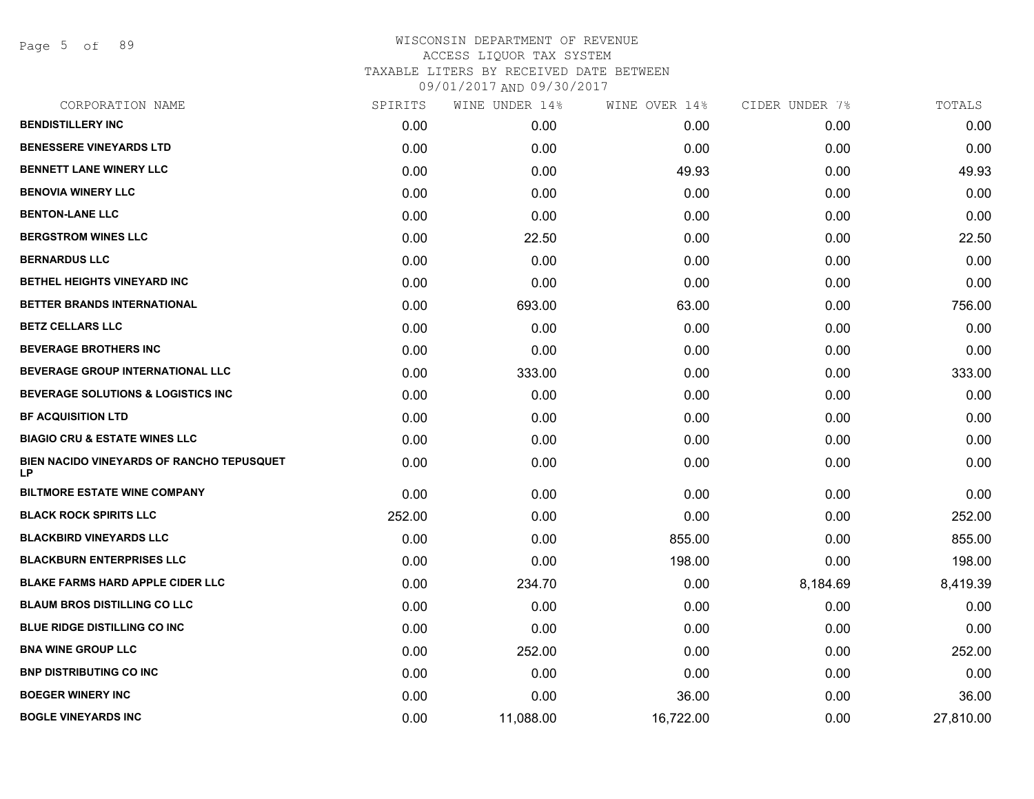# WISCONSIN DEPARTMENT OF REVENUE
ACCESS LIQUOR TAX SYSTEM
TAXABLE LITERS BY RECEIVED DATE BETWEEN
09/01/2017 AND 09/30/2017

| CORPORATION NAME | SPIRITS | WINE UNDER 14% | WINE OVER 14% | CIDER UNDER 7% | TOTALS |
|---|---|---|---|---|---|
| BENDISTILLERY INC | 0.00 | 0.00 | 0.00 | 0.00 | 0.00 |
| BENESSERE VINEYARDS LTD | 0.00 | 0.00 | 0.00 | 0.00 | 0.00 |
| BENNETT LANE WINERY LLC | 0.00 | 0.00 | 49.93 | 0.00 | 49.93 |
| BENOVIA WINERY LLC | 0.00 | 0.00 | 0.00 | 0.00 | 0.00 |
| BENTON-LANE LLC | 0.00 | 0.00 | 0.00 | 0.00 | 0.00 |
| BERGSTROM WINES LLC | 0.00 | 22.50 | 0.00 | 0.00 | 22.50 |
| BERNARDUS LLC | 0.00 | 0.00 | 0.00 | 0.00 | 0.00 |
| BETHEL HEIGHTS VINEYARD INC | 0.00 | 0.00 | 0.00 | 0.00 | 0.00 |
| BETTER BRANDS INTERNATIONAL | 0.00 | 693.00 | 63.00 | 0.00 | 756.00 |
| BETZ CELLARS LLC | 0.00 | 0.00 | 0.00 | 0.00 | 0.00 |
| BEVERAGE BROTHERS INC | 0.00 | 0.00 | 0.00 | 0.00 | 0.00 |
| BEVERAGE GROUP INTERNATIONAL LLC | 0.00 | 333.00 | 0.00 | 0.00 | 333.00 |
| BEVERAGE SOLUTIONS & LOGISTICS INC | 0.00 | 0.00 | 0.00 | 0.00 | 0.00 |
| BF ACQUISITION LTD | 0.00 | 0.00 | 0.00 | 0.00 | 0.00 |
| BIAGIO CRU & ESTATE WINES LLC | 0.00 | 0.00 | 0.00 | 0.00 | 0.00 |
| BIEN NACIDO VINEYARDS OF RANCHO TEPUSQUET LP | 0.00 | 0.00 | 0.00 | 0.00 | 0.00 |
| BILTMORE ESTATE WINE COMPANY | 0.00 | 0.00 | 0.00 | 0.00 | 0.00 |
| BLACK ROCK SPIRITS LLC | 252.00 | 0.00 | 0.00 | 0.00 | 252.00 |
| BLACKBIRD VINEYARDS LLC | 0.00 | 0.00 | 855.00 | 0.00 | 855.00 |
| BLACKBURN ENTERPRISES LLC | 0.00 | 0.00 | 198.00 | 0.00 | 198.00 |
| BLAKE FARMS HARD APPLE CIDER LLC | 0.00 | 234.70 | 0.00 | 8,184.69 | 8,419.39 |
| BLAUM BROS DISTILLING CO LLC | 0.00 | 0.00 | 0.00 | 0.00 | 0.00 |
| BLUE RIDGE DISTILLING CO INC | 0.00 | 0.00 | 0.00 | 0.00 | 0.00 |
| BNA WINE GROUP LLC | 0.00 | 252.00 | 0.00 | 0.00 | 252.00 |
| BNP DISTRIBUTING CO INC | 0.00 | 0.00 | 0.00 | 0.00 | 0.00 |
| BOEGER WINERY INC | 0.00 | 0.00 | 36.00 | 0.00 | 36.00 |
| BOGLE VINEYARDS INC | 0.00 | 11,088.00 | 16,722.00 | 0.00 | 27,810.00 |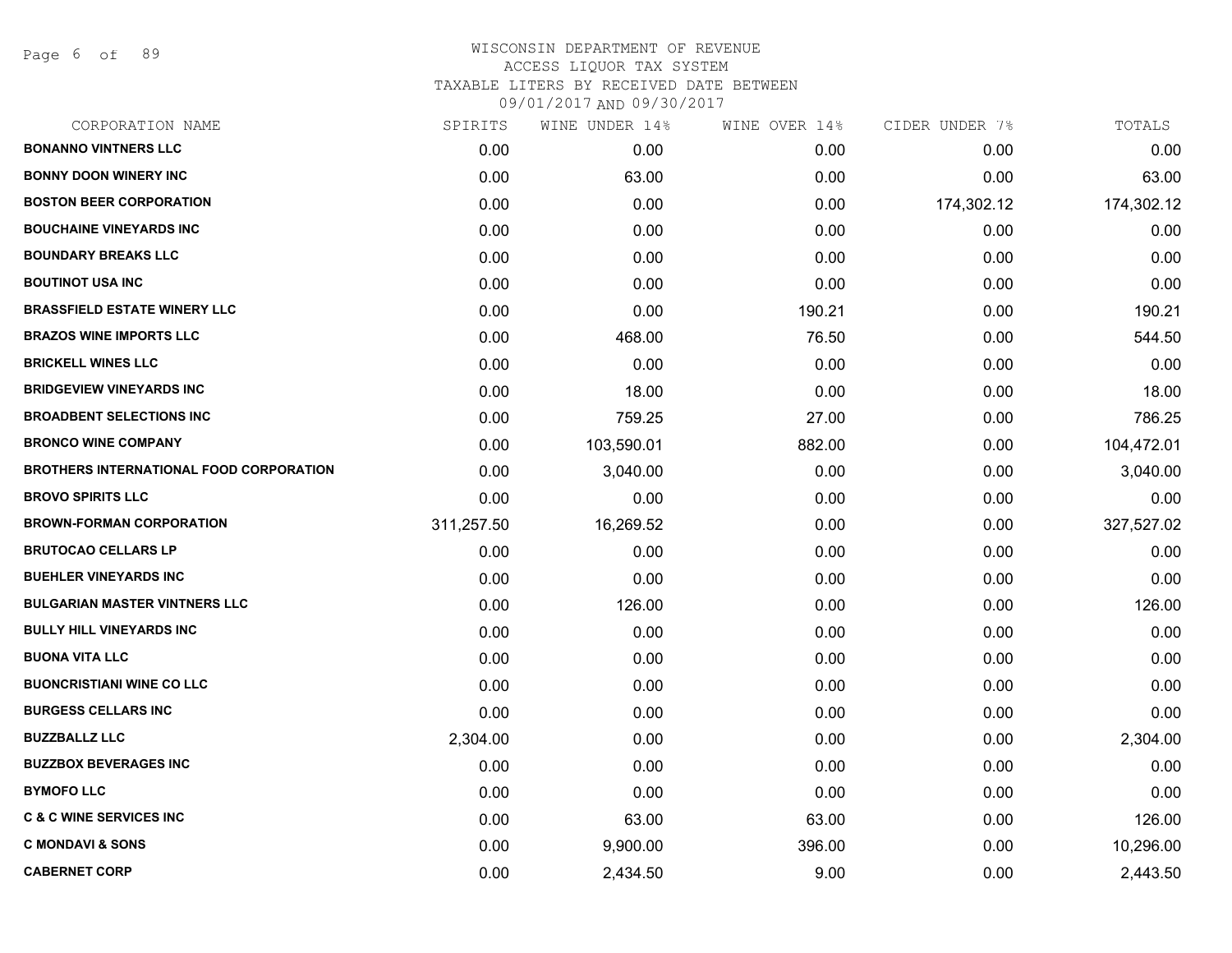# WISCONSIN DEPARTMENT OF REVENUE
## ACCESS LIQUOR TAX SYSTEM
## TAXABLE LITERS BY RECEIVED DATE BETWEEN 09/01/2017 AND 09/30/2017

| CORPORATION NAME | SPIRITS | WINE UNDER 14% | WINE OVER 14% | CIDER UNDER 7% | TOTALS |
|---|---|---|---|---|---|
| BONANNO VINTNERS LLC | 0.00 | 0.00 | 0.00 | 0.00 | 0.00 |
| BONNY DOON WINERY INC | 0.00 | 63.00 | 0.00 | 0.00 | 63.00 |
| BOSTON BEER CORPORATION | 0.00 | 0.00 | 0.00 | 174,302.12 | 174,302.12 |
| BOUCHAINE VINEYARDS INC | 0.00 | 0.00 | 0.00 | 0.00 | 0.00 |
| BOUNDARY BREAKS LLC | 0.00 | 0.00 | 0.00 | 0.00 | 0.00 |
| BOUTINOT USA INC | 0.00 | 0.00 | 0.00 | 0.00 | 0.00 |
| BRASSFIELD ESTATE WINERY LLC | 0.00 | 0.00 | 190.21 | 0.00 | 190.21 |
| BRAZOS WINE IMPORTS LLC | 0.00 | 468.00 | 76.50 | 0.00 | 544.50 |
| BRICKELL WINES LLC | 0.00 | 0.00 | 0.00 | 0.00 | 0.00 |
| BRIDGEVIEW VINEYARDS INC | 0.00 | 18.00 | 0.00 | 0.00 | 18.00 |
| BROADBENT SELECTIONS INC | 0.00 | 759.25 | 27.00 | 0.00 | 786.25 |
| BRONCO WINE COMPANY | 0.00 | 103,590.01 | 882.00 | 0.00 | 104,472.01 |
| BROTHERS INTERNATIONAL FOOD CORPORATION | 0.00 | 3,040.00 | 0.00 | 0.00 | 3,040.00 |
| BROVO SPIRITS LLC | 0.00 | 0.00 | 0.00 | 0.00 | 0.00 |
| BROWN-FORMAN CORPORATION | 311,257.50 | 16,269.52 | 0.00 | 0.00 | 327,527.02 |
| BRUTOCAO CELLARS LP | 0.00 | 0.00 | 0.00 | 0.00 | 0.00 |
| BUEHLER VINEYARDS INC | 0.00 | 0.00 | 0.00 | 0.00 | 0.00 |
| BULGARIAN MASTER VINTNERS LLC | 0.00 | 126.00 | 0.00 | 0.00 | 126.00 |
| BULLY HILL VINEYARDS INC | 0.00 | 0.00 | 0.00 | 0.00 | 0.00 |
| BUONA VITA LLC | 0.00 | 0.00 | 0.00 | 0.00 | 0.00 |
| BUONCRISTIANI WINE CO LLC | 0.00 | 0.00 | 0.00 | 0.00 | 0.00 |
| BURGESS CELLARS INC | 0.00 | 0.00 | 0.00 | 0.00 | 0.00 |
| BUZZBALLZ LLC | 2,304.00 | 0.00 | 0.00 | 0.00 | 2,304.00 |
| BUZZBOX BEVERAGES INC | 0.00 | 0.00 | 0.00 | 0.00 | 0.00 |
| BYMOFO LLC | 0.00 | 0.00 | 0.00 | 0.00 | 0.00 |
| C & C WINE SERVICES INC | 0.00 | 63.00 | 63.00 | 0.00 | 126.00 |
| C MONDAVI & SONS | 0.00 | 9,900.00 | 396.00 | 0.00 | 10,296.00 |
| CABERNET CORP | 0.00 | 2,434.50 | 9.00 | 0.00 | 2,443.50 |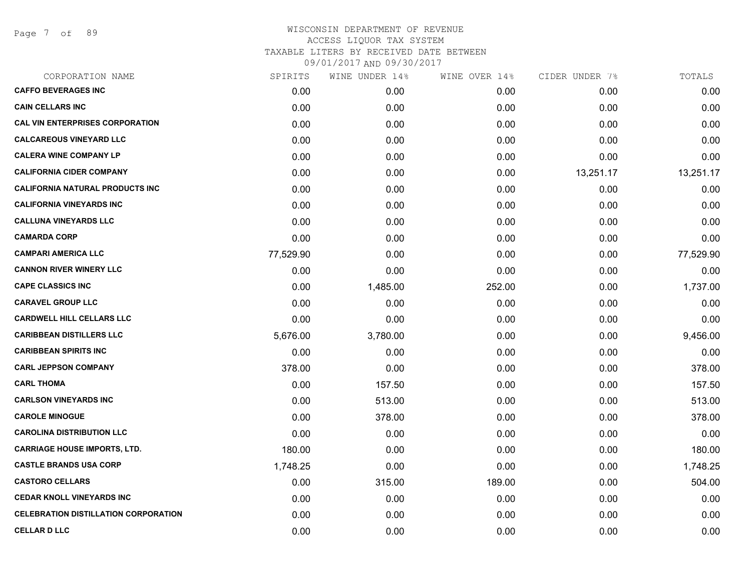# WISCONSIN DEPARTMENT OF REVENUE
## ACCESS LIQUOR TAX SYSTEM
### TAXABLE LITERS BY RECEIVED DATE BETWEEN 09/01/2017 AND 09/30/2017

| CORPORATION NAME | SPIRITS | WINE UNDER 14% | WINE OVER 14% | CIDER UNDER 7% | TOTALS |
|---|---|---|---|---|---|
| CAFFO BEVERAGES INC | 0.00 | 0.00 | 0.00 | 0.00 | 0.00 |
| CAIN CELLARS INC | 0.00 | 0.00 | 0.00 | 0.00 | 0.00 |
| CAL VIN ENTERPRISES CORPORATION | 0.00 | 0.00 | 0.00 | 0.00 | 0.00 |
| CALCAREOUS VINEYARD LLC | 0.00 | 0.00 | 0.00 | 0.00 | 0.00 |
| CALERA WINE COMPANY LP | 0.00 | 0.00 | 0.00 | 0.00 | 0.00 |
| CALIFORNIA CIDER COMPANY | 0.00 | 0.00 | 0.00 | 13,251.17 | 13,251.17 |
| CALIFORNIA NATURAL PRODUCTS INC | 0.00 | 0.00 | 0.00 | 0.00 | 0.00 |
| CALIFORNIA VINEYARDS INC | 0.00 | 0.00 | 0.00 | 0.00 | 0.00 |
| CALLUNA VINEYARDS LLC | 0.00 | 0.00 | 0.00 | 0.00 | 0.00 |
| CAMARDA CORP | 0.00 | 0.00 | 0.00 | 0.00 | 0.00 |
| CAMPARI AMERICA LLC | 77,529.90 | 0.00 | 0.00 | 0.00 | 77,529.90 |
| CANNON RIVER WINERY LLC | 0.00 | 0.00 | 0.00 | 0.00 | 0.00 |
| CAPE CLASSICS INC | 0.00 | 1,485.00 | 252.00 | 0.00 | 1,737.00 |
| CARAVEL GROUP LLC | 0.00 | 0.00 | 0.00 | 0.00 | 0.00 |
| CARDWELL HILL CELLARS LLC | 0.00 | 0.00 | 0.00 | 0.00 | 0.00 |
| CARIBBEAN DISTILLERS LLC | 5,676.00 | 3,780.00 | 0.00 | 0.00 | 9,456.00 |
| CARIBBEAN SPIRITS INC | 0.00 | 0.00 | 0.00 | 0.00 | 0.00 |
| CARL JEPPSON COMPANY | 378.00 | 0.00 | 0.00 | 0.00 | 378.00 |
| CARL THOMA | 0.00 | 157.50 | 0.00 | 0.00 | 157.50 |
| CARLSON VINEYARDS INC | 0.00 | 513.00 | 0.00 | 0.00 | 513.00 |
| CAROLE MINOGUE | 0.00 | 378.00 | 0.00 | 0.00 | 378.00 |
| CAROLINA DISTRIBUTION LLC | 0.00 | 0.00 | 0.00 | 0.00 | 0.00 |
| CARRIAGE HOUSE IMPORTS, LTD. | 180.00 | 0.00 | 0.00 | 0.00 | 180.00 |
| CASTLE BRANDS USA CORP | 1,748.25 | 0.00 | 0.00 | 0.00 | 1,748.25 |
| CASTORO CELLARS | 0.00 | 315.00 | 189.00 | 0.00 | 504.00 |
| CEDAR KNOLL VINEYARDS INC | 0.00 | 0.00 | 0.00 | 0.00 | 0.00 |
| CELEBRATION DISTILLATION CORPORATION | 0.00 | 0.00 | 0.00 | 0.00 | 0.00 |
| CELLAR D LLC | 0.00 | 0.00 | 0.00 | 0.00 | 0.00 |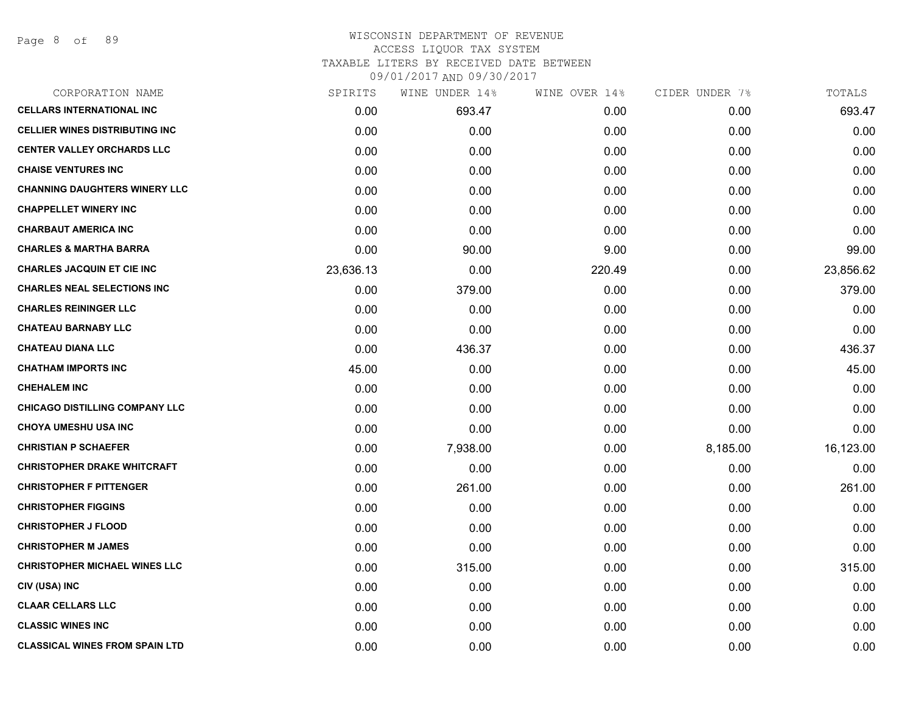# WISCONSIN DEPARTMENT OF REVENUE
## ACCESS LIQUOR TAX SYSTEM
### TAXABLE LITERS BY RECEIVED DATE BETWEEN 09/01/2017 AND 09/30/2017

| CORPORATION NAME | SPIRITS | WINE UNDER 14% | WINE OVER 14% | CIDER UNDER 7% | TOTALS |
|---|---|---|---|---|---|
| **CELLARS INTERNATIONAL INC** | 0.00 | 693.47 | 0.00 | 0.00 | 693.47 |
| **CELLIER WINES DISTRIBUTING INC** | 0.00 | 0.00 | 0.00 | 0.00 | 0.00 |
| **CENTER VALLEY ORCHARDS LLC** | 0.00 | 0.00 | 0.00 | 0.00 | 0.00 |
| **CHAISE VENTURES INC** | 0.00 | 0.00 | 0.00 | 0.00 | 0.00 |
| **CHANNING DAUGHTERS WINERY LLC** | 0.00 | 0.00 | 0.00 | 0.00 | 0.00 |
| **CHAPPELLET WINERY INC** | 0.00 | 0.00 | 0.00 | 0.00 | 0.00 |
| **CHARBAUT AMERICA INC** | 0.00 | 0.00 | 0.00 | 0.00 | 0.00 |
| **CHARLES & MARTHA BARRA** | 0.00 | 90.00 | 9.00 | 0.00 | 99.00 |
| **CHARLES JACQUIN ET CIE INC** | 23,636.13 | 0.00 | 220.49 | 0.00 | 23,856.62 |
| **CHARLES NEAL SELECTIONS INC** | 0.00 | 379.00 | 0.00 | 0.00 | 379.00 |
| **CHARLES REININGER LLC** | 0.00 | 0.00 | 0.00 | 0.00 | 0.00 |
| **CHATEAU BARNABY LLC** | 0.00 | 0.00 | 0.00 | 0.00 | 0.00 |
| **CHATEAU DIANA LLC** | 0.00 | 436.37 | 0.00 | 0.00 | 436.37 |
| **CHATHAM IMPORTS INC** | 45.00 | 0.00 | 0.00 | 0.00 | 45.00 |
| **CHEHALEM INC** | 0.00 | 0.00 | 0.00 | 0.00 | 0.00 |
| **CHICAGO DISTILLING COMPANY LLC** | 0.00 | 0.00 | 0.00 | 0.00 | 0.00 |
| **CHOYA UMESHU USA INC** | 0.00 | 0.00 | 0.00 | 0.00 | 0.00 |
| **CHRISTIAN P SCHAEFER** | 0.00 | 7,938.00 | 0.00 | 8,185.00 | 16,123.00 |
| **CHRISTOPHER DRAKE WHITCRAFT** | 0.00 | 0.00 | 0.00 | 0.00 | 0.00 |
| **CHRISTOPHER F PITTENGER** | 0.00 | 261.00 | 0.00 | 0.00 | 261.00 |
| **CHRISTOPHER FIGGINS** | 0.00 | 0.00 | 0.00 | 0.00 | 0.00 |
| **CHRISTOPHER J FLOOD** | 0.00 | 0.00 | 0.00 | 0.00 | 0.00 |
| **CHRISTOPHER M JAMES** | 0.00 | 0.00 | 0.00 | 0.00 | 0.00 |
| **CHRISTOPHER MICHAEL WINES LLC** | 0.00 | 315.00 | 0.00 | 0.00 | 315.00 |
| **CIV (USA) INC** | 0.00 | 0.00 | 0.00 | 0.00 | 0.00 |
| **CLAAR CELLARS LLC** | 0.00 | 0.00 | 0.00 | 0.00 | 0.00 |
| **CLASSIC WINES INC** | 0.00 | 0.00 | 0.00 | 0.00 | 0.00 |
| **CLASSICAL WINES FROM SPAIN LTD** | 0.00 | 0.00 | 0.00 | 0.00 | 0.00 |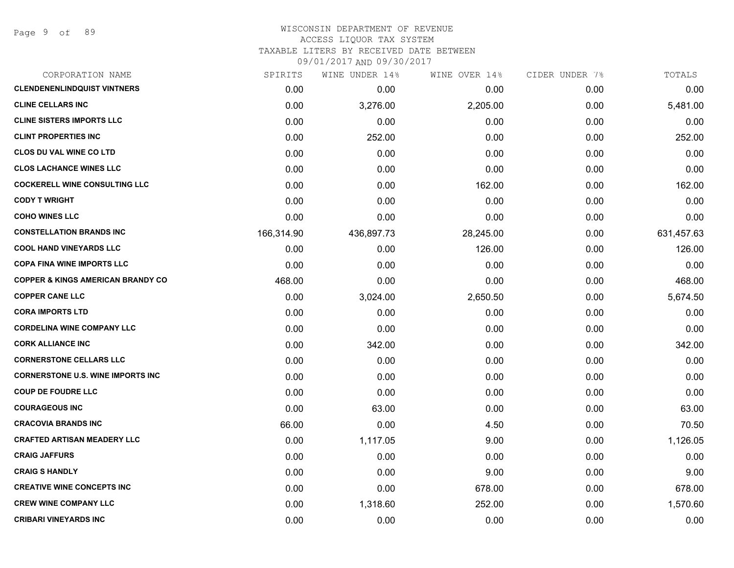# WISCONSIN DEPARTMENT OF REVENUE
## ACCESS LIQUOR TAX SYSTEM
### TAXABLE LITERS BY RECEIVED DATE BETWEEN 09/01/2017 AND 09/30/2017

| CORPORATION NAME | SPIRITS | WINE UNDER 14% | WINE OVER 14% | CIDER UNDER 7% | TOTALS |
|---|---|---|---|---|---|
| CLENDENENLINDQUIST VINTNERS | 0.00 | 0.00 | 0.00 | 0.00 | 0.00 |
| CLINE CELLARS INC | 0.00 | 3,276.00 | 2,205.00 | 0.00 | 5,481.00 |
| CLINE SISTERS IMPORTS LLC | 0.00 | 0.00 | 0.00 | 0.00 | 0.00 |
| CLINT PROPERTIES INC | 0.00 | 252.00 | 0.00 | 0.00 | 252.00 |
| CLOS DU VAL WINE CO LTD | 0.00 | 0.00 | 0.00 | 0.00 | 0.00 |
| CLOS LACHANCE WINES LLC | 0.00 | 0.00 | 0.00 | 0.00 | 0.00 |
| COCKERELL WINE CONSULTING LLC | 0.00 | 0.00 | 162.00 | 0.00 | 162.00 |
| CODY T WRIGHT | 0.00 | 0.00 | 0.00 | 0.00 | 0.00 |
| COHO WINES LLC | 0.00 | 0.00 | 0.00 | 0.00 | 0.00 |
| CONSTELLATION BRANDS INC | 166,314.90 | 436,897.73 | 28,245.00 | 0.00 | 631,457.63 |
| COOL HAND VINEYARDS LLC | 0.00 | 0.00 | 126.00 | 0.00 | 126.00 |
| COPA FINA WINE IMPORTS LLC | 0.00 | 0.00 | 0.00 | 0.00 | 0.00 |
| COPPER & KINGS AMERICAN BRANDY CO | 468.00 | 0.00 | 0.00 | 0.00 | 468.00 |
| COPPER CANE LLC | 0.00 | 3,024.00 | 2,650.50 | 0.00 | 5,674.50 |
| CORA IMPORTS LTD | 0.00 | 0.00 | 0.00 | 0.00 | 0.00 |
| CORDELINA WINE COMPANY LLC | 0.00 | 0.00 | 0.00 | 0.00 | 0.00 |
| CORK ALLIANCE INC | 0.00 | 342.00 | 0.00 | 0.00 | 342.00 |
| CORNERSTONE CELLARS LLC | 0.00 | 0.00 | 0.00 | 0.00 | 0.00 |
| CORNERSTONE U.S. WINE IMPORTS INC | 0.00 | 0.00 | 0.00 | 0.00 | 0.00 |
| COUP DE FOUDRE LLC | 0.00 | 0.00 | 0.00 | 0.00 | 0.00 |
| COURAGEOUS INC | 0.00 | 63.00 | 0.00 | 0.00 | 63.00 |
| CRACOVIA BRANDS INC | 66.00 | 0.00 | 4.50 | 0.00 | 70.50 |
| CRAFTED ARTISAN MEADERY LLC | 0.00 | 1,117.05 | 9.00 | 0.00 | 1,126.05 |
| CRAIG JAFFURS | 0.00 | 0.00 | 0.00 | 0.00 | 0.00 |
| CRAIG S HANDLY | 0.00 | 0.00 | 9.00 | 0.00 | 9.00 |
| CREATIVE WINE CONCEPTS INC | 0.00 | 0.00 | 678.00 | 0.00 | 678.00 |
| CREW WINE COMPANY LLC | 0.00 | 1,318.60 | 252.00 | 0.00 | 1,570.60 |
| CRIBARI VINEYARDS INC | 0.00 | 0.00 | 0.00 | 0.00 | 0.00 |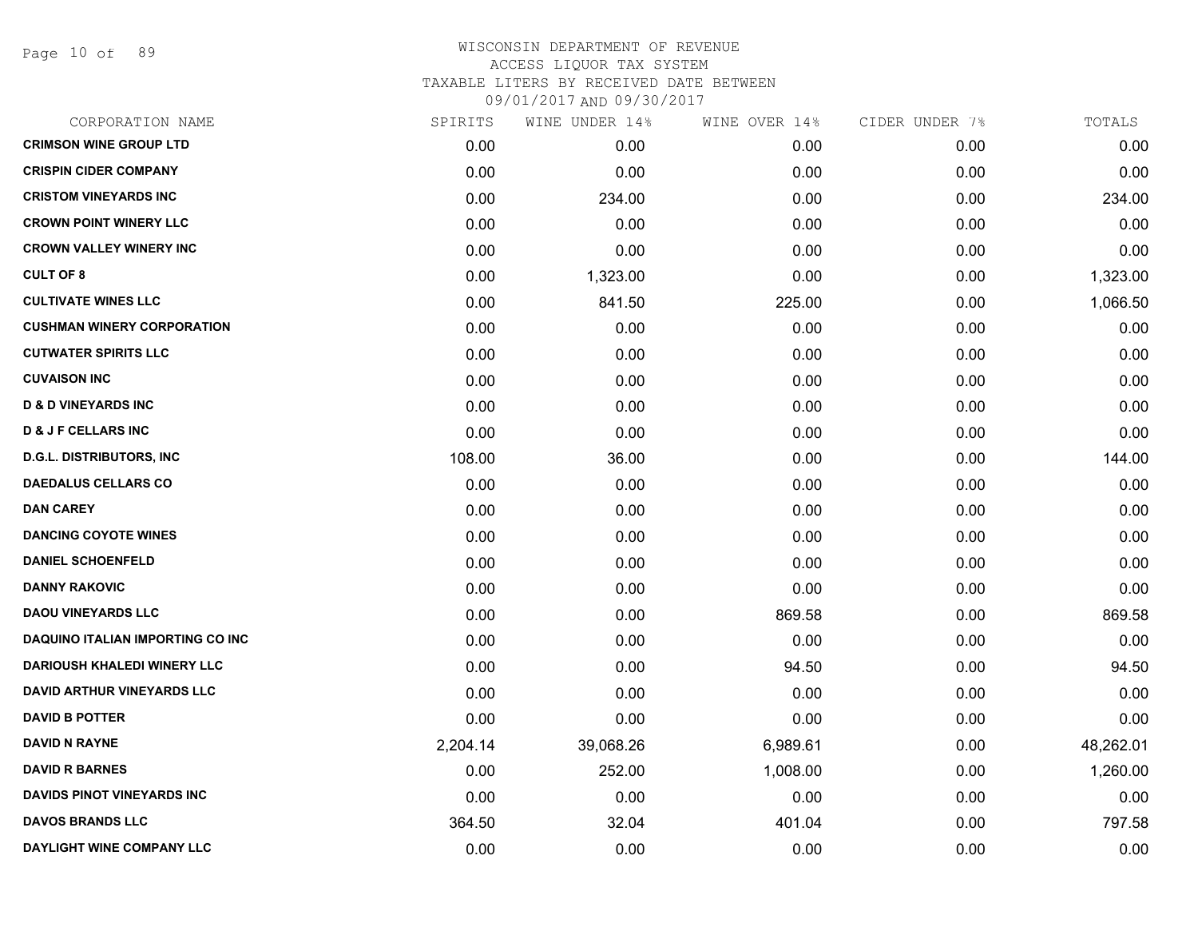# WISCONSIN DEPARTMENT OF REVENUE
## ACCESS LIQUOR TAX SYSTEM
### TAXABLE LITERS BY RECEIVED DATE BETWEEN 09/01/2017 AND 09/30/2017

| CORPORATION NAME | SPIRITS | WINE UNDER 14% | WINE OVER 14% | CIDER UNDER 7% | TOTALS |
|---|---|---|---|---|---|
| **CRIMSON WINE GROUP LTD** | 0.00 | 0.00 | 0.00 | 0.00 | 0.00 |
| **CRISPIN CIDER COMPANY** | 0.00 | 0.00 | 0.00 | 0.00 | 0.00 |
| **CRISTOM VINEYARDS INC** | 0.00 | 234.00 | 0.00 | 0.00 | 234.00 |
| **CROWN POINT WINERY LLC** | 0.00 | 0.00 | 0.00 | 0.00 | 0.00 |
| **CROWN VALLEY WINERY INC** | 0.00 | 0.00 | 0.00 | 0.00 | 0.00 |
| **CULT OF 8** | 0.00 | 1,323.00 | 0.00 | 0.00 | 1,323.00 |
| **CULTIVATE WINES LLC** | 0.00 | 841.50 | 225.00 | 0.00 | 1,066.50 |
| **CUSHMAN WINERY CORPORATION** | 0.00 | 0.00 | 0.00 | 0.00 | 0.00 |
| **CUTWATER SPIRITS LLC** | 0.00 | 0.00 | 0.00 | 0.00 | 0.00 |
| **CUVAISON INC** | 0.00 | 0.00 | 0.00 | 0.00 | 0.00 |
| **D & D VINEYARDS INC** | 0.00 | 0.00 | 0.00 | 0.00 | 0.00 |
| **D & J F CELLARS INC** | 0.00 | 0.00 | 0.00 | 0.00 | 0.00 |
| **D.G.L. DISTRIBUTORS, INC** | 108.00 | 36.00 | 0.00 | 0.00 | 144.00 |
| **DAEDALUS CELLARS CO** | 0.00 | 0.00 | 0.00 | 0.00 | 0.00 |
| **DAN CAREY** | 0.00 | 0.00 | 0.00 | 0.00 | 0.00 |
| **DANCING COYOTE WINES** | 0.00 | 0.00 | 0.00 | 0.00 | 0.00 |
| **DANIEL SCHOENFELD** | 0.00 | 0.00 | 0.00 | 0.00 | 0.00 |
| **DANNY RAKOVIC** | 0.00 | 0.00 | 0.00 | 0.00 | 0.00 |
| **DAOU VINEYARDS LLC** | 0.00 | 0.00 | 869.58 | 0.00 | 869.58 |
| **DAQUINO ITALIAN IMPORTING CO INC** | 0.00 | 0.00 | 0.00 | 0.00 | 0.00 |
| **DARIOUSH KHALEDI WINERY LLC** | 0.00 | 0.00 | 94.50 | 0.00 | 94.50 |
| **DAVID ARTHUR VINEYARDS LLC** | 0.00 | 0.00 | 0.00 | 0.00 | 0.00 |
| **DAVID B POTTER** | 0.00 | 0.00 | 0.00 | 0.00 | 0.00 |
| **DAVID N RAYNE** | 2,204.14 | 39,068.26 | 6,989.61 | 0.00 | 48,262.01 |
| **DAVID R BARNES** | 0.00 | 252.00 | 1,008.00 | 0.00 | 1,260.00 |
| **DAVIDS PINOT VINEYARDS INC** | 0.00 | 0.00 | 0.00 | 0.00 | 0.00 |
| **DAVOS BRANDS LLC** | 364.50 | 32.04 | 401.04 | 0.00 | 797.58 |
| **DAYLIGHT WINE COMPANY LLC** | 0.00 | 0.00 | 0.00 | 0.00 | 0.00 |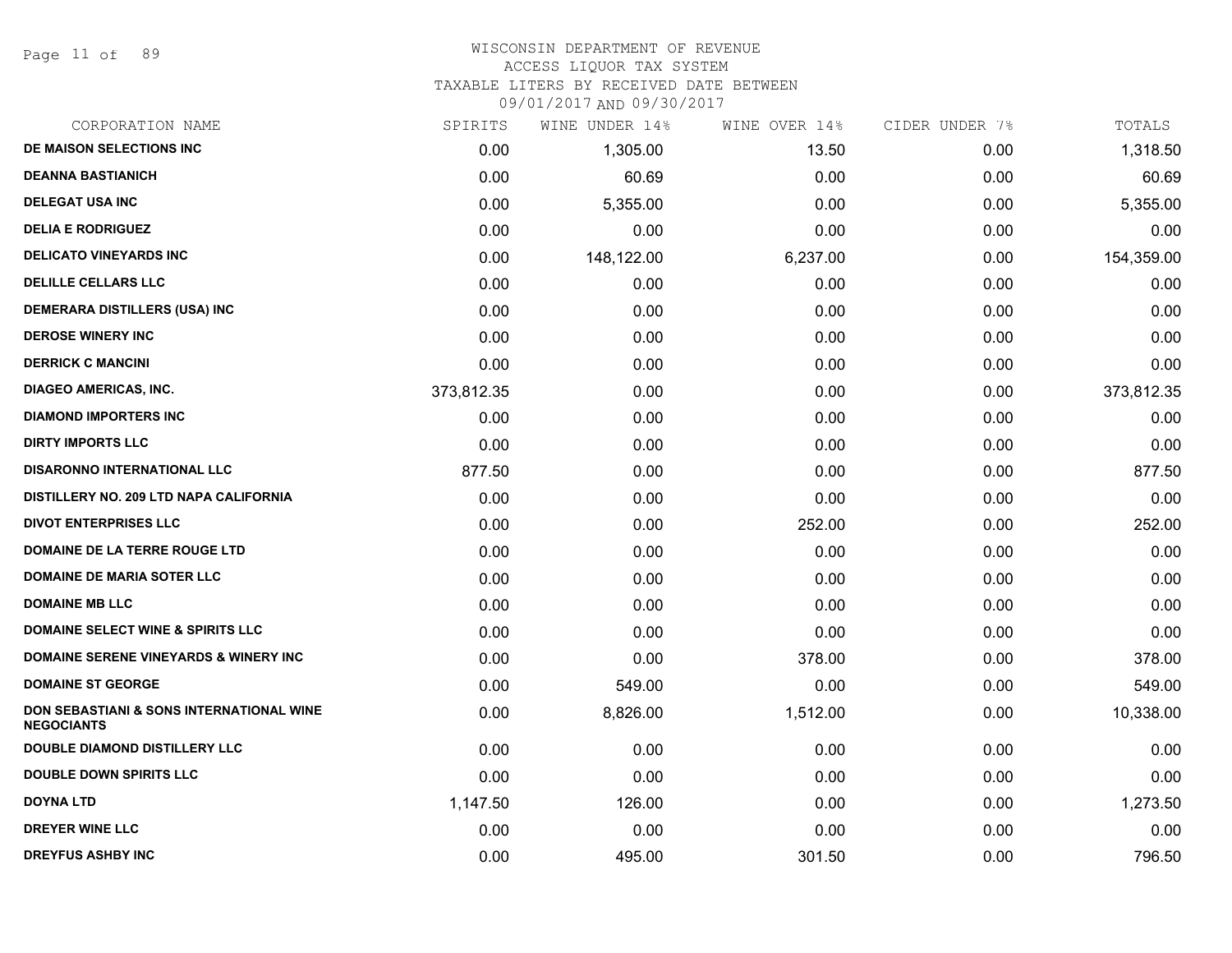WISCONSIN DEPARTMENT OF REVENUE
ACCESS LIQUOR TAX SYSTEM
TAXABLE LITERS BY RECEIVED DATE BETWEEN
09/01/2017 AND 09/30/2017

| CORPORATION NAME | SPIRITS | WINE UNDER 14% | WINE OVER 14% | CIDER UNDER 7% | TOTALS |
|---|---|---|---|---|---|
| **DE MAISON SELECTIONS INC** | 0.00 | 1,305.00 | 13.50 | 0.00 | 1,318.50 |
| **DEANNA BASTIANICH** | 0.00 | 60.69 | 0.00 | 0.00 | 60.69 |
| **DELEGAT USA INC** | 0.00 | 5,355.00 | 0.00 | 0.00 | 5,355.00 |
| **DELIA E RODRIGUEZ** | 0.00 | 0.00 | 0.00 | 0.00 | 0.00 |
| **DELICATO VINEYARDS INC** | 0.00 | 148,122.00 | 6,237.00 | 0.00 | 154,359.00 |
| **DELILLE CELLARS LLC** | 0.00 | 0.00 | 0.00 | 0.00 | 0.00 |
| **DEMERARA DISTILLERS (USA) INC** | 0.00 | 0.00 | 0.00 | 0.00 | 0.00 |
| **DEROSE WINERY INC** | 0.00 | 0.00 | 0.00 | 0.00 | 0.00 |
| **DERRICK C MANCINI** | 0.00 | 0.00 | 0.00 | 0.00 | 0.00 |
| **DIAGEO AMERICAS, INC.** | 373,812.35 | 0.00 | 0.00 | 0.00 | 373,812.35 |
| **DIAMOND IMPORTERS INC** | 0.00 | 0.00 | 0.00 | 0.00 | 0.00 |
| **DIRTY IMPORTS LLC** | 0.00 | 0.00 | 0.00 | 0.00 | 0.00 |
| **DISARONNO INTERNATIONAL LLC** | 877.50 | 0.00 | 0.00 | 0.00 | 877.50 |
| **DISTILLERY NO. 209 LTD NAPA CALIFORNIA** | 0.00 | 0.00 | 0.00 | 0.00 | 0.00 |
| **DIVOT ENTERPRISES LLC** | 0.00 | 0.00 | 252.00 | 0.00 | 252.00 |
| **DOMAINE DE LA TERRE ROUGE LTD** | 0.00 | 0.00 | 0.00 | 0.00 | 0.00 |
| **DOMAINE DE MARIA SOTER LLC** | 0.00 | 0.00 | 0.00 | 0.00 | 0.00 |
| **DOMAINE MB LLC** | 0.00 | 0.00 | 0.00 | 0.00 | 0.00 |
| **DOMAINE SELECT WINE & SPIRITS LLC** | 0.00 | 0.00 | 0.00 | 0.00 | 0.00 |
| **DOMAINE SERENE VINEYARDS & WINERY INC** | 0.00 | 0.00 | 378.00 | 0.00 | 378.00 |
| **DOMAINE ST GEORGE** | 0.00 | 549.00 | 0.00 | 0.00 | 549.00 |
| **DON SEBASTIANI & SONS INTERNATIONAL WINE NEGOCIANTS** | 0.00 | 8,826.00 | 1,512.00 | 0.00 | 10,338.00 |
| **DOUBLE DIAMOND DISTILLERY LLC** | 0.00 | 0.00 | 0.00 | 0.00 | 0.00 |
| **DOUBLE DOWN SPIRITS LLC** | 0.00 | 0.00 | 0.00 | 0.00 | 0.00 |
| **DOYNA LTD** | 1,147.50 | 126.00 | 0.00 | 0.00 | 1,273.50 |
| **DREYER WINE LLC** | 0.00 | 0.00 | 0.00 | 0.00 | 0.00 |
| **DREYFUS ASHBY INC** | 0.00 | 495.00 | 301.50 | 0.00 | 796.50 |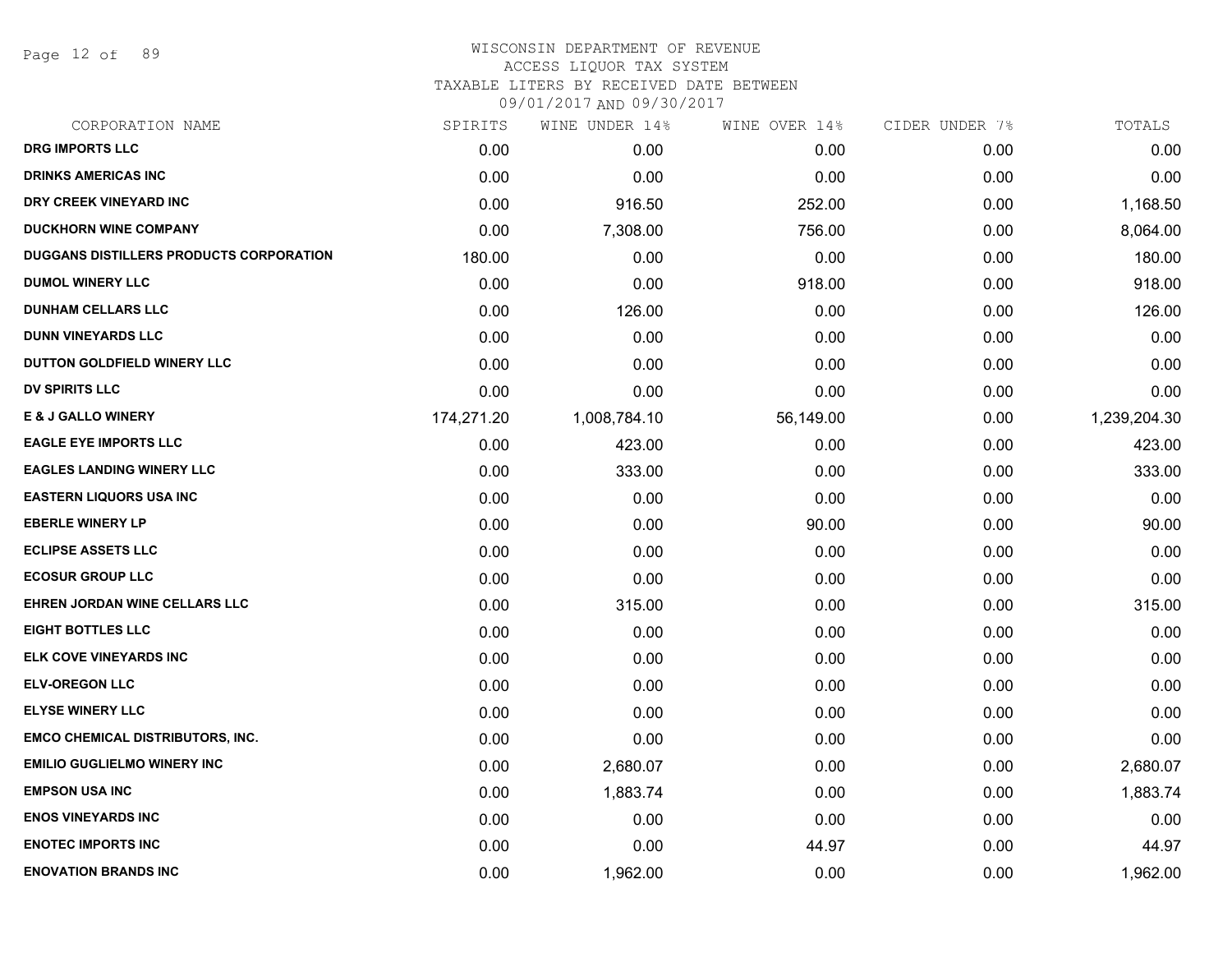# WISCONSIN DEPARTMENT OF REVENUE
## ACCESS LIQUOR TAX SYSTEM
### TAXABLE LITERS BY RECEIVED DATE BETWEEN 09/01/2017 AND 09/30/2017

| CORPORATION NAME | SPIRITS | WINE UNDER 14% | WINE OVER 14% | CIDER UNDER 7% | TOTALS |
|---|---|---|---|---|---|
| DRG IMPORTS LLC | 0.00 | 0.00 | 0.00 | 0.00 | 0.00 |
| DRINKS AMERICAS INC | 0.00 | 0.00 | 0.00 | 0.00 | 0.00 |
| DRY CREEK VINEYARD INC | 0.00 | 916.50 | 252.00 | 0.00 | 1,168.50 |
| DUCKHORN WINE COMPANY | 0.00 | 7,308.00 | 756.00 | 0.00 | 8,064.00 |
| DUGGANS DISTILLERS PRODUCTS CORPORATION | 180.00 | 0.00 | 0.00 | 0.00 | 180.00 |
| DUMOL WINERY LLC | 0.00 | 0.00 | 918.00 | 0.00 | 918.00 |
| DUNHAM CELLARS LLC | 0.00 | 126.00 | 0.00 | 0.00 | 126.00 |
| DUNN VINEYARDS LLC | 0.00 | 0.00 | 0.00 | 0.00 | 0.00 |
| DUTTON GOLDFIELD WINERY LLC | 0.00 | 0.00 | 0.00 | 0.00 | 0.00 |
| DV SPIRITS LLC | 0.00 | 0.00 | 0.00 | 0.00 | 0.00 |
| E & J GALLO WINERY | 174,271.20 | 1,008,784.10 | 56,149.00 | 0.00 | 1,239,204.30 |
| EAGLE EYE IMPORTS LLC | 0.00 | 423.00 | 0.00 | 0.00 | 423.00 |
| EAGLES LANDING WINERY LLC | 0.00 | 333.00 | 0.00 | 0.00 | 333.00 |
| EASTERN LIQUORS USA INC | 0.00 | 0.00 | 0.00 | 0.00 | 0.00 |
| EBERLE WINERY LP | 0.00 | 0.00 | 90.00 | 0.00 | 90.00 |
| ECLIPSE ASSETS LLC | 0.00 | 0.00 | 0.00 | 0.00 | 0.00 |
| ECOSUR GROUP LLC | 0.00 | 0.00 | 0.00 | 0.00 | 0.00 |
| EHREN JORDAN WINE CELLARS LLC | 0.00 | 315.00 | 0.00 | 0.00 | 315.00 |
| EIGHT BOTTLES LLC | 0.00 | 0.00 | 0.00 | 0.00 | 0.00 |
| ELK COVE VINEYARDS INC | 0.00 | 0.00 | 0.00 | 0.00 | 0.00 |
| ELV-OREGON LLC | 0.00 | 0.00 | 0.00 | 0.00 | 0.00 |
| ELYSE WINERY LLC | 0.00 | 0.00 | 0.00 | 0.00 | 0.00 |
| EMCO CHEMICAL DISTRIBUTORS, INC. | 0.00 | 0.00 | 0.00 | 0.00 | 0.00 |
| EMILIO GUGLIELMO WINERY INC | 0.00 | 2,680.07 | 0.00 | 0.00 | 2,680.07 |
| EMPSON USA INC | 0.00 | 1,883.74 | 0.00 | 0.00 | 1,883.74 |
| ENOS VINEYARDS INC | 0.00 | 0.00 | 0.00 | 0.00 | 0.00 |
| ENOTEC IMPORTS INC | 0.00 | 0.00 | 44.97 | 0.00 | 44.97 |
| ENOVATION BRANDS INC | 0.00 | 1,962.00 | 0.00 | 0.00 | 1,962.00 |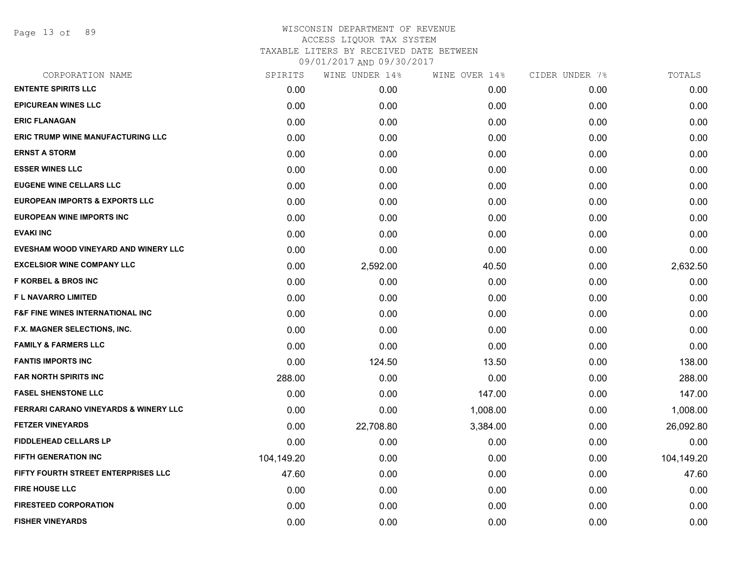# WISCONSIN DEPARTMENT OF REVENUE
## ACCESS LIQUOR TAX SYSTEM
### TAXABLE LITERS BY RECEIVED DATE BETWEEN 09/01/2017 AND 09/30/2017

| CORPORATION NAME | SPIRITS | WINE UNDER 14% | WINE OVER 14% | CIDER UNDER 7% | TOTALS |
|---|---|---|---|---|---|
| ENTENTE SPIRITS LLC | 0.00 | 0.00 | 0.00 | 0.00 | 0.00 |
| EPICUREAN WINES LLC | 0.00 | 0.00 | 0.00 | 0.00 | 0.00 |
| ERIC FLANAGAN | 0.00 | 0.00 | 0.00 | 0.00 | 0.00 |
| ERIC TRUMP WINE MANUFACTURING LLC | 0.00 | 0.00 | 0.00 | 0.00 | 0.00 |
| ERNST A STORM | 0.00 | 0.00 | 0.00 | 0.00 | 0.00 |
| ESSER WINES LLC | 0.00 | 0.00 | 0.00 | 0.00 | 0.00 |
| EUGENE WINE CELLARS LLC | 0.00 | 0.00 | 0.00 | 0.00 | 0.00 |
| EUROPEAN IMPORTS & EXPORTS LLC | 0.00 | 0.00 | 0.00 | 0.00 | 0.00 |
| EUROPEAN WINE IMPORTS INC | 0.00 | 0.00 | 0.00 | 0.00 | 0.00 |
| EVAKI INC | 0.00 | 0.00 | 0.00 | 0.00 | 0.00 |
| EVESHAM WOOD VINEYARD AND WINERY LLC | 0.00 | 0.00 | 0.00 | 0.00 | 0.00 |
| EXCELSIOR WINE COMPANY LLC | 0.00 | 2,592.00 | 40.50 | 0.00 | 2,632.50 |
| F KORBEL & BROS INC | 0.00 | 0.00 | 0.00 | 0.00 | 0.00 |
| F L NAVARRO LIMITED | 0.00 | 0.00 | 0.00 | 0.00 | 0.00 |
| F&F FINE WINES INTERNATIONAL INC | 0.00 | 0.00 | 0.00 | 0.00 | 0.00 |
| F.X. MAGNER SELECTIONS, INC. | 0.00 | 0.00 | 0.00 | 0.00 | 0.00 |
| FAMILY & FARMERS LLC | 0.00 | 0.00 | 0.00 | 0.00 | 0.00 |
| FANTIS IMPORTS INC | 0.00 | 124.50 | 13.50 | 0.00 | 138.00 |
| FAR NORTH SPIRITS INC | 288.00 | 0.00 | 0.00 | 0.00 | 288.00 |
| FASEL SHENSTONE LLC | 0.00 | 0.00 | 147.00 | 0.00 | 147.00 |
| FERRARI CARANO VINEYARDS & WINERY LLC | 0.00 | 0.00 | 1,008.00 | 0.00 | 1,008.00 |
| FETZER VINEYARDS | 0.00 | 22,708.80 | 3,384.00 | 0.00 | 26,092.80 |
| FIDDLEHEAD CELLARS LP | 0.00 | 0.00 | 0.00 | 0.00 | 0.00 |
| FIFTH GENERATION INC | 104,149.20 | 0.00 | 0.00 | 0.00 | 104,149.20 |
| FIFTY FOURTH STREET ENTERPRISES LLC | 47.60 | 0.00 | 0.00 | 0.00 | 47.60 |
| FIRE HOUSE LLC | 0.00 | 0.00 | 0.00 | 0.00 | 0.00 |
| FIRESTEED CORPORATION | 0.00 | 0.00 | 0.00 | 0.00 | 0.00 |
| FISHER VINEYARDS | 0.00 | 0.00 | 0.00 | 0.00 | 0.00 |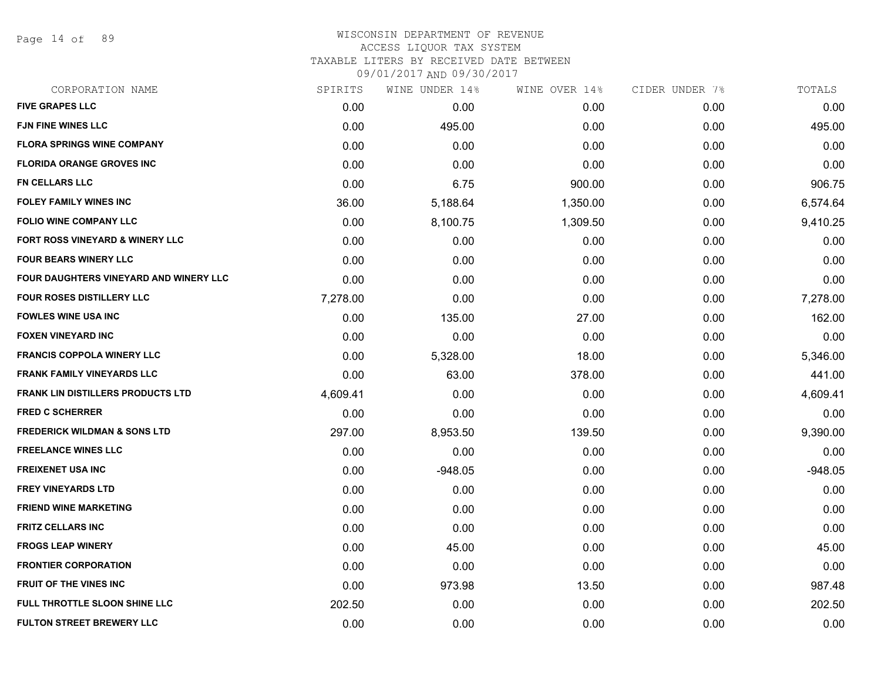WISCONSIN DEPARTMENT OF REVENUE
ACCESS LIQUOR TAX SYSTEM
TAXABLE LITERS BY RECEIVED DATE BETWEEN
09/01/2017 AND 09/30/2017

| CORPORATION NAME | SPIRITS | WINE UNDER 14% | WINE OVER 14% | CIDER UNDER 7% | TOTALS |
|---|---|---|---|---|---|
| FIVE GRAPES LLC | 0.00 | 0.00 | 0.00 | 0.00 | 0.00 |
| FJN FINE WINES LLC | 0.00 | 495.00 | 0.00 | 0.00 | 495.00 |
| FLORA SPRINGS WINE COMPANY | 0.00 | 0.00 | 0.00 | 0.00 | 0.00 |
| FLORIDA ORANGE GROVES INC | 0.00 | 0.00 | 0.00 | 0.00 | 0.00 |
| FN CELLARS LLC | 0.00 | 6.75 | 900.00 | 0.00 | 906.75 |
| FOLEY FAMILY WINES INC | 36.00 | 5,188.64 | 1,350.00 | 0.00 | 6,574.64 |
| FOLIO WINE COMPANY LLC | 0.00 | 8,100.75 | 1,309.50 | 0.00 | 9,410.25 |
| FORT ROSS VINEYARD & WINERY LLC | 0.00 | 0.00 | 0.00 | 0.00 | 0.00 |
| FOUR BEARS WINERY LLC | 0.00 | 0.00 | 0.00 | 0.00 | 0.00 |
| FOUR DAUGHTERS VINEYARD AND WINERY LLC | 0.00 | 0.00 | 0.00 | 0.00 | 0.00 |
| FOUR ROSES DISTILLERY LLC | 7,278.00 | 0.00 | 0.00 | 0.00 | 7,278.00 |
| FOWLES WINE USA INC | 0.00 | 135.00 | 27.00 | 0.00 | 162.00 |
| FOXEN VINEYARD INC | 0.00 | 0.00 | 0.00 | 0.00 | 0.00 |
| FRANCIS COPPOLA WINERY LLC | 0.00 | 5,328.00 | 18.00 | 0.00 | 5,346.00 |
| FRANK FAMILY VINEYARDS LLC | 0.00 | 63.00 | 378.00 | 0.00 | 441.00 |
| FRANK LIN DISTILLERS PRODUCTS LTD | 4,609.41 | 0.00 | 0.00 | 0.00 | 4,609.41 |
| FRED C SCHERRER | 0.00 | 0.00 | 0.00 | 0.00 | 0.00 |
| FREDERICK WILDMAN & SONS LTD | 297.00 | 8,953.50 | 139.50 | 0.00 | 9,390.00 |
| FREELANCE WINES LLC | 0.00 | 0.00 | 0.00 | 0.00 | 0.00 |
| FREIXENET USA INC | 0.00 | -948.05 | 0.00 | 0.00 | -948.05 |
| FREY VINEYARDS LTD | 0.00 | 0.00 | 0.00 | 0.00 | 0.00 |
| FRIEND WINE MARKETING | 0.00 | 0.00 | 0.00 | 0.00 | 0.00 |
| FRITZ CELLARS INC | 0.00 | 0.00 | 0.00 | 0.00 | 0.00 |
| FROGS LEAP WINERY | 0.00 | 45.00 | 0.00 | 0.00 | 45.00 |
| FRONTIER CORPORATION | 0.00 | 0.00 | 0.00 | 0.00 | 0.00 |
| FRUIT OF THE VINES INC | 0.00 | 973.98 | 13.50 | 0.00 | 987.48 |
| FULL THROTTLE SLOON SHINE LLC | 202.50 | 0.00 | 0.00 | 0.00 | 202.50 |
| FULTON STREET BREWERY LLC | 0.00 | 0.00 | 0.00 | 0.00 | 0.00 |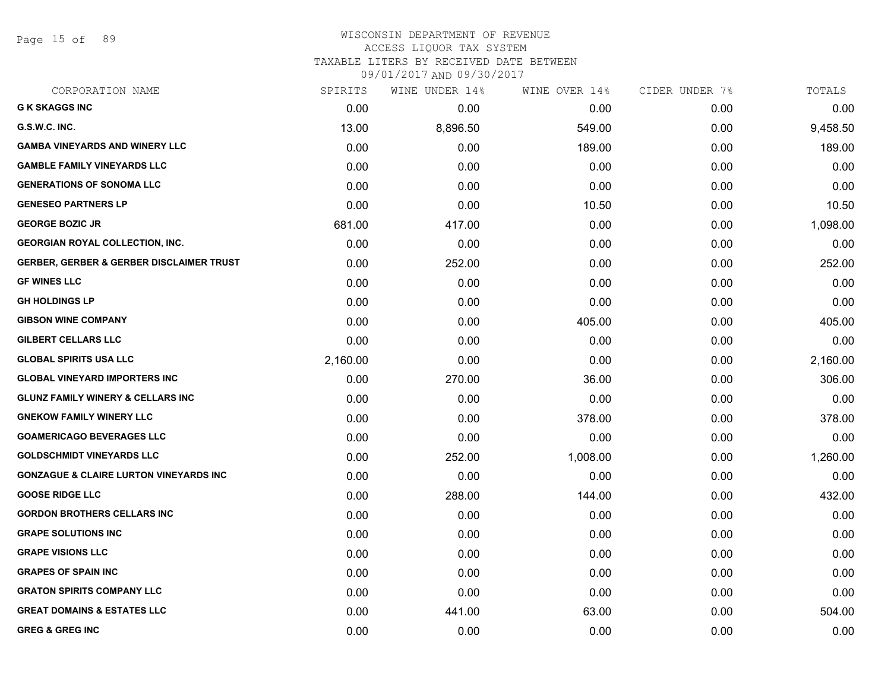WISCONSIN DEPARTMENT OF REVENUE
ACCESS LIQUOR TAX SYSTEM
TAXABLE LITERS BY RECEIVED DATE BETWEEN
09/01/2017 AND 09/30/2017

| CORPORATION NAME | SPIRITS | WINE UNDER 14% | WINE OVER 14% | CIDER UNDER 7% | TOTALS |
|---|---|---|---|---|---|
| **G K SKAGGS INC** | 0.00 | 0.00 | 0.00 | 0.00 | 0.00 |
| **G.S.W.C. INC.** | 13.00 | 8,896.50 | 549.00 | 0.00 | 9,458.50 |
| **GAMBA VINEYARDS AND WINERY LLC** | 0.00 | 0.00 | 189.00 | 0.00 | 189.00 |
| **GAMBLE FAMILY VINEYARDS LLC** | 0.00 | 0.00 | 0.00 | 0.00 | 0.00 |
| **GENERATIONS OF SONOMA LLC** | 0.00 | 0.00 | 0.00 | 0.00 | 0.00 |
| **GENESEO PARTNERS LP** | 0.00 | 0.00 | 10.50 | 0.00 | 10.50 |
| **GEORGE BOZIC JR** | 681.00 | 417.00 | 0.00 | 0.00 | 1,098.00 |
| **GEORGIAN ROYAL COLLECTION, INC.** | 0.00 | 0.00 | 0.00 | 0.00 | 0.00 |
| **GERBER, GERBER & GERBER DISCLAIMER TRUST** | 0.00 | 252.00 | 0.00 | 0.00 | 252.00 |
| **GF WINES LLC** | 0.00 | 0.00 | 0.00 | 0.00 | 0.00 |
| **GH HOLDINGS LP** | 0.00 | 0.00 | 0.00 | 0.00 | 0.00 |
| **GIBSON WINE COMPANY** | 0.00 | 0.00 | 405.00 | 0.00 | 405.00 |
| **GILBERT CELLARS LLC** | 0.00 | 0.00 | 0.00 | 0.00 | 0.00 |
| **GLOBAL SPIRITS USA LLC** | 2,160.00 | 0.00 | 0.00 | 0.00 | 2,160.00 |
| **GLOBAL VINEYARD IMPORTERS INC** | 0.00 | 270.00 | 36.00 | 0.00 | 306.00 |
| **GLUNZ FAMILY WINERY & CELLARS INC** | 0.00 | 0.00 | 0.00 | 0.00 | 0.00 |
| **GNEKOW FAMILY WINERY LLC** | 0.00 | 0.00 | 378.00 | 0.00 | 378.00 |
| **GOAMERICAGO BEVERAGES LLC** | 0.00 | 0.00 | 0.00 | 0.00 | 0.00 |
| **GOLDSCHMIDT VINEYARDS LLC** | 0.00 | 252.00 | 1,008.00 | 0.00 | 1,260.00 |
| **GONZAGUE & CLAIRE LURTON VINEYARDS INC** | 0.00 | 0.00 | 0.00 | 0.00 | 0.00 |
| **GOOSE RIDGE LLC** | 0.00 | 288.00 | 144.00 | 0.00 | 432.00 |
| **GORDON BROTHERS CELLARS INC** | 0.00 | 0.00 | 0.00 | 0.00 | 0.00 |
| **GRAPE SOLUTIONS INC** | 0.00 | 0.00 | 0.00 | 0.00 | 0.00 |
| **GRAPE VISIONS LLC** | 0.00 | 0.00 | 0.00 | 0.00 | 0.00 |
| **GRAPES OF SPAIN INC** | 0.00 | 0.00 | 0.00 | 0.00 | 0.00 |
| **GRATON SPIRITS COMPANY LLC** | 0.00 | 0.00 | 0.00 | 0.00 | 0.00 |
| **GREAT DOMAINS & ESTATES LLC** | 0.00 | 441.00 | 63.00 | 0.00 | 504.00 |
| **GREG & GREG INC** | 0.00 | 0.00 | 0.00 | 0.00 | 0.00 |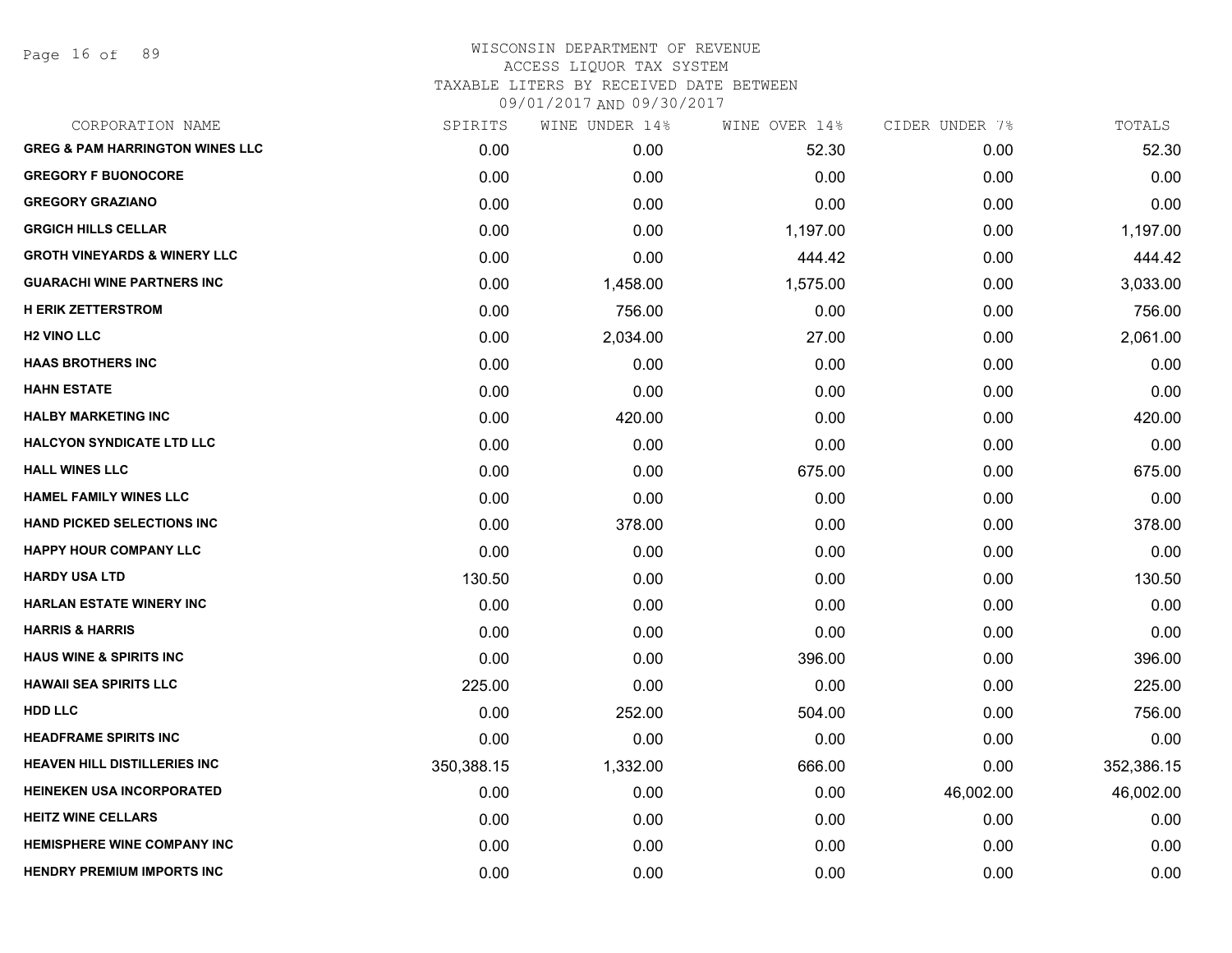# WISCONSIN DEPARTMENT OF REVENUE
## ACCESS LIQUOR TAX SYSTEM
### TAXABLE LITERS BY RECEIVED DATE BETWEEN 09/01/2017 AND 09/30/2017

| CORPORATION NAME | SPIRITS | WINE UNDER 14% | WINE OVER 14% | CIDER UNDER 7% | TOTALS |
|---|---|---|---|---|---|
| GREG & PAM HARRINGTON WINES LLC | 0.00 | 0.00 | 52.30 | 0.00 | 52.30 |
| GREGORY F BUONOCORE | 0.00 | 0.00 | 0.00 | 0.00 | 0.00 |
| GREGORY GRAZIANO | 0.00 | 0.00 | 0.00 | 0.00 | 0.00 |
| GRGICH HILLS CELLAR | 0.00 | 0.00 | 1,197.00 | 0.00 | 1,197.00 |
| GROTH VINEYARDS & WINERY LLC | 0.00 | 0.00 | 444.42 | 0.00 | 444.42 |
| GUARACHI WINE PARTNERS INC | 0.00 | 1,458.00 | 1,575.00 | 0.00 | 3,033.00 |
| H ERIK ZETTERSTROM | 0.00 | 756.00 | 0.00 | 0.00 | 756.00 |
| H2 VINO LLC | 0.00 | 2,034.00 | 27.00 | 0.00 | 2,061.00 |
| HAAS BROTHERS INC | 0.00 | 0.00 | 0.00 | 0.00 | 0.00 |
| HAHN ESTATE | 0.00 | 0.00 | 0.00 | 0.00 | 0.00 |
| HALBY MARKETING INC | 0.00 | 420.00 | 0.00 | 0.00 | 420.00 |
| HALCYON SYNDICATE LTD LLC | 0.00 | 0.00 | 0.00 | 0.00 | 0.00 |
| HALL WINES LLC | 0.00 | 0.00 | 675.00 | 0.00 | 675.00 |
| HAMEL FAMILY WINES LLC | 0.00 | 0.00 | 0.00 | 0.00 | 0.00 |
| HAND PICKED SELECTIONS INC | 0.00 | 378.00 | 0.00 | 0.00 | 378.00 |
| HAPPY HOUR COMPANY LLC | 0.00 | 0.00 | 0.00 | 0.00 | 0.00 |
| HARDY USA LTD | 130.50 | 0.00 | 0.00 | 0.00 | 130.50 |
| HARLAN ESTATE WINERY INC | 0.00 | 0.00 | 0.00 | 0.00 | 0.00 |
| HARRIS & HARRIS | 0.00 | 0.00 | 0.00 | 0.00 | 0.00 |
| HAUS WINE & SPIRITS INC | 0.00 | 0.00 | 396.00 | 0.00 | 396.00 |
| HAWAII SEA SPIRITS LLC | 225.00 | 0.00 | 0.00 | 0.00 | 225.00 |
| HDD LLC | 0.00 | 252.00 | 504.00 | 0.00 | 756.00 |
| HEADFRAME SPIRITS INC | 0.00 | 0.00 | 0.00 | 0.00 | 0.00 |
| HEAVEN HILL DISTILLERIES INC | 350,388.15 | 1,332.00 | 666.00 | 0.00 | 352,386.15 |
| HEINEKEN USA INCORPORATED | 0.00 | 0.00 | 0.00 | 46,002.00 | 46,002.00 |
| HEITZ WINE CELLARS | 0.00 | 0.00 | 0.00 | 0.00 | 0.00 |
| HEMISPHERE WINE COMPANY INC | 0.00 | 0.00 | 0.00 | 0.00 | 0.00 |
| HENDRY PREMIUM IMPORTS INC | 0.00 | 0.00 | 0.00 | 0.00 | 0.00 |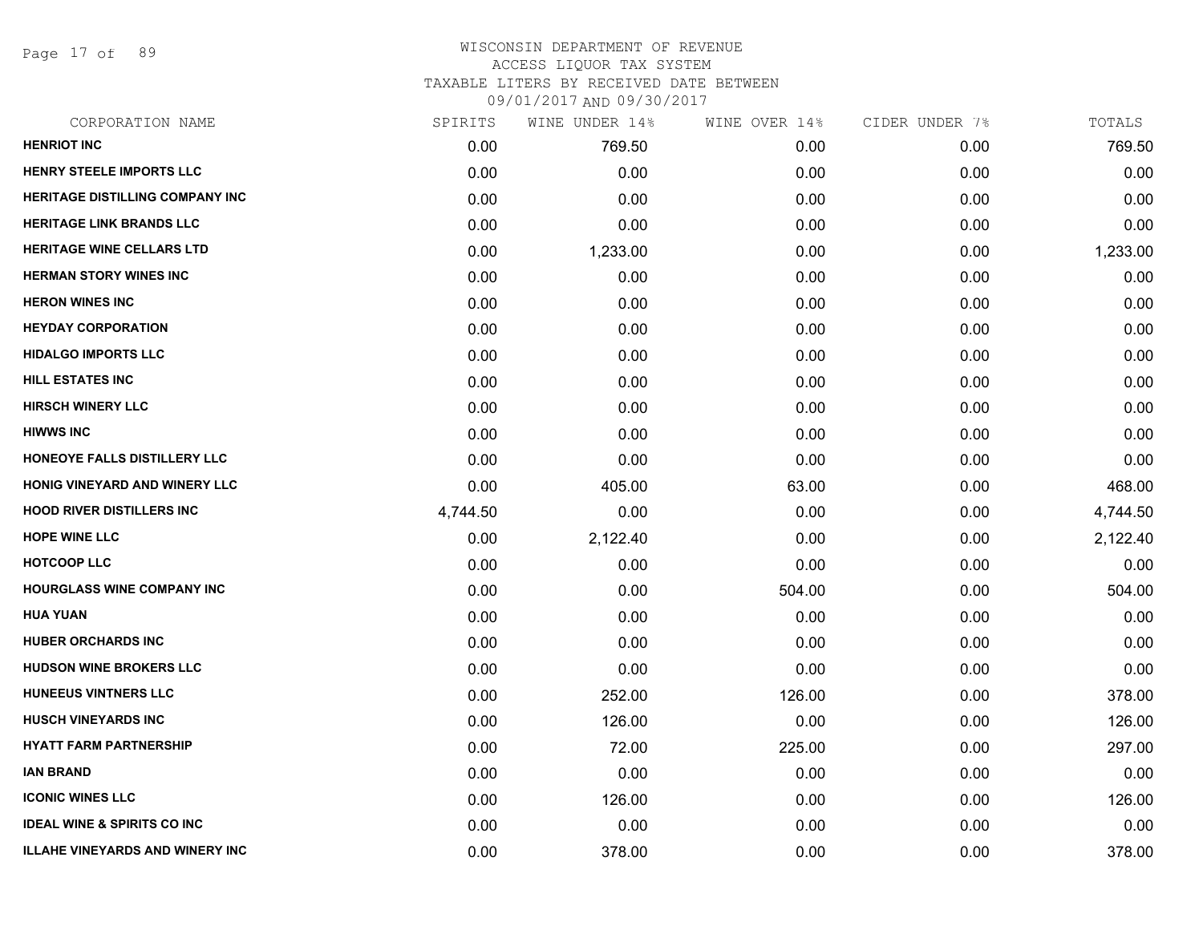WISCONSIN DEPARTMENT OF REVENUE
ACCESS LIQUOR TAX SYSTEM
TAXABLE LITERS BY RECEIVED DATE BETWEEN
09/01/2017 AND 09/30/2017

| CORPORATION NAME | SPIRITS | WINE UNDER 14% | WINE OVER 14% | CIDER UNDER 7% | TOTALS |
|---|---|---|---|---|---|
| **HENRIOT INC** | 0.00 | 769.50 | 0.00 | 0.00 | 769.50 |
| **HENRY STEELE IMPORTS LLC** | 0.00 | 0.00 | 0.00 | 0.00 | 0.00 |
| **HERITAGE DISTILLING COMPANY INC** | 0.00 | 0.00 | 0.00 | 0.00 | 0.00 |
| **HERITAGE LINK BRANDS LLC** | 0.00 | 0.00 | 0.00 | 0.00 | 0.00 |
| **HERITAGE WINE CELLARS LTD** | 0.00 | 1,233.00 | 0.00 | 0.00 | 1,233.00 |
| **HERMAN STORY WINES INC** | 0.00 | 0.00 | 0.00 | 0.00 | 0.00 |
| **HERON WINES INC** | 0.00 | 0.00 | 0.00 | 0.00 | 0.00 |
| **HEYDAY CORPORATION** | 0.00 | 0.00 | 0.00 | 0.00 | 0.00 |
| **HIDALGO IMPORTS LLC** | 0.00 | 0.00 | 0.00 | 0.00 | 0.00 |
| **HILL ESTATES INC** | 0.00 | 0.00 | 0.00 | 0.00 | 0.00 |
| **HIRSCH WINERY LLC** | 0.00 | 0.00 | 0.00 | 0.00 | 0.00 |
| **HIWWS INC** | 0.00 | 0.00 | 0.00 | 0.00 | 0.00 |
| **HONEOYE FALLS DISTILLERY LLC** | 0.00 | 0.00 | 0.00 | 0.00 | 0.00 |
| **HONIG VINEYARD AND WINERY LLC** | 0.00 | 405.00 | 63.00 | 0.00 | 468.00 |
| **HOOD RIVER DISTILLERS INC** | 4,744.50 | 0.00 | 0.00 | 0.00 | 4,744.50 |
| **HOPE WINE LLC** | 0.00 | 2,122.40 | 0.00 | 0.00 | 2,122.40 |
| **HOTCOOP LLC** | 0.00 | 0.00 | 0.00 | 0.00 | 0.00 |
| **HOURGLASS WINE COMPANY INC** | 0.00 | 0.00 | 504.00 | 0.00 | 504.00 |
| **HUA YUAN** | 0.00 | 0.00 | 0.00 | 0.00 | 0.00 |
| **HUBER ORCHARDS INC** | 0.00 | 0.00 | 0.00 | 0.00 | 0.00 |
| **HUDSON WINE BROKERS LLC** | 0.00 | 0.00 | 0.00 | 0.00 | 0.00 |
| **HUNEEUS VINTNERS LLC** | 0.00 | 252.00 | 126.00 | 0.00 | 378.00 |
| **HUSCH VINEYARDS INC** | 0.00 | 126.00 | 0.00 | 0.00 | 126.00 |
| **HYATT FARM PARTNERSHIP** | 0.00 | 72.00 | 225.00 | 0.00 | 297.00 |
| **IAN BRAND** | 0.00 | 0.00 | 0.00 | 0.00 | 0.00 |
| **ICONIC WINES LLC** | 0.00 | 126.00 | 0.00 | 0.00 | 126.00 |
| **IDEAL WINE & SPIRITS CO INC** | 0.00 | 0.00 | 0.00 | 0.00 | 0.00 |
| **ILLAHE VINEYARDS AND WINERY INC** | 0.00 | 378.00 | 0.00 | 0.00 | 378.00 |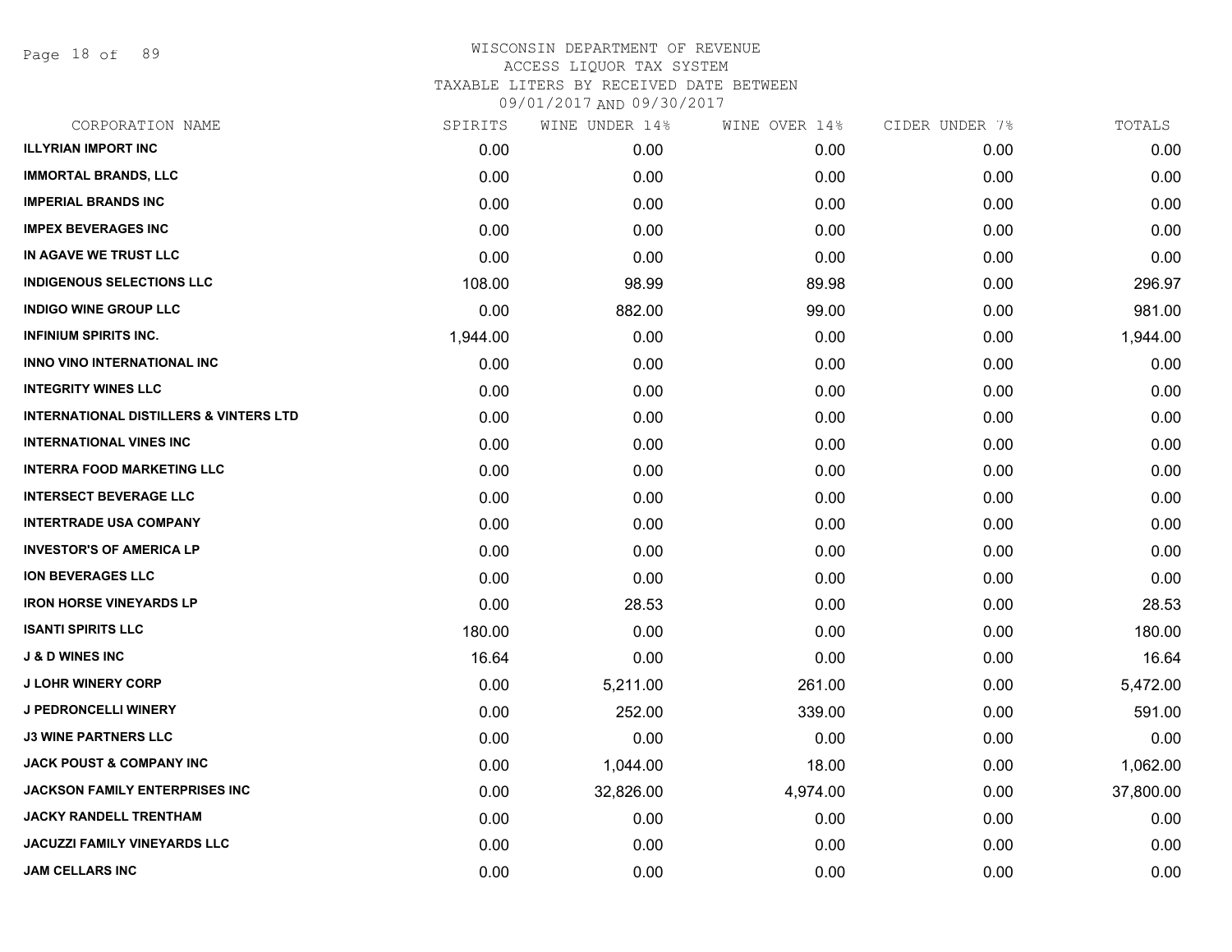WISCONSIN DEPARTMENT OF REVENUE
ACCESS LIQUOR TAX SYSTEM
TAXABLE LITERS BY RECEIVED DATE BETWEEN
09/01/2017 AND 09/30/2017

| CORPORATION NAME | SPIRITS | WINE UNDER 14% | WINE OVER 14% | CIDER UNDER 7% | TOTALS |
|---|---|---|---|---|---|
| **ILLYRIAN IMPORT INC** | 0.00 | 0.00 | 0.00 | 0.00 | 0.00 |
| **IMMORTAL BRANDS, LLC** | 0.00 | 0.00 | 0.00 | 0.00 | 0.00 |
| **IMPERIAL BRANDS INC** | 0.00 | 0.00 | 0.00 | 0.00 | 0.00 |
| **IMPEX BEVERAGES INC** | 0.00 | 0.00 | 0.00 | 0.00 | 0.00 |
| **IN AGAVE WE TRUST LLC** | 0.00 | 0.00 | 0.00 | 0.00 | 0.00 |
| **INDIGENOUS SELECTIONS LLC** | 108.00 | 98.99 | 89.98 | 0.00 | 296.97 |
| **INDIGO WINE GROUP LLC** | 0.00 | 882.00 | 99.00 | 0.00 | 981.00 |
| **INFINIUM SPIRITS INC.** | 1,944.00 | 0.00 | 0.00 | 0.00 | 1,944.00 |
| **INNO VINO INTERNATIONAL INC** | 0.00 | 0.00 | 0.00 | 0.00 | 0.00 |
| **INTEGRITY WINES LLC** | 0.00 | 0.00 | 0.00 | 0.00 | 0.00 |
| **INTERNATIONAL DISTILLERS & VINTERS LTD** | 0.00 | 0.00 | 0.00 | 0.00 | 0.00 |
| **INTERNATIONAL VINES INC** | 0.00 | 0.00 | 0.00 | 0.00 | 0.00 |
| **INTERRA FOOD MARKETING LLC** | 0.00 | 0.00 | 0.00 | 0.00 | 0.00 |
| **INTERSECT BEVERAGE LLC** | 0.00 | 0.00 | 0.00 | 0.00 | 0.00 |
| **INTERTRADE USA COMPANY** | 0.00 | 0.00 | 0.00 | 0.00 | 0.00 |
| **INVESTOR'S OF AMERICA LP** | 0.00 | 0.00 | 0.00 | 0.00 | 0.00 |
| **ION BEVERAGES LLC** | 0.00 | 0.00 | 0.00 | 0.00 | 0.00 |
| **IRON HORSE VINEYARDS LP** | 0.00 | 28.53 | 0.00 | 0.00 | 28.53 |
| **ISANTI SPIRITS LLC** | 180.00 | 0.00 | 0.00 | 0.00 | 180.00 |
| **J & D WINES INC** | 16.64 | 0.00 | 0.00 | 0.00 | 16.64 |
| **J LOHR WINERY CORP** | 0.00 | 5,211.00 | 261.00 | 0.00 | 5,472.00 |
| **J PEDRONCELLI WINERY** | 0.00 | 252.00 | 339.00 | 0.00 | 591.00 |
| **J3 WINE PARTNERS LLC** | 0.00 | 0.00 | 0.00 | 0.00 | 0.00 |
| **JACK POUST & COMPANY INC** | 0.00 | 1,044.00 | 18.00 | 0.00 | 1,062.00 |
| **JACKSON FAMILY ENTERPRISES INC** | 0.00 | 32,826.00 | 4,974.00 | 0.00 | 37,800.00 |
| **JACKY RANDELL TRENTHAM** | 0.00 | 0.00 | 0.00 | 0.00 | 0.00 |
| **JACUZZI FAMILY VINEYARDS LLC** | 0.00 | 0.00 | 0.00 | 0.00 | 0.00 |
| **JAM CELLARS INC** | 0.00 | 0.00 | 0.00 | 0.00 | 0.00 |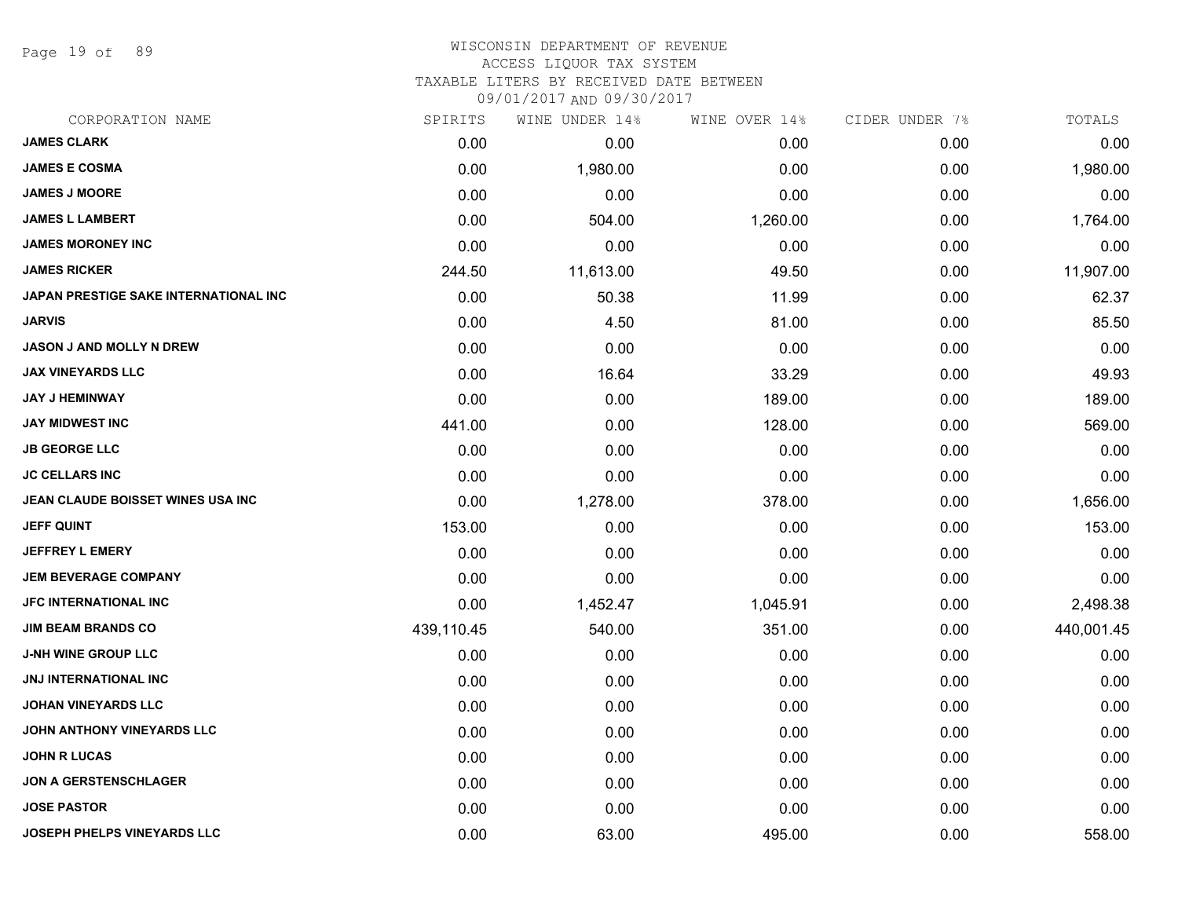WISCONSIN DEPARTMENT OF REVENUE
ACCESS LIQUOR TAX SYSTEM
TAXABLE LITERS BY RECEIVED DATE BETWEEN
09/01/2017 AND 09/30/2017

| CORPORATION NAME | SPIRITS | WINE UNDER 14% | WINE OVER 14% | CIDER UNDER 7% | TOTALS |
|---|---|---|---|---|---|
| JAMES CLARK | 0.00 | 0.00 | 0.00 | 0.00 | 0.00 |
| JAMES E COSMA | 0.00 | 1,980.00 | 0.00 | 0.00 | 1,980.00 |
| JAMES J MOORE | 0.00 | 0.00 | 0.00 | 0.00 | 0.00 |
| JAMES L LAMBERT | 0.00 | 504.00 | 1,260.00 | 0.00 | 1,764.00 |
| JAMES MORONEY INC | 0.00 | 0.00 | 0.00 | 0.00 | 0.00 |
| JAMES RICKER | 244.50 | 11,613.00 | 49.50 | 0.00 | 11,907.00 |
| JAPAN PRESTIGE SAKE INTERNATIONAL INC | 0.00 | 50.38 | 11.99 | 0.00 | 62.37 |
| JARVIS | 0.00 | 4.50 | 81.00 | 0.00 | 85.50 |
| JASON J AND MOLLY N DREW | 0.00 | 0.00 | 0.00 | 0.00 | 0.00 |
| JAX VINEYARDS LLC | 0.00 | 16.64 | 33.29 | 0.00 | 49.93 |
| JAY J HEMINWAY | 0.00 | 0.00 | 189.00 | 0.00 | 189.00 |
| JAY MIDWEST INC | 441.00 | 0.00 | 128.00 | 0.00 | 569.00 |
| JB GEORGE LLC | 0.00 | 0.00 | 0.00 | 0.00 | 0.00 |
| JC CELLARS INC | 0.00 | 0.00 | 0.00 | 0.00 | 0.00 |
| JEAN CLAUDE BOISSET WINES USA INC | 0.00 | 1,278.00 | 378.00 | 0.00 | 1,656.00 |
| JEFF QUINT | 153.00 | 0.00 | 0.00 | 0.00 | 153.00 |
| JEFFREY L EMERY | 0.00 | 0.00 | 0.00 | 0.00 | 0.00 |
| JEM BEVERAGE COMPANY | 0.00 | 0.00 | 0.00 | 0.00 | 0.00 |
| JFC INTERNATIONAL INC | 0.00 | 1,452.47 | 1,045.91 | 0.00 | 2,498.38 |
| JIM BEAM BRANDS CO | 439,110.45 | 540.00 | 351.00 | 0.00 | 440,001.45 |
| J-NH WINE GROUP LLC | 0.00 | 0.00 | 0.00 | 0.00 | 0.00 |
| JNJ INTERNATIONAL INC | 0.00 | 0.00 | 0.00 | 0.00 | 0.00 |
| JOHAN VINEYARDS LLC | 0.00 | 0.00 | 0.00 | 0.00 | 0.00 |
| JOHN ANTHONY VINEYARDS LLC | 0.00 | 0.00 | 0.00 | 0.00 | 0.00 |
| JOHN R LUCAS | 0.00 | 0.00 | 0.00 | 0.00 | 0.00 |
| JON A GERSTENSCHLAGER | 0.00 | 0.00 | 0.00 | 0.00 | 0.00 |
| JOSE PASTOR | 0.00 | 0.00 | 0.00 | 0.00 | 0.00 |
| JOSEPH PHELPS VINEYARDS LLC | 0.00 | 63.00 | 495.00 | 0.00 | 558.00 |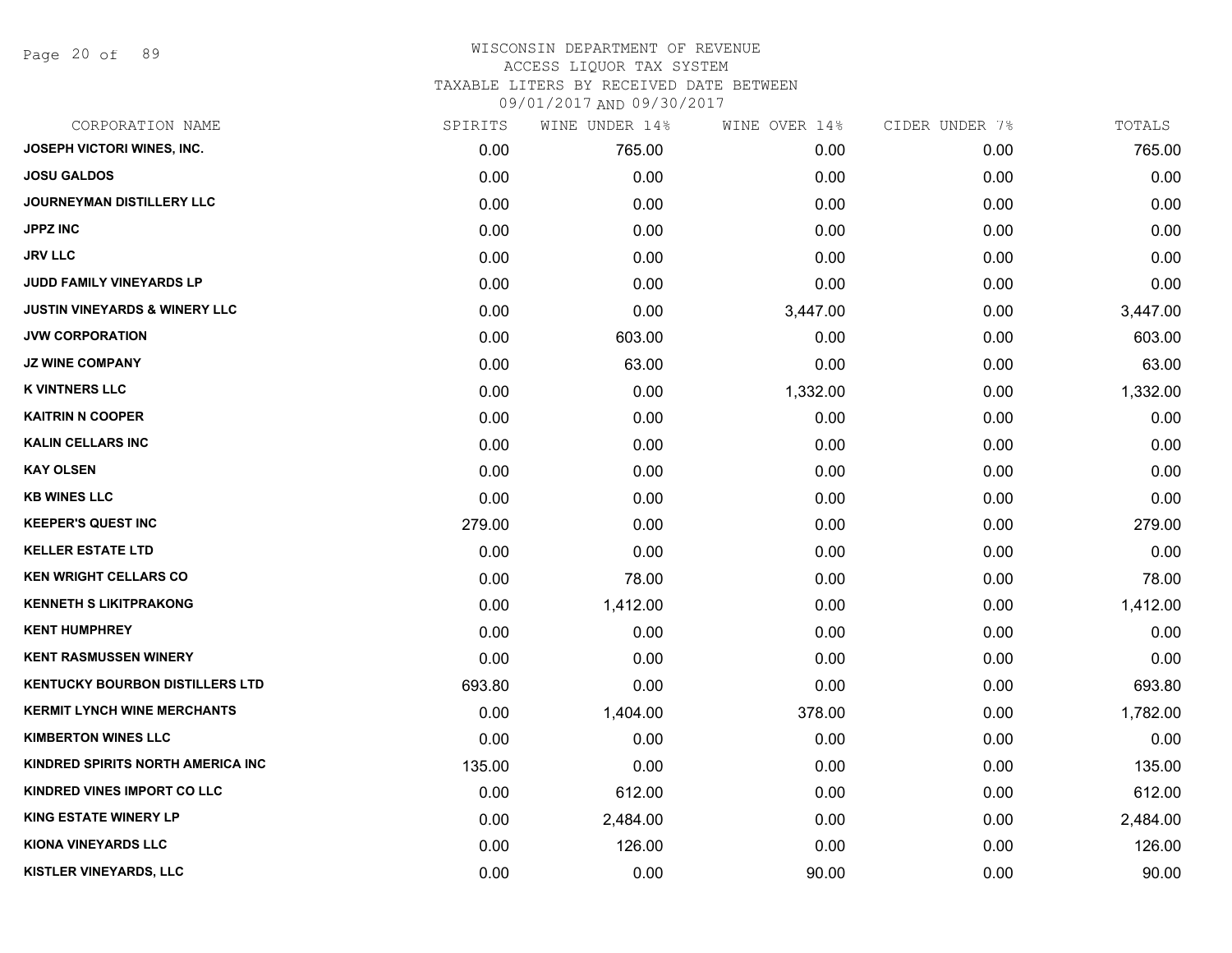WISCONSIN DEPARTMENT OF REVENUE
ACCESS LIQUOR TAX SYSTEM
TAXABLE LITERS BY RECEIVED DATE BETWEEN
09/01/2017 AND 09/30/2017

| CORPORATION NAME | SPIRITS | WINE UNDER 14% | WINE OVER 14% | CIDER UNDER 7% | TOTALS |
|---|---|---|---|---|---|
| JOSEPH VICTORI WINES, INC. | 0.00 | 765.00 | 0.00 | 0.00 | 765.00 |
| JOSU GALDOS | 0.00 | 0.00 | 0.00 | 0.00 | 0.00 |
| JOURNEYMAN DISTILLERY LLC | 0.00 | 0.00 | 0.00 | 0.00 | 0.00 |
| JPPZ INC | 0.00 | 0.00 | 0.00 | 0.00 | 0.00 |
| JRV LLC | 0.00 | 0.00 | 0.00 | 0.00 | 0.00 |
| JUDD FAMILY VINEYARDS LP | 0.00 | 0.00 | 0.00 | 0.00 | 0.00 |
| JUSTIN VINEYARDS & WINERY LLC | 0.00 | 0.00 | 3,447.00 | 0.00 | 3,447.00 |
| JVW CORPORATION | 0.00 | 603.00 | 0.00 | 0.00 | 603.00 |
| JZ WINE COMPANY | 0.00 | 63.00 | 0.00 | 0.00 | 63.00 |
| K VINTNERS LLC | 0.00 | 0.00 | 1,332.00 | 0.00 | 1,332.00 |
| KAITRIN N COOPER | 0.00 | 0.00 | 0.00 | 0.00 | 0.00 |
| KALIN CELLARS INC | 0.00 | 0.00 | 0.00 | 0.00 | 0.00 |
| KAY OLSEN | 0.00 | 0.00 | 0.00 | 0.00 | 0.00 |
| KB WINES LLC | 0.00 | 0.00 | 0.00 | 0.00 | 0.00 |
| KEEPER'S QUEST INC | 279.00 | 0.00 | 0.00 | 0.00 | 279.00 |
| KELLER ESTATE LTD | 0.00 | 0.00 | 0.00 | 0.00 | 0.00 |
| KEN WRIGHT CELLARS CO | 0.00 | 78.00 | 0.00 | 0.00 | 78.00 |
| KENNETH S LIKITPRAKONG | 0.00 | 1,412.00 | 0.00 | 0.00 | 1,412.00 |
| KENT HUMPHREY | 0.00 | 0.00 | 0.00 | 0.00 | 0.00 |
| KENT RASMUSSEN WINERY | 0.00 | 0.00 | 0.00 | 0.00 | 0.00 |
| KENTUCKY BOURBON DISTILLERS LTD | 693.80 | 0.00 | 0.00 | 0.00 | 693.80 |
| KERMIT LYNCH WINE MERCHANTS | 0.00 | 1,404.00 | 378.00 | 0.00 | 1,782.00 |
| KIMBERTON WINES LLC | 0.00 | 0.00 | 0.00 | 0.00 | 0.00 |
| KINDRED SPIRITS NORTH AMERICA INC | 135.00 | 0.00 | 0.00 | 0.00 | 135.00 |
| KINDRED VINES IMPORT CO LLC | 0.00 | 612.00 | 0.00 | 0.00 | 612.00 |
| KING ESTATE WINERY LP | 0.00 | 2,484.00 | 0.00 | 0.00 | 2,484.00 |
| KIONA VINEYARDS LLC | 0.00 | 126.00 | 0.00 | 0.00 | 126.00 |
| KISTLER VINEYARDS, LLC | 0.00 | 0.00 | 90.00 | 0.00 | 90.00 |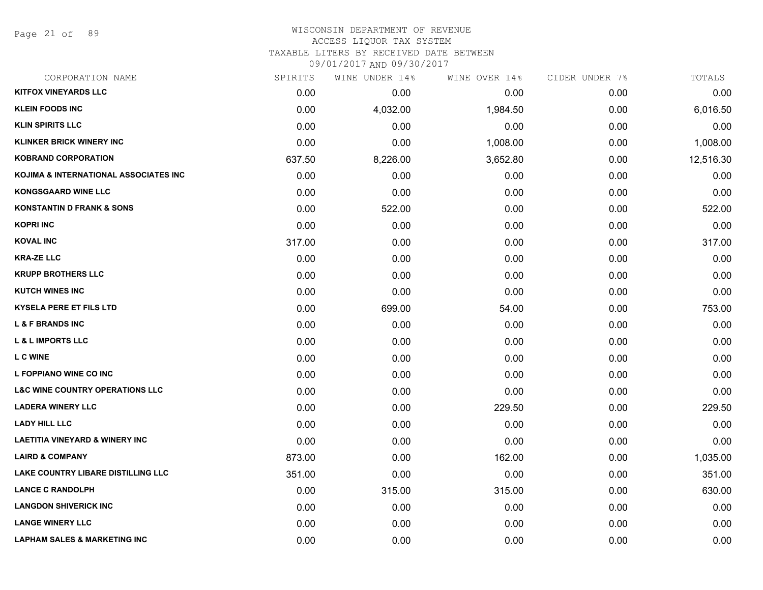WISCONSIN DEPARTMENT OF REVENUE
ACCESS LIQUOR TAX SYSTEM
TAXABLE LITERS BY RECEIVED DATE BETWEEN
09/01/2017 AND 09/30/2017

| CORPORATION NAME | SPIRITS | WINE UNDER 14% | WINE OVER 14% | CIDER UNDER 7% | TOTALS |
|---|---|---|---|---|---|
| **KITFOX VINEYARDS LLC** | 0.00 | 0.00 | 0.00 | 0.00 | 0.00 |
| **KLEIN FOODS INC** | 0.00 | 4,032.00 | 1,984.50 | 0.00 | 6,016.50 |
| **KLIN SPIRITS LLC** | 0.00 | 0.00 | 0.00 | 0.00 | 0.00 |
| **KLINKER BRICK WINERY INC** | 0.00 | 0.00 | 1,008.00 | 0.00 | 1,008.00 |
| **KOBRAND CORPORATION** | 637.50 | 8,226.00 | 3,652.80 | 0.00 | 12,516.30 |
| **KOJIMA & INTERNATIONAL ASSOCIATES INC** | 0.00 | 0.00 | 0.00 | 0.00 | 0.00 |
| **KONGSGAARD WINE LLC** | 0.00 | 0.00 | 0.00 | 0.00 | 0.00 |
| **KONSTANTIN D FRANK & SONS** | 0.00 | 522.00 | 0.00 | 0.00 | 522.00 |
| **KOPRI INC** | 0.00 | 0.00 | 0.00 | 0.00 | 0.00 |
| **KOVAL INC** | 317.00 | 0.00 | 0.00 | 0.00 | 317.00 |
| **KRA-ZE LLC** | 0.00 | 0.00 | 0.00 | 0.00 | 0.00 |
| **KRUPP BROTHERS LLC** | 0.00 | 0.00 | 0.00 | 0.00 | 0.00 |
| **KUTCH WINES INC** | 0.00 | 0.00 | 0.00 | 0.00 | 0.00 |
| **KYSELA PERE ET FILS LTD** | 0.00 | 699.00 | 54.00 | 0.00 | 753.00 |
| **L & F BRANDS INC** | 0.00 | 0.00 | 0.00 | 0.00 | 0.00 |
| **L & L IMPORTS LLC** | 0.00 | 0.00 | 0.00 | 0.00 | 0.00 |
| **L C WINE** | 0.00 | 0.00 | 0.00 | 0.00 | 0.00 |
| **L FOPPIANO WINE CO INC** | 0.00 | 0.00 | 0.00 | 0.00 | 0.00 |
| **L&C WINE COUNTRY OPERATIONS LLC** | 0.00 | 0.00 | 0.00 | 0.00 | 0.00 |
| **LADERA WINERY LLC** | 0.00 | 0.00 | 229.50 | 0.00 | 229.50 |
| **LADY HILL LLC** | 0.00 | 0.00 | 0.00 | 0.00 | 0.00 |
| **LAETITIA VINEYARD & WINERY INC** | 0.00 | 0.00 | 0.00 | 0.00 | 0.00 |
| **LAIRD & COMPANY** | 873.00 | 0.00 | 162.00 | 0.00 | 1,035.00 |
| **LAKE COUNTRY LIBARE DISTILLING LLC** | 351.00 | 0.00 | 0.00 | 0.00 | 351.00 |
| **LANCE C RANDOLPH** | 0.00 | 315.00 | 315.00 | 0.00 | 630.00 |
| **LANGDON SHIVERICK INC** | 0.00 | 0.00 | 0.00 | 0.00 | 0.00 |
| **LANGE WINERY LLC** | 0.00 | 0.00 | 0.00 | 0.00 | 0.00 |
| **LAPHAM SALES & MARKETING INC** | 0.00 | 0.00 | 0.00 | 0.00 | 0.00 |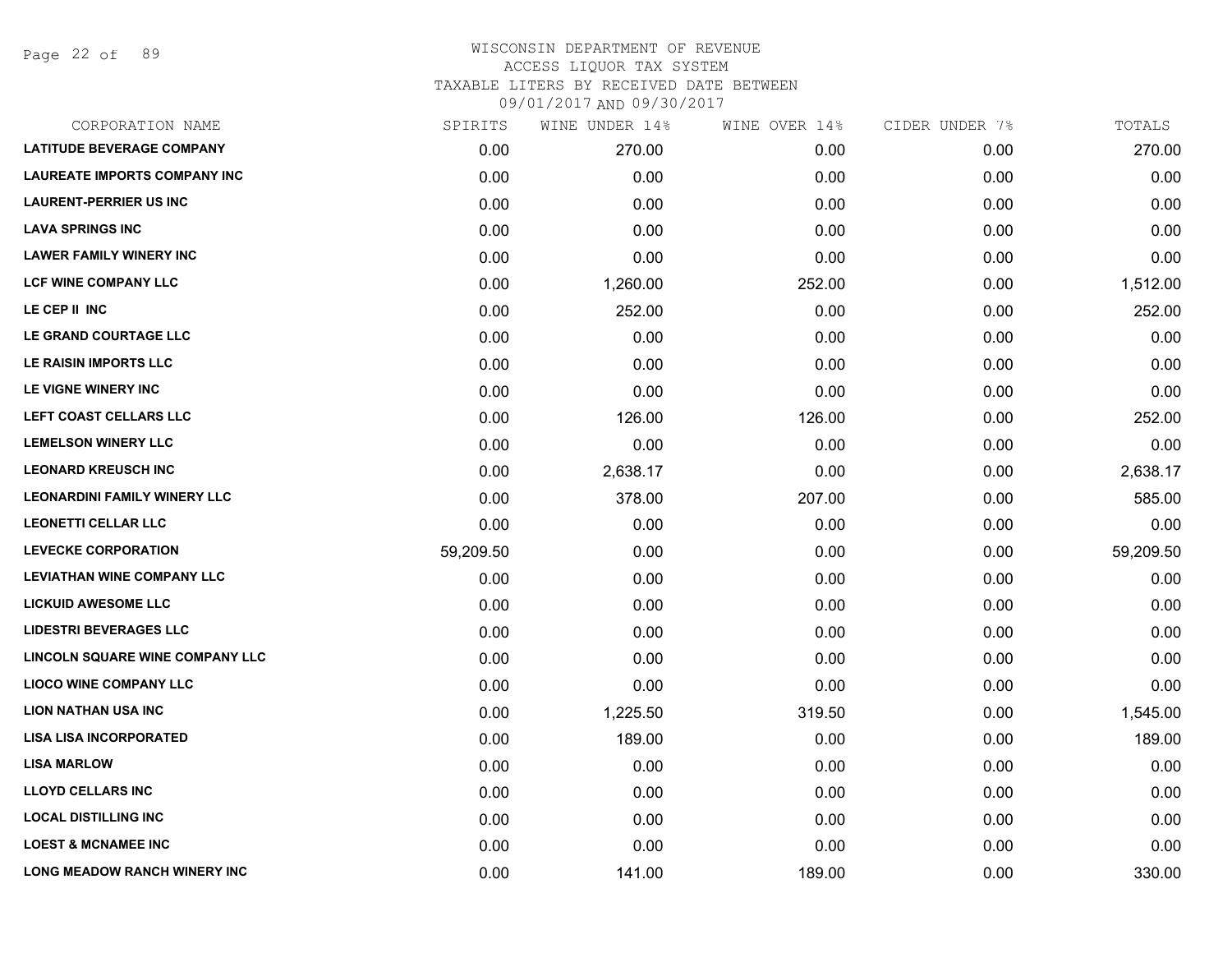WISCONSIN DEPARTMENT OF REVENUE
ACCESS LIQUOR TAX SYSTEM
TAXABLE LITERS BY RECEIVED DATE BETWEEN
09/01/2017 AND 09/30/2017

| CORPORATION NAME | SPIRITS | WINE UNDER 14% | WINE OVER 14% | CIDER UNDER 7% | TOTALS |
|---|---|---|---|---|---|
| LATITUDE BEVERAGE COMPANY | 0.00 | 270.00 | 0.00 | 0.00 | 270.00 |
| LAUREATE IMPORTS COMPANY INC | 0.00 | 0.00 | 0.00 | 0.00 | 0.00 |
| LAURENT-PERRIER US INC | 0.00 | 0.00 | 0.00 | 0.00 | 0.00 |
| LAVA SPRINGS INC | 0.00 | 0.00 | 0.00 | 0.00 | 0.00 |
| LAWER FAMILY WINERY INC | 0.00 | 0.00 | 0.00 | 0.00 | 0.00 |
| LCF WINE COMPANY LLC | 0.00 | 1,260.00 | 252.00 | 0.00 | 1,512.00 |
| LE CEP II INC | 0.00 | 252.00 | 0.00 | 0.00 | 252.00 |
| LE GRAND COURTAGE LLC | 0.00 | 0.00 | 0.00 | 0.00 | 0.00 |
| LE RAISIN IMPORTS LLC | 0.00 | 0.00 | 0.00 | 0.00 | 0.00 |
| LE VIGNE WINERY INC | 0.00 | 0.00 | 0.00 | 0.00 | 0.00 |
| LEFT COAST CELLARS LLC | 0.00 | 126.00 | 126.00 | 0.00 | 252.00 |
| LEMELSON WINERY LLC | 0.00 | 0.00 | 0.00 | 0.00 | 0.00 |
| LEONARD KREUSCH INC | 0.00 | 2,638.17 | 0.00 | 0.00 | 2,638.17 |
| LEONARDINI FAMILY WINERY LLC | 0.00 | 378.00 | 207.00 | 0.00 | 585.00 |
| LEONETTI CELLAR LLC | 0.00 | 0.00 | 0.00 | 0.00 | 0.00 |
| LEVECKE CORPORATION | 59,209.50 | 0.00 | 0.00 | 0.00 | 59,209.50 |
| LEVIATHAN WINE COMPANY LLC | 0.00 | 0.00 | 0.00 | 0.00 | 0.00 |
| LICKUID AWESOME LLC | 0.00 | 0.00 | 0.00 | 0.00 | 0.00 |
| LIDESTRI BEVERAGES LLC | 0.00 | 0.00 | 0.00 | 0.00 | 0.00 |
| LINCOLN SQUARE WINE COMPANY LLC | 0.00 | 0.00 | 0.00 | 0.00 | 0.00 |
| LIOCO WINE COMPANY LLC | 0.00 | 0.00 | 0.00 | 0.00 | 0.00 |
| LION NATHAN USA INC | 0.00 | 1,225.50 | 319.50 | 0.00 | 1,545.00 |
| LISA LISA INCORPORATED | 0.00 | 189.00 | 0.00 | 0.00 | 189.00 |
| LISA MARLOW | 0.00 | 0.00 | 0.00 | 0.00 | 0.00 |
| LLOYD CELLARS INC | 0.00 | 0.00 | 0.00 | 0.00 | 0.00 |
| LOCAL DISTILLING INC | 0.00 | 0.00 | 0.00 | 0.00 | 0.00 |
| LOEST & MCNAMEE INC | 0.00 | 0.00 | 0.00 | 0.00 | 0.00 |
| LONG MEADOW RANCH WINERY INC | 0.00 | 141.00 | 189.00 | 0.00 | 330.00 |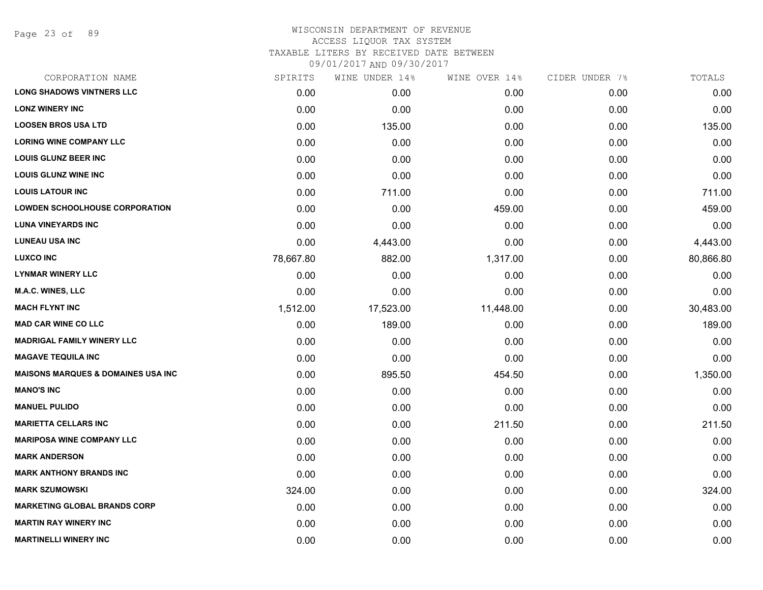# WISCONSIN DEPARTMENT OF REVENUE
## ACCESS LIQUOR TAX SYSTEM
### TAXABLE LITERS BY RECEIVED DATE BETWEEN 09/01/2017 AND 09/30/2017

| CORPORATION NAME | SPIRITS | WINE UNDER 14% | WINE OVER 14% | CIDER UNDER 7% | TOTALS |
|---|---|---|---|---|---|
| LONG SHADOWS VINTNERS LLC | 0.00 | 0.00 | 0.00 | 0.00 | 0.00 |
| LONZ WINERY INC | 0.00 | 0.00 | 0.00 | 0.00 | 0.00 |
| LOOSEN BROS USA LTD | 0.00 | 135.00 | 0.00 | 0.00 | 135.00 |
| LORING WINE COMPANY LLC | 0.00 | 0.00 | 0.00 | 0.00 | 0.00 |
| LOUIS GLUNZ BEER INC | 0.00 | 0.00 | 0.00 | 0.00 | 0.00 |
| LOUIS GLUNZ WINE INC | 0.00 | 0.00 | 0.00 | 0.00 | 0.00 |
| LOUIS LATOUR INC | 0.00 | 711.00 | 0.00 | 0.00 | 711.00 |
| LOWDEN SCHOOLHOUSE CORPORATION | 0.00 | 0.00 | 459.00 | 0.00 | 459.00 |
| LUNA VINEYARDS INC | 0.00 | 0.00 | 0.00 | 0.00 | 0.00 |
| LUNEAU USA INC | 0.00 | 4,443.00 | 0.00 | 0.00 | 4,443.00 |
| LUXCO INC | 78,667.80 | 882.00 | 1,317.00 | 0.00 | 80,866.80 |
| LYNMAR WINERY LLC | 0.00 | 0.00 | 0.00 | 0.00 | 0.00 |
| M.A.C. WINES, LLC | 0.00 | 0.00 | 0.00 | 0.00 | 0.00 |
| MACH FLYNT INC | 1,512.00 | 17,523.00 | 11,448.00 | 0.00 | 30,483.00 |
| MAD CAR WINE CO LLC | 0.00 | 189.00 | 0.00 | 0.00 | 189.00 |
| MADRIGAL FAMILY WINERY LLC | 0.00 | 0.00 | 0.00 | 0.00 | 0.00 |
| MAGAVE TEQUILA INC | 0.00 | 0.00 | 0.00 | 0.00 | 0.00 |
| MAISONS MARQUES & DOMAINES USA INC | 0.00 | 895.50 | 454.50 | 0.00 | 1,350.00 |
| MANO'S INC | 0.00 | 0.00 | 0.00 | 0.00 | 0.00 |
| MANUEL PULIDO | 0.00 | 0.00 | 0.00 | 0.00 | 0.00 |
| MARIETTA CELLARS INC | 0.00 | 0.00 | 211.50 | 0.00 | 211.50 |
| MARIPOSA WINE COMPANY LLC | 0.00 | 0.00 | 0.00 | 0.00 | 0.00 |
| MARK ANDERSON | 0.00 | 0.00 | 0.00 | 0.00 | 0.00 |
| MARK ANTHONY BRANDS INC | 0.00 | 0.00 | 0.00 | 0.00 | 0.00 |
| MARK SZUMOWSKI | 324.00 | 0.00 | 0.00 | 0.00 | 324.00 |
| MARKETING GLOBAL BRANDS CORP | 0.00 | 0.00 | 0.00 | 0.00 | 0.00 |
| MARTIN RAY WINERY INC | 0.00 | 0.00 | 0.00 | 0.00 | 0.00 |
| MARTINELLI WINERY INC | 0.00 | 0.00 | 0.00 | 0.00 | 0.00 |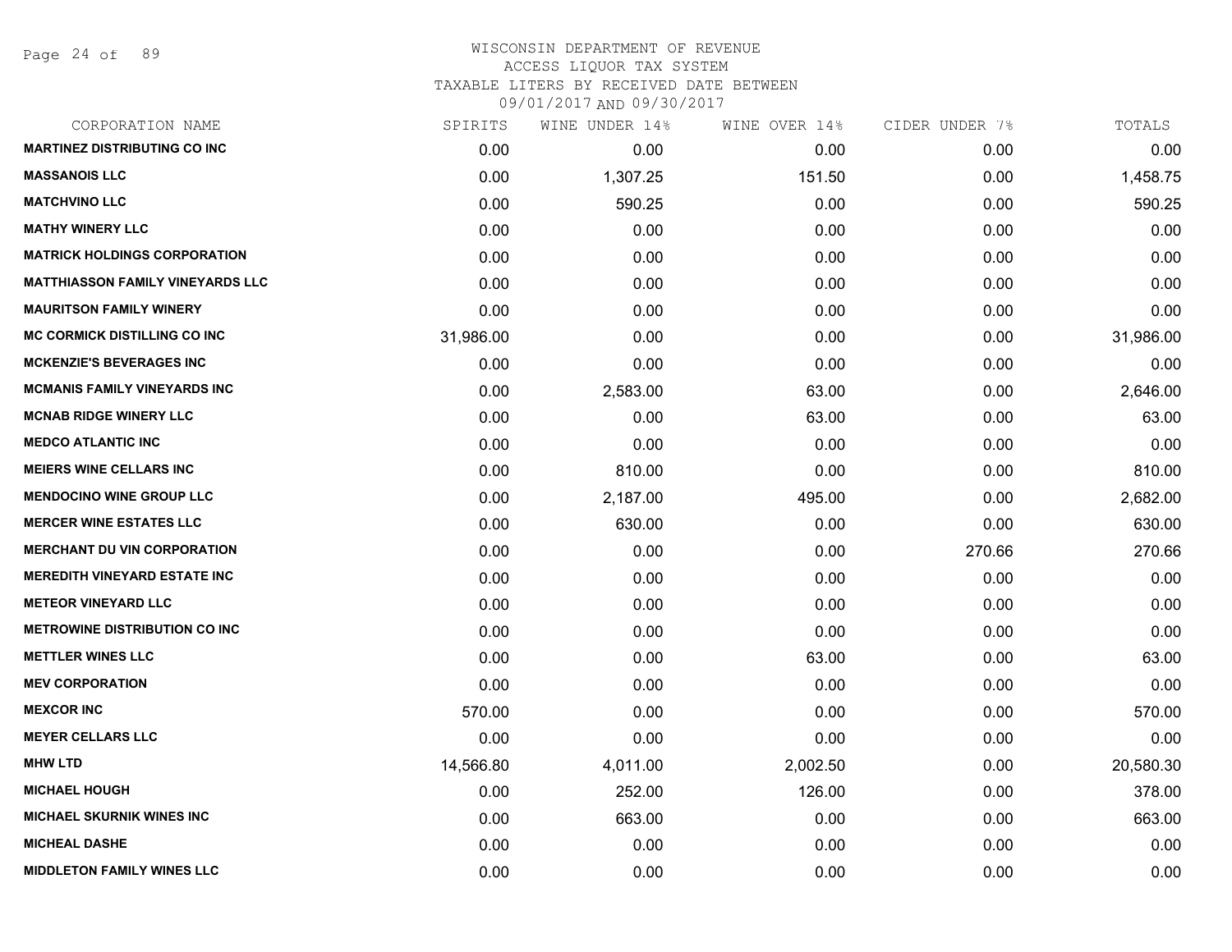WISCONSIN DEPARTMENT OF REVENUE
ACCESS LIQUOR TAX SYSTEM
TAXABLE LITERS BY RECEIVED DATE BETWEEN
09/01/2017 AND 09/30/2017

| CORPORATION NAME | SPIRITS | WINE UNDER 14% | WINE OVER 14% | CIDER UNDER 7% | TOTALS |
|---|---|---|---|---|---|
| **MARTINEZ DISTRIBUTING CO INC** | 0.00 | 0.00 | 0.00 | 0.00 | 0.00 |
| **MASSANOIS LLC** | 0.00 | 1,307.25 | 151.50 | 0.00 | 1,458.75 |
| **MATCHVINO LLC** | 0.00 | 590.25 | 0.00 | 0.00 | 590.25 |
| **MATHY WINERY LLC** | 0.00 | 0.00 | 0.00 | 0.00 | 0.00 |
| **MATRICK HOLDINGS CORPORATION** | 0.00 | 0.00 | 0.00 | 0.00 | 0.00 |
| **MATTHIASSON FAMILY VINEYARDS LLC** | 0.00 | 0.00 | 0.00 | 0.00 | 0.00 |
| **MAURITSON FAMILY WINERY** | 0.00 | 0.00 | 0.00 | 0.00 | 0.00 |
| **MC CORMICK DISTILLING CO INC** | 31,986.00 | 0.00 | 0.00 | 0.00 | 31,986.00 |
| **MCKENZIE'S BEVERAGES INC** | 0.00 | 0.00 | 0.00 | 0.00 | 0.00 |
| **MCMANIS FAMILY VINEYARDS INC** | 0.00 | 2,583.00 | 63.00 | 0.00 | 2,646.00 |
| **MCNAB RIDGE WINERY LLC** | 0.00 | 0.00 | 63.00 | 0.00 | 63.00 |
| **MEDCO ATLANTIC INC** | 0.00 | 0.00 | 0.00 | 0.00 | 0.00 |
| **MEIERS WINE CELLARS INC** | 0.00 | 810.00 | 0.00 | 0.00 | 810.00 |
| **MENDOCINO WINE GROUP LLC** | 0.00 | 2,187.00 | 495.00 | 0.00 | 2,682.00 |
| **MERCER WINE ESTATES LLC** | 0.00 | 630.00 | 0.00 | 0.00 | 630.00 |
| **MERCHANT DU VIN CORPORATION** | 0.00 | 0.00 | 0.00 | 270.66 | 270.66 |
| **MEREDITH VINEYARD ESTATE INC** | 0.00 | 0.00 | 0.00 | 0.00 | 0.00 |
| **METEOR VINEYARD LLC** | 0.00 | 0.00 | 0.00 | 0.00 | 0.00 |
| **METROWINE DISTRIBUTION CO INC** | 0.00 | 0.00 | 0.00 | 0.00 | 0.00 |
| **METTLER WINES LLC** | 0.00 | 0.00 | 63.00 | 0.00 | 63.00 |
| **MEV CORPORATION** | 0.00 | 0.00 | 0.00 | 0.00 | 0.00 |
| **MEXCOR INC** | 570.00 | 0.00 | 0.00 | 0.00 | 570.00 |
| **MEYER CELLARS LLC** | 0.00 | 0.00 | 0.00 | 0.00 | 0.00 |
| **MHW LTD** | 14,566.80 | 4,011.00 | 2,002.50 | 0.00 | 20,580.30 |
| **MICHAEL HOUGH** | 0.00 | 252.00 | 126.00 | 0.00 | 378.00 |
| **MICHAEL SKURNIK WINES INC** | 0.00 | 663.00 | 0.00 | 0.00 | 663.00 |
| **MICHEAL DASHE** | 0.00 | 0.00 | 0.00 | 0.00 | 0.00 |
| **MIDDLETON FAMILY WINES LLC** | 0.00 | 0.00 | 0.00 | 0.00 | 0.00 |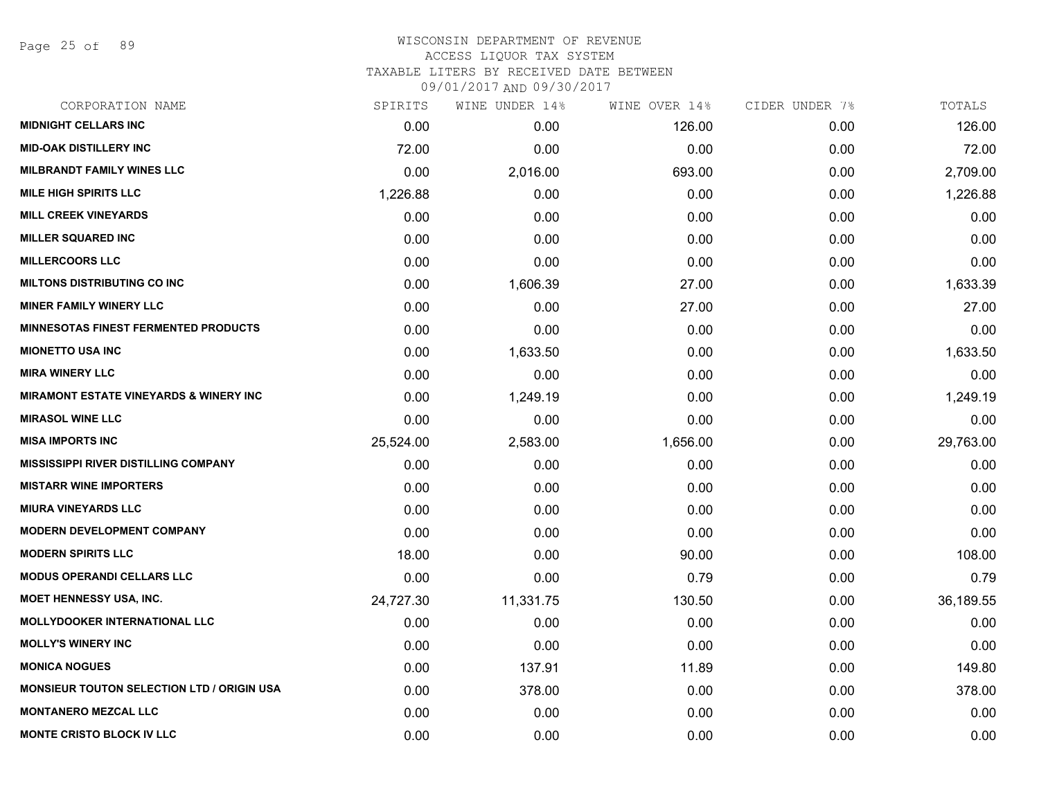WISCONSIN DEPARTMENT OF REVENUE
ACCESS LIQUOR TAX SYSTEM
TAXABLE LITERS BY RECEIVED DATE BETWEEN
09/01/2017 AND 09/30/2017

| CORPORATION NAME | SPIRITS | WINE UNDER 14% | WINE OVER 14% | CIDER UNDER 7% | TOTALS |
|---|---|---|---|---|---|
| **MIDNIGHT CELLARS INC** | 0.00 | 0.00 | 126.00 | 0.00 | 126.00 |
| **MID-OAK DISTILLERY INC** | 72.00 | 0.00 | 0.00 | 0.00 | 72.00 |
| **MILBRANDT FAMILY WINES LLC** | 0.00 | 2,016.00 | 693.00 | 0.00 | 2,709.00 |
| **MILE HIGH SPIRITS LLC** | 1,226.88 | 0.00 | 0.00 | 0.00 | 1,226.88 |
| **MILL CREEK VINEYARDS** | 0.00 | 0.00 | 0.00 | 0.00 | 0.00 |
| **MILLER SQUARED INC** | 0.00 | 0.00 | 0.00 | 0.00 | 0.00 |
| **MILLERCOORS LLC** | 0.00 | 0.00 | 0.00 | 0.00 | 0.00 |
| **MILTONS DISTRIBUTING CO INC** | 0.00 | 1,606.39 | 27.00 | 0.00 | 1,633.39 |
| **MINER FAMILY WINERY LLC** | 0.00 | 0.00 | 27.00 | 0.00 | 27.00 |
| **MINNESOTAS FINEST FERMENTED PRODUCTS** | 0.00 | 0.00 | 0.00 | 0.00 | 0.00 |
| **MIONETTO USA INC** | 0.00 | 1,633.50 | 0.00 | 0.00 | 1,633.50 |
| **MIRA WINERY LLC** | 0.00 | 0.00 | 0.00 | 0.00 | 0.00 |
| **MIRAMONT ESTATE VINEYARDS & WINERY INC** | 0.00 | 1,249.19 | 0.00 | 0.00 | 1,249.19 |
| **MIRASOL WINE LLC** | 0.00 | 0.00 | 0.00 | 0.00 | 0.00 |
| **MISA IMPORTS INC** | 25,524.00 | 2,583.00 | 1,656.00 | 0.00 | 29,763.00 |
| **MISSISSIPPI RIVER DISTILLING COMPANY** | 0.00 | 0.00 | 0.00 | 0.00 | 0.00 |
| **MISTARR WINE IMPORTERS** | 0.00 | 0.00 | 0.00 | 0.00 | 0.00 |
| **MIURA VINEYARDS LLC** | 0.00 | 0.00 | 0.00 | 0.00 | 0.00 |
| **MODERN DEVELOPMENT COMPANY** | 0.00 | 0.00 | 0.00 | 0.00 | 0.00 |
| **MODERN SPIRITS LLC** | 18.00 | 0.00 | 90.00 | 0.00 | 108.00 |
| **MODUS OPERANDI CELLARS LLC** | 0.00 | 0.00 | 0.79 | 0.00 | 0.79 |
| **MOET HENNESSY USA, INC.** | 24,727.30 | 11,331.75 | 130.50 | 0.00 | 36,189.55 |
| **MOLLYDOOKER INTERNATIONAL LLC** | 0.00 | 0.00 | 0.00 | 0.00 | 0.00 |
| **MOLLY'S WINERY INC** | 0.00 | 0.00 | 0.00 | 0.00 | 0.00 |
| **MONICA NOGUES** | 0.00 | 137.91 | 11.89 | 0.00 | 149.80 |
| **MONSIEUR TOUTON SELECTION LTD / ORIGIN USA** | 0.00 | 378.00 | 0.00 | 0.00 | 378.00 |
| **MONTANERO MEZCAL LLC** | 0.00 | 0.00 | 0.00 | 0.00 | 0.00 |
| **MONTE CRISTO BLOCK IV LLC** | 0.00 | 0.00 | 0.00 | 0.00 | 0.00 |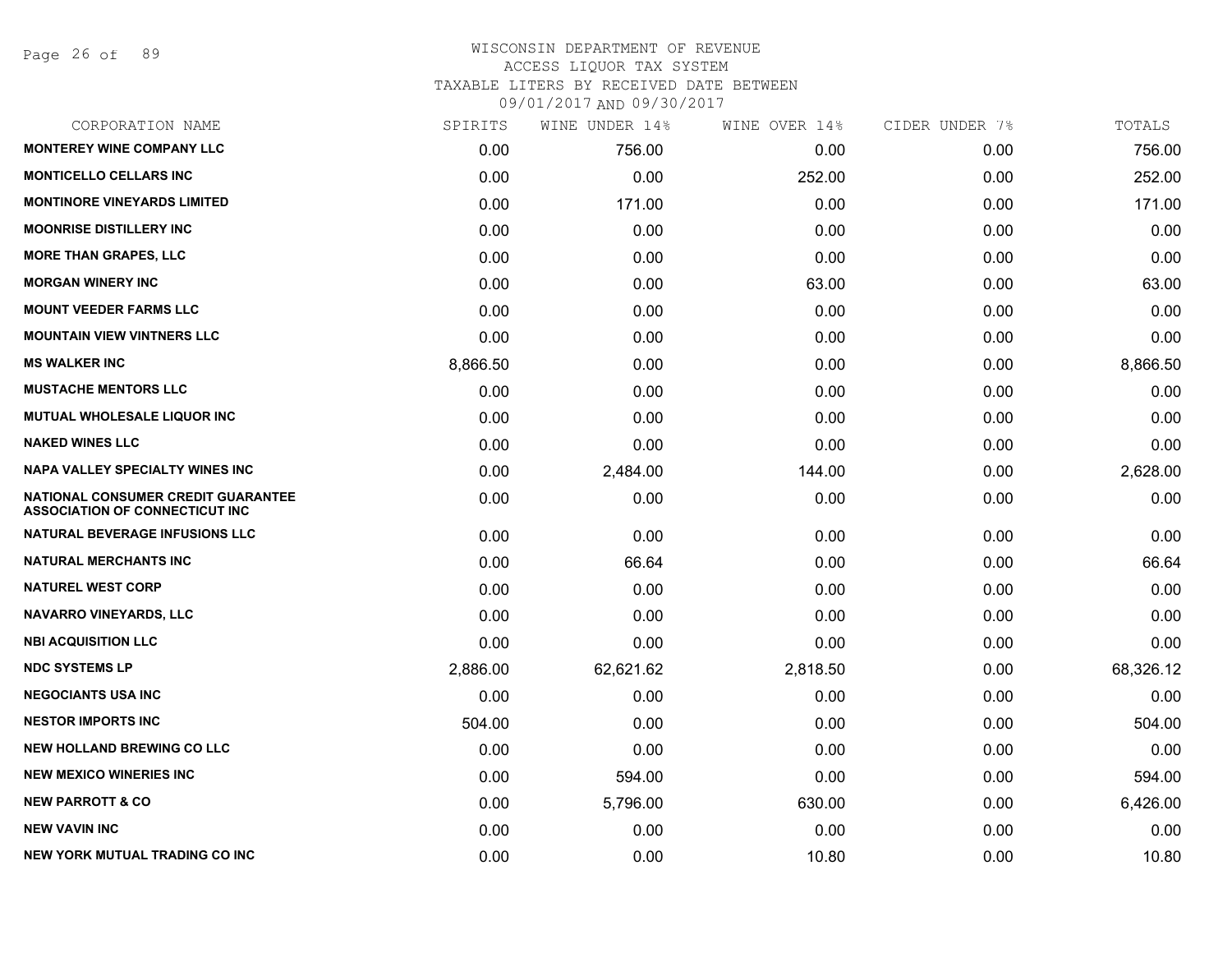# WISCONSIN DEPARTMENT OF REVENUE
## ACCESS LIQUOR TAX SYSTEM
### TAXABLE LITERS BY RECEIVED DATE BETWEEN 09/01/2017 AND 09/30/2017

| CORPORATION NAME | SPIRITS | WINE UNDER 14% | WINE OVER 14% | CIDER UNDER 7% | TOTALS |
|---|---|---|---|---|---|
| MONTEREY WINE COMPANY LLC | 0.00 | 756.00 | 0.00 | 0.00 | 756.00 |
| MONTICELLO CELLARS INC | 0.00 | 0.00 | 252.00 | 0.00 | 252.00 |
| MONTINORE VINEYARDS LIMITED | 0.00 | 171.00 | 0.00 | 0.00 | 171.00 |
| MOONRISE DISTILLERY INC | 0.00 | 0.00 | 0.00 | 0.00 | 0.00 |
| MORE THAN GRAPES, LLC | 0.00 | 0.00 | 0.00 | 0.00 | 0.00 |
| MORGAN WINERY INC | 0.00 | 0.00 | 63.00 | 0.00 | 63.00 |
| MOUNT VEEDER FARMS LLC | 0.00 | 0.00 | 0.00 | 0.00 | 0.00 |
| MOUNTAIN VIEW VINTNERS LLC | 0.00 | 0.00 | 0.00 | 0.00 | 0.00 |
| MS WALKER INC | 8,866.50 | 0.00 | 0.00 | 0.00 | 8,866.50 |
| MUSTACHE MENTORS LLC | 0.00 | 0.00 | 0.00 | 0.00 | 0.00 |
| MUTUAL WHOLESALE LIQUOR INC | 0.00 | 0.00 | 0.00 | 0.00 | 0.00 |
| NAKED WINES LLC | 0.00 | 0.00 | 0.00 | 0.00 | 0.00 |
| NAPA VALLEY SPECIALTY WINES INC | 0.00 | 2,484.00 | 144.00 | 0.00 | 2,628.00 |
| NATIONAL CONSUMER CREDIT GUARANTEE ASSOCIATION OF CONNECTICUT INC | 0.00 | 0.00 | 0.00 | 0.00 | 0.00 |
| NATURAL BEVERAGE INFUSIONS LLC | 0.00 | 0.00 | 0.00 | 0.00 | 0.00 |
| NATURAL MERCHANTS INC | 0.00 | 66.64 | 0.00 | 0.00 | 66.64 |
| NATUREL WEST CORP | 0.00 | 0.00 | 0.00 | 0.00 | 0.00 |
| NAVARRO VINEYARDS, LLC | 0.00 | 0.00 | 0.00 | 0.00 | 0.00 |
| NBI ACQUISITION LLC | 0.00 | 0.00 | 0.00 | 0.00 | 0.00 |
| NDC SYSTEMS LP | 2,886.00 | 62,621.62 | 2,818.50 | 0.00 | 68,326.12 |
| NEGOCIANTS USA INC | 0.00 | 0.00 | 0.00 | 0.00 | 0.00 |
| NESTOR IMPORTS INC | 504.00 | 0.00 | 0.00 | 0.00 | 504.00 |
| NEW HOLLAND BREWING CO LLC | 0.00 | 0.00 | 0.00 | 0.00 | 0.00 |
| NEW MEXICO WINERIES INC | 0.00 | 594.00 | 0.00 | 0.00 | 594.00 |
| NEW PARROTT & CO | 0.00 | 5,796.00 | 630.00 | 0.00 | 6,426.00 |
| NEW VAVIN INC | 0.00 | 0.00 | 0.00 | 0.00 | 0.00 |
| NEW YORK MUTUAL TRADING CO INC | 0.00 | 0.00 | 10.80 | 0.00 | 10.80 |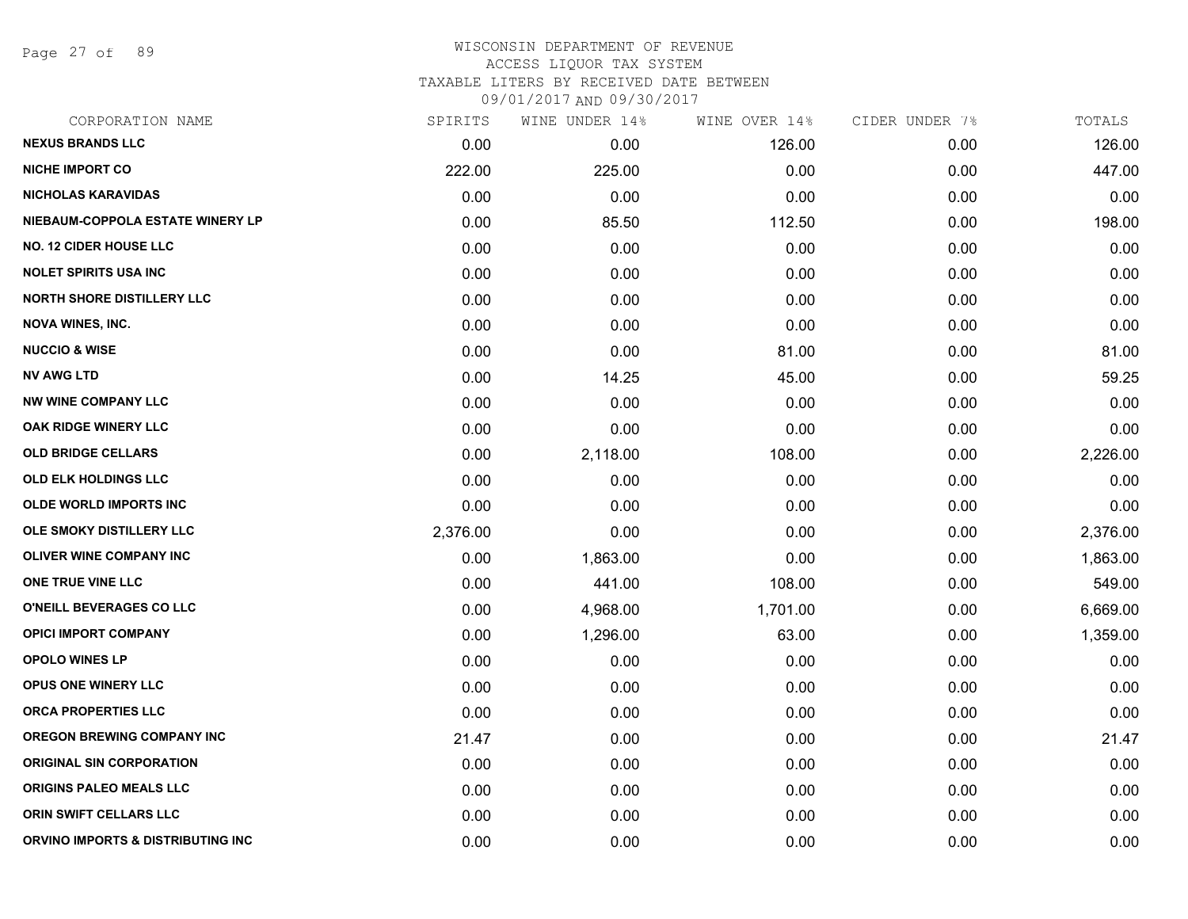# WISCONSIN DEPARTMENT OF REVENUE
## ACCESS LIQUOR TAX SYSTEM
### TAXABLE LITERS BY RECEIVED DATE BETWEEN 09/01/2017 AND 09/30/2017

| CORPORATION NAME | SPIRITS | WINE UNDER 14% | WINE OVER 14% | CIDER UNDER 7% | TOTALS |
|---|---|---|---|---|---|
| NEXUS BRANDS LLC | 0.00 | 0.00 | 126.00 | 0.00 | 126.00 |
| NICHE IMPORT CO | 222.00 | 225.00 | 0.00 | 0.00 | 447.00 |
| NICHOLAS KARAVIDAS | 0.00 | 0.00 | 0.00 | 0.00 | 0.00 |
| NIEBAUM-COPPOLA ESTATE WINERY LP | 0.00 | 85.50 | 112.50 | 0.00 | 198.00 |
| NO. 12 CIDER HOUSE LLC | 0.00 | 0.00 | 0.00 | 0.00 | 0.00 |
| NOLET SPIRITS USA INC | 0.00 | 0.00 | 0.00 | 0.00 | 0.00 |
| NORTH SHORE DISTILLERY LLC | 0.00 | 0.00 | 0.00 | 0.00 | 0.00 |
| NOVA WINES, INC. | 0.00 | 0.00 | 0.00 | 0.00 | 0.00 |
| NUCCIO & WISE | 0.00 | 0.00 | 81.00 | 0.00 | 81.00 |
| NV AWG LTD | 0.00 | 14.25 | 45.00 | 0.00 | 59.25 |
| NW WINE COMPANY LLC | 0.00 | 0.00 | 0.00 | 0.00 | 0.00 |
| OAK RIDGE WINERY LLC | 0.00 | 0.00 | 0.00 | 0.00 | 0.00 |
| OLD BRIDGE CELLARS | 0.00 | 2,118.00 | 108.00 | 0.00 | 2,226.00 |
| OLD ELK HOLDINGS LLC | 0.00 | 0.00 | 0.00 | 0.00 | 0.00 |
| OLDE WORLD IMPORTS INC | 0.00 | 0.00 | 0.00 | 0.00 | 0.00 |
| OLE SMOKY DISTILLERY LLC | 2,376.00 | 0.00 | 0.00 | 0.00 | 2,376.00 |
| OLIVER WINE COMPANY INC | 0.00 | 1,863.00 | 0.00 | 0.00 | 1,863.00 |
| ONE TRUE VINE LLC | 0.00 | 441.00 | 108.00 | 0.00 | 549.00 |
| O'NEILL BEVERAGES CO LLC | 0.00 | 4,968.00 | 1,701.00 | 0.00 | 6,669.00 |
| OPICI IMPORT COMPANY | 0.00 | 1,296.00 | 63.00 | 0.00 | 1,359.00 |
| OPOLO WINES LP | 0.00 | 0.00 | 0.00 | 0.00 | 0.00 |
| OPUS ONE WINERY LLC | 0.00 | 0.00 | 0.00 | 0.00 | 0.00 |
| ORCA PROPERTIES LLC | 0.00 | 0.00 | 0.00 | 0.00 | 0.00 |
| OREGON BREWING COMPANY INC | 21.47 | 0.00 | 0.00 | 0.00 | 21.47 |
| ORIGINAL SIN CORPORATION | 0.00 | 0.00 | 0.00 | 0.00 | 0.00 |
| ORIGINS PALEO MEALS LLC | 0.00 | 0.00 | 0.00 | 0.00 | 0.00 |
| ORIN SWIFT CELLARS LLC | 0.00 | 0.00 | 0.00 | 0.00 | 0.00 |
| ORVINO IMPORTS & DISTRIBUTING INC | 0.00 | 0.00 | 0.00 | 0.00 | 0.00 |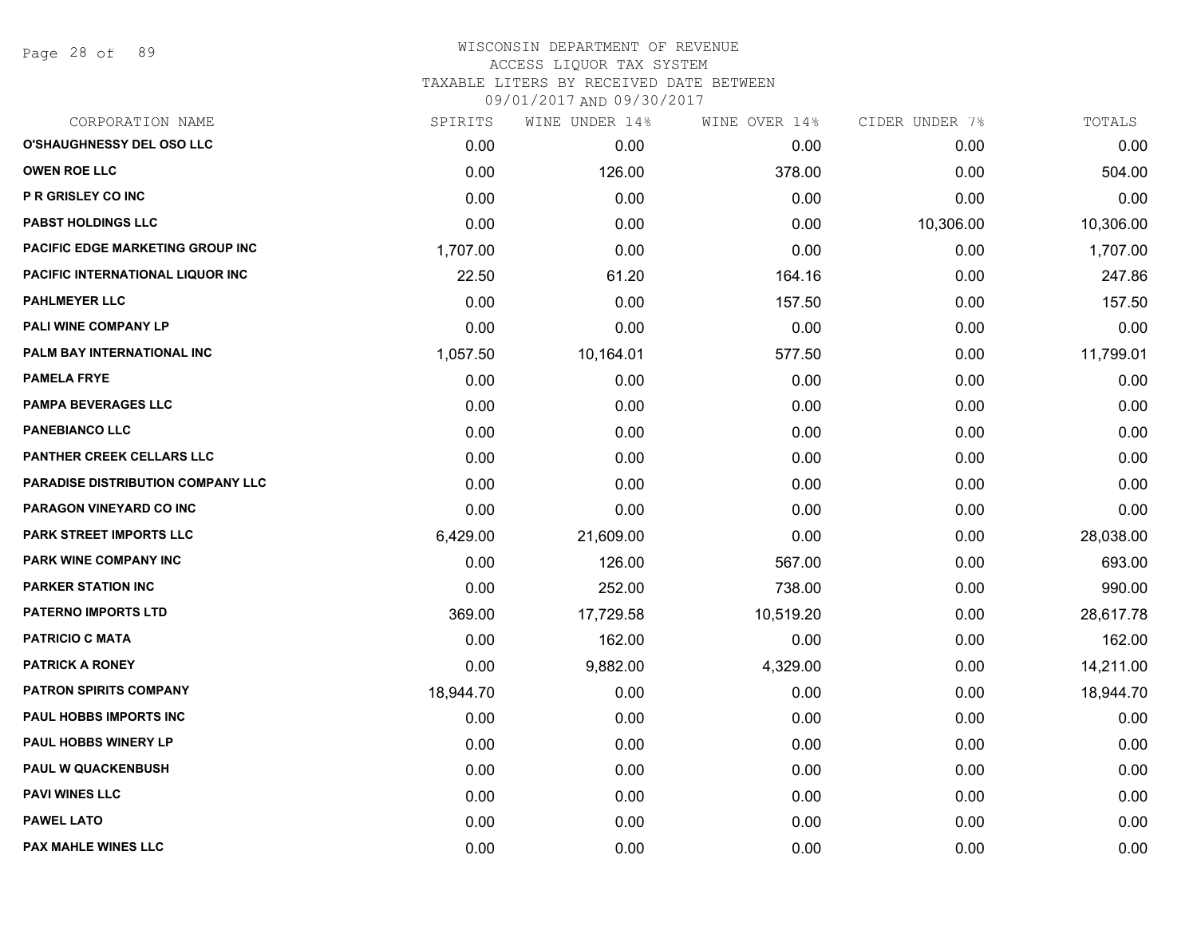# WISCONSIN DEPARTMENT OF REVENUE
## ACCESS LIQUOR TAX SYSTEM
## TAXABLE LITERS BY RECEIVED DATE BETWEEN 09/01/2017 AND 09/30/2017

| CORPORATION NAME | SPIRITS | WINE UNDER 14% | WINE OVER 14% | CIDER UNDER 7% | TOTALS |
|---|---|---|---|---|---|
| O'SHAUGHNESSY DEL OSO LLC | 0.00 | 0.00 | 0.00 | 0.00 | 0.00 |
| OWEN ROE LLC | 0.00 | 126.00 | 378.00 | 0.00 | 504.00 |
| P R GRISLEY CO INC | 0.00 | 0.00 | 0.00 | 0.00 | 0.00 |
| PABST HOLDINGS LLC | 0.00 | 0.00 | 0.00 | 10,306.00 | 10,306.00 |
| PACIFIC EDGE MARKETING GROUP INC | 1,707.00 | 0.00 | 0.00 | 0.00 | 1,707.00 |
| PACIFIC INTERNATIONAL LIQUOR INC | 22.50 | 61.20 | 164.16 | 0.00 | 247.86 |
| PAHLMEYER LLC | 0.00 | 0.00 | 157.50 | 0.00 | 157.50 |
| PALI WINE COMPANY LP | 0.00 | 0.00 | 0.00 | 0.00 | 0.00 |
| PALM BAY INTERNATIONAL INC | 1,057.50 | 10,164.01 | 577.50 | 0.00 | 11,799.01 |
| PAMELA FRYE | 0.00 | 0.00 | 0.00 | 0.00 | 0.00 |
| PAMPA BEVERAGES LLC | 0.00 | 0.00 | 0.00 | 0.00 | 0.00 |
| PANEBIANCO LLC | 0.00 | 0.00 | 0.00 | 0.00 | 0.00 |
| PANTHER CREEK CELLARS LLC | 0.00 | 0.00 | 0.00 | 0.00 | 0.00 |
| PARADISE DISTRIBUTION COMPANY LLC | 0.00 | 0.00 | 0.00 | 0.00 | 0.00 |
| PARAGON VINEYARD CO INC | 0.00 | 0.00 | 0.00 | 0.00 | 0.00 |
| PARK STREET IMPORTS LLC | 6,429.00 | 21,609.00 | 0.00 | 0.00 | 28,038.00 |
| PARK WINE COMPANY INC | 0.00 | 126.00 | 567.00 | 0.00 | 693.00 |
| PARKER STATION INC | 0.00 | 252.00 | 738.00 | 0.00 | 990.00 |
| PATERNO IMPORTS LTD | 369.00 | 17,729.58 | 10,519.20 | 0.00 | 28,617.78 |
| PATRICIO C MATA | 0.00 | 162.00 | 0.00 | 0.00 | 162.00 |
| PATRICK A RONEY | 0.00 | 9,882.00 | 4,329.00 | 0.00 | 14,211.00 |
| PATRON SPIRITS COMPANY | 18,944.70 | 0.00 | 0.00 | 0.00 | 18,944.70 |
| PAUL HOBBS IMPORTS INC | 0.00 | 0.00 | 0.00 | 0.00 | 0.00 |
| PAUL HOBBS WINERY LP | 0.00 | 0.00 | 0.00 | 0.00 | 0.00 |
| PAUL W QUACKENBUSH | 0.00 | 0.00 | 0.00 | 0.00 | 0.00 |
| PAVI WINES LLC | 0.00 | 0.00 | 0.00 | 0.00 | 0.00 |
| PAWEL LATO | 0.00 | 0.00 | 0.00 | 0.00 | 0.00 |
| PAX MAHLE WINES LLC | 0.00 | 0.00 | 0.00 | 0.00 | 0.00 |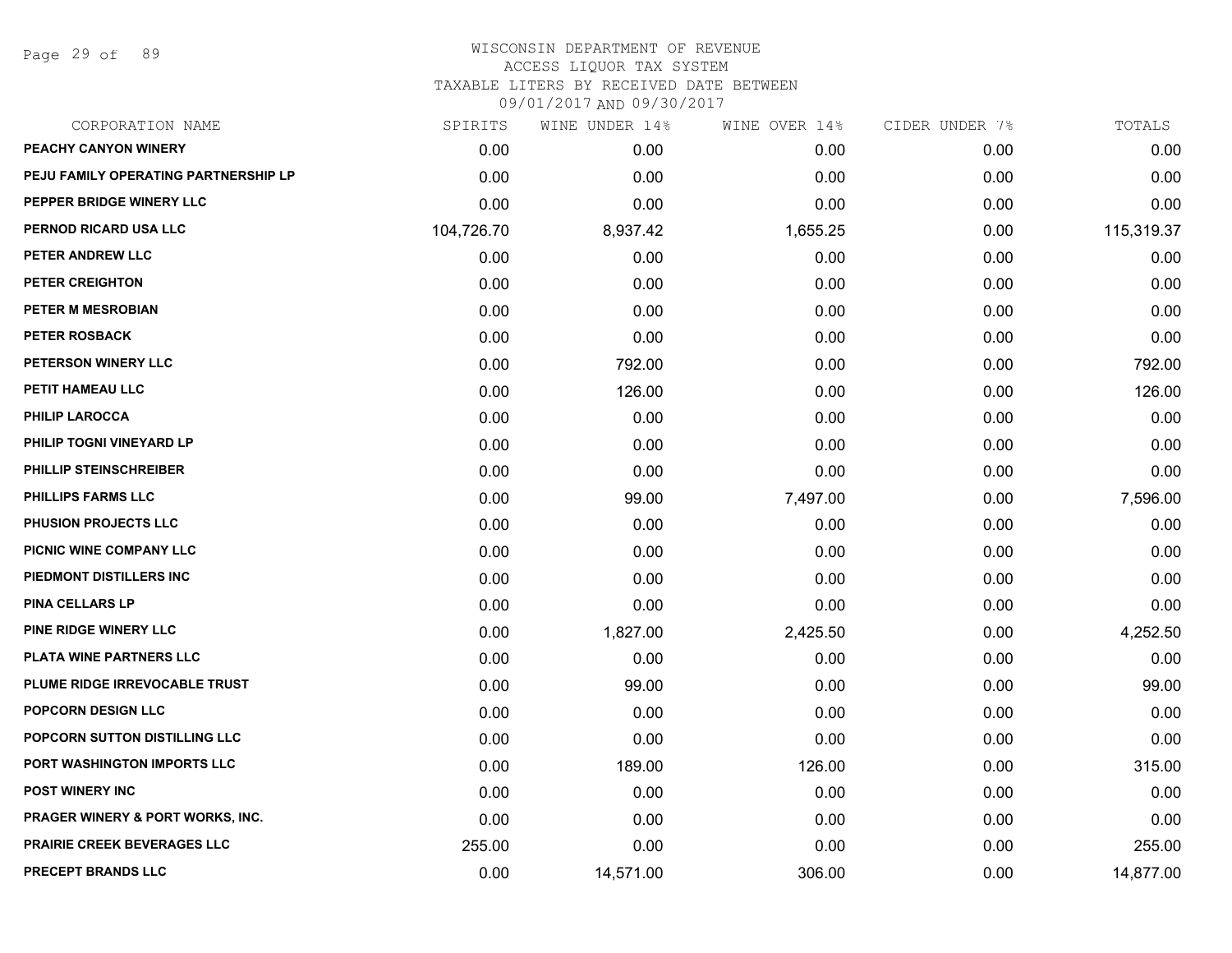# WISCONSIN DEPARTMENT OF REVENUE
## ACCESS LIQUOR TAX SYSTEM
### TAXABLE LITERS BY RECEIVED DATE BETWEEN 09/01/2017 AND 09/30/2017

| CORPORATION NAME | SPIRITS | WINE UNDER 14% | WINE OVER 14% | CIDER UNDER 7% | TOTALS |
|---|---|---|---|---|---|
| PEACHY CANYON WINERY | 0.00 | 0.00 | 0.00 | 0.00 | 0.00 |
| PEJU FAMILY OPERATING PARTNERSHIP LP | 0.00 | 0.00 | 0.00 | 0.00 | 0.00 |
| PEPPER BRIDGE WINERY LLC | 0.00 | 0.00 | 0.00 | 0.00 | 0.00 |
| PERNOD RICARD USA LLC | 104,726.70 | 8,937.42 | 1,655.25 | 0.00 | 115,319.37 |
| PETER ANDREW LLC | 0.00 | 0.00 | 0.00 | 0.00 | 0.00 |
| PETER CREIGHTON | 0.00 | 0.00 | 0.00 | 0.00 | 0.00 |
| PETER M MESROBIAN | 0.00 | 0.00 | 0.00 | 0.00 | 0.00 |
| PETER ROSBACK | 0.00 | 0.00 | 0.00 | 0.00 | 0.00 |
| PETERSON WINERY LLC | 0.00 | 792.00 | 0.00 | 0.00 | 792.00 |
| PETIT HAMEAU LLC | 0.00 | 126.00 | 0.00 | 0.00 | 126.00 |
| PHILIP LAROCCA | 0.00 | 0.00 | 0.00 | 0.00 | 0.00 |
| PHILIP TOGNI VINEYARD LP | 0.00 | 0.00 | 0.00 | 0.00 | 0.00 |
| PHILLIP STEINSCHREIBER | 0.00 | 0.00 | 0.00 | 0.00 | 0.00 |
| PHILLIPS FARMS LLC | 0.00 | 99.00 | 7,497.00 | 0.00 | 7,596.00 |
| PHUSION PROJECTS LLC | 0.00 | 0.00 | 0.00 | 0.00 | 0.00 |
| PICNIC WINE COMPANY LLC | 0.00 | 0.00 | 0.00 | 0.00 | 0.00 |
| PIEDMONT DISTILLERS INC | 0.00 | 0.00 | 0.00 | 0.00 | 0.00 |
| PINA CELLARS LP | 0.00 | 0.00 | 0.00 | 0.00 | 0.00 |
| PINE RIDGE WINERY LLC | 0.00 | 1,827.00 | 2,425.50 | 0.00 | 4,252.50 |
| PLATA WINE PARTNERS LLC | 0.00 | 0.00 | 0.00 | 0.00 | 0.00 |
| PLUME RIDGE IRREVOCABLE TRUST | 0.00 | 99.00 | 0.00 | 0.00 | 99.00 |
| POPCORN DESIGN LLC | 0.00 | 0.00 | 0.00 | 0.00 | 0.00 |
| POPCORN SUTTON DISTILLING LLC | 0.00 | 0.00 | 0.00 | 0.00 | 0.00 |
| PORT WASHINGTON IMPORTS LLC | 0.00 | 189.00 | 126.00 | 0.00 | 315.00 |
| POST WINERY INC | 0.00 | 0.00 | 0.00 | 0.00 | 0.00 |
| PRAGER WINERY & PORT WORKS, INC. | 0.00 | 0.00 | 0.00 | 0.00 | 0.00 |
| PRAIRIE CREEK BEVERAGES LLC | 255.00 | 0.00 | 0.00 | 0.00 | 255.00 |
| PRECEPT BRANDS LLC | 0.00 | 14,571.00 | 306.00 | 0.00 | 14,877.00 |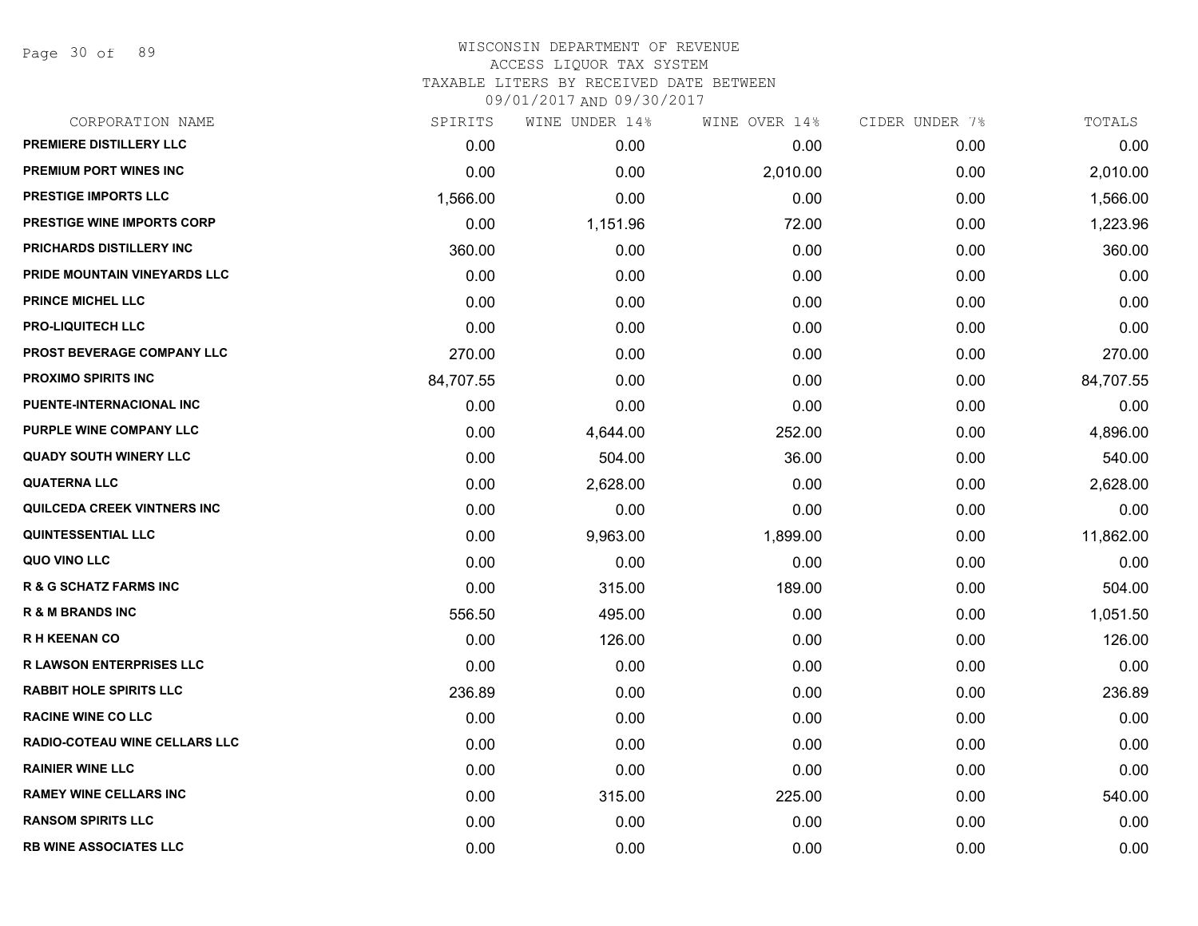# WISCONSIN DEPARTMENT OF REVENUE
## ACCESS LIQUOR TAX SYSTEM
### TAXABLE LITERS BY RECEIVED DATE BETWEEN 09/01/2017 AND 09/30/2017

| CORPORATION NAME | SPIRITS | WINE UNDER 14% | WINE OVER 14% | CIDER UNDER 7% | TOTALS |
|---|---|---|---|---|---|
| PREMIERE DISTILLERY LLC | 0.00 | 0.00 | 0.00 | 0.00 | 0.00 |
| PREMIUM PORT WINES INC | 0.00 | 0.00 | 2,010.00 | 0.00 | 2,010.00 |
| PRESTIGE IMPORTS LLC | 1,566.00 | 0.00 | 0.00 | 0.00 | 1,566.00 |
| PRESTIGE WINE IMPORTS CORP | 0.00 | 1,151.96 | 72.00 | 0.00 | 1,223.96 |
| PRICHARDS DISTILLERY INC | 360.00 | 0.00 | 0.00 | 0.00 | 360.00 |
| PRIDE MOUNTAIN VINEYARDS LLC | 0.00 | 0.00 | 0.00 | 0.00 | 0.00 |
| PRINCE MICHEL LLC | 0.00 | 0.00 | 0.00 | 0.00 | 0.00 |
| PRO-LIQUITECH LLC | 0.00 | 0.00 | 0.00 | 0.00 | 0.00 |
| PROST BEVERAGE COMPANY LLC | 270.00 | 0.00 | 0.00 | 0.00 | 270.00 |
| PROXIMO SPIRITS INC | 84,707.55 | 0.00 | 0.00 | 0.00 | 84,707.55 |
| PUENTE-INTERNACIONAL INC | 0.00 | 0.00 | 0.00 | 0.00 | 0.00 |
| PURPLE WINE COMPANY LLC | 0.00 | 4,644.00 | 252.00 | 0.00 | 4,896.00 |
| QUADY SOUTH WINERY LLC | 0.00 | 504.00 | 36.00 | 0.00 | 540.00 |
| QUATERNA LLC | 0.00 | 2,628.00 | 0.00 | 0.00 | 2,628.00 |
| QUILCEDA CREEK VINTNERS INC | 0.00 | 0.00 | 0.00 | 0.00 | 0.00 |
| QUINTESSENTIAL LLC | 0.00 | 9,963.00 | 1,899.00 | 0.00 | 11,862.00 |
| QUO VINO LLC | 0.00 | 0.00 | 0.00 | 0.00 | 0.00 |
| R & G SCHATZ FARMS INC | 0.00 | 315.00 | 189.00 | 0.00 | 504.00 |
| R & M BRANDS INC | 556.50 | 495.00 | 0.00 | 0.00 | 1,051.50 |
| R H KEENAN CO | 0.00 | 126.00 | 0.00 | 0.00 | 126.00 |
| R LAWSON ENTERPRISES LLC | 0.00 | 0.00 | 0.00 | 0.00 | 0.00 |
| RABBIT HOLE SPIRITS LLC | 236.89 | 0.00 | 0.00 | 0.00 | 236.89 |
| RACINE WINE CO LLC | 0.00 | 0.00 | 0.00 | 0.00 | 0.00 |
| RADIO-COTEAU WINE CELLARS LLC | 0.00 | 0.00 | 0.00 | 0.00 | 0.00 |
| RAINIER WINE LLC | 0.00 | 0.00 | 0.00 | 0.00 | 0.00 |
| RAMEY WINE CELLARS INC | 0.00 | 315.00 | 225.00 | 0.00 | 540.00 |
| RANSOM SPIRITS LLC | 0.00 | 0.00 | 0.00 | 0.00 | 0.00 |
| RB WINE ASSOCIATES LLC | 0.00 | 0.00 | 0.00 | 0.00 | 0.00 |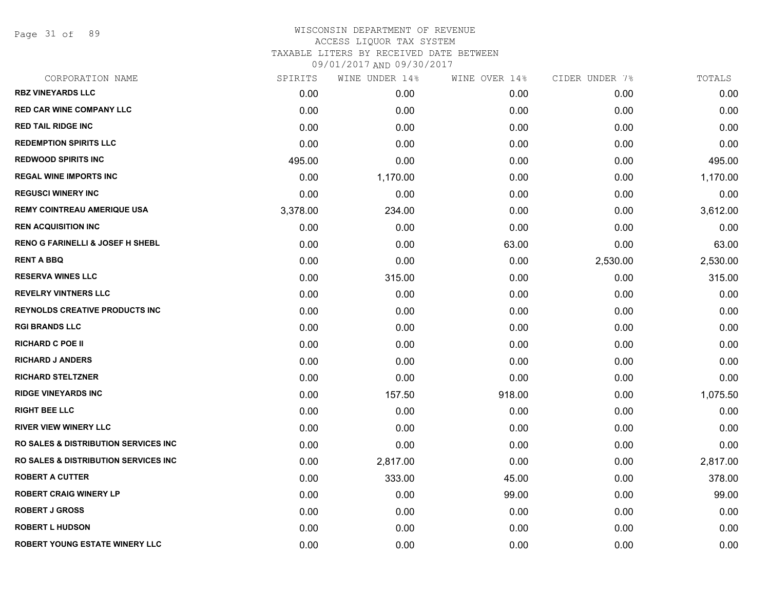WISCONSIN DEPARTMENT OF REVENUE
ACCESS LIQUOR TAX SYSTEM
TAXABLE LITERS BY RECEIVED DATE BETWEEN
09/01/2017 AND 09/30/2017

| CORPORATION NAME | SPIRITS | WINE UNDER 14% | WINE OVER 14% | CIDER UNDER 7% | TOTALS |
|---|---|---|---|---|---|
| **RBZ VINEYARDS LLC** | 0.00 | 0.00 | 0.00 | 0.00 | 0.00 |
| **RED CAR WINE COMPANY LLC** | 0.00 | 0.00 | 0.00 | 0.00 | 0.00 |
| **RED TAIL RIDGE INC** | 0.00 | 0.00 | 0.00 | 0.00 | 0.00 |
| **REDEMPTION SPIRITS LLC** | 0.00 | 0.00 | 0.00 | 0.00 | 0.00 |
| **REDWOOD SPIRITS INC** | 495.00 | 0.00 | 0.00 | 0.00 | 495.00 |
| **REGAL WINE IMPORTS INC** | 0.00 | 1,170.00 | 0.00 | 0.00 | 1,170.00 |
| **REGUSCI WINERY INC** | 0.00 | 0.00 | 0.00 | 0.00 | 0.00 |
| **REMY COINTREAU AMERIQUE USA** | 3,378.00 | 234.00 | 0.00 | 0.00 | 3,612.00 |
| **REN ACQUISITION INC** | 0.00 | 0.00 | 0.00 | 0.00 | 0.00 |
| **RENO G FARINELLI & JOSEF H SHEBL** | 0.00 | 0.00 | 63.00 | 0.00 | 63.00 |
| **RENT A BBQ** | 0.00 | 0.00 | 0.00 | 2,530.00 | 2,530.00 |
| **RESERVA WINES LLC** | 0.00 | 315.00 | 0.00 | 0.00 | 315.00 |
| **REVELRY VINTNERS LLC** | 0.00 | 0.00 | 0.00 | 0.00 | 0.00 |
| **REYNOLDS CREATIVE PRODUCTS INC** | 0.00 | 0.00 | 0.00 | 0.00 | 0.00 |
| **RGI BRANDS LLC** | 0.00 | 0.00 | 0.00 | 0.00 | 0.00 |
| **RICHARD C POE II** | 0.00 | 0.00 | 0.00 | 0.00 | 0.00 |
| **RICHARD J ANDERS** | 0.00 | 0.00 | 0.00 | 0.00 | 0.00 |
| **RICHARD STELTZNER** | 0.00 | 0.00 | 0.00 | 0.00 | 0.00 |
| **RIDGE VINEYARDS INC** | 0.00 | 157.50 | 918.00 | 0.00 | 1,075.50 |
| **RIGHT BEE LLC** | 0.00 | 0.00 | 0.00 | 0.00 | 0.00 |
| **RIVER VIEW WINERY LLC** | 0.00 | 0.00 | 0.00 | 0.00 | 0.00 |
| **RO SALES & DISTRIBUTION SERVICES INC** | 0.00 | 0.00 | 0.00 | 0.00 | 0.00 |
| **RO SALES & DISTRIBUTION SERVICES INC** | 0.00 | 2,817.00 | 0.00 | 0.00 | 2,817.00 |
| **ROBERT A CUTTER** | 0.00 | 333.00 | 45.00 | 0.00 | 378.00 |
| **ROBERT CRAIG WINERY LP** | 0.00 | 0.00 | 99.00 | 0.00 | 99.00 |
| **ROBERT J GROSS** | 0.00 | 0.00 | 0.00 | 0.00 | 0.00 |
| **ROBERT L HUDSON** | 0.00 | 0.00 | 0.00 | 0.00 | 0.00 |
| **ROBERT YOUNG ESTATE WINERY LLC** | 0.00 | 0.00 | 0.00 | 0.00 | 0.00 |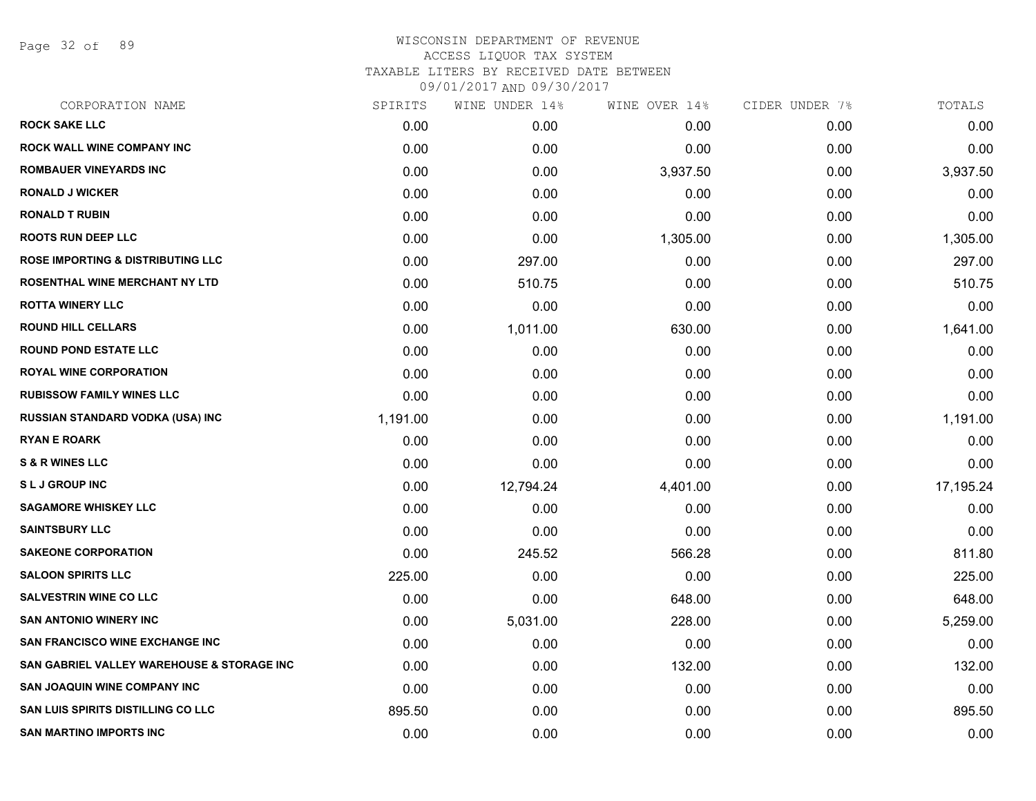WISCONSIN DEPARTMENT OF REVENUE
ACCESS LIQUOR TAX SYSTEM
TAXABLE LITERS BY RECEIVED DATE BETWEEN
09/01/2017 AND 09/30/2017

| CORPORATION NAME | SPIRITS | WINE UNDER 14% | WINE OVER 14% | CIDER UNDER 7% | TOTALS |
|---|---|---|---|---|---|
| ROCK SAKE LLC | 0.00 | 0.00 | 0.00 | 0.00 | 0.00 |
| ROCK WALL WINE COMPANY INC | 0.00 | 0.00 | 0.00 | 0.00 | 0.00 |
| ROMBAUER VINEYARDS INC | 0.00 | 0.00 | 3,937.50 | 0.00 | 3,937.50 |
| RONALD J WICKER | 0.00 | 0.00 | 0.00 | 0.00 | 0.00 |
| RONALD T RUBIN | 0.00 | 0.00 | 0.00 | 0.00 | 0.00 |
| ROOTS RUN DEEP LLC | 0.00 | 0.00 | 1,305.00 | 0.00 | 1,305.00 |
| ROSE IMPORTING & DISTRIBUTING LLC | 0.00 | 297.00 | 0.00 | 0.00 | 297.00 |
| ROSENTHAL WINE MERCHANT NY LTD | 0.00 | 510.75 | 0.00 | 0.00 | 510.75 |
| ROTTA WINERY LLC | 0.00 | 0.00 | 0.00 | 0.00 | 0.00 |
| ROUND HILL CELLARS | 0.00 | 1,011.00 | 630.00 | 0.00 | 1,641.00 |
| ROUND POND ESTATE LLC | 0.00 | 0.00 | 0.00 | 0.00 | 0.00 |
| ROYAL WINE CORPORATION | 0.00 | 0.00 | 0.00 | 0.00 | 0.00 |
| RUBISSOW FAMILY WINES LLC | 0.00 | 0.00 | 0.00 | 0.00 | 0.00 |
| RUSSIAN STANDARD VODKA (USA) INC | 1,191.00 | 0.00 | 0.00 | 0.00 | 1,191.00 |
| RYAN E ROARK | 0.00 | 0.00 | 0.00 | 0.00 | 0.00 |
| S & R WINES LLC | 0.00 | 0.00 | 0.00 | 0.00 | 0.00 |
| S L J GROUP INC | 0.00 | 12,794.24 | 4,401.00 | 0.00 | 17,195.24 |
| SAGAMORE WHISKEY LLC | 0.00 | 0.00 | 0.00 | 0.00 | 0.00 |
| SAINTSBURY LLC | 0.00 | 0.00 | 0.00 | 0.00 | 0.00 |
| SAKEONE CORPORATION | 0.00 | 245.52 | 566.28 | 0.00 | 811.80 |
| SALOON SPIRITS LLC | 225.00 | 0.00 | 0.00 | 0.00 | 225.00 |
| SALVESTRIN WINE CO LLC | 0.00 | 0.00 | 648.00 | 0.00 | 648.00 |
| SAN ANTONIO WINERY INC | 0.00 | 5,031.00 | 228.00 | 0.00 | 5,259.00 |
| SAN FRANCISCO WINE EXCHANGE INC | 0.00 | 0.00 | 0.00 | 0.00 | 0.00 |
| SAN GABRIEL VALLEY WAREHOUSE & STORAGE INC | 0.00 | 0.00 | 132.00 | 0.00 | 132.00 |
| SAN JOAQUIN WINE COMPANY INC | 0.00 | 0.00 | 0.00 | 0.00 | 0.00 |
| SAN LUIS SPIRITS DISTILLING CO LLC | 895.50 | 0.00 | 0.00 | 0.00 | 895.50 |
| SAN MARTINO IMPORTS INC | 0.00 | 0.00 | 0.00 | 0.00 | 0.00 |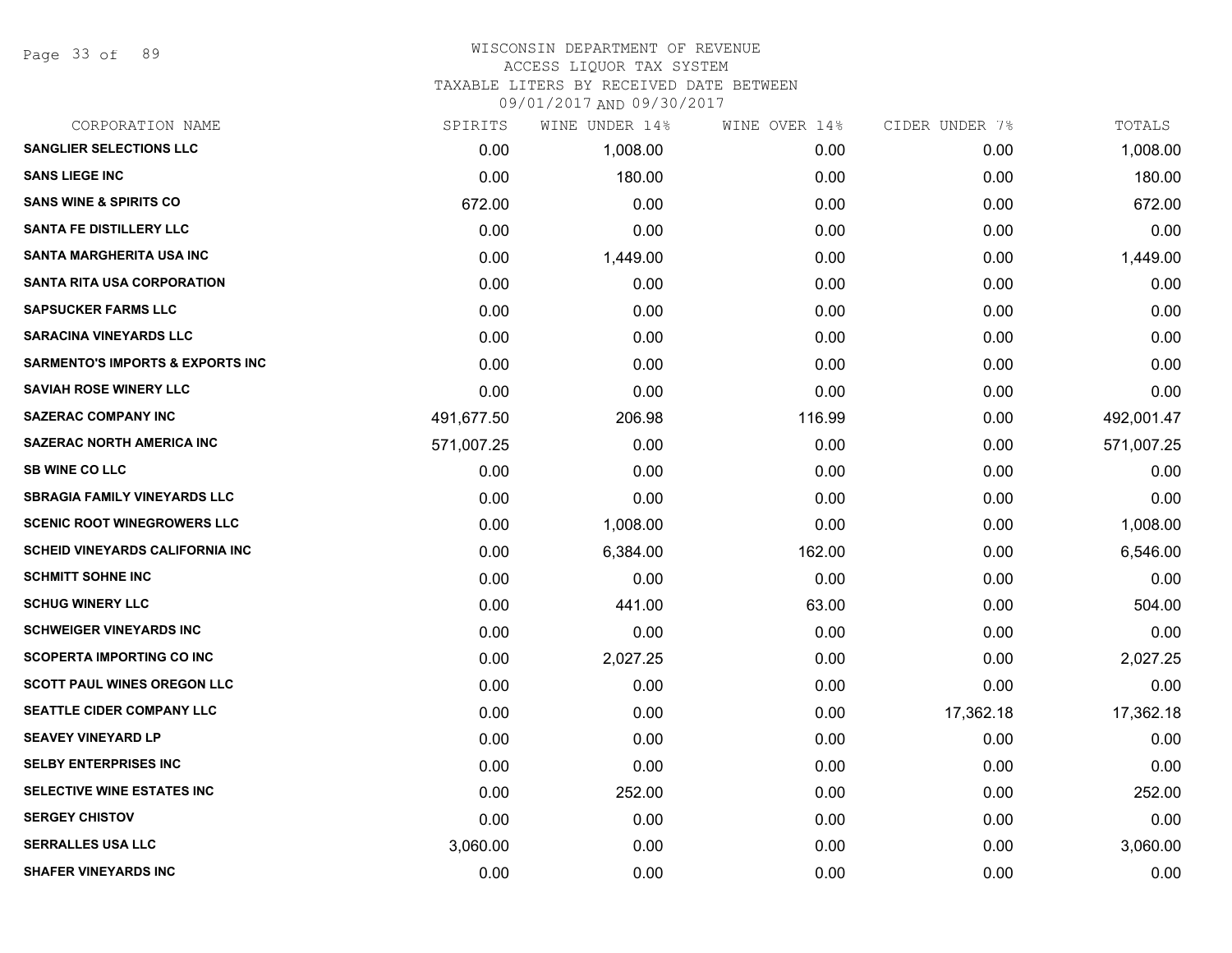WISCONSIN DEPARTMENT OF REVENUE
ACCESS LIQUOR TAX SYSTEM
TAXABLE LITERS BY RECEIVED DATE BETWEEN
09/01/2017 AND 09/30/2017

| CORPORATION NAME | SPIRITS | WINE UNDER 14% | WINE OVER 14% | CIDER UNDER 7% | TOTALS |
|---|---|---|---|---|---|
| SANGLIER SELECTIONS LLC | 0.00 | 1,008.00 | 0.00 | 0.00 | 1,008.00 |
| SANS LIEGE INC | 0.00 | 180.00 | 0.00 | 0.00 | 180.00 |
| SANS WINE & SPIRITS CO | 672.00 | 0.00 | 0.00 | 0.00 | 672.00 |
| SANTA FE DISTILLERY LLC | 0.00 | 0.00 | 0.00 | 0.00 | 0.00 |
| SANTA MARGHERITA USA INC | 0.00 | 1,449.00 | 0.00 | 0.00 | 1,449.00 |
| SANTA RITA USA CORPORATION | 0.00 | 0.00 | 0.00 | 0.00 | 0.00 |
| SAPSUCKER FARMS LLC | 0.00 | 0.00 | 0.00 | 0.00 | 0.00 |
| SARACINA VINEYARDS LLC | 0.00 | 0.00 | 0.00 | 0.00 | 0.00 |
| SARMENTO'S IMPORTS & EXPORTS INC | 0.00 | 0.00 | 0.00 | 0.00 | 0.00 |
| SAVIAH ROSE WINERY LLC | 0.00 | 0.00 | 0.00 | 0.00 | 0.00 |
| SAZERAC COMPANY INC | 491,677.50 | 206.98 | 116.99 | 0.00 | 492,001.47 |
| SAZERAC NORTH AMERICA INC | 571,007.25 | 0.00 | 0.00 | 0.00 | 571,007.25 |
| SB WINE CO LLC | 0.00 | 0.00 | 0.00 | 0.00 | 0.00 |
| SBRAGIA FAMILY VINEYARDS LLC | 0.00 | 0.00 | 0.00 | 0.00 | 0.00 |
| SCENIC ROOT WINEGROWERS LLC | 0.00 | 1,008.00 | 0.00 | 0.00 | 1,008.00 |
| SCHEID VINEYARDS CALIFORNIA INC | 0.00 | 6,384.00 | 162.00 | 0.00 | 6,546.00 |
| SCHMITT SOHNE INC | 0.00 | 0.00 | 0.00 | 0.00 | 0.00 |
| SCHUG WINERY LLC | 0.00 | 441.00 | 63.00 | 0.00 | 504.00 |
| SCHWEIGER VINEYARDS INC | 0.00 | 0.00 | 0.00 | 0.00 | 0.00 |
| SCOPERTA IMPORTING CO INC | 0.00 | 2,027.25 | 0.00 | 0.00 | 2,027.25 |
| SCOTT PAUL WINES OREGON LLC | 0.00 | 0.00 | 0.00 | 0.00 | 0.00 |
| SEATTLE CIDER COMPANY LLC | 0.00 | 0.00 | 0.00 | 17,362.18 | 17,362.18 |
| SEAVEY VINEYARD LP | 0.00 | 0.00 | 0.00 | 0.00 | 0.00 |
| SELBY ENTERPRISES INC | 0.00 | 0.00 | 0.00 | 0.00 | 0.00 |
| SELECTIVE WINE ESTATES INC | 0.00 | 252.00 | 0.00 | 0.00 | 252.00 |
| SERGEY CHISTOV | 0.00 | 0.00 | 0.00 | 0.00 | 0.00 |
| SERRALLES USA LLC | 3,060.00 | 0.00 | 0.00 | 0.00 | 3,060.00 |
| SHAFER VINEYARDS INC | 0.00 | 0.00 | 0.00 | 0.00 | 0.00 |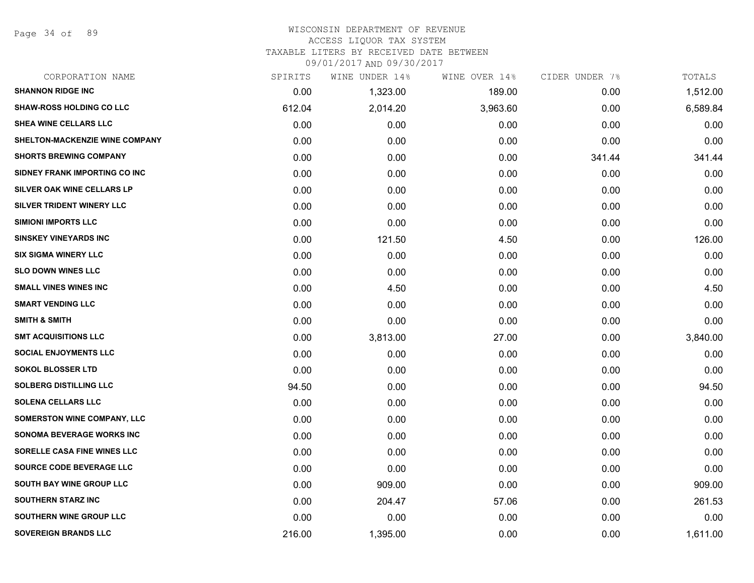# WISCONSIN DEPARTMENT OF REVENUE
ACCESS LIQUOR TAX SYSTEM
TAXABLE LITERS BY RECEIVED DATE BETWEEN
09/01/2017 AND 09/30/2017

| CORPORATION NAME | SPIRITS | WINE UNDER 14% | WINE OVER 14% | CIDER UNDER 7% | TOTALS |
|---|---|---|---|---|---|
| SHANNON RIDGE INC | 0.00 | 1,323.00 | 189.00 | 0.00 | 1,512.00 |
| SHAW-ROSS HOLDING CO LLC | 612.04 | 2,014.20 | 3,963.60 | 0.00 | 6,589.84 |
| SHEA WINE CELLARS LLC | 0.00 | 0.00 | 0.00 | 0.00 | 0.00 |
| SHELTON-MACKENZIE WINE COMPANY | 0.00 | 0.00 | 0.00 | 0.00 | 0.00 |
| SHORTS BREWING COMPANY | 0.00 | 0.00 | 0.00 | 341.44 | 341.44 |
| SIDNEY FRANK IMPORTING CO INC | 0.00 | 0.00 | 0.00 | 0.00 | 0.00 |
| SILVER OAK WINE CELLARS LP | 0.00 | 0.00 | 0.00 | 0.00 | 0.00 |
| SILVER TRIDENT WINERY LLC | 0.00 | 0.00 | 0.00 | 0.00 | 0.00 |
| SIMIONI IMPORTS LLC | 0.00 | 0.00 | 0.00 | 0.00 | 0.00 |
| SINSKEY VINEYARDS INC | 0.00 | 121.50 | 4.50 | 0.00 | 126.00 |
| SIX SIGMA WINERY LLC | 0.00 | 0.00 | 0.00 | 0.00 | 0.00 |
| SLO DOWN WINES LLC | 0.00 | 0.00 | 0.00 | 0.00 | 0.00 |
| SMALL VINES WINES INC | 0.00 | 4.50 | 0.00 | 0.00 | 4.50 |
| SMART VENDING LLC | 0.00 | 0.00 | 0.00 | 0.00 | 0.00 |
| SMITH & SMITH | 0.00 | 0.00 | 0.00 | 0.00 | 0.00 |
| SMT ACQUISITIONS LLC | 0.00 | 3,813.00 | 27.00 | 0.00 | 3,840.00 |
| SOCIAL ENJOYMENTS LLC | 0.00 | 0.00 | 0.00 | 0.00 | 0.00 |
| SOKOL BLOSSER LTD | 0.00 | 0.00 | 0.00 | 0.00 | 0.00 |
| SOLBERG DISTILLING LLC | 94.50 | 0.00 | 0.00 | 0.00 | 94.50 |
| SOLENA CELLARS LLC | 0.00 | 0.00 | 0.00 | 0.00 | 0.00 |
| SOMERSTON WINE COMPANY, LLC | 0.00 | 0.00 | 0.00 | 0.00 | 0.00 |
| SONOMA BEVERAGE WORKS INC | 0.00 | 0.00 | 0.00 | 0.00 | 0.00 |
| SORELLE CASA FINE WINES LLC | 0.00 | 0.00 | 0.00 | 0.00 | 0.00 |
| SOURCE CODE BEVERAGE LLC | 0.00 | 0.00 | 0.00 | 0.00 | 0.00 |
| SOUTH BAY WINE GROUP LLC | 0.00 | 909.00 | 0.00 | 0.00 | 909.00 |
| SOUTHERN STARZ INC | 0.00 | 204.47 | 57.06 | 0.00 | 261.53 |
| SOUTHERN WINE GROUP LLC | 0.00 | 0.00 | 0.00 | 0.00 | 0.00 |
| SOVEREIGN BRANDS LLC | 216.00 | 1,395.00 | 0.00 | 0.00 | 1,611.00 |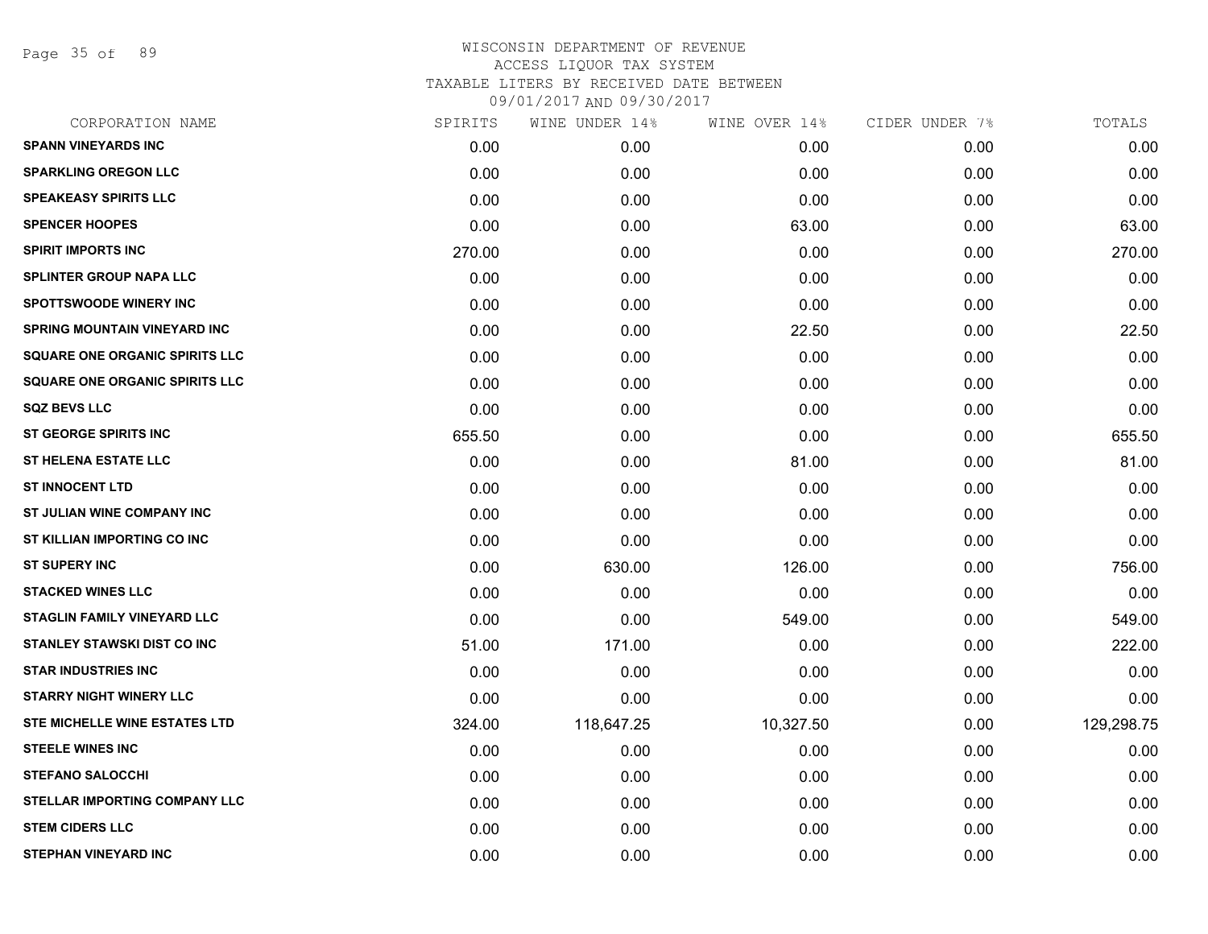WISCONSIN DEPARTMENT OF REVENUE
ACCESS LIQUOR TAX SYSTEM
TAXABLE LITERS BY RECEIVED DATE BETWEEN
09/01/2017 AND 09/30/2017

| CORPORATION NAME | SPIRITS | WINE UNDER 14% | WINE OVER 14% | CIDER UNDER 7% | TOTALS |
|---|---|---|---|---|---|
| SPANN VINEYARDS INC | 0.00 | 0.00 | 0.00 | 0.00 | 0.00 |
| SPARKLING OREGON LLC | 0.00 | 0.00 | 0.00 | 0.00 | 0.00 |
| SPEAKEASY SPIRITS LLC | 0.00 | 0.00 | 0.00 | 0.00 | 0.00 |
| SPENCER HOOPES | 0.00 | 0.00 | 63.00 | 0.00 | 63.00 |
| SPIRIT IMPORTS INC | 270.00 | 0.00 | 0.00 | 0.00 | 270.00 |
| SPLINTER GROUP NAPA LLC | 0.00 | 0.00 | 0.00 | 0.00 | 0.00 |
| SPOTTSWOODE WINERY INC | 0.00 | 0.00 | 0.00 | 0.00 | 0.00 |
| SPRING MOUNTAIN VINEYARD INC | 0.00 | 0.00 | 22.50 | 0.00 | 22.50 |
| SQUARE ONE ORGANIC SPIRITS LLC | 0.00 | 0.00 | 0.00 | 0.00 | 0.00 |
| SQUARE ONE ORGANIC SPIRITS LLC | 0.00 | 0.00 | 0.00 | 0.00 | 0.00 |
| SQZ BEVS LLC | 0.00 | 0.00 | 0.00 | 0.00 | 0.00 |
| ST GEORGE SPIRITS INC | 655.50 | 0.00 | 0.00 | 0.00 | 655.50 |
| ST HELENA ESTATE LLC | 0.00 | 0.00 | 81.00 | 0.00 | 81.00 |
| ST INNOCENT LTD | 0.00 | 0.00 | 0.00 | 0.00 | 0.00 |
| ST JULIAN WINE COMPANY INC | 0.00 | 0.00 | 0.00 | 0.00 | 0.00 |
| ST KILLIAN IMPORTING CO INC | 0.00 | 0.00 | 0.00 | 0.00 | 0.00 |
| ST SUPERY INC | 0.00 | 630.00 | 126.00 | 0.00 | 756.00 |
| STACKED WINES LLC | 0.00 | 0.00 | 0.00 | 0.00 | 0.00 |
| STAGLIN FAMILY VINEYARD LLC | 0.00 | 0.00 | 549.00 | 0.00 | 549.00 |
| STANLEY STAWSKI DIST CO INC | 51.00 | 171.00 | 0.00 | 0.00 | 222.00 |
| STAR INDUSTRIES INC | 0.00 | 0.00 | 0.00 | 0.00 | 0.00 |
| STARRY NIGHT WINERY LLC | 0.00 | 0.00 | 0.00 | 0.00 | 0.00 |
| STE MICHELLE WINE ESTATES LTD | 324.00 | 118,647.25 | 10,327.50 | 0.00 | 129,298.75 |
| STEELE WINES INC | 0.00 | 0.00 | 0.00 | 0.00 | 0.00 |
| STEFANO SALOCCHI | 0.00 | 0.00 | 0.00 | 0.00 | 0.00 |
| STELLAR IMPORTING COMPANY LLC | 0.00 | 0.00 | 0.00 | 0.00 | 0.00 |
| STEM CIDERS LLC | 0.00 | 0.00 | 0.00 | 0.00 | 0.00 |
| STEPHAN VINEYARD INC | 0.00 | 0.00 | 0.00 | 0.00 | 0.00 |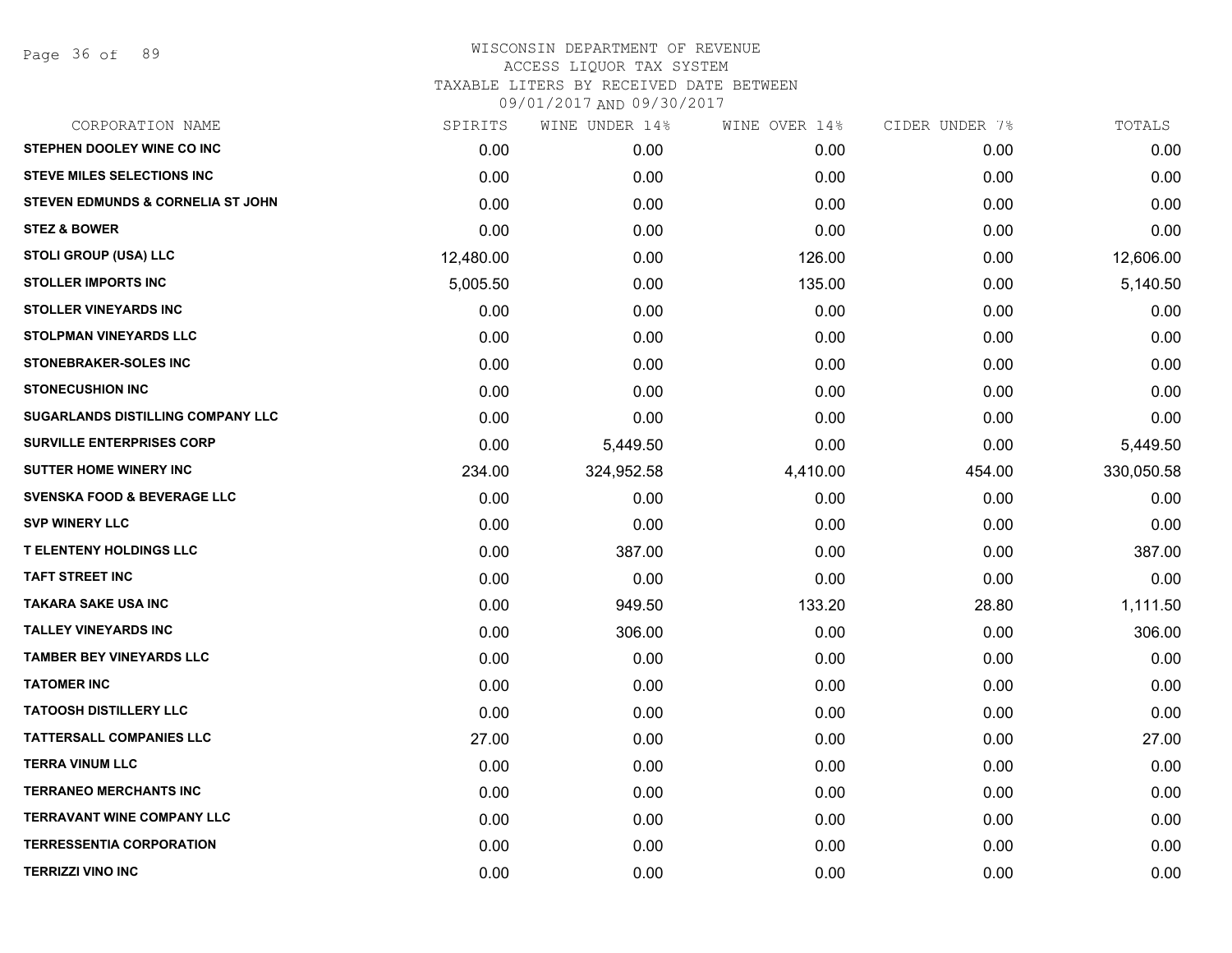WISCONSIN DEPARTMENT OF REVENUE
ACCESS LIQUOR TAX SYSTEM
TAXABLE LITERS BY RECEIVED DATE BETWEEN
09/01/2017 AND 09/30/2017

| CORPORATION NAME | SPIRITS | WINE UNDER 14% | WINE OVER 14% | CIDER UNDER 7% | TOTALS |
|---|---|---|---|---|---|
| STEPHEN DOOLEY WINE CO INC | 0.00 | 0.00 | 0.00 | 0.00 | 0.00 |
| STEVE MILES SELECTIONS INC | 0.00 | 0.00 | 0.00 | 0.00 | 0.00 |
| STEVEN EDMUNDS & CORNELIA ST JOHN | 0.00 | 0.00 | 0.00 | 0.00 | 0.00 |
| STEZ & BOWER | 0.00 | 0.00 | 0.00 | 0.00 | 0.00 |
| STOLI GROUP (USA) LLC | 12,480.00 | 0.00 | 126.00 | 0.00 | 12,606.00 |
| STOLLER IMPORTS INC | 5,005.50 | 0.00 | 135.00 | 0.00 | 5,140.50 |
| STOLLER VINEYARDS INC | 0.00 | 0.00 | 0.00 | 0.00 | 0.00 |
| STOLPMAN VINEYARDS LLC | 0.00 | 0.00 | 0.00 | 0.00 | 0.00 |
| STONEBRAKER-SOLES INC | 0.00 | 0.00 | 0.00 | 0.00 | 0.00 |
| STONECUSHION INC | 0.00 | 0.00 | 0.00 | 0.00 | 0.00 |
| SUGARLANDS DISTILLING COMPANY LLC | 0.00 | 0.00 | 0.00 | 0.00 | 0.00 |
| SURVILLE ENTERPRISES CORP | 0.00 | 5,449.50 | 0.00 | 0.00 | 5,449.50 |
| SUTTER HOME WINERY INC | 234.00 | 324,952.58 | 4,410.00 | 454.00 | 330,050.58 |
| SVENSKA FOOD & BEVERAGE LLC | 0.00 | 0.00 | 0.00 | 0.00 | 0.00 |
| SVP WINERY LLC | 0.00 | 0.00 | 0.00 | 0.00 | 0.00 |
| T ELENTENY HOLDINGS LLC | 0.00 | 387.00 | 0.00 | 0.00 | 387.00 |
| TAFT STREET INC | 0.00 | 0.00 | 0.00 | 0.00 | 0.00 |
| TAKARA SAKE USA INC | 0.00 | 949.50 | 133.20 | 28.80 | 1,111.50 |
| TALLEY VINEYARDS INC | 0.00 | 306.00 | 0.00 | 0.00 | 306.00 |
| TAMBER BEY VINEYARDS LLC | 0.00 | 0.00 | 0.00 | 0.00 | 0.00 |
| TATOMER INC | 0.00 | 0.00 | 0.00 | 0.00 | 0.00 |
| TATOOSH DISTILLERY LLC | 0.00 | 0.00 | 0.00 | 0.00 | 0.00 |
| TATTERSALL COMPANIES LLC | 27.00 | 0.00 | 0.00 | 0.00 | 27.00 |
| TERRA VINUM LLC | 0.00 | 0.00 | 0.00 | 0.00 | 0.00 |
| TERRANEO MERCHANTS INC | 0.00 | 0.00 | 0.00 | 0.00 | 0.00 |
| TERRAVANT WINE COMPANY LLC | 0.00 | 0.00 | 0.00 | 0.00 | 0.00 |
| TERRESSENTIA CORPORATION | 0.00 | 0.00 | 0.00 | 0.00 | 0.00 |
| TERRIZZI VINO INC | 0.00 | 0.00 | 0.00 | 0.00 | 0.00 |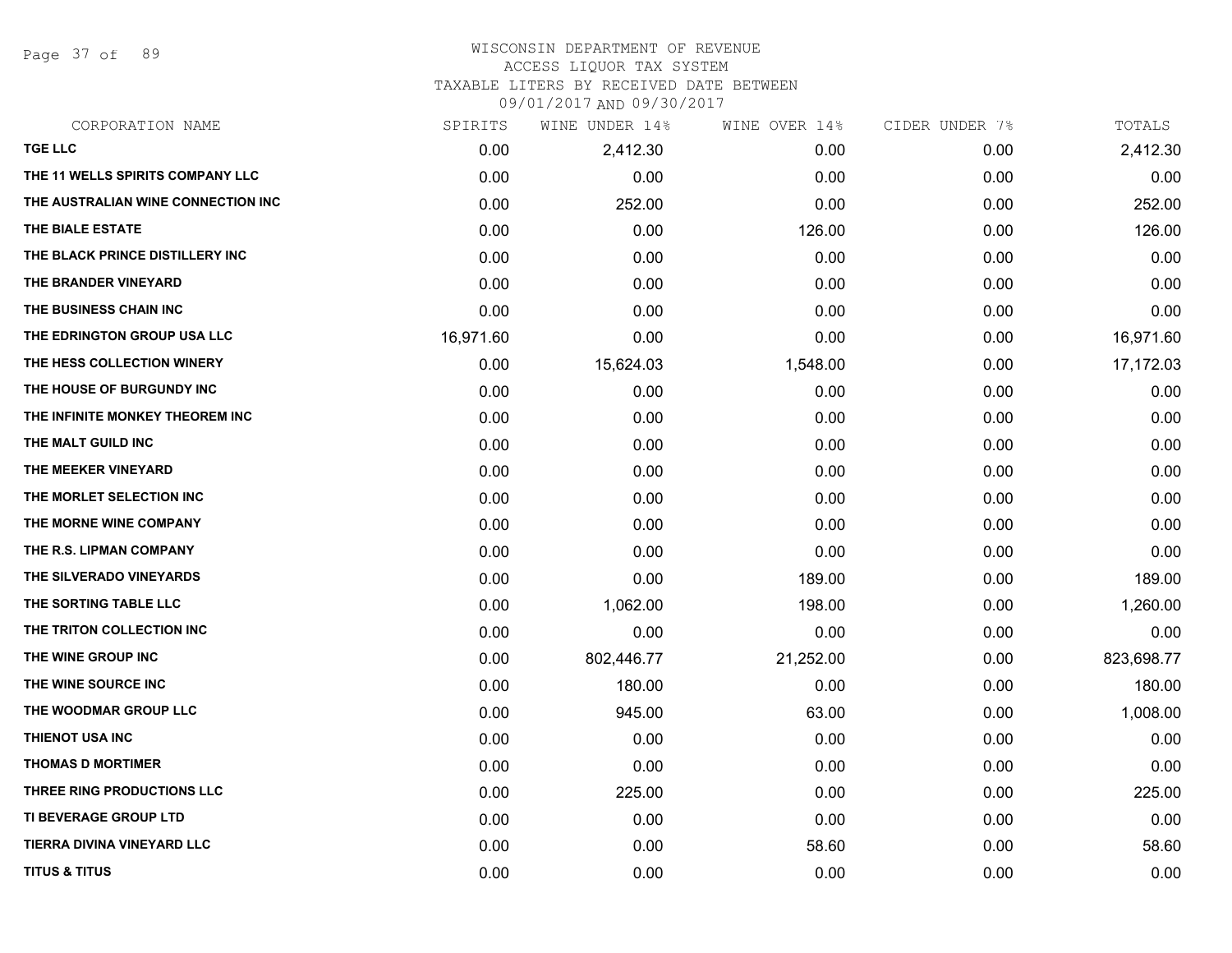# WISCONSIN DEPARTMENT OF REVENUE
## ACCESS LIQUOR TAX SYSTEM
### TAXABLE LITERS BY RECEIVED DATE BETWEEN 09/01/2017 AND 09/30/2017

| CORPORATION NAME | SPIRITS | WINE UNDER 14% | WINE OVER 14% | CIDER UNDER 7% | TOTALS |
|---|---|---|---|---|---|
| TGE LLC | 0.00 | 2,412.30 | 0.00 | 0.00 | 2,412.30 |
| THE 11 WELLS SPIRITS COMPANY LLC | 0.00 | 0.00 | 0.00 | 0.00 | 0.00 |
| THE AUSTRALIAN WINE CONNECTION INC | 0.00 | 252.00 | 0.00 | 0.00 | 252.00 |
| THE BIALE ESTATE | 0.00 | 0.00 | 126.00 | 0.00 | 126.00 |
| THE BLACK PRINCE DISTILLERY INC | 0.00 | 0.00 | 0.00 | 0.00 | 0.00 |
| THE BRANDER VINEYARD | 0.00 | 0.00 | 0.00 | 0.00 | 0.00 |
| THE BUSINESS CHAIN INC | 0.00 | 0.00 | 0.00 | 0.00 | 0.00 |
| THE EDRINGTON GROUP USA LLC | 16,971.60 | 0.00 | 0.00 | 0.00 | 16,971.60 |
| THE HESS COLLECTION WINERY | 0.00 | 15,624.03 | 1,548.00 | 0.00 | 17,172.03 |
| THE HOUSE OF BURGUNDY INC | 0.00 | 0.00 | 0.00 | 0.00 | 0.00 |
| THE INFINITE MONKEY THEOREM INC | 0.00 | 0.00 | 0.00 | 0.00 | 0.00 |
| THE MALT GUILD INC | 0.00 | 0.00 | 0.00 | 0.00 | 0.00 |
| THE MEEKER VINEYARD | 0.00 | 0.00 | 0.00 | 0.00 | 0.00 |
| THE MORLET SELECTION INC | 0.00 | 0.00 | 0.00 | 0.00 | 0.00 |
| THE MORNE WINE COMPANY | 0.00 | 0.00 | 0.00 | 0.00 | 0.00 |
| THE R.S. LIPMAN COMPANY | 0.00 | 0.00 | 0.00 | 0.00 | 0.00 |
| THE SILVERADO VINEYARDS | 0.00 | 0.00 | 189.00 | 0.00 | 189.00 |
| THE SORTING TABLE LLC | 0.00 | 1,062.00 | 198.00 | 0.00 | 1,260.00 |
| THE TRITON COLLECTION INC | 0.00 | 0.00 | 0.00 | 0.00 | 0.00 |
| THE WINE GROUP INC | 0.00 | 802,446.77 | 21,252.00 | 0.00 | 823,698.77 |
| THE WINE SOURCE INC | 0.00 | 180.00 | 0.00 | 0.00 | 180.00 |
| THE WOODMAR GROUP LLC | 0.00 | 945.00 | 63.00 | 0.00 | 1,008.00 |
| THIENOT USA INC | 0.00 | 0.00 | 0.00 | 0.00 | 0.00 |
| THOMAS D MORTIMER | 0.00 | 0.00 | 0.00 | 0.00 | 0.00 |
| THREE RING PRODUCTIONS LLC | 0.00 | 225.00 | 0.00 | 0.00 | 225.00 |
| TI BEVERAGE GROUP LTD | 0.00 | 0.00 | 0.00 | 0.00 | 0.00 |
| TIERRA DIVINA VINEYARD LLC | 0.00 | 0.00 | 58.60 | 0.00 | 58.60 |
| TITUS & TITUS | 0.00 | 0.00 | 0.00 | 0.00 | 0.00 |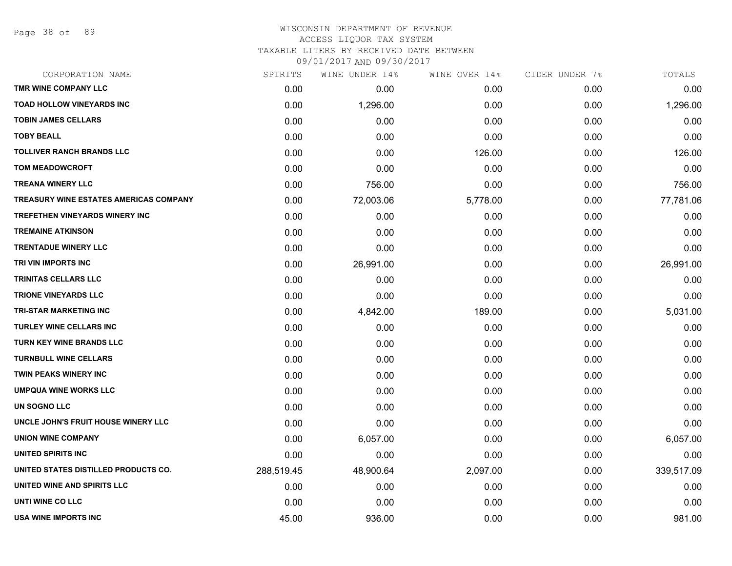# WISCONSIN DEPARTMENT OF REVENUE
## ACCESS LIQUOR TAX SYSTEM
### TAXABLE LITERS BY RECEIVED DATE BETWEEN 09/01/2017 AND 09/30/2017

| CORPORATION NAME | SPIRITS | WINE UNDER 14% | WINE OVER 14% | CIDER UNDER 7% | TOTALS |
|---|---|---|---|---|---|
| TMR WINE COMPANY LLC | 0.00 | 0.00 | 0.00 | 0.00 | 0.00 |
| TOAD HOLLOW VINEYARDS INC | 0.00 | 1,296.00 | 0.00 | 0.00 | 1,296.00 |
| TOBIN JAMES CELLARS | 0.00 | 0.00 | 0.00 | 0.00 | 0.00 |
| TOBY BEALL | 0.00 | 0.00 | 0.00 | 0.00 | 0.00 |
| TOLLIVER RANCH BRANDS LLC | 0.00 | 0.00 | 126.00 | 0.00 | 126.00 |
| TOM MEADOWCROFT | 0.00 | 0.00 | 0.00 | 0.00 | 0.00 |
| TREANA WINERY LLC | 0.00 | 756.00 | 0.00 | 0.00 | 756.00 |
| TREASURY WINE ESTATES AMERICAS COMPANY | 0.00 | 72,003.06 | 5,778.00 | 0.00 | 77,781.06 |
| TREFETHEN VINEYARDS WINERY INC | 0.00 | 0.00 | 0.00 | 0.00 | 0.00 |
| TREMAINE ATKINSON | 0.00 | 0.00 | 0.00 | 0.00 | 0.00 |
| TRENTADUE WINERY LLC | 0.00 | 0.00 | 0.00 | 0.00 | 0.00 |
| TRI VIN IMPORTS INC | 0.00 | 26,991.00 | 0.00 | 0.00 | 26,991.00 |
| TRINITAS CELLARS LLC | 0.00 | 0.00 | 0.00 | 0.00 | 0.00 |
| TRIONE VINEYARDS LLC | 0.00 | 0.00 | 0.00 | 0.00 | 0.00 |
| TRI-STAR MARKETING INC | 0.00 | 4,842.00 | 189.00 | 0.00 | 5,031.00 |
| TURLEY WINE CELLARS INC | 0.00 | 0.00 | 0.00 | 0.00 | 0.00 |
| TURN KEY WINE BRANDS LLC | 0.00 | 0.00 | 0.00 | 0.00 | 0.00 |
| TURNBULL WINE CELLARS | 0.00 | 0.00 | 0.00 | 0.00 | 0.00 |
| TWIN PEAKS WINERY INC | 0.00 | 0.00 | 0.00 | 0.00 | 0.00 |
| UMPQUA WINE WORKS LLC | 0.00 | 0.00 | 0.00 | 0.00 | 0.00 |
| UN SOGNO LLC | 0.00 | 0.00 | 0.00 | 0.00 | 0.00 |
| UNCLE JOHN'S FRUIT HOUSE WINERY LLC | 0.00 | 0.00 | 0.00 | 0.00 | 0.00 |
| UNION WINE COMPANY | 0.00 | 6,057.00 | 0.00 | 0.00 | 6,057.00 |
| UNITED SPIRITS INC | 0.00 | 0.00 | 0.00 | 0.00 | 0.00 |
| UNITED STATES DISTILLED PRODUCTS CO. | 288,519.45 | 48,900.64 | 2,097.00 | 0.00 | 339,517.09 |
| UNITED WINE AND SPIRITS LLC | 0.00 | 0.00 | 0.00 | 0.00 | 0.00 |
| UNTI WINE CO LLC | 0.00 | 0.00 | 0.00 | 0.00 | 0.00 |
| USA WINE IMPORTS INC | 45.00 | 936.00 | 0.00 | 0.00 | 981.00 |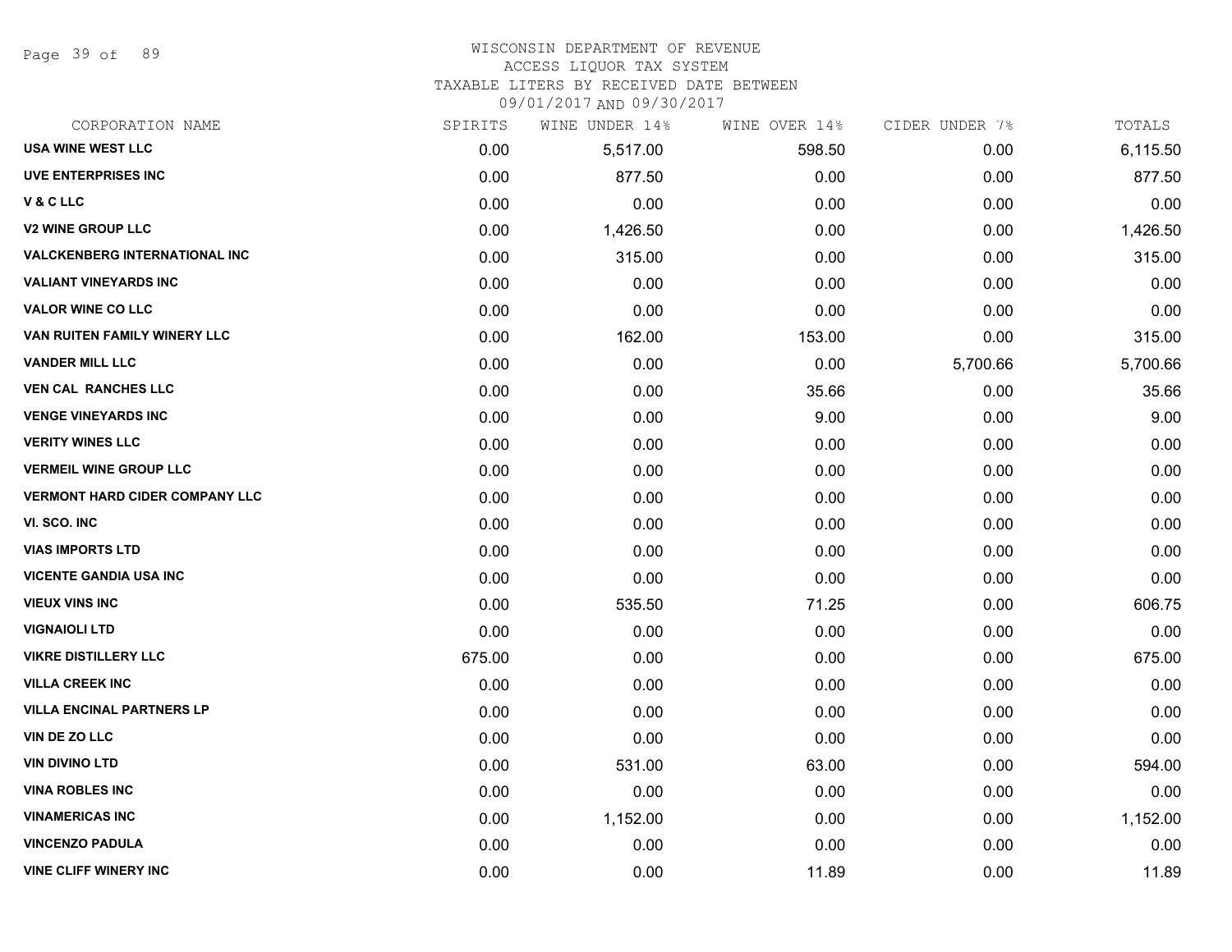# WISCONSIN DEPARTMENT OF REVENUE
## ACCESS LIQUOR TAX SYSTEM
### TAXABLE LITERS BY RECEIVED DATE BETWEEN 09/01/2017 AND 09/30/2017

| CORPORATION NAME | SPIRITS | WINE UNDER 14% | WINE OVER 14% | CIDER UNDER 7% | TOTALS |
|---|---|---|---|---|---|
| USA WINE WEST LLC | 0.00 | 5,517.00 | 598.50 | 0.00 | 6,115.50 |
| UVE ENTERPRISES INC | 0.00 | 877.50 | 0.00 | 0.00 | 877.50 |
| V & C LLC | 0.00 | 0.00 | 0.00 | 0.00 | 0.00 |
| V2 WINE GROUP LLC | 0.00 | 1,426.50 | 0.00 | 0.00 | 1,426.50 |
| VALCKENBERG INTERNATIONAL INC | 0.00 | 315.00 | 0.00 | 0.00 | 315.00 |
| VALIANT VINEYARDS INC | 0.00 | 0.00 | 0.00 | 0.00 | 0.00 |
| VALOR WINE CO LLC | 0.00 | 0.00 | 0.00 | 0.00 | 0.00 |
| VAN RUITEN FAMILY WINERY LLC | 0.00 | 162.00 | 153.00 | 0.00 | 315.00 |
| VANDER MILL LLC | 0.00 | 0.00 | 0.00 | 5,700.66 | 5,700.66 |
| VEN CAL RANCHES LLC | 0.00 | 0.00 | 35.66 | 0.00 | 35.66 |
| VENGE VINEYARDS INC | 0.00 | 0.00 | 9.00 | 0.00 | 9.00 |
| VERITY WINES LLC | 0.00 | 0.00 | 0.00 | 0.00 | 0.00 |
| VERMEIL WINE GROUP LLC | 0.00 | 0.00 | 0.00 | 0.00 | 0.00 |
| VERMONT HARD CIDER COMPANY LLC | 0.00 | 0.00 | 0.00 | 0.00 | 0.00 |
| VI. SCO. INC | 0.00 | 0.00 | 0.00 | 0.00 | 0.00 |
| VIAS IMPORTS LTD | 0.00 | 0.00 | 0.00 | 0.00 | 0.00 |
| VICENTE GANDIA USA INC | 0.00 | 0.00 | 0.00 | 0.00 | 0.00 |
| VIEUX VINS INC | 0.00 | 535.50 | 71.25 | 0.00 | 606.75 |
| VIGNAIOLI LTD | 0.00 | 0.00 | 0.00 | 0.00 | 0.00 |
| VIKRE DISTILLERY LLC | 675.00 | 0.00 | 0.00 | 0.00 | 675.00 |
| VILLA CREEK INC | 0.00 | 0.00 | 0.00 | 0.00 | 0.00 |
| VILLA ENCINAL PARTNERS LP | 0.00 | 0.00 | 0.00 | 0.00 | 0.00 |
| VIN DE ZO LLC | 0.00 | 0.00 | 0.00 | 0.00 | 0.00 |
| VIN DIVINO LTD | 0.00 | 531.00 | 63.00 | 0.00 | 594.00 |
| VINA ROBLES INC | 0.00 | 0.00 | 0.00 | 0.00 | 0.00 |
| VINAMERICAS INC | 0.00 | 1,152.00 | 0.00 | 0.00 | 1,152.00 |
| VINCENZO PADULA | 0.00 | 0.00 | 0.00 | 0.00 | 0.00 |
| VINE CLIFF WINERY INC | 0.00 | 0.00 | 11.89 | 0.00 | 11.89 |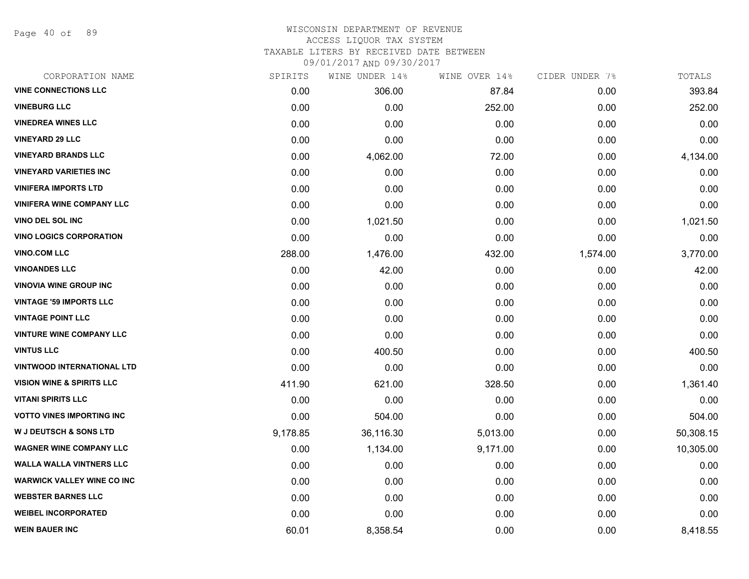# WISCONSIN DEPARTMENT OF REVENUE
ACCESS LIQUOR TAX SYSTEM
TAXABLE LITERS BY RECEIVED DATE BETWEEN
09/01/2017 AND 09/30/2017

| CORPORATION NAME | SPIRITS | WINE UNDER 14% | WINE OVER 14% | CIDER UNDER 7% | TOTALS |
|---|---|---|---|---|---|
| VINE CONNECTIONS LLC | 0.00 | 306.00 | 87.84 | 0.00 | 393.84 |
| VINEBURG LLC | 0.00 | 0.00 | 252.00 | 0.00 | 252.00 |
| VINEDREA WINES LLC | 0.00 | 0.00 | 0.00 | 0.00 | 0.00 |
| VINEYARD 29 LLC | 0.00 | 0.00 | 0.00 | 0.00 | 0.00 |
| VINEYARD BRANDS LLC | 0.00 | 4,062.00 | 72.00 | 0.00 | 4,134.00 |
| VINEYARD VARIETIES INC | 0.00 | 0.00 | 0.00 | 0.00 | 0.00 |
| VINIFERA IMPORTS LTD | 0.00 | 0.00 | 0.00 | 0.00 | 0.00 |
| VINIFERA WINE COMPANY LLC | 0.00 | 0.00 | 0.00 | 0.00 | 0.00 |
| VINO DEL SOL INC | 0.00 | 1,021.50 | 0.00 | 0.00 | 1,021.50 |
| VINO LOGICS CORPORATION | 0.00 | 0.00 | 0.00 | 0.00 | 0.00 |
| VINO.COM LLC | 288.00 | 1,476.00 | 432.00 | 1,574.00 | 3,770.00 |
| VINOANDES LLC | 0.00 | 42.00 | 0.00 | 0.00 | 42.00 |
| VINOVIA WINE GROUP INC | 0.00 | 0.00 | 0.00 | 0.00 | 0.00 |
| VINTAGE '59 IMPORTS LLC | 0.00 | 0.00 | 0.00 | 0.00 | 0.00 |
| VINTAGE POINT LLC | 0.00 | 0.00 | 0.00 | 0.00 | 0.00 |
| VINTURE WINE COMPANY LLC | 0.00 | 0.00 | 0.00 | 0.00 | 0.00 |
| VINTUS LLC | 0.00 | 400.50 | 0.00 | 0.00 | 400.50 |
| VINTWOOD INTERNATIONAL LTD | 0.00 | 0.00 | 0.00 | 0.00 | 0.00 |
| VISION WINE & SPIRITS LLC | 411.90 | 621.00 | 328.50 | 0.00 | 1,361.40 |
| VITANI SPIRITS LLC | 0.00 | 0.00 | 0.00 | 0.00 | 0.00 |
| VOTTO VINES IMPORTING INC | 0.00 | 504.00 | 0.00 | 0.00 | 504.00 |
| W J DEUTSCH & SONS LTD | 9,178.85 | 36,116.30 | 5,013.00 | 0.00 | 50,308.15 |
| WAGNER WINE COMPANY LLC | 0.00 | 1,134.00 | 9,171.00 | 0.00 | 10,305.00 |
| WALLA WALLA VINTNERS LLC | 0.00 | 0.00 | 0.00 | 0.00 | 0.00 |
| WARWICK VALLEY WINE CO INC | 0.00 | 0.00 | 0.00 | 0.00 | 0.00 |
| WEBSTER BARNES LLC | 0.00 | 0.00 | 0.00 | 0.00 | 0.00 |
| WEIBEL INCORPORATED | 0.00 | 0.00 | 0.00 | 0.00 | 0.00 |
| WEIN BAUER INC | 60.01 | 8,358.54 | 0.00 | 0.00 | 8,418.55 |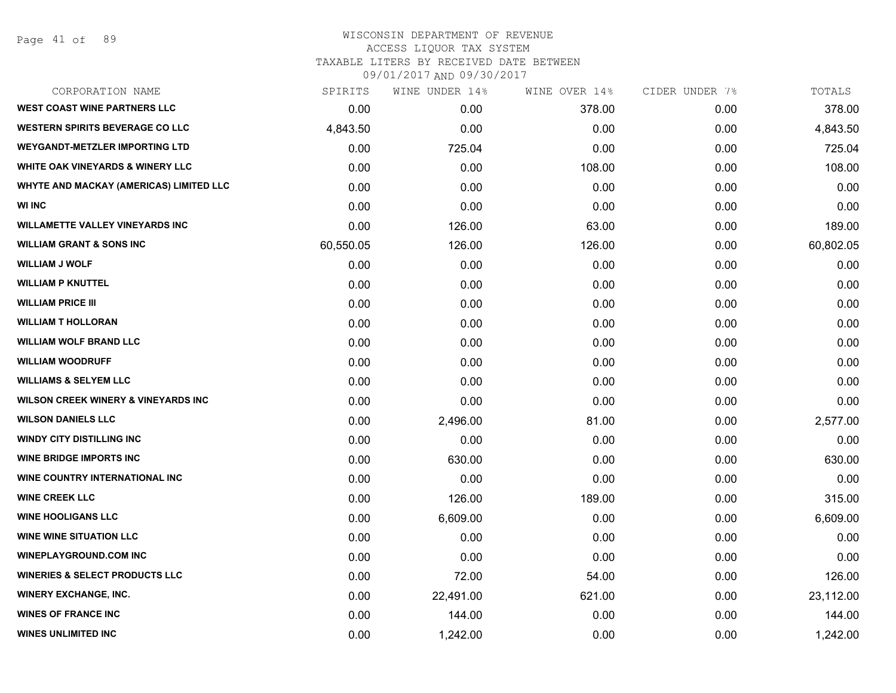WISCONSIN DEPARTMENT OF REVENUE
ACCESS LIQUOR TAX SYSTEM
TAXABLE LITERS BY RECEIVED DATE BETWEEN
09/01/2017 AND 09/30/2017

| CORPORATION NAME | SPIRITS | WINE UNDER 14% | WINE OVER 14% | CIDER UNDER 7% | TOTALS |
|---|---|---|---|---|---|
| WEST COAST WINE PARTNERS LLC | 0.00 | 0.00 | 378.00 | 0.00 | 378.00 |
| WESTERN SPIRITS BEVERAGE CO LLC | 4,843.50 | 0.00 | 0.00 | 0.00 | 4,843.50 |
| WEYGANDT-METZLER IMPORTING LTD | 0.00 | 725.04 | 0.00 | 0.00 | 725.04 |
| WHITE OAK VINEYARDS & WINERY LLC | 0.00 | 0.00 | 108.00 | 0.00 | 108.00 |
| WHYTE AND MACKAY (AMERICAS) LIMITED LLC | 0.00 | 0.00 | 0.00 | 0.00 | 0.00 |
| WI INC | 0.00 | 0.00 | 0.00 | 0.00 | 0.00 |
| WILLAMETTE VALLEY VINEYARDS INC | 0.00 | 126.00 | 63.00 | 0.00 | 189.00 |
| WILLIAM GRANT & SONS INC | 60,550.05 | 126.00 | 126.00 | 0.00 | 60,802.05 |
| WILLIAM J WOLF | 0.00 | 0.00 | 0.00 | 0.00 | 0.00 |
| WILLIAM P KNUTTEL | 0.00 | 0.00 | 0.00 | 0.00 | 0.00 |
| WILLIAM PRICE III | 0.00 | 0.00 | 0.00 | 0.00 | 0.00 |
| WILLIAM T HOLLORAN | 0.00 | 0.00 | 0.00 | 0.00 | 0.00 |
| WILLIAM WOLF BRAND LLC | 0.00 | 0.00 | 0.00 | 0.00 | 0.00 |
| WILLIAM WOODRUFF | 0.00 | 0.00 | 0.00 | 0.00 | 0.00 |
| WILLIAMS & SELYEM LLC | 0.00 | 0.00 | 0.00 | 0.00 | 0.00 |
| WILSON CREEK WINERY & VINEYARDS INC | 0.00 | 0.00 | 0.00 | 0.00 | 0.00 |
| WILSON DANIELS LLC | 0.00 | 2,496.00 | 81.00 | 0.00 | 2,577.00 |
| WINDY CITY DISTILLING INC | 0.00 | 0.00 | 0.00 | 0.00 | 0.00 |
| WINE BRIDGE IMPORTS INC | 0.00 | 630.00 | 0.00 | 0.00 | 630.00 |
| WINE COUNTRY INTERNATIONAL INC | 0.00 | 0.00 | 0.00 | 0.00 | 0.00 |
| WINE CREEK LLC | 0.00 | 126.00 | 189.00 | 0.00 | 315.00 |
| WINE HOOLIGANS LLC | 0.00 | 6,609.00 | 0.00 | 0.00 | 6,609.00 |
| WINE WINE SITUATION LLC | 0.00 | 0.00 | 0.00 | 0.00 | 0.00 |
| WINEPLAYGROUND.COM INC | 0.00 | 0.00 | 0.00 | 0.00 | 0.00 |
| WINERIES & SELECT PRODUCTS LLC | 0.00 | 72.00 | 54.00 | 0.00 | 126.00 |
| WINERY EXCHANGE, INC. | 0.00 | 22,491.00 | 621.00 | 0.00 | 23,112.00 |
| WINES OF FRANCE INC | 0.00 | 144.00 | 0.00 | 0.00 | 144.00 |
| WINES UNLIMITED INC | 0.00 | 1,242.00 | 0.00 | 0.00 | 1,242.00 |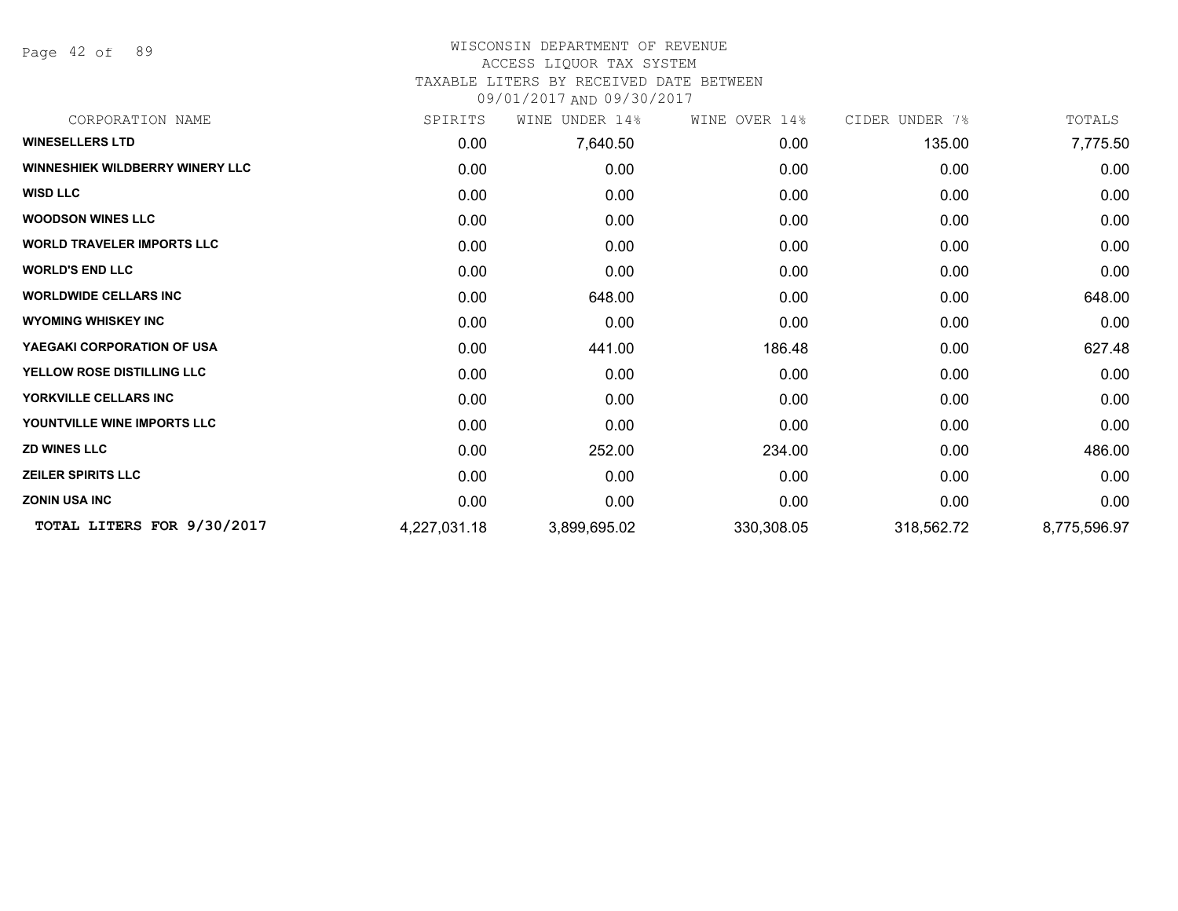# WISCONSIN DEPARTMENT OF REVENUE
## ACCESS LIQUOR TAX SYSTEM
### TAXABLE LITERS BY RECEIVED DATE BETWEEN 09/01/2017 AND 09/30/2017

| CORPORATION NAME | SPIRITS | WINE UNDER 14% | WINE OVER 14% | CIDER UNDER 7% | TOTALS |
|---|---|---|---|---|---|
| **WINESELLERS LTD** | 0.00 | 7,640.50 | 0.00 | 135.00 | 7,775.50 |
| **WINNESHIEK WILDBERRY WINERY LLC** | 0.00 | 0.00 | 0.00 | 0.00 | 0.00 |
| **WISD LLC** | 0.00 | 0.00 | 0.00 | 0.00 | 0.00 |
| **WOODSON WINES LLC** | 0.00 | 0.00 | 0.00 | 0.00 | 0.00 |
| **WORLD TRAVELER IMPORTS LLC** | 0.00 | 0.00 | 0.00 | 0.00 | 0.00 |
| **WORLD'S END LLC** | 0.00 | 0.00 | 0.00 | 0.00 | 0.00 |
| **WORLDWIDE CELLARS INC** | 0.00 | 648.00 | 0.00 | 0.00 | 648.00 |
| **WYOMING WHISKEY INC** | 0.00 | 0.00 | 0.00 | 0.00 | 0.00 |
| **YAEGAKI CORPORATION OF USA** | 0.00 | 441.00 | 186.48 | 0.00 | 627.48 |
| **YELLOW ROSE DISTILLING LLC** | 0.00 | 0.00 | 0.00 | 0.00 | 0.00 |
| **YORKVILLE CELLARS INC** | 0.00 | 0.00 | 0.00 | 0.00 | 0.00 |
| **YOUNTVILLE WINE IMPORTS LLC** | 0.00 | 0.00 | 0.00 | 0.00 | 0.00 |
| **ZD WINES LLC** | 0.00 | 252.00 | 234.00 | 0.00 | 486.00 |
| **ZEILER SPIRITS LLC** | 0.00 | 0.00 | 0.00 | 0.00 | 0.00 |
| **ZONIN USA INC** | 0.00 | 0.00 | 0.00 | 0.00 | 0.00 |
| **TOTAL LITERS FOR 9/30/2017** | 4,227,031.18 | 3,899,695.02 | 330,308.05 | 318,562.72 | 8,775,596.97 |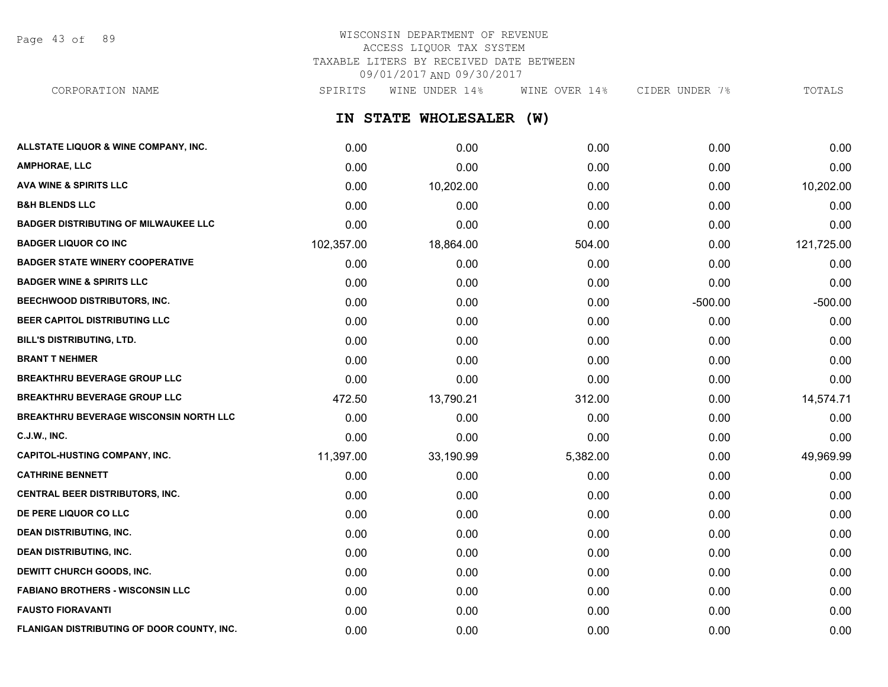WISCONSIN DEPARTMENT OF REVENUE
ACCESS LIQUOR TAX SYSTEM
TAXABLE LITERS BY RECEIVED DATE BETWEEN
09/01/2017 AND 09/30/2017

## IN STATE WHOLESALER (W)

| CORPORATION NAME | SPIRITS | WINE UNDER 14% | WINE OVER 14% | CIDER UNDER 7% | TOTALS |
|---|---|---|---|---|---|
| ALLSTATE LIQUOR & WINE COMPANY, INC. | 0.00 | 0.00 | 0.00 | 0.00 | 0.00 |
| AMPHORAE, LLC | 0.00 | 0.00 | 0.00 | 0.00 | 0.00 |
| AVA WINE & SPIRITS LLC | 0.00 | 10,202.00 | 0.00 | 0.00 | 10,202.00 |
| B&H BLENDS LLC | 0.00 | 0.00 | 0.00 | 0.00 | 0.00 |
| BADGER DISTRIBUTING OF MILWAUKEE LLC | 0.00 | 0.00 | 0.00 | 0.00 | 0.00 |
| BADGER LIQUOR CO INC | 102,357.00 | 18,864.00 | 504.00 | 0.00 | 121,725.00 |
| BADGER STATE WINERY COOPERATIVE | 0.00 | 0.00 | 0.00 | 0.00 | 0.00 |
| BADGER WINE & SPIRITS LLC | 0.00 | 0.00 | 0.00 | 0.00 | 0.00 |
| BEECHWOOD DISTRIBUTORS, INC. | 0.00 | 0.00 | 0.00 | -500.00 | -500.00 |
| BEER CAPITOL DISTRIBUTING LLC | 0.00 | 0.00 | 0.00 | 0.00 | 0.00 |
| BILL'S DISTRIBUTING, LTD. | 0.00 | 0.00 | 0.00 | 0.00 | 0.00 |
| BRANT T NEHMER | 0.00 | 0.00 | 0.00 | 0.00 | 0.00 |
| BREAKTHRU BEVERAGE GROUP LLC | 0.00 | 0.00 | 0.00 | 0.00 | 0.00 |
| BREAKTHRU BEVERAGE GROUP LLC | 472.50 | 13,790.21 | 312.00 | 0.00 | 14,574.71 |
| BREAKTHRU BEVERAGE WISCONSIN NORTH LLC | 0.00 | 0.00 | 0.00 | 0.00 | 0.00 |
| C.J.W., INC. | 0.00 | 0.00 | 0.00 | 0.00 | 0.00 |
| CAPITOL-HUSTING COMPANY, INC. | 11,397.00 | 33,190.99 | 5,382.00 | 0.00 | 49,969.99 |
| CATHRINE BENNETT | 0.00 | 0.00 | 0.00 | 0.00 | 0.00 |
| CENTRAL BEER DISTRIBUTORS, INC. | 0.00 | 0.00 | 0.00 | 0.00 | 0.00 |
| DE PERE LIQUOR CO LLC | 0.00 | 0.00 | 0.00 | 0.00 | 0.00 |
| DEAN DISTRIBUTING, INC. | 0.00 | 0.00 | 0.00 | 0.00 | 0.00 |
| DEAN DISTRIBUTING, INC. | 0.00 | 0.00 | 0.00 | 0.00 | 0.00 |
| DEWITT CHURCH GOODS, INC. | 0.00 | 0.00 | 0.00 | 0.00 | 0.00 |
| FABIANO BROTHERS - WISCONSIN LLC | 0.00 | 0.00 | 0.00 | 0.00 | 0.00 |
| FAUSTO FIORAVANTI | 0.00 | 0.00 | 0.00 | 0.00 | 0.00 |
| FLANIGAN DISTRIBUTING OF DOOR COUNTY, INC. | 0.00 | 0.00 | 0.00 | 0.00 | 0.00 |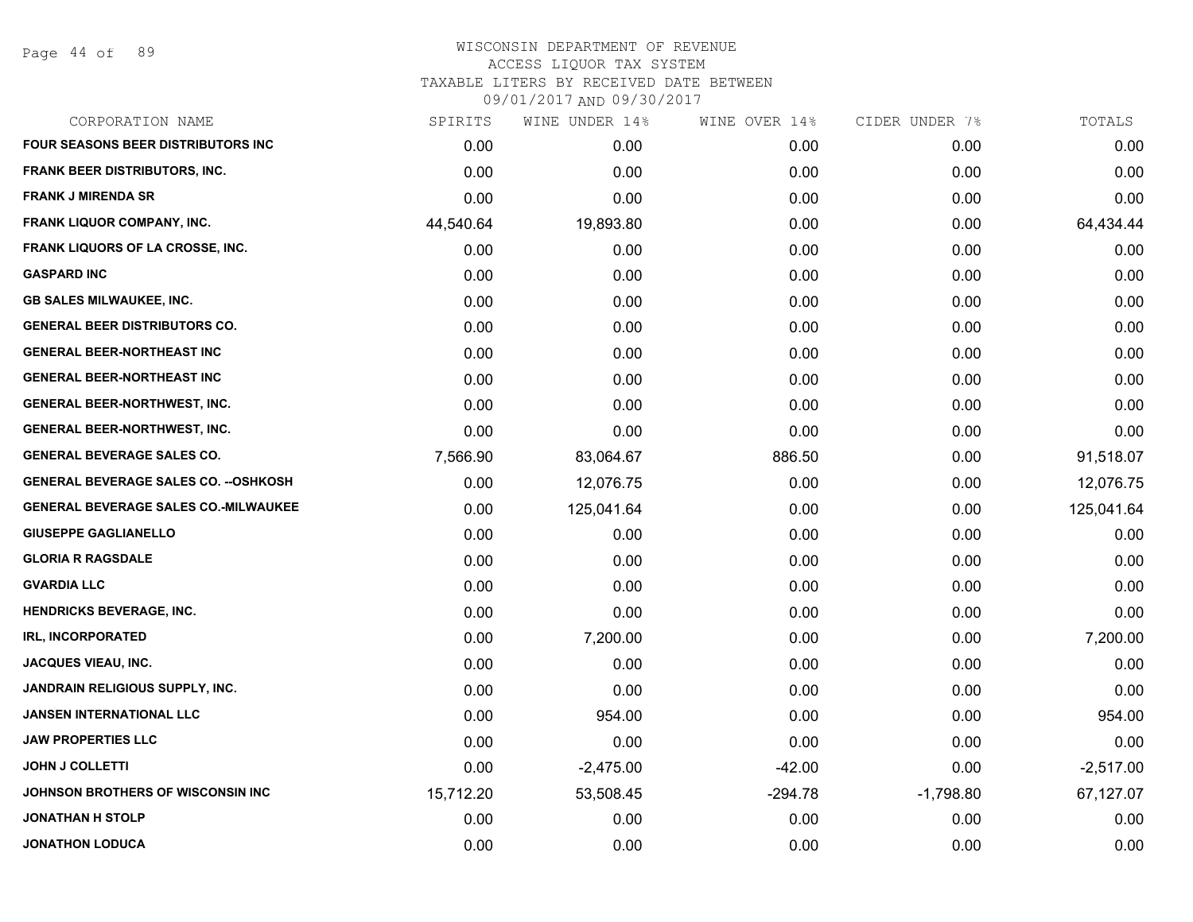# WISCONSIN DEPARTMENT OF REVENUE

ACCESS LIQUOR TAX SYSTEM

TAXABLE LITERS BY RECEIVED DATE BETWEEN

09/01/2017 AND 09/30/2017

| CORPORATION NAME | SPIRITS | WINE UNDER 14% | WINE OVER 14% | CIDER UNDER 7% | TOTALS |
|---|---|---|---|---|---|
| FOUR SEASONS BEER DISTRIBUTORS INC | 0.00 | 0.00 | 0.00 | 0.00 | 0.00 |
| FRANK BEER DISTRIBUTORS, INC. | 0.00 | 0.00 | 0.00 | 0.00 | 0.00 |
| FRANK J MIRENDA SR | 0.00 | 0.00 | 0.00 | 0.00 | 0.00 |
| FRANK LIQUOR COMPANY, INC. | 44,540.64 | 19,893.80 | 0.00 | 0.00 | 64,434.44 |
| FRANK LIQUORS OF LA CROSSE, INC. | 0.00 | 0.00 | 0.00 | 0.00 | 0.00 |
| GASPARD INC | 0.00 | 0.00 | 0.00 | 0.00 | 0.00 |
| GB SALES MILWAUKEE, INC. | 0.00 | 0.00 | 0.00 | 0.00 | 0.00 |
| GENERAL BEER DISTRIBUTORS CO. | 0.00 | 0.00 | 0.00 | 0.00 | 0.00 |
| GENERAL BEER-NORTHEAST INC | 0.00 | 0.00 | 0.00 | 0.00 | 0.00 |
| GENERAL BEER-NORTHEAST INC | 0.00 | 0.00 | 0.00 | 0.00 | 0.00 |
| GENERAL BEER-NORTHWEST, INC. | 0.00 | 0.00 | 0.00 | 0.00 | 0.00 |
| GENERAL BEER-NORTHWEST, INC. | 0.00 | 0.00 | 0.00 | 0.00 | 0.00 |
| GENERAL BEVERAGE SALES CO. | 7,566.90 | 83,064.67 | 886.50 | 0.00 | 91,518.07 |
| GENERAL BEVERAGE SALES CO. --OSHKOSH | 0.00 | 12,076.75 | 0.00 | 0.00 | 12,076.75 |
| GENERAL BEVERAGE SALES CO.-MILWAUKEE | 0.00 | 125,041.64 | 0.00 | 0.00 | 125,041.64 |
| GIUSEPPE GAGLIANELLO | 0.00 | 0.00 | 0.00 | 0.00 | 0.00 |
| GLORIA R RAGSDALE | 0.00 | 0.00 | 0.00 | 0.00 | 0.00 |
| GVARDIA LLC | 0.00 | 0.00 | 0.00 | 0.00 | 0.00 |
| HENDRICKS BEVERAGE, INC. | 0.00 | 0.00 | 0.00 | 0.00 | 0.00 |
| IRL, INCORPORATED | 0.00 | 7,200.00 | 0.00 | 0.00 | 7,200.00 |
| JACQUES VIEAU, INC. | 0.00 | 0.00 | 0.00 | 0.00 | 0.00 |
| JANDRAIN RELIGIOUS SUPPLY, INC. | 0.00 | 0.00 | 0.00 | 0.00 | 0.00 |
| JANSEN INTERNATIONAL LLC | 0.00 | 954.00 | 0.00 | 0.00 | 954.00 |
| JAW PROPERTIES LLC | 0.00 | 0.00 | 0.00 | 0.00 | 0.00 |
| JOHN J COLLETTI | 0.00 | -2,475.00 | -42.00 | 0.00 | -2,517.00 |
| JOHNSON BROTHERS OF WISCONSIN INC | 15,712.20 | 53,508.45 | -294.78 | -1,798.80 | 67,127.07 |
| JONATHAN H STOLP | 0.00 | 0.00 | 0.00 | 0.00 | 0.00 |
| JONATHON LODUCA | 0.00 | 0.00 | 0.00 | 0.00 | 0.00 |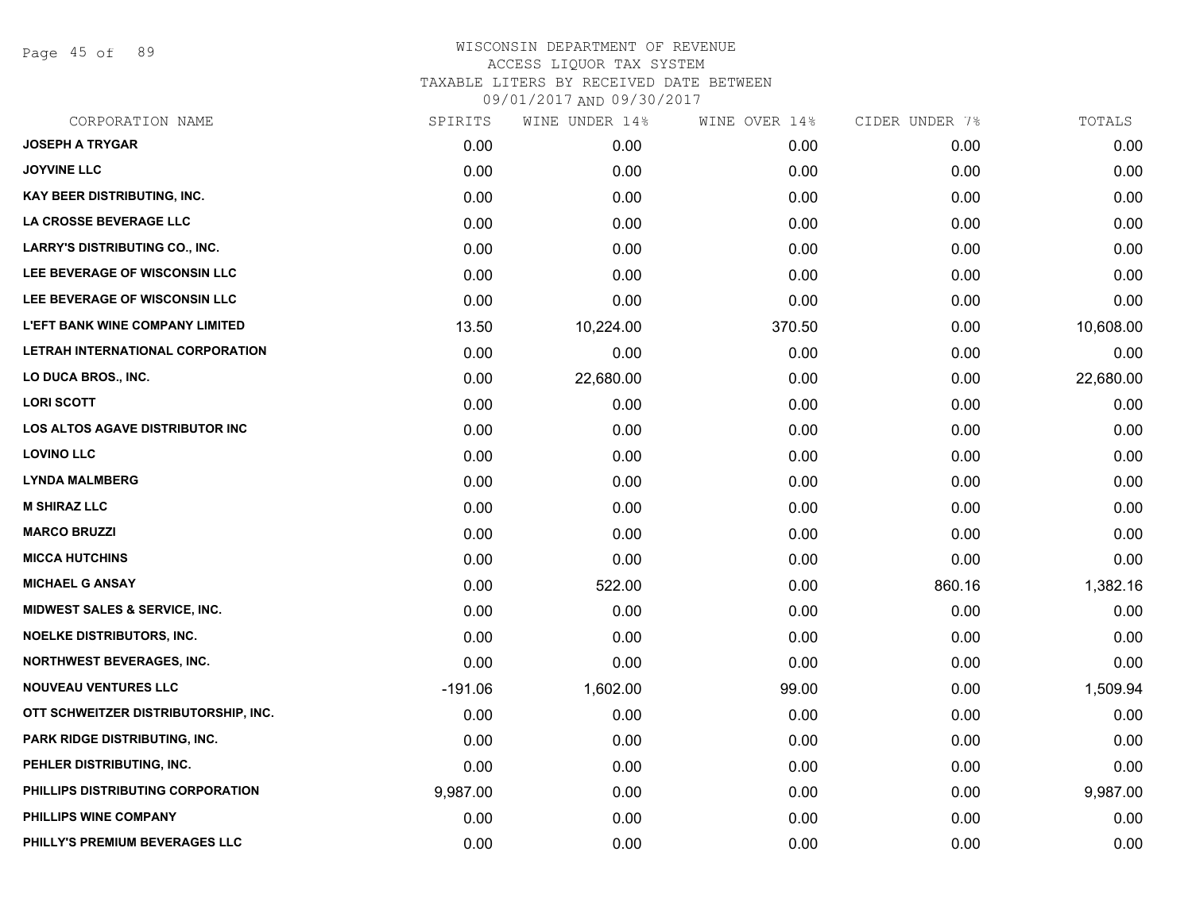WISCONSIN DEPARTMENT OF REVENUE
ACCESS LIQUOR TAX SYSTEM
TAXABLE LITERS BY RECEIVED DATE BETWEEN
09/01/2017 AND 09/30/2017

| CORPORATION NAME | SPIRITS | WINE UNDER 14% | WINE OVER 14% | CIDER UNDER 7% | TOTALS |
|---|---|---|---|---|---|
| JOSEPH A TRYGAR | 0.00 | 0.00 | 0.00 | 0.00 | 0.00 |
| JOYVINE LLC | 0.00 | 0.00 | 0.00 | 0.00 | 0.00 |
| KAY BEER DISTRIBUTING, INC. | 0.00 | 0.00 | 0.00 | 0.00 | 0.00 |
| LA CROSSE BEVERAGE LLC | 0.00 | 0.00 | 0.00 | 0.00 | 0.00 |
| LARRY'S DISTRIBUTING CO., INC. | 0.00 | 0.00 | 0.00 | 0.00 | 0.00 |
| LEE BEVERAGE OF WISCONSIN LLC | 0.00 | 0.00 | 0.00 | 0.00 | 0.00 |
| LEE BEVERAGE OF WISCONSIN LLC | 0.00 | 0.00 | 0.00 | 0.00 | 0.00 |
| L'EFT BANK WINE COMPANY LIMITED | 13.50 | 10,224.00 | 370.50 | 0.00 | 10,608.00 |
| LETRAH INTERNATIONAL CORPORATION | 0.00 | 0.00 | 0.00 | 0.00 | 0.00 |
| LO DUCA BROS., INC. | 0.00 | 22,680.00 | 0.00 | 0.00 | 22,680.00 |
| LORI SCOTT | 0.00 | 0.00 | 0.00 | 0.00 | 0.00 |
| LOS ALTOS AGAVE DISTRIBUTOR INC | 0.00 | 0.00 | 0.00 | 0.00 | 0.00 |
| LOVINO LLC | 0.00 | 0.00 | 0.00 | 0.00 | 0.00 |
| LYNDA MALMBERG | 0.00 | 0.00 | 0.00 | 0.00 | 0.00 |
| M SHIRAZ LLC | 0.00 | 0.00 | 0.00 | 0.00 | 0.00 |
| MARCO BRUZZI | 0.00 | 0.00 | 0.00 | 0.00 | 0.00 |
| MICCA HUTCHINS | 0.00 | 0.00 | 0.00 | 0.00 | 0.00 |
| MICHAEL G ANSAY | 0.00 | 522.00 | 0.00 | 860.16 | 1,382.16 |
| MIDWEST SALES & SERVICE, INC. | 0.00 | 0.00 | 0.00 | 0.00 | 0.00 |
| NOELKE DISTRIBUTORS, INC. | 0.00 | 0.00 | 0.00 | 0.00 | 0.00 |
| NORTHWEST BEVERAGES, INC. | 0.00 | 0.00 | 0.00 | 0.00 | 0.00 |
| NOUVEAU VENTURES LLC | -191.06 | 1,602.00 | 99.00 | 0.00 | 1,509.94 |
| OTT SCHWEITZER DISTRIBUTORSHIP, INC. | 0.00 | 0.00 | 0.00 | 0.00 | 0.00 |
| PARK RIDGE DISTRIBUTING, INC. | 0.00 | 0.00 | 0.00 | 0.00 | 0.00 |
| PEHLER DISTRIBUTING, INC. | 0.00 | 0.00 | 0.00 | 0.00 | 0.00 |
| PHILLIPS DISTRIBUTING CORPORATION | 9,987.00 | 0.00 | 0.00 | 0.00 | 9,987.00 |
| PHILLIPS WINE COMPANY | 0.00 | 0.00 | 0.00 | 0.00 | 0.00 |
| PHILLY'S PREMIUM BEVERAGES LLC | 0.00 | 0.00 | 0.00 | 0.00 | 0.00 |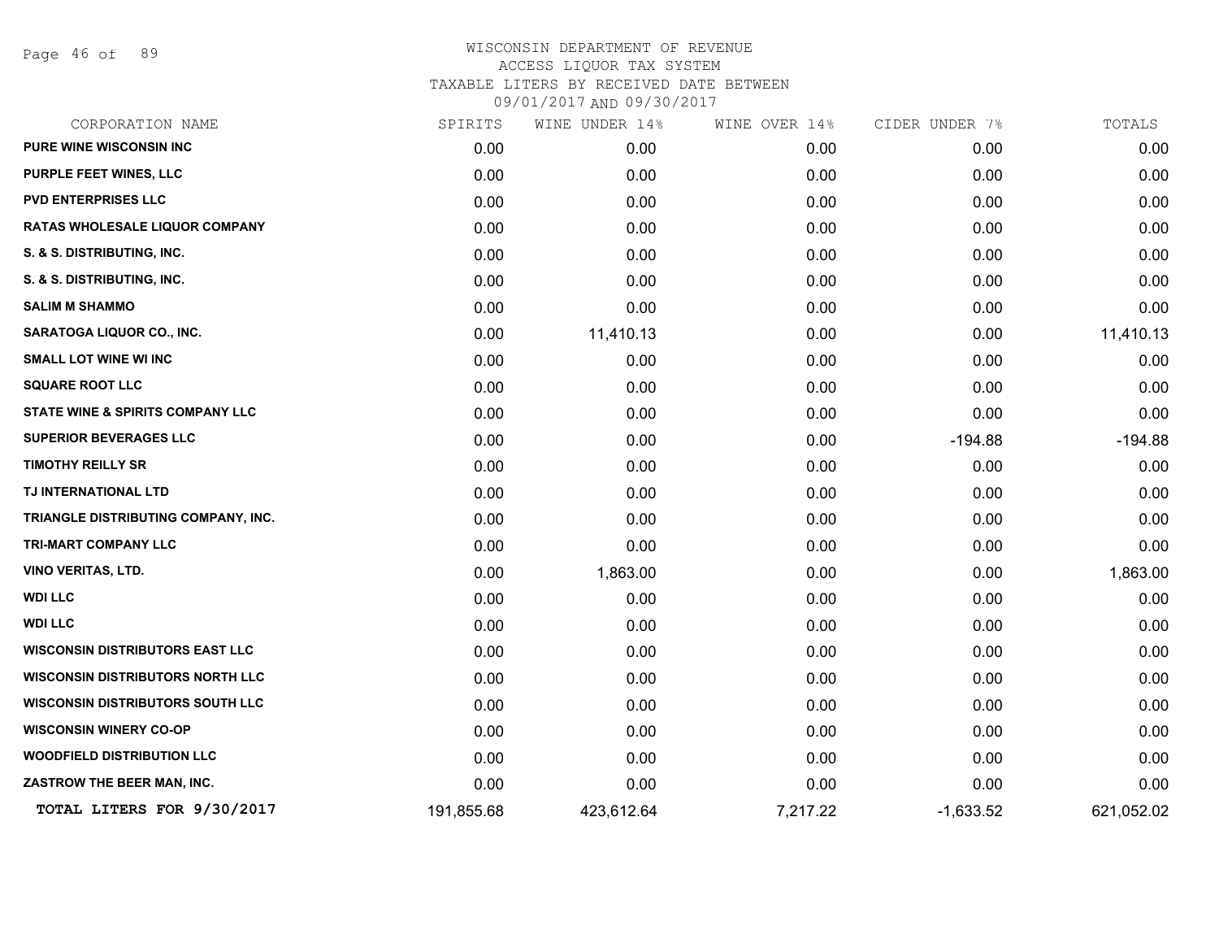WISCONSIN DEPARTMENT OF REVENUE
ACCESS LIQUOR TAX SYSTEM
TAXABLE LITERS BY RECEIVED DATE BETWEEN
09/01/2017 AND 09/30/2017

| CORPORATION NAME | SPIRITS | WINE UNDER 14% | WINE OVER 14% | CIDER UNDER 7% | TOTALS |
|---|---|---|---|---|---|
| PURE WINE WISCONSIN INC | 0.00 | 0.00 | 0.00 | 0.00 | 0.00 |
| PURPLE FEET WINES, LLC | 0.00 | 0.00 | 0.00 | 0.00 | 0.00 |
| PVD ENTERPRISES LLC | 0.00 | 0.00 | 0.00 | 0.00 | 0.00 |
| RATAS WHOLESALE LIQUOR COMPANY | 0.00 | 0.00 | 0.00 | 0.00 | 0.00 |
| S. & S. DISTRIBUTING, INC. | 0.00 | 0.00 | 0.00 | 0.00 | 0.00 |
| S. & S. DISTRIBUTING, INC. | 0.00 | 0.00 | 0.00 | 0.00 | 0.00 |
| SALIM M SHAMMO | 0.00 | 0.00 | 0.00 | 0.00 | 0.00 |
| SARATOGA LIQUOR CO., INC. | 0.00 | 11,410.13 | 0.00 | 0.00 | 11,410.13 |
| SMALL LOT WINE WI INC | 0.00 | 0.00 | 0.00 | 0.00 | 0.00 |
| SQUARE ROOT LLC | 0.00 | 0.00 | 0.00 | 0.00 | 0.00 |
| STATE WINE & SPIRITS COMPANY LLC | 0.00 | 0.00 | 0.00 | 0.00 | 0.00 |
| SUPERIOR BEVERAGES LLC | 0.00 | 0.00 | 0.00 | -194.88 | -194.88 |
| TIMOTHY REILLY SR | 0.00 | 0.00 | 0.00 | 0.00 | 0.00 |
| TJ INTERNATIONAL LTD | 0.00 | 0.00 | 0.00 | 0.00 | 0.00 |
| TRIANGLE DISTRIBUTING COMPANY, INC. | 0.00 | 0.00 | 0.00 | 0.00 | 0.00 |
| TRI-MART COMPANY LLC | 0.00 | 0.00 | 0.00 | 0.00 | 0.00 |
| VINO VERITAS, LTD. | 0.00 | 1,863.00 | 0.00 | 0.00 | 1,863.00 |
| WDI LLC | 0.00 | 0.00 | 0.00 | 0.00 | 0.00 |
| WDI LLC | 0.00 | 0.00 | 0.00 | 0.00 | 0.00 |
| WISCONSIN DISTRIBUTORS EAST LLC | 0.00 | 0.00 | 0.00 | 0.00 | 0.00 |
| WISCONSIN DISTRIBUTORS NORTH LLC | 0.00 | 0.00 | 0.00 | 0.00 | 0.00 |
| WISCONSIN DISTRIBUTORS SOUTH LLC | 0.00 | 0.00 | 0.00 | 0.00 | 0.00 |
| WISCONSIN WINERY CO-OP | 0.00 | 0.00 | 0.00 | 0.00 | 0.00 |
| WOODFIELD DISTRIBUTION LLC | 0.00 | 0.00 | 0.00 | 0.00 | 0.00 |
| ZASTROW THE BEER MAN, INC. | 0.00 | 0.00 | 0.00 | 0.00 | 0.00 |
| TOTAL LITERS FOR 9/30/2017 | 191,855.68 | 423,612.64 | 7,217.22 | -1,633.52 | 621,052.02 |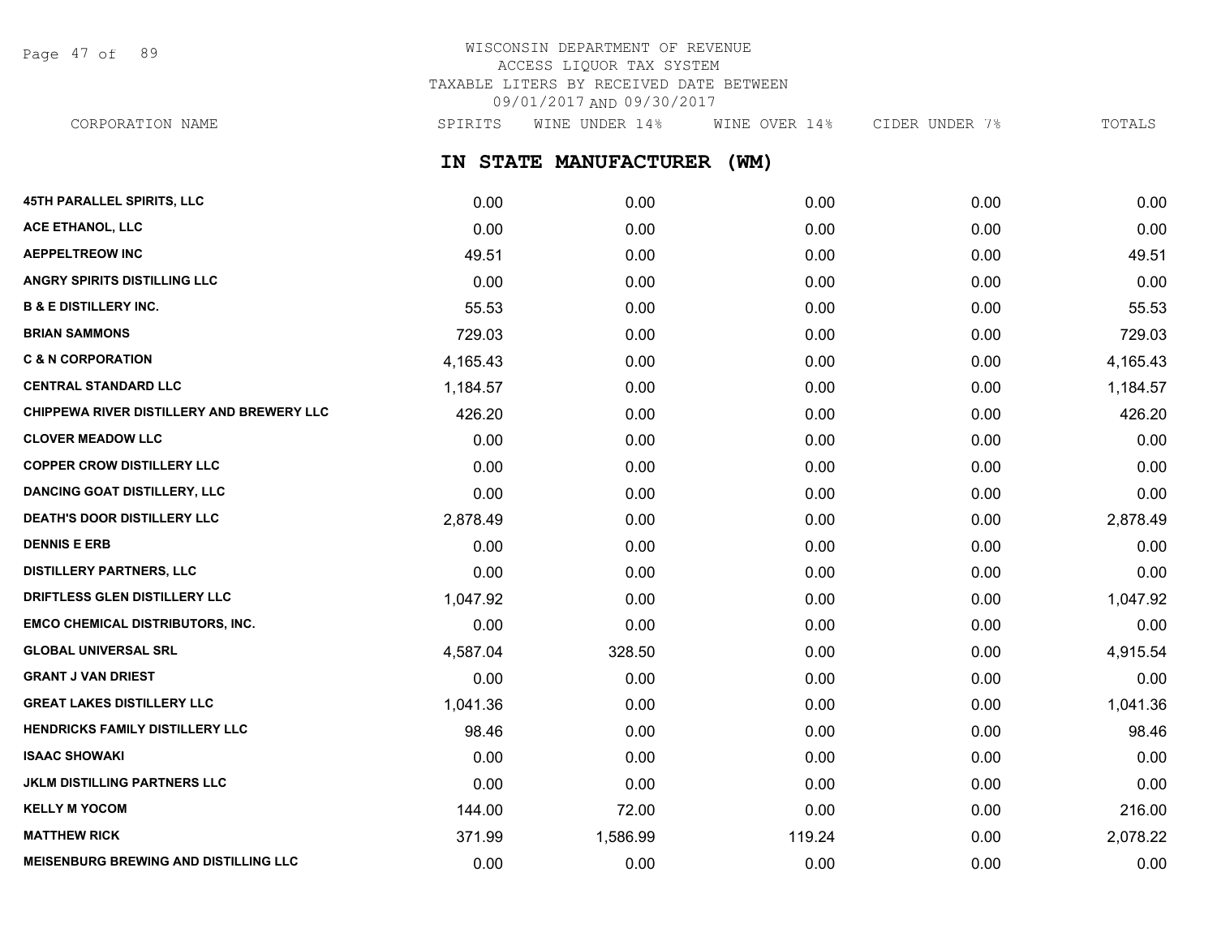# WISCONSIN DEPARTMENT OF REVENUE
## ACCESS LIQUOR TAX SYSTEM
### TAXABLE LITERS BY RECEIVED DATE BETWEEN 09/01/2017 AND 09/30/2017

## IN STATE MANUFACTURER (WM)

| CORPORATION NAME | SPIRITS | WINE UNDER 14% | WINE OVER 14% | CIDER UNDER 7% | TOTALS |
|---|---|---|---|---|---|
| 45TH PARALLEL SPIRITS, LLC | 0.00 | 0.00 | 0.00 | 0.00 | 0.00 |
| ACE ETHANOL, LLC | 0.00 | 0.00 | 0.00 | 0.00 | 0.00 |
| AEPPELTREOW INC | 49.51 | 0.00 | 0.00 | 0.00 | 49.51 |
| ANGRY SPIRITS DISTILLING LLC | 0.00 | 0.00 | 0.00 | 0.00 | 0.00 |
| B & E DISTILLERY INC. | 55.53 | 0.00 | 0.00 | 0.00 | 55.53 |
| BRIAN SAMMONS | 729.03 | 0.00 | 0.00 | 0.00 | 729.03 |
| C & N CORPORATION | 4,165.43 | 0.00 | 0.00 | 0.00 | 4,165.43 |
| CENTRAL STANDARD LLC | 1,184.57 | 0.00 | 0.00 | 0.00 | 1,184.57 |
| CHIPPEWA RIVER DISTILLERY AND BREWERY LLC | 426.20 | 0.00 | 0.00 | 0.00 | 426.20 |
| CLOVER MEADOW LLC | 0.00 | 0.00 | 0.00 | 0.00 | 0.00 |
| COPPER CROW DISTILLERY LLC | 0.00 | 0.00 | 0.00 | 0.00 | 0.00 |
| DANCING GOAT DISTILLERY, LLC | 0.00 | 0.00 | 0.00 | 0.00 | 0.00 |
| DEATH'S DOOR DISTILLERY LLC | 2,878.49 | 0.00 | 0.00 | 0.00 | 2,878.49 |
| DENNIS E ERB | 0.00 | 0.00 | 0.00 | 0.00 | 0.00 |
| DISTILLERY PARTNERS, LLC | 0.00 | 0.00 | 0.00 | 0.00 | 0.00 |
| DRIFTLESS GLEN DISTILLERY LLC | 1,047.92 | 0.00 | 0.00 | 0.00 | 1,047.92 |
| EMCO CHEMICAL DISTRIBUTORS, INC. | 0.00 | 0.00 | 0.00 | 0.00 | 0.00 |
| GLOBAL UNIVERSAL SRL | 4,587.04 | 328.50 | 0.00 | 0.00 | 4,915.54 |
| GRANT J VAN DRIEST | 0.00 | 0.00 | 0.00 | 0.00 | 0.00 |
| GREAT LAKES DISTILLERY LLC | 1,041.36 | 0.00 | 0.00 | 0.00 | 1,041.36 |
| HENDRICKS FAMILY DISTILLERY LLC | 98.46 | 0.00 | 0.00 | 0.00 | 98.46 |
| ISAAC SHOWAKI | 0.00 | 0.00 | 0.00 | 0.00 | 0.00 |
| JKLM DISTILLING PARTNERS LLC | 0.00 | 0.00 | 0.00 | 0.00 | 0.00 |
| KELLY M YOCOM | 144.00 | 72.00 | 0.00 | 0.00 | 216.00 |
| MATTHEW RICK | 371.99 | 1,586.99 | 119.24 | 0.00 | 2,078.22 |
| MEISENBURG BREWING AND DISTILLING LLC | 0.00 | 0.00 | 0.00 | 0.00 | 0.00 |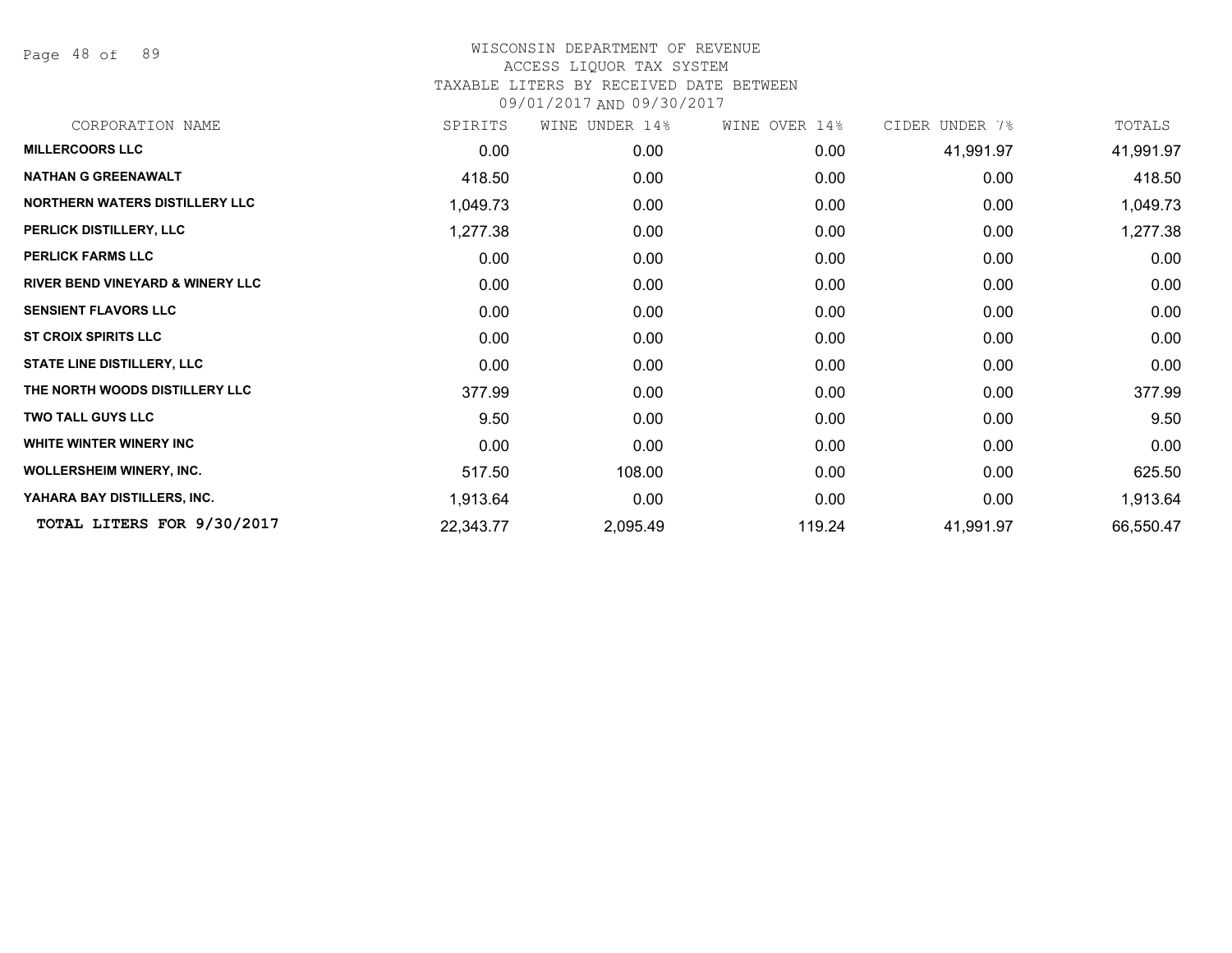WISCONSIN DEPARTMENT OF REVENUE
ACCESS LIQUOR TAX SYSTEM
TAXABLE LITERS BY RECEIVED DATE BETWEEN
09/01/2017 AND 09/30/2017

| CORPORATION NAME | SPIRITS | WINE UNDER 14% | WINE OVER 14% | CIDER UNDER 7% | TOTALS |
|---|---|---|---|---|---|
| MILLERCOORS LLC | 0.00 | 0.00 | 0.00 | 41,991.97 | 41,991.97 |
| NATHAN G GREENAWALT | 418.50 | 0.00 | 0.00 | 0.00 | 418.50 |
| NORTHERN WATERS DISTILLERY LLC | 1,049.73 | 0.00 | 0.00 | 0.00 | 1,049.73 |
| PERLICK DISTILLERY, LLC | 1,277.38 | 0.00 | 0.00 | 0.00 | 1,277.38 |
| PERLICK FARMS LLC | 0.00 | 0.00 | 0.00 | 0.00 | 0.00 |
| RIVER BEND VINEYARD & WINERY LLC | 0.00 | 0.00 | 0.00 | 0.00 | 0.00 |
| SENSIENT FLAVORS LLC | 0.00 | 0.00 | 0.00 | 0.00 | 0.00 |
| ST CROIX SPIRITS LLC | 0.00 | 0.00 | 0.00 | 0.00 | 0.00 |
| STATE LINE DISTILLERY, LLC | 0.00 | 0.00 | 0.00 | 0.00 | 0.00 |
| THE NORTH WOODS DISTILLERY LLC | 377.99 | 0.00 | 0.00 | 0.00 | 377.99 |
| TWO TALL GUYS LLC | 9.50 | 0.00 | 0.00 | 0.00 | 9.50 |
| WHITE WINTER WINERY INC | 0.00 | 0.00 | 0.00 | 0.00 | 0.00 |
| WOLLERSHEIM WINERY, INC. | 517.50 | 108.00 | 0.00 | 0.00 | 625.50 |
| YAHARA BAY DISTILLERS, INC. | 1,913.64 | 0.00 | 0.00 | 0.00 | 1,913.64 |
| **TOTAL LITERS FOR 9/30/2017** | 22,343.77 | 2,095.49 | 119.24 | 41,991.97 | 66,550.47 |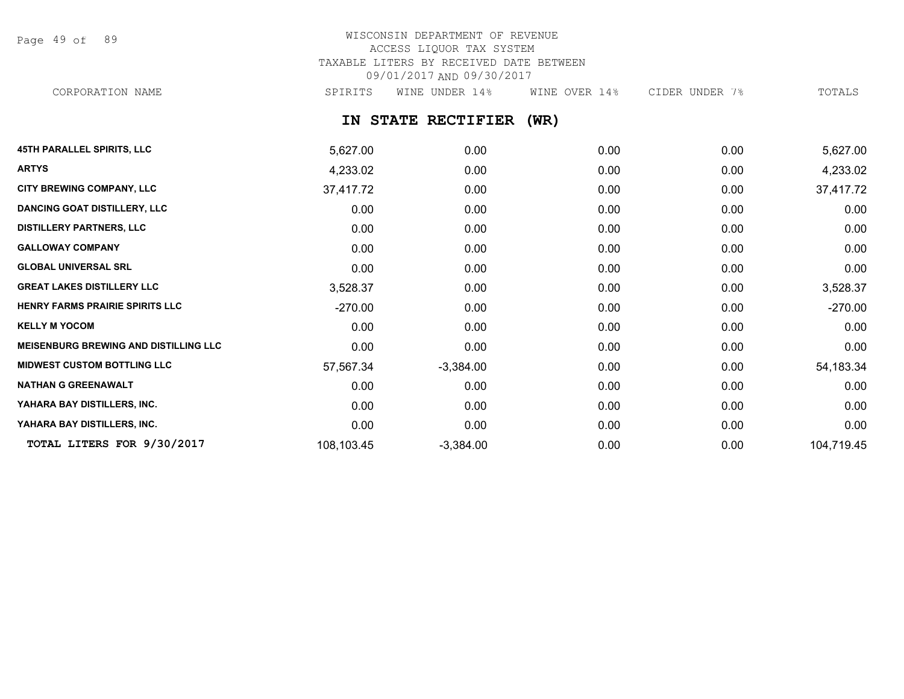WISCONSIN DEPARTMENT OF REVENUE
ACCESS LIQUOR TAX SYSTEM
TAXABLE LITERS BY RECEIVED DATE BETWEEN
09/01/2017 AND 09/30/2017

## IN STATE RECTIFIER (WR)

| CORPORATION NAME | SPIRITS | WINE UNDER 14% | WINE OVER 14% | CIDER UNDER 7% | TOTALS |
|---|---|---|---|---|---|
| **45TH PARALLEL SPIRITS, LLC** | 5,627.00 | 0.00 | 0.00 | 0.00 | 5,627.00 |
| **ARTYS** | 4,233.02 | 0.00 | 0.00 | 0.00 | 4,233.02 |
| **CITY BREWING COMPANY, LLC** | 37,417.72 | 0.00 | 0.00 | 0.00 | 37,417.72 |
| **DANCING GOAT DISTILLERY, LLC** | 0.00 | 0.00 | 0.00 | 0.00 | 0.00 |
| **DISTILLERY PARTNERS, LLC** | 0.00 | 0.00 | 0.00 | 0.00 | 0.00 |
| **GALLOWAY COMPANY** | 0.00 | 0.00 | 0.00 | 0.00 | 0.00 |
| **GLOBAL UNIVERSAL SRL** | 0.00 | 0.00 | 0.00 | 0.00 | 0.00 |
| **GREAT LAKES DISTILLERY LLC** | 3,528.37 | 0.00 | 0.00 | 0.00 | 3,528.37 |
| **HENRY FARMS PRAIRIE SPIRITS LLC** | -270.00 | 0.00 | 0.00 | 0.00 | -270.00 |
| **KELLY M YOCOM** | 0.00 | 0.00 | 0.00 | 0.00 | 0.00 |
| **MEISENBURG BREWING AND DISTILLING LLC** | 0.00 | 0.00 | 0.00 | 0.00 | 0.00 |
| **MIDWEST CUSTOM BOTTLING LLC** | 57,567.34 | -3,384.00 | 0.00 | 0.00 | 54,183.34 |
| **NATHAN G GREENAWALT** | 0.00 | 0.00 | 0.00 | 0.00 | 0.00 |
| **YAHARA BAY DISTILLERS, INC.** | 0.00 | 0.00 | 0.00 | 0.00 | 0.00 |
| **YAHARA BAY DISTILLERS, INC.** | 0.00 | 0.00 | 0.00 | 0.00 | 0.00 |
| **TOTAL LITERS FOR 9/30/2017** | 108,103.45 | -3,384.00 | 0.00 | 0.00 | 104,719.45 |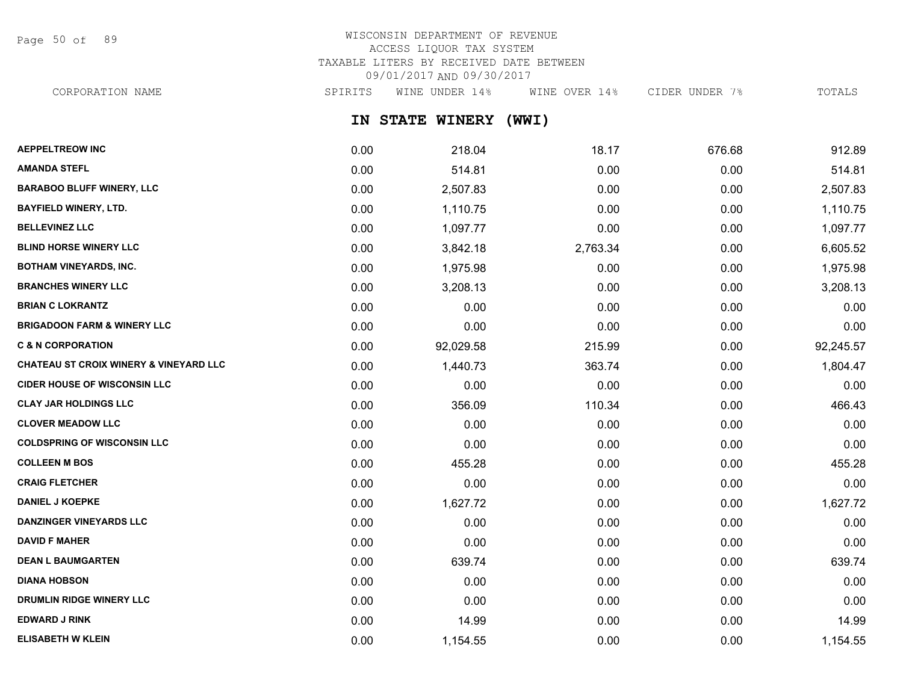WISCONSIN DEPARTMENT OF REVENUE
ACCESS LIQUOR TAX SYSTEM
TAXABLE LITERS BY RECEIVED DATE BETWEEN
09/01/2017 AND 09/30/2017

## IN STATE WINERY (WWI)

| CORPORATION NAME | SPIRITS | WINE UNDER 14% | WINE OVER 14% | CIDER UNDER 7% | TOTALS |
|---|---|---|---|---|---|
| **AEPPELTREOW INC** | 0.00 | 218.04 | 18.17 | 676.68 | 912.89 |
| **AMANDA STEFL** | 0.00 | 514.81 | 0.00 | 0.00 | 514.81 |
| **BARABOO BLUFF WINERY, LLC** | 0.00 | 2,507.83 | 0.00 | 0.00 | 2,507.83 |
| **BAYFIELD WINERY, LTD.** | 0.00 | 1,110.75 | 0.00 | 0.00 | 1,110.75 |
| **BELLEVINEZ LLC** | 0.00 | 1,097.77 | 0.00 | 0.00 | 1,097.77 |
| **BLIND HORSE WINERY LLC** | 0.00 | 3,842.18 | 2,763.34 | 0.00 | 6,605.52 |
| **BOTHAM VINEYARDS, INC.** | 0.00 | 1,975.98 | 0.00 | 0.00 | 1,975.98 |
| **BRANCHES WINERY LLC** | 0.00 | 3,208.13 | 0.00 | 0.00 | 3,208.13 |
| **BRIAN C LOKRANTZ** | 0.00 | 0.00 | 0.00 | 0.00 | 0.00 |
| **BRIGADOON FARM & WINERY LLC** | 0.00 | 0.00 | 0.00 | 0.00 | 0.00 |
| **C & N CORPORATION** | 0.00 | 92,029.58 | 215.99 | 0.00 | 92,245.57 |
| **CHATEAU ST CROIX WINERY & VINEYARD LLC** | 0.00 | 1,440.73 | 363.74 | 0.00 | 1,804.47 |
| **CIDER HOUSE OF WISCONSIN LLC** | 0.00 | 0.00 | 0.00 | 0.00 | 0.00 |
| **CLAY JAR HOLDINGS LLC** | 0.00 | 356.09 | 110.34 | 0.00 | 466.43 |
| **CLOVER MEADOW LLC** | 0.00 | 0.00 | 0.00 | 0.00 | 0.00 |
| **COLDSPRING OF WISCONSIN LLC** | 0.00 | 0.00 | 0.00 | 0.00 | 0.00 |
| **COLLEEN M BOS** | 0.00 | 455.28 | 0.00 | 0.00 | 455.28 |
| **CRAIG FLETCHER** | 0.00 | 0.00 | 0.00 | 0.00 | 0.00 |
| **DANIEL J KOEPKE** | 0.00 | 1,627.72 | 0.00 | 0.00 | 1,627.72 |
| **DANZINGER VINEYARDS LLC** | 0.00 | 0.00 | 0.00 | 0.00 | 0.00 |
| **DAVID F MAHER** | 0.00 | 0.00 | 0.00 | 0.00 | 0.00 |
| **DEAN L BAUMGARTEN** | 0.00 | 639.74 | 0.00 | 0.00 | 639.74 |
| **DIANA HOBSON** | 0.00 | 0.00 | 0.00 | 0.00 | 0.00 |
| **DRUMLIN RIDGE WINERY LLC** | 0.00 | 0.00 | 0.00 | 0.00 | 0.00 |
| **EDWARD J RINK** | 0.00 | 14.99 | 0.00 | 0.00 | 14.99 |
| **ELISABETH W KLEIN** | 0.00 | 1,154.55 | 0.00 | 0.00 | 1,154.55 |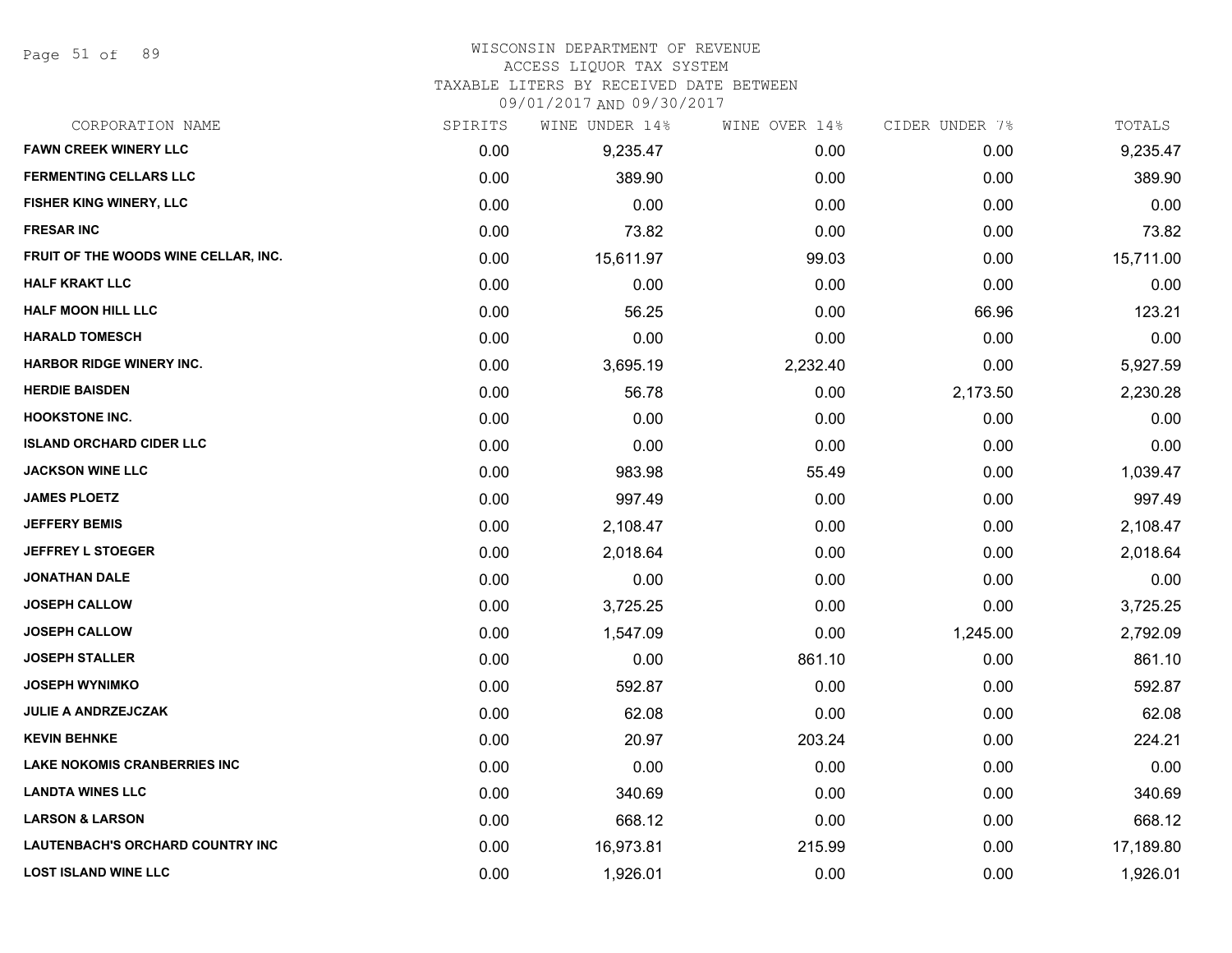# WISCONSIN DEPARTMENT OF REVENUE
## ACCESS LIQUOR TAX SYSTEM
### TAXABLE LITERS BY RECEIVED DATE BETWEEN 09/01/2017 AND 09/30/2017

| CORPORATION NAME | SPIRITS | WINE UNDER 14% | WINE OVER 14% | CIDER UNDER 7% | TOTALS |
|---|---|---|---|---|---|
| FAWN CREEK WINERY LLC | 0.00 | 9,235.47 | 0.00 | 0.00 | 9,235.47 |
| FERMENTING CELLARS LLC | 0.00 | 389.90 | 0.00 | 0.00 | 389.90 |
| FISHER KING WINERY, LLC | 0.00 | 0.00 | 0.00 | 0.00 | 0.00 |
| FRESAR INC | 0.00 | 73.82 | 0.00 | 0.00 | 73.82 |
| FRUIT OF THE WOODS WINE CELLAR, INC. | 0.00 | 15,611.97 | 99.03 | 0.00 | 15,711.00 |
| HALF KRAKT LLC | 0.00 | 0.00 | 0.00 | 0.00 | 0.00 |
| HALF MOON HILL LLC | 0.00 | 56.25 | 0.00 | 66.96 | 123.21 |
| HARALD TOMESCH | 0.00 | 0.00 | 0.00 | 0.00 | 0.00 |
| HARBOR RIDGE WINERY INC. | 0.00 | 3,695.19 | 2,232.40 | 0.00 | 5,927.59 |
| HERDIE BAISDEN | 0.00 | 56.78 | 0.00 | 2,173.50 | 2,230.28 |
| HOOKSTONE INC. | 0.00 | 0.00 | 0.00 | 0.00 | 0.00 |
| ISLAND ORCHARD CIDER LLC | 0.00 | 0.00 | 0.00 | 0.00 | 0.00 |
| JACKSON WINE LLC | 0.00 | 983.98 | 55.49 | 0.00 | 1,039.47 |
| JAMES PLOETZ | 0.00 | 997.49 | 0.00 | 0.00 | 997.49 |
| JEFFERY BEMIS | 0.00 | 2,108.47 | 0.00 | 0.00 | 2,108.47 |
| JEFFREY L STOEGER | 0.00 | 2,018.64 | 0.00 | 0.00 | 2,018.64 |
| JONATHAN DALE | 0.00 | 0.00 | 0.00 | 0.00 | 0.00 |
| JOSEPH CALLOW | 0.00 | 3,725.25 | 0.00 | 0.00 | 3,725.25 |
| JOSEPH CALLOW | 0.00 | 1,547.09 | 0.00 | 1,245.00 | 2,792.09 |
| JOSEPH STALLER | 0.00 | 0.00 | 861.10 | 0.00 | 861.10 |
| JOSEPH WYNIMKO | 0.00 | 592.87 | 0.00 | 0.00 | 592.87 |
| JULIE A ANDRZEJCZAK | 0.00 | 62.08 | 0.00 | 0.00 | 62.08 |
| KEVIN BEHNKE | 0.00 | 20.97 | 203.24 | 0.00 | 224.21 |
| LAKE NOKOMIS CRANBERRIES INC | 0.00 | 0.00 | 0.00 | 0.00 | 0.00 |
| LANDTA WINES LLC | 0.00 | 340.69 | 0.00 | 0.00 | 340.69 |
| LARSON & LARSON | 0.00 | 668.12 | 0.00 | 0.00 | 668.12 |
| LAUTENBACH'S ORCHARD COUNTRY INC | 0.00 | 16,973.81 | 215.99 | 0.00 | 17,189.80 |
| LOST ISLAND WINE LLC | 0.00 | 1,926.01 | 0.00 | 0.00 | 1,926.01 |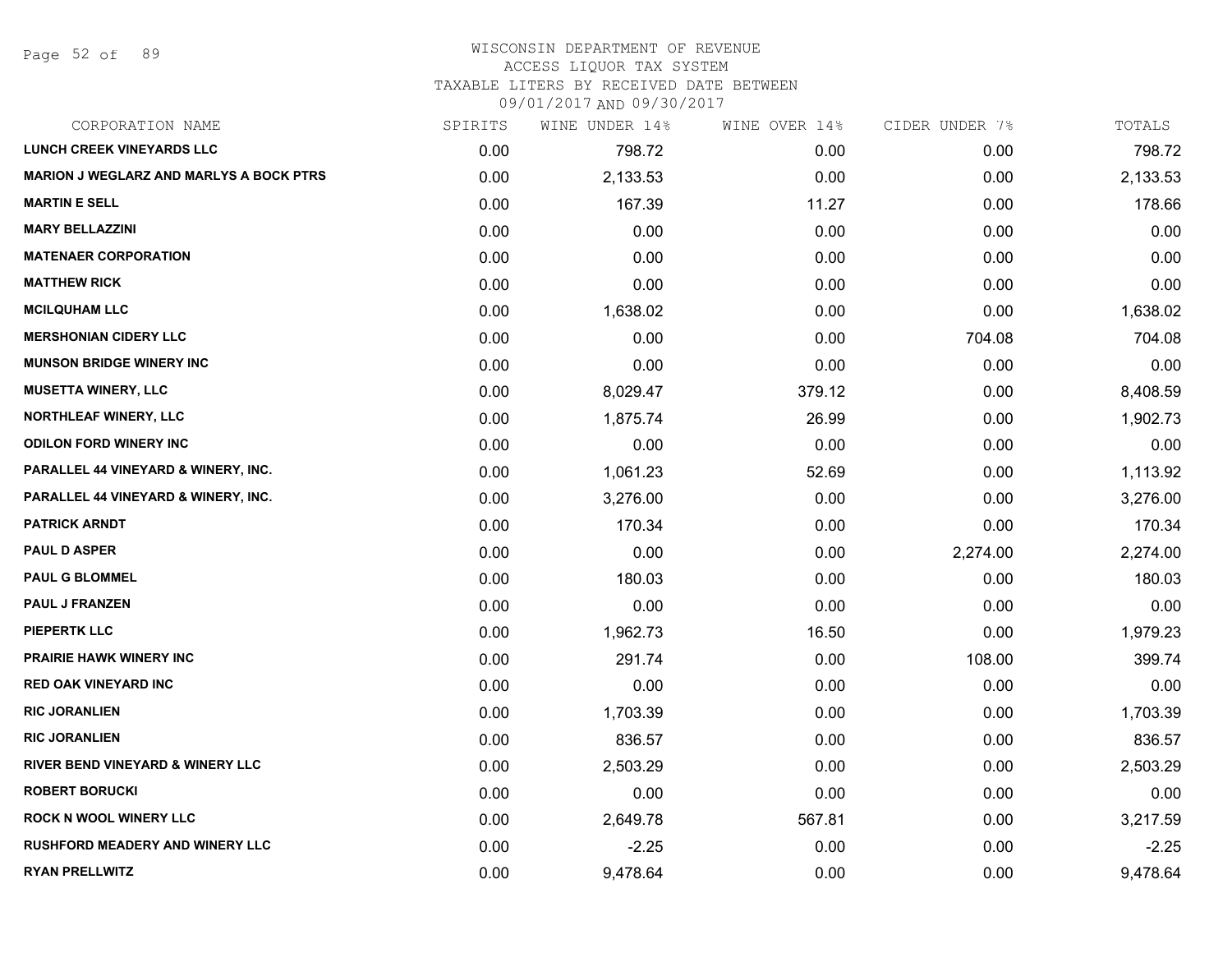WISCONSIN DEPARTMENT OF REVENUE
ACCESS LIQUOR TAX SYSTEM
TAXABLE LITERS BY RECEIVED DATE BETWEEN
09/01/2017 AND 09/30/2017

| CORPORATION NAME | SPIRITS | WINE UNDER 14% | WINE OVER 14% | CIDER UNDER 7% | TOTALS |
|---|---|---|---|---|---|
| LUNCH CREEK VINEYARDS LLC | 0.00 | 798.72 | 0.00 | 0.00 | 798.72 |
| MARION J WEGLARZ AND MARLYS A BOCK PTRS | 0.00 | 2,133.53 | 0.00 | 0.00 | 2,133.53 |
| MARTIN E SELL | 0.00 | 167.39 | 11.27 | 0.00 | 178.66 |
| MARY BELLAZZINI | 0.00 | 0.00 | 0.00 | 0.00 | 0.00 |
| MATENAER CORPORATION | 0.00 | 0.00 | 0.00 | 0.00 | 0.00 |
| MATTHEW RICK | 0.00 | 0.00 | 0.00 | 0.00 | 0.00 |
| MCILQUHAM LLC | 0.00 | 1,638.02 | 0.00 | 0.00 | 1,638.02 |
| MERSHONIAN CIDERY LLC | 0.00 | 0.00 | 0.00 | 704.08 | 704.08 |
| MUNSON BRIDGE WINERY INC | 0.00 | 0.00 | 0.00 | 0.00 | 0.00 |
| MUSETTA WINERY, LLC | 0.00 | 8,029.47 | 379.12 | 0.00 | 8,408.59 |
| NORTHLEAF WINERY, LLC | 0.00 | 1,875.74 | 26.99 | 0.00 | 1,902.73 |
| ODILON FORD WINERY INC | 0.00 | 0.00 | 0.00 | 0.00 | 0.00 |
| PARALLEL 44 VINEYARD & WINERY, INC. | 0.00 | 1,061.23 | 52.69 | 0.00 | 1,113.92 |
| PARALLEL 44 VINEYARD & WINERY, INC. | 0.00 | 3,276.00 | 0.00 | 0.00 | 3,276.00 |
| PATRICK ARNDT | 0.00 | 170.34 | 0.00 | 0.00 | 170.34 |
| PAUL D ASPER | 0.00 | 0.00 | 0.00 | 2,274.00 | 2,274.00 |
| PAUL G BLOMMEL | 0.00 | 180.03 | 0.00 | 0.00 | 180.03 |
| PAUL J FRANZEN | 0.00 | 0.00 | 0.00 | 0.00 | 0.00 |
| PIEPERTK LLC | 0.00 | 1,962.73 | 16.50 | 0.00 | 1,979.23 |
| PRAIRIE HAWK WINERY INC | 0.00 | 291.74 | 0.00 | 108.00 | 399.74 |
| RED OAK VINEYARD INC | 0.00 | 0.00 | 0.00 | 0.00 | 0.00 |
| RIC JORANLIEN | 0.00 | 1,703.39 | 0.00 | 0.00 | 1,703.39 |
| RIC JORANLIEN | 0.00 | 836.57 | 0.00 | 0.00 | 836.57 |
| RIVER BEND VINEYARD & WINERY LLC | 0.00 | 2,503.29 | 0.00 | 0.00 | 2,503.29 |
| ROBERT BORUCKI | 0.00 | 0.00 | 0.00 | 0.00 | 0.00 |
| ROCK N WOOL WINERY LLC | 0.00 | 2,649.78 | 567.81 | 0.00 | 3,217.59 |
| RUSHFORD MEADERY AND WINERY LLC | 0.00 | -2.25 | 0.00 | 0.00 | -2.25 |
| RYAN PRELLWITZ | 0.00 | 9,478.64 | 0.00 | 0.00 | 9,478.64 |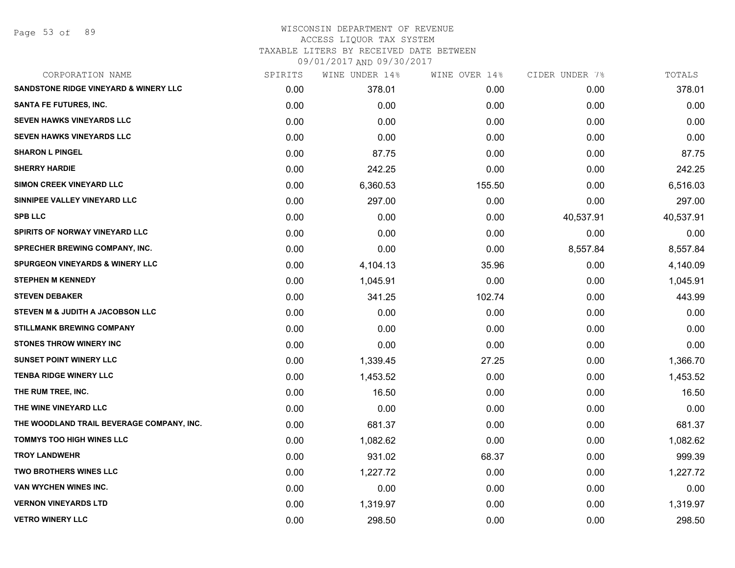# WISCONSIN DEPARTMENT OF REVENUE
ACCESS LIQUOR TAX SYSTEM
TAXABLE LITERS BY RECEIVED DATE BETWEEN
09/01/2017 AND 09/30/2017

| CORPORATION NAME | SPIRITS | WINE UNDER 14% | WINE OVER 14% | CIDER UNDER 7% | TOTALS |
|---|---|---|---|---|---|
| SANDSTONE RIDGE VINEYARD & WINERY LLC | 0.00 | 378.01 | 0.00 | 0.00 | 378.01 |
| SANTA FE FUTURES, INC. | 0.00 | 0.00 | 0.00 | 0.00 | 0.00 |
| SEVEN HAWKS VINEYARDS LLC | 0.00 | 0.00 | 0.00 | 0.00 | 0.00 |
| SEVEN HAWKS VINEYARDS LLC | 0.00 | 0.00 | 0.00 | 0.00 | 0.00 |
| SHARON L PINGEL | 0.00 | 87.75 | 0.00 | 0.00 | 87.75 |
| SHERRY HARDIE | 0.00 | 242.25 | 0.00 | 0.00 | 242.25 |
| SIMON CREEK VINEYARD LLC | 0.00 | 6,360.53 | 155.50 | 0.00 | 6,516.03 |
| SINNIPEE VALLEY VINEYARD LLC | 0.00 | 297.00 | 0.00 | 0.00 | 297.00 |
| SPB LLC | 0.00 | 0.00 | 0.00 | 40,537.91 | 40,537.91 |
| SPIRITS OF NORWAY VINEYARD LLC | 0.00 | 0.00 | 0.00 | 0.00 | 0.00 |
| SPRECHER BREWING COMPANY, INC. | 0.00 | 0.00 | 0.00 | 8,557.84 | 8,557.84 |
| SPURGEON VINEYARDS & WINERY LLC | 0.00 | 4,104.13 | 35.96 | 0.00 | 4,140.09 |
| STEPHEN M KENNEDY | 0.00 | 1,045.91 | 0.00 | 0.00 | 1,045.91 |
| STEVEN DEBAKER | 0.00 | 341.25 | 102.74 | 0.00 | 443.99 |
| STEVEN M & JUDITH A JACOBSON LLC | 0.00 | 0.00 | 0.00 | 0.00 | 0.00 |
| STILLMANK BREWING COMPANY | 0.00 | 0.00 | 0.00 | 0.00 | 0.00 |
| STONES THROW WINERY INC | 0.00 | 0.00 | 0.00 | 0.00 | 0.00 |
| SUNSET POINT WINERY LLC | 0.00 | 1,339.45 | 27.25 | 0.00 | 1,366.70 |
| TENBA RIDGE WINERY LLC | 0.00 | 1,453.52 | 0.00 | 0.00 | 1,453.52 |
| THE RUM TREE, INC. | 0.00 | 16.50 | 0.00 | 0.00 | 16.50 |
| THE WINE VINEYARD LLC | 0.00 | 0.00 | 0.00 | 0.00 | 0.00 |
| THE WOODLAND TRAIL BEVERAGE COMPANY, INC. | 0.00 | 681.37 | 0.00 | 0.00 | 681.37 |
| TOMMYS TOO HIGH WINES LLC | 0.00 | 1,082.62 | 0.00 | 0.00 | 1,082.62 |
| TROY LANDWEHR | 0.00 | 931.02 | 68.37 | 0.00 | 999.39 |
| TWO BROTHERS WINES LLC | 0.00 | 1,227.72 | 0.00 | 0.00 | 1,227.72 |
| VAN WYCHEN WINES INC. | 0.00 | 0.00 | 0.00 | 0.00 | 0.00 |
| VERNON VINEYARDS LTD | 0.00 | 1,319.97 | 0.00 | 0.00 | 1,319.97 |
| VETRO WINERY LLC | 0.00 | 298.50 | 0.00 | 0.00 | 298.50 |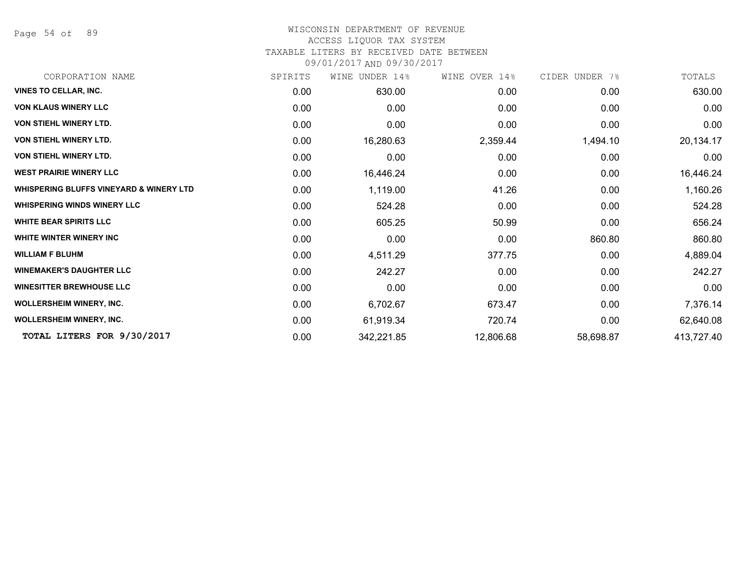# WISCONSIN DEPARTMENT OF REVENUE

ACCESS LIQUOR TAX SYSTEM

TAXABLE LITERS BY RECEIVED DATE BETWEEN

09/01/2017 AND 09/30/2017

| CORPORATION NAME | SPIRITS | WINE UNDER 14% | WINE OVER 14% | CIDER UNDER 7% | TOTALS |
|---|---|---|---|---|---|
| **VINES TO CELLAR, INC.** | 0.00 | 630.00 | 0.00 | 0.00 | 630.00 |
| **VON KLAUS WINERY LLC** | 0.00 | 0.00 | 0.00 | 0.00 | 0.00 |
| **VON STIEHL WINERY LTD.** | 0.00 | 0.00 | 0.00 | 0.00 | 0.00 |
| **VON STIEHL WINERY LTD.** | 0.00 | 16,280.63 | 2,359.44 | 1,494.10 | 20,134.17 |
| **VON STIEHL WINERY LTD.** | 0.00 | 0.00 | 0.00 | 0.00 | 0.00 |
| **WEST PRAIRIE WINERY LLC** | 0.00 | 16,446.24 | 0.00 | 0.00 | 16,446.24 |
| **WHISPERING BLUFFS VINEYARD & WINERY LTD** | 0.00 | 1,119.00 | 41.26 | 0.00 | 1,160.26 |
| **WHISPERING WINDS WINERY LLC** | 0.00 | 524.28 | 0.00 | 0.00 | 524.28 |
| **WHITE BEAR SPIRITS LLC** | 0.00 | 605.25 | 50.99 | 0.00 | 656.24 |
| **WHITE WINTER WINERY INC** | 0.00 | 0.00 | 0.00 | 860.80 | 860.80 |
| **WILLIAM F BLUHM** | 0.00 | 4,511.29 | 377.75 | 0.00 | 4,889.04 |
| **WINEMAKER'S DAUGHTER LLC** | 0.00 | 242.27 | 0.00 | 0.00 | 242.27 |
| **WINESITTER BREWHOUSE LLC** | 0.00 | 0.00 | 0.00 | 0.00 | 0.00 |
| **WOLLERSHEIM WINERY, INC.** | 0.00 | 6,702.67 | 673.47 | 0.00 | 7,376.14 |
| **WOLLERSHEIM WINERY, INC.** | 0.00 | 61,919.34 | 720.74 | 0.00 | 62,640.08 |
| **TOTAL LITERS FOR 9/30/2017** | 0.00 | 342,221.85 | 12,806.68 | 58,698.87 | 413,727.40 |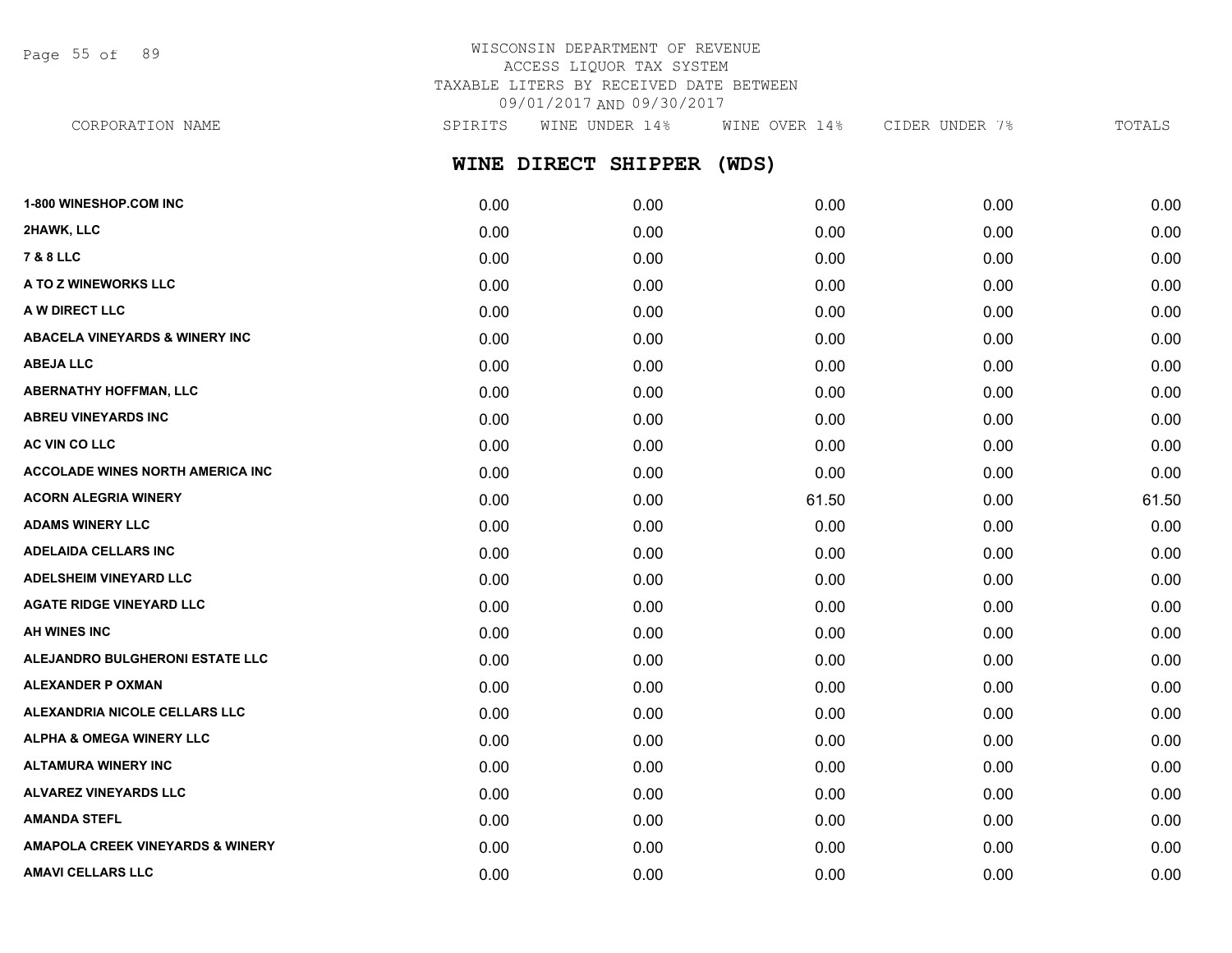WISCONSIN DEPARTMENT OF REVENUE
ACCESS LIQUOR TAX SYSTEM
TAXABLE LITERS BY RECEIVED DATE BETWEEN
09/01/2017 AND 09/30/2017

## WINE DIRECT SHIPPER (WDS)

| CORPORATION NAME | SPIRITS | WINE UNDER 14% | WINE OVER 14% | CIDER UNDER 7% | TOTALS |
|---|---|---|---|---|---|
| 1-800 WINESHOP.COM INC | 0.00 | 0.00 | 0.00 | 0.00 | 0.00 |
| 2HAWK, LLC | 0.00 | 0.00 | 0.00 | 0.00 | 0.00 |
| 7 & 8 LLC | 0.00 | 0.00 | 0.00 | 0.00 | 0.00 |
| A TO Z WINEWORKS LLC | 0.00 | 0.00 | 0.00 | 0.00 | 0.00 |
| A W DIRECT LLC | 0.00 | 0.00 | 0.00 | 0.00 | 0.00 |
| ABACELA VINEYARDS & WINERY INC | 0.00 | 0.00 | 0.00 | 0.00 | 0.00 |
| ABEJA LLC | 0.00 | 0.00 | 0.00 | 0.00 | 0.00 |
| ABERNATHY HOFFMAN, LLC | 0.00 | 0.00 | 0.00 | 0.00 | 0.00 |
| ABREU VINEYARDS INC | 0.00 | 0.00 | 0.00 | 0.00 | 0.00 |
| AC VIN CO LLC | 0.00 | 0.00 | 0.00 | 0.00 | 0.00 |
| ACCOLADE WINES NORTH AMERICA INC | 0.00 | 0.00 | 0.00 | 0.00 | 0.00 |
| ACORN ALEGRIA WINERY | 0.00 | 0.00 | 61.50 | 0.00 | 61.50 |
| ADAMS WINERY LLC | 0.00 | 0.00 | 0.00 | 0.00 | 0.00 |
| ADELAIDA CELLARS INC | 0.00 | 0.00 | 0.00 | 0.00 | 0.00 |
| ADELSHEIM VINEYARD LLC | 0.00 | 0.00 | 0.00 | 0.00 | 0.00 |
| AGATE RIDGE VINEYARD LLC | 0.00 | 0.00 | 0.00 | 0.00 | 0.00 |
| AH WINES INC | 0.00 | 0.00 | 0.00 | 0.00 | 0.00 |
| ALEJANDRO BULGHERONI ESTATE LLC | 0.00 | 0.00 | 0.00 | 0.00 | 0.00 |
| ALEXANDER P OXMAN | 0.00 | 0.00 | 0.00 | 0.00 | 0.00 |
| ALEXANDRIA NICOLE CELLARS LLC | 0.00 | 0.00 | 0.00 | 0.00 | 0.00 |
| ALPHA & OMEGA WINERY LLC | 0.00 | 0.00 | 0.00 | 0.00 | 0.00 |
| ALTAMURA WINERY INC | 0.00 | 0.00 | 0.00 | 0.00 | 0.00 |
| ALVAREZ VINEYARDS LLC | 0.00 | 0.00 | 0.00 | 0.00 | 0.00 |
| AMANDA STEFL | 0.00 | 0.00 | 0.00 | 0.00 | 0.00 |
| AMAPOLA CREEK VINEYARDS & WINERY | 0.00 | 0.00 | 0.00 | 0.00 | 0.00 |
| AMAVI CELLARS LLC | 0.00 | 0.00 | 0.00 | 0.00 | 0.00 |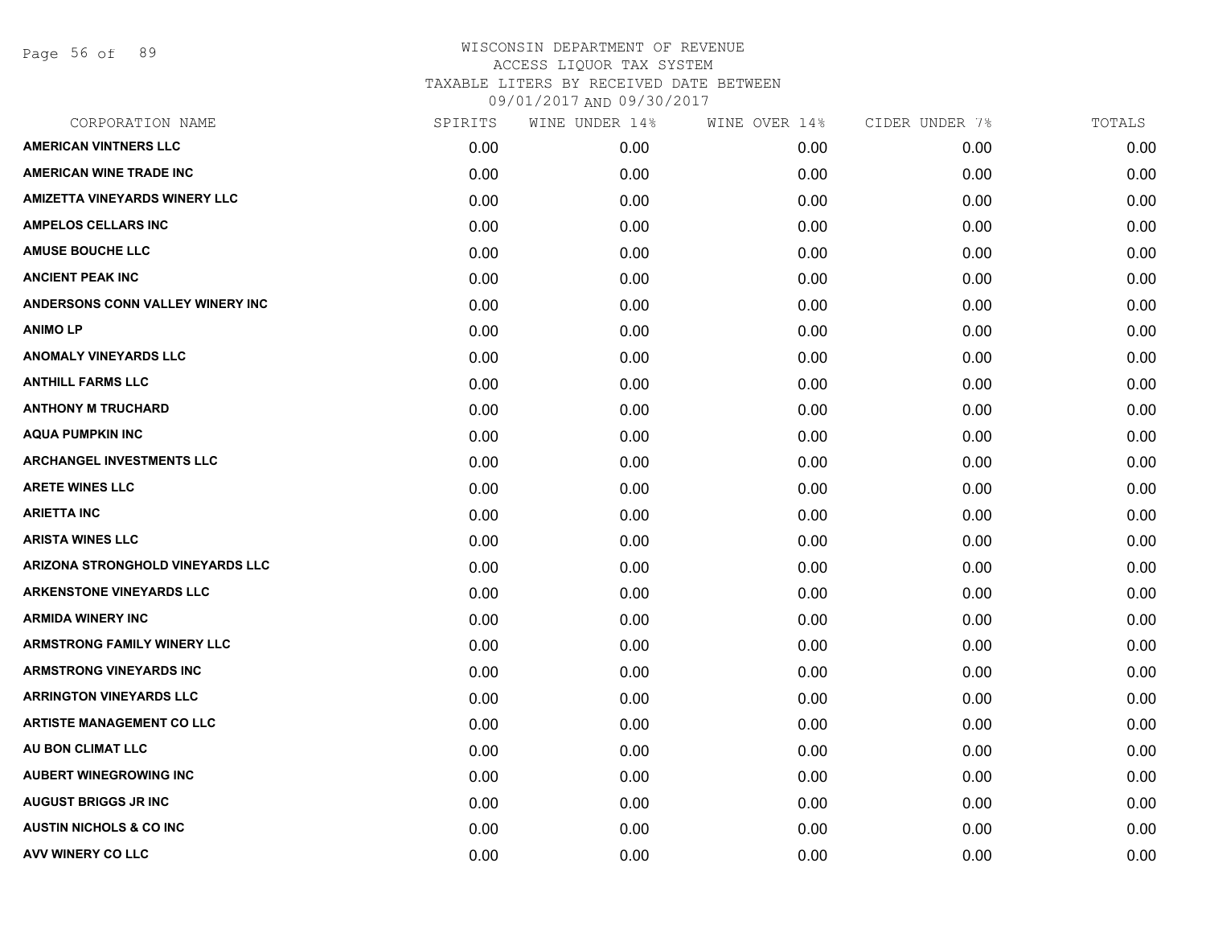# WISCONSIN DEPARTMENT OF REVENUE
## ACCESS LIQUOR TAX SYSTEM
## TAXABLE LITERS BY RECEIVED DATE BETWEEN 09/01/2017 AND 09/30/2017

| CORPORATION NAME | SPIRITS | WINE UNDER 14% | WINE OVER 14% | CIDER UNDER 7% | TOTALS |
|---|---|---|---|---|---|
| AMERICAN VINTNERS LLC | 0.00 | 0.00 | 0.00 | 0.00 | 0.00 |
| AMERICAN WINE TRADE INC | 0.00 | 0.00 | 0.00 | 0.00 | 0.00 |
| AMIZETTA VINEYARDS WINERY LLC | 0.00 | 0.00 | 0.00 | 0.00 | 0.00 |
| AMPELOS CELLARS INC | 0.00 | 0.00 | 0.00 | 0.00 | 0.00 |
| AMUSE BOUCHE LLC | 0.00 | 0.00 | 0.00 | 0.00 | 0.00 |
| ANCIENT PEAK INC | 0.00 | 0.00 | 0.00 | 0.00 | 0.00 |
| ANDERSONS CONN VALLEY WINERY INC | 0.00 | 0.00 | 0.00 | 0.00 | 0.00 |
| ANIMO LP | 0.00 | 0.00 | 0.00 | 0.00 | 0.00 |
| ANOMALY VINEYARDS LLC | 0.00 | 0.00 | 0.00 | 0.00 | 0.00 |
| ANTHILL FARMS LLC | 0.00 | 0.00 | 0.00 | 0.00 | 0.00 |
| ANTHONY M TRUCHARD | 0.00 | 0.00 | 0.00 | 0.00 | 0.00 |
| AQUA PUMPKIN INC | 0.00 | 0.00 | 0.00 | 0.00 | 0.00 |
| ARCHANGEL INVESTMENTS LLC | 0.00 | 0.00 | 0.00 | 0.00 | 0.00 |
| ARETE WINES LLC | 0.00 | 0.00 | 0.00 | 0.00 | 0.00 |
| ARIETTA INC | 0.00 | 0.00 | 0.00 | 0.00 | 0.00 |
| ARISTA WINES LLC | 0.00 | 0.00 | 0.00 | 0.00 | 0.00 |
| ARIZONA STRONGHOLD VINEYARDS LLC | 0.00 | 0.00 | 0.00 | 0.00 | 0.00 |
| ARKENSTONE VINEYARDS LLC | 0.00 | 0.00 | 0.00 | 0.00 | 0.00 |
| ARMIDA WINERY INC | 0.00 | 0.00 | 0.00 | 0.00 | 0.00 |
| ARMSTRONG FAMILY WINERY LLC | 0.00 | 0.00 | 0.00 | 0.00 | 0.00 |
| ARMSTRONG VINEYARDS INC | 0.00 | 0.00 | 0.00 | 0.00 | 0.00 |
| ARRINGTON VINEYARDS LLC | 0.00 | 0.00 | 0.00 | 0.00 | 0.00 |
| ARTISTE MANAGEMENT CO LLC | 0.00 | 0.00 | 0.00 | 0.00 | 0.00 |
| AU BON CLIMAT LLC | 0.00 | 0.00 | 0.00 | 0.00 | 0.00 |
| AUBERT WINEGROWING INC | 0.00 | 0.00 | 0.00 | 0.00 | 0.00 |
| AUGUST BRIGGS JR INC | 0.00 | 0.00 | 0.00 | 0.00 | 0.00 |
| AUSTIN NICHOLS & CO INC | 0.00 | 0.00 | 0.00 | 0.00 | 0.00 |
| AVV WINERY CO LLC | 0.00 | 0.00 | 0.00 | 0.00 | 0.00 |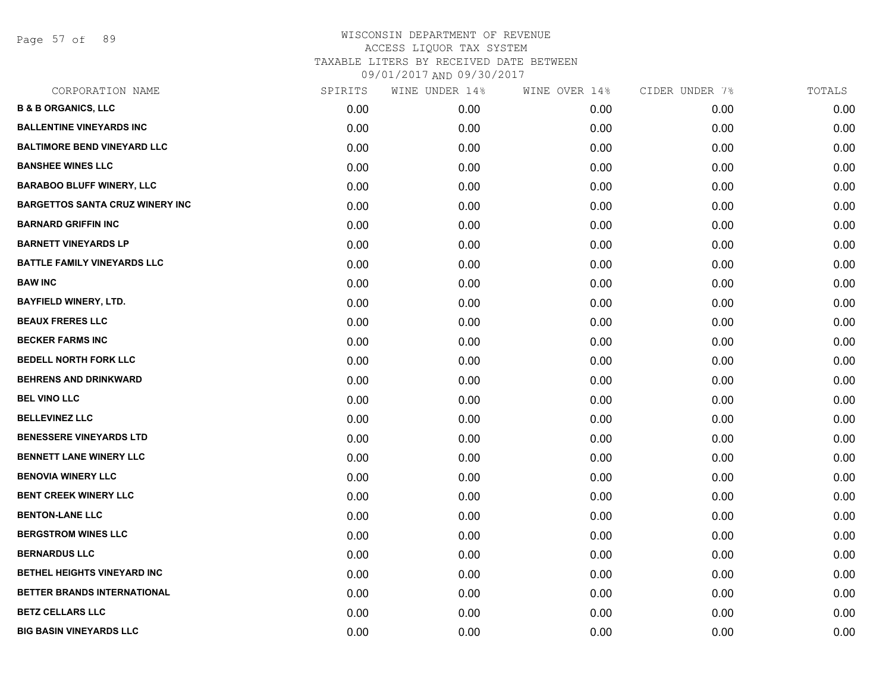# WISCONSIN DEPARTMENT OF REVENUE

ACCESS LIQUOR TAX SYSTEM

TAXABLE LITERS BY RECEIVED DATE BETWEEN

09/01/2017 AND 09/30/2017

| CORPORATION NAME | SPIRITS | WINE UNDER 14% | WINE OVER 14% | CIDER UNDER 7% | TOTALS |
|---|---|---|---|---|---|
| B & B ORGANICS, LLC | 0.00 | 0.00 | 0.00 | 0.00 | 0.00 |
| BALLENTINE VINEYARDS INC | 0.00 | 0.00 | 0.00 | 0.00 | 0.00 |
| BALTIMORE BEND VINEYARD LLC | 0.00 | 0.00 | 0.00 | 0.00 | 0.00 |
| BANSHEE WINES LLC | 0.00 | 0.00 | 0.00 | 0.00 | 0.00 |
| BARABOO BLUFF WINERY, LLC | 0.00 | 0.00 | 0.00 | 0.00 | 0.00 |
| BARGETTOS SANTA CRUZ WINERY INC | 0.00 | 0.00 | 0.00 | 0.00 | 0.00 |
| BARNARD GRIFFIN INC | 0.00 | 0.00 | 0.00 | 0.00 | 0.00 |
| BARNETT VINEYARDS LP | 0.00 | 0.00 | 0.00 | 0.00 | 0.00 |
| BATTLE FAMILY VINEYARDS LLC | 0.00 | 0.00 | 0.00 | 0.00 | 0.00 |
| BAW INC | 0.00 | 0.00 | 0.00 | 0.00 | 0.00 |
| BAYFIELD WINERY, LTD. | 0.00 | 0.00 | 0.00 | 0.00 | 0.00 |
| BEAUX FRERES LLC | 0.00 | 0.00 | 0.00 | 0.00 | 0.00 |
| BECKER FARMS INC | 0.00 | 0.00 | 0.00 | 0.00 | 0.00 |
| BEDELL NORTH FORK LLC | 0.00 | 0.00 | 0.00 | 0.00 | 0.00 |
| BEHRENS AND DRINKWARD | 0.00 | 0.00 | 0.00 | 0.00 | 0.00 |
| BEL VINO LLC | 0.00 | 0.00 | 0.00 | 0.00 | 0.00 |
| BELLEVINEZ LLC | 0.00 | 0.00 | 0.00 | 0.00 | 0.00 |
| BENESSERE VINEYARDS LTD | 0.00 | 0.00 | 0.00 | 0.00 | 0.00 |
| BENNETT LANE WINERY LLC | 0.00 | 0.00 | 0.00 | 0.00 | 0.00 |
| BENOVIA WINERY LLC | 0.00 | 0.00 | 0.00 | 0.00 | 0.00 |
| BENT CREEK WINERY LLC | 0.00 | 0.00 | 0.00 | 0.00 | 0.00 |
| BENTON-LANE LLC | 0.00 | 0.00 | 0.00 | 0.00 | 0.00 |
| BERGSTROM WINES LLC | 0.00 | 0.00 | 0.00 | 0.00 | 0.00 |
| BERNARDUS LLC | 0.00 | 0.00 | 0.00 | 0.00 | 0.00 |
| BETHEL HEIGHTS VINEYARD INC | 0.00 | 0.00 | 0.00 | 0.00 | 0.00 |
| BETTER BRANDS INTERNATIONAL | 0.00 | 0.00 | 0.00 | 0.00 | 0.00 |
| BETZ CELLARS LLC | 0.00 | 0.00 | 0.00 | 0.00 | 0.00 |
| BIG BASIN VINEYARDS LLC | 0.00 | 0.00 | 0.00 | 0.00 | 0.00 |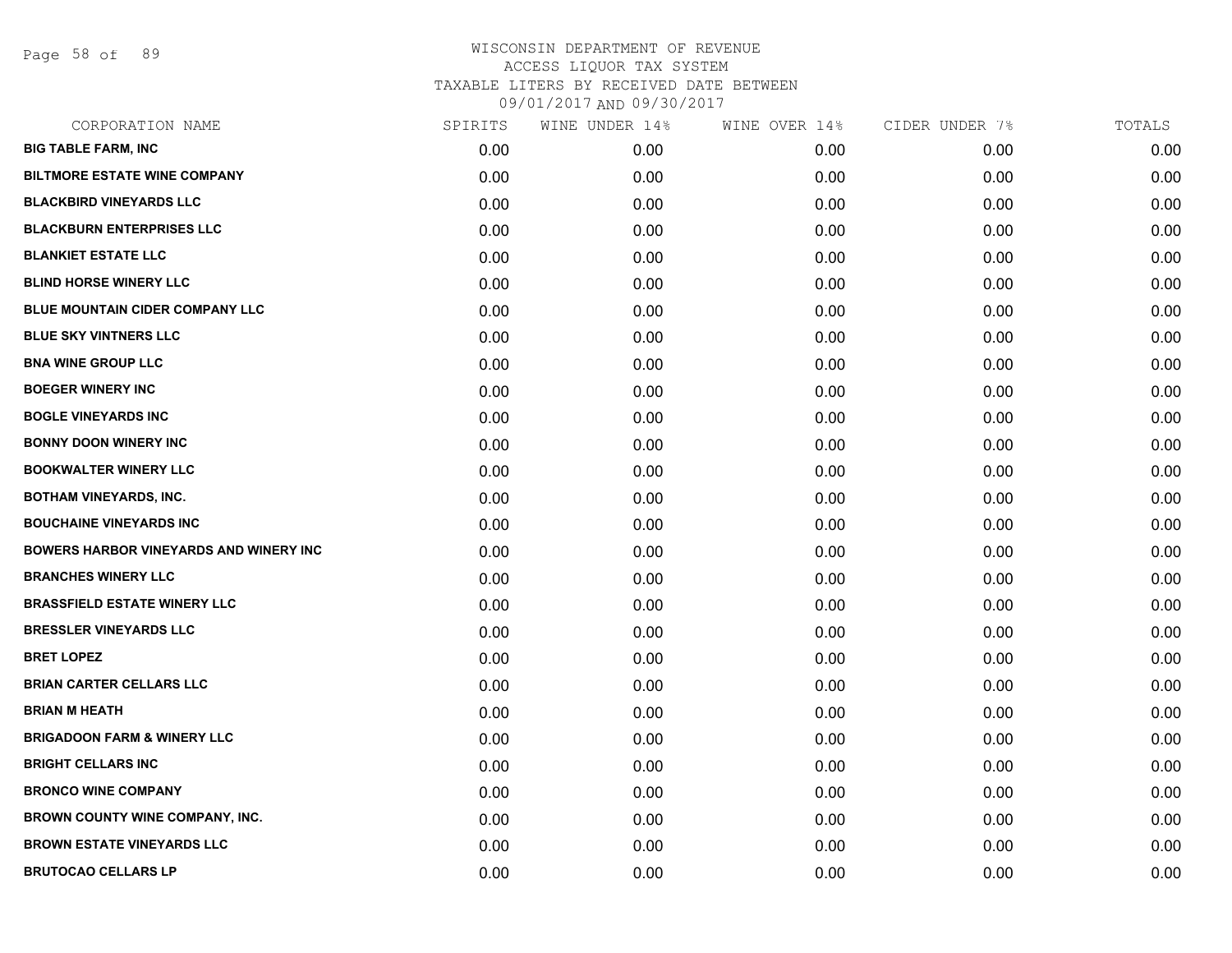# WISCONSIN DEPARTMENT OF REVENUE
ACCESS LIQUOR TAX SYSTEM
TAXABLE LITERS BY RECEIVED DATE BETWEEN
09/01/2017 AND 09/30/2017

| CORPORATION NAME | SPIRITS | WINE UNDER 14% | WINE OVER 14% | CIDER UNDER 7% | TOTALS |
|---|---|---|---|---|---|
| **BIG TABLE FARM, INC** | 0.00 | 0.00 | 0.00 | 0.00 | 0.00 |
| **BILTMORE ESTATE WINE COMPANY** | 0.00 | 0.00 | 0.00 | 0.00 | 0.00 |
| **BLACKBIRD VINEYARDS LLC** | 0.00 | 0.00 | 0.00 | 0.00 | 0.00 |
| **BLACKBURN ENTERPRISES LLC** | 0.00 | 0.00 | 0.00 | 0.00 | 0.00 |
| **BLANKIET ESTATE LLC** | 0.00 | 0.00 | 0.00 | 0.00 | 0.00 |
| **BLIND HORSE WINERY LLC** | 0.00 | 0.00 | 0.00 | 0.00 | 0.00 |
| **BLUE MOUNTAIN CIDER COMPANY LLC** | 0.00 | 0.00 | 0.00 | 0.00 | 0.00 |
| **BLUE SKY VINTNERS LLC** | 0.00 | 0.00 | 0.00 | 0.00 | 0.00 |
| **BNA WINE GROUP LLC** | 0.00 | 0.00 | 0.00 | 0.00 | 0.00 |
| **BOEGER WINERY INC** | 0.00 | 0.00 | 0.00 | 0.00 | 0.00 |
| **BOGLE VINEYARDS INC** | 0.00 | 0.00 | 0.00 | 0.00 | 0.00 |
| **BONNY DOON WINERY INC** | 0.00 | 0.00 | 0.00 | 0.00 | 0.00 |
| **BOOKWALTER WINERY LLC** | 0.00 | 0.00 | 0.00 | 0.00 | 0.00 |
| **BOTHAM VINEYARDS, INC.** | 0.00 | 0.00 | 0.00 | 0.00 | 0.00 |
| **BOUCHAINE VINEYARDS INC** | 0.00 | 0.00 | 0.00 | 0.00 | 0.00 |
| **BOWERS HARBOR VINEYARDS AND WINERY INC** | 0.00 | 0.00 | 0.00 | 0.00 | 0.00 |
| **BRANCHES WINERY LLC** | 0.00 | 0.00 | 0.00 | 0.00 | 0.00 |
| **BRASSFIELD ESTATE WINERY LLC** | 0.00 | 0.00 | 0.00 | 0.00 | 0.00 |
| **BRESSLER VINEYARDS LLC** | 0.00 | 0.00 | 0.00 | 0.00 | 0.00 |
| **BRET LOPEZ** | 0.00 | 0.00 | 0.00 | 0.00 | 0.00 |
| **BRIAN CARTER CELLARS LLC** | 0.00 | 0.00 | 0.00 | 0.00 | 0.00 |
| **BRIAN M HEATH** | 0.00 | 0.00 | 0.00 | 0.00 | 0.00 |
| **BRIGADOON FARM & WINERY LLC** | 0.00 | 0.00 | 0.00 | 0.00 | 0.00 |
| **BRIGHT CELLARS INC** | 0.00 | 0.00 | 0.00 | 0.00 | 0.00 |
| **BRONCO WINE COMPANY** | 0.00 | 0.00 | 0.00 | 0.00 | 0.00 |
| **BROWN COUNTY WINE COMPANY, INC.** | 0.00 | 0.00 | 0.00 | 0.00 | 0.00 |
| **BROWN ESTATE VINEYARDS LLC** | 0.00 | 0.00 | 0.00 | 0.00 | 0.00 |
| **BRUTOCAO CELLARS LP** | 0.00 | 0.00 | 0.00 | 0.00 | 0.00 |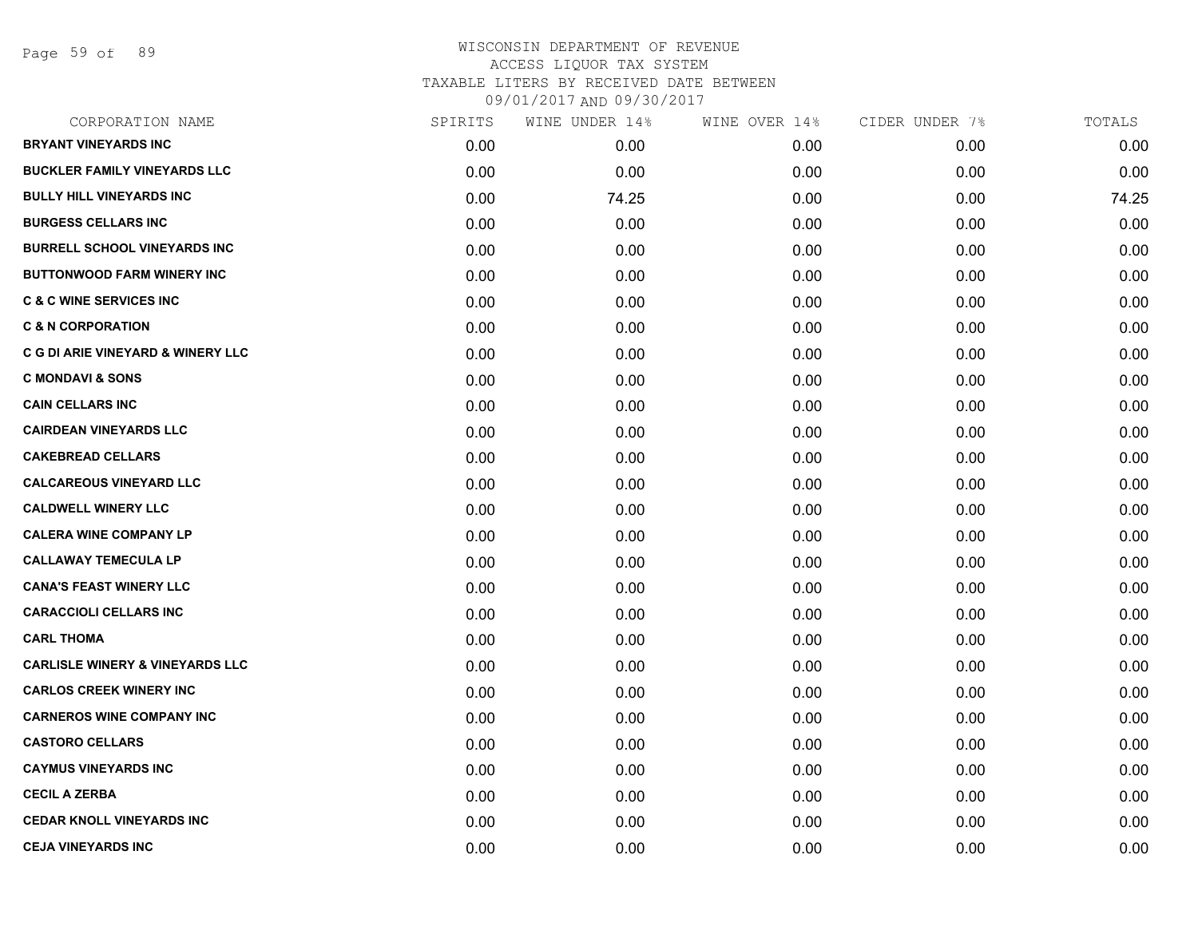# WISCONSIN DEPARTMENT OF REVENUE
## ACCESS LIQUOR TAX SYSTEM
### TAXABLE LITERS BY RECEIVED DATE BETWEEN 09/01/2017 AND 09/30/2017

| CORPORATION NAME | SPIRITS | WINE UNDER 14% | WINE OVER 14% | CIDER UNDER 7% | TOTALS |
|---|---|---|---|---|---|
| BRYANT VINEYARDS INC | 0.00 | 0.00 | 0.00 | 0.00 | 0.00 |
| BUCKLER FAMILY VINEYARDS LLC | 0.00 | 0.00 | 0.00 | 0.00 | 0.00 |
| BULLY HILL VINEYARDS INC | 0.00 | 74.25 | 0.00 | 0.00 | 74.25 |
| BURGESS CELLARS INC | 0.00 | 0.00 | 0.00 | 0.00 | 0.00 |
| BURRELL SCHOOL VINEYARDS INC | 0.00 | 0.00 | 0.00 | 0.00 | 0.00 |
| BUTTONWOOD FARM WINERY INC | 0.00 | 0.00 | 0.00 | 0.00 | 0.00 |
| C & C WINE SERVICES INC | 0.00 | 0.00 | 0.00 | 0.00 | 0.00 |
| C & N CORPORATION | 0.00 | 0.00 | 0.00 | 0.00 | 0.00 |
| C G DI ARIE VINEYARD & WINERY LLC | 0.00 | 0.00 | 0.00 | 0.00 | 0.00 |
| C MONDAVI & SONS | 0.00 | 0.00 | 0.00 | 0.00 | 0.00 |
| CAIN CELLARS INC | 0.00 | 0.00 | 0.00 | 0.00 | 0.00 |
| CAIRDEAN VINEYARDS LLC | 0.00 | 0.00 | 0.00 | 0.00 | 0.00 |
| CAKEBREAD CELLARS | 0.00 | 0.00 | 0.00 | 0.00 | 0.00 |
| CALCAREOUS VINEYARD LLC | 0.00 | 0.00 | 0.00 | 0.00 | 0.00 |
| CALDWELL WINERY LLC | 0.00 | 0.00 | 0.00 | 0.00 | 0.00 |
| CALERA WINE COMPANY LP | 0.00 | 0.00 | 0.00 | 0.00 | 0.00 |
| CALLAWAY TEMECULA LP | 0.00 | 0.00 | 0.00 | 0.00 | 0.00 |
| CANA'S FEAST WINERY LLC | 0.00 | 0.00 | 0.00 | 0.00 | 0.00 |
| CARACCIOLI CELLARS INC | 0.00 | 0.00 | 0.00 | 0.00 | 0.00 |
| CARL THOMA | 0.00 | 0.00 | 0.00 | 0.00 | 0.00 |
| CARLISLE WINERY & VINEYARDS LLC | 0.00 | 0.00 | 0.00 | 0.00 | 0.00 |
| CARLOS CREEK WINERY INC | 0.00 | 0.00 | 0.00 | 0.00 | 0.00 |
| CARNEROS WINE COMPANY INC | 0.00 | 0.00 | 0.00 | 0.00 | 0.00 |
| CASTORO CELLARS | 0.00 | 0.00 | 0.00 | 0.00 | 0.00 |
| CAYMUS VINEYARDS INC | 0.00 | 0.00 | 0.00 | 0.00 | 0.00 |
| CECIL A ZERBA | 0.00 | 0.00 | 0.00 | 0.00 | 0.00 |
| CEDAR KNOLL VINEYARDS INC | 0.00 | 0.00 | 0.00 | 0.00 | 0.00 |
| CEJA VINEYARDS INC | 0.00 | 0.00 | 0.00 | 0.00 | 0.00 |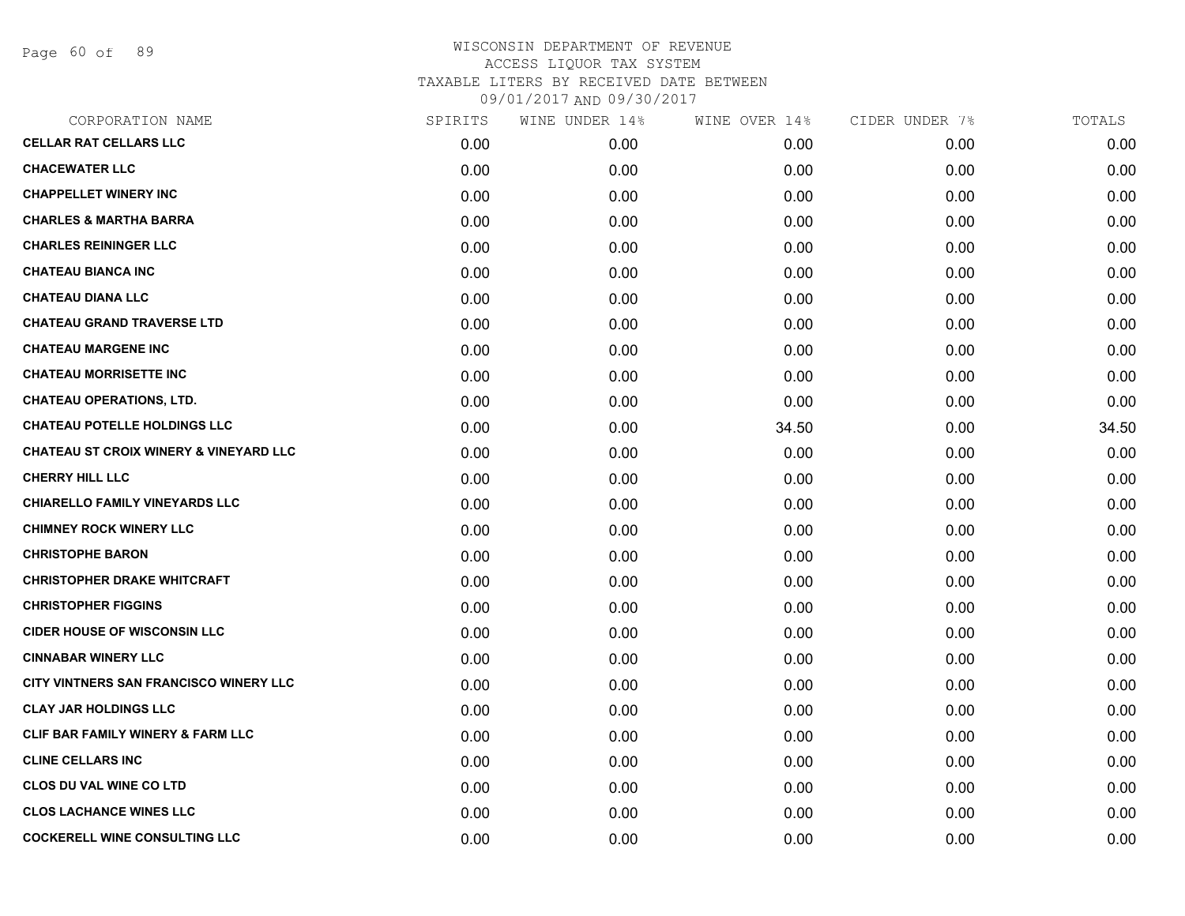# WISCONSIN DEPARTMENT OF REVENUE
ACCESS LIQUOR TAX SYSTEM
TAXABLE LITERS BY RECEIVED DATE BETWEEN
09/01/2017 AND 09/30/2017

| CORPORATION NAME | SPIRITS | WINE UNDER 14% | WINE OVER 14% | CIDER UNDER 7% | TOTALS |
|---|---|---|---|---|---|
| CELLAR RAT CELLARS LLC | 0.00 | 0.00 | 0.00 | 0.00 | 0.00 |
| CHACEWATER LLC | 0.00 | 0.00 | 0.00 | 0.00 | 0.00 |
| CHAPPELLET WINERY INC | 0.00 | 0.00 | 0.00 | 0.00 | 0.00 |
| CHARLES & MARTHA BARRA | 0.00 | 0.00 | 0.00 | 0.00 | 0.00 |
| CHARLES REININGER LLC | 0.00 | 0.00 | 0.00 | 0.00 | 0.00 |
| CHATEAU BIANCA INC | 0.00 | 0.00 | 0.00 | 0.00 | 0.00 |
| CHATEAU DIANA LLC | 0.00 | 0.00 | 0.00 | 0.00 | 0.00 |
| CHATEAU GRAND TRAVERSE LTD | 0.00 | 0.00 | 0.00 | 0.00 | 0.00 |
| CHATEAU MARGENE INC | 0.00 | 0.00 | 0.00 | 0.00 | 0.00 |
| CHATEAU MORRISETTE INC | 0.00 | 0.00 | 0.00 | 0.00 | 0.00 |
| CHATEAU OPERATIONS, LTD. | 0.00 | 0.00 | 0.00 | 0.00 | 0.00 |
| CHATEAU POTELLE HOLDINGS LLC | 0.00 | 0.00 | 34.50 | 0.00 | 34.50 |
| CHATEAU ST CROIX WINERY & VINEYARD LLC | 0.00 | 0.00 | 0.00 | 0.00 | 0.00 |
| CHERRY HILL LLC | 0.00 | 0.00 | 0.00 | 0.00 | 0.00 |
| CHIARELLO FAMILY VINEYARDS LLC | 0.00 | 0.00 | 0.00 | 0.00 | 0.00 |
| CHIMNEY ROCK WINERY LLC | 0.00 | 0.00 | 0.00 | 0.00 | 0.00 |
| CHRISTOPHE BARON | 0.00 | 0.00 | 0.00 | 0.00 | 0.00 |
| CHRISTOPHER DRAKE WHITCRAFT | 0.00 | 0.00 | 0.00 | 0.00 | 0.00 |
| CHRISTOPHER FIGGINS | 0.00 | 0.00 | 0.00 | 0.00 | 0.00 |
| CIDER HOUSE OF WISCONSIN LLC | 0.00 | 0.00 | 0.00 | 0.00 | 0.00 |
| CINNABAR WINERY LLC | 0.00 | 0.00 | 0.00 | 0.00 | 0.00 |
| CITY VINTNERS SAN FRANCISCO WINERY LLC | 0.00 | 0.00 | 0.00 | 0.00 | 0.00 |
| CLAY JAR HOLDINGS LLC | 0.00 | 0.00 | 0.00 | 0.00 | 0.00 |
| CLIF BAR FAMILY WINERY & FARM LLC | 0.00 | 0.00 | 0.00 | 0.00 | 0.00 |
| CLINE CELLARS INC | 0.00 | 0.00 | 0.00 | 0.00 | 0.00 |
| CLOS DU VAL WINE CO LTD | 0.00 | 0.00 | 0.00 | 0.00 | 0.00 |
| CLOS LACHANCE WINES LLC | 0.00 | 0.00 | 0.00 | 0.00 | 0.00 |
| COCKERELL WINE CONSULTING LLC | 0.00 | 0.00 | 0.00 | 0.00 | 0.00 |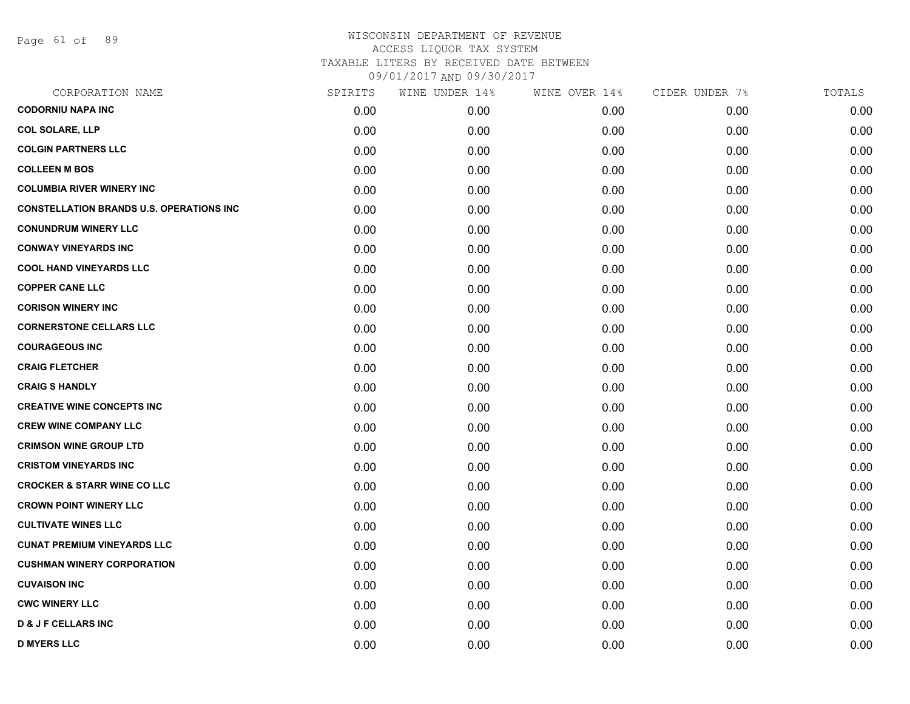WISCONSIN DEPARTMENT OF REVENUE
ACCESS LIQUOR TAX SYSTEM
TAXABLE LITERS BY RECEIVED DATE BETWEEN
09/01/2017 AND 09/30/2017

| CORPORATION NAME | SPIRITS | WINE UNDER 14% | WINE OVER 14% | CIDER UNDER 7% | TOTALS |
|---|---|---|---|---|---|
| CODORNIU NAPA INC | 0.00 | 0.00 | 0.00 | 0.00 | 0.00 |
| COL SOLARE, LLP | 0.00 | 0.00 | 0.00 | 0.00 | 0.00 |
| COLGIN PARTNERS LLC | 0.00 | 0.00 | 0.00 | 0.00 | 0.00 |
| COLLEEN M BOS | 0.00 | 0.00 | 0.00 | 0.00 | 0.00 |
| COLUMBIA RIVER WINERY INC | 0.00 | 0.00 | 0.00 | 0.00 | 0.00 |
| CONSTELLATION BRANDS U.S. OPERATIONS INC | 0.00 | 0.00 | 0.00 | 0.00 | 0.00 |
| CONUNDRUM WINERY LLC | 0.00 | 0.00 | 0.00 | 0.00 | 0.00 |
| CONWAY VINEYARDS INC | 0.00 | 0.00 | 0.00 | 0.00 | 0.00 |
| COOL HAND VINEYARDS LLC | 0.00 | 0.00 | 0.00 | 0.00 | 0.00 |
| COPPER CANE LLC | 0.00 | 0.00 | 0.00 | 0.00 | 0.00 |
| CORISON WINERY INC | 0.00 | 0.00 | 0.00 | 0.00 | 0.00 |
| CORNERSTONE CELLARS LLC | 0.00 | 0.00 | 0.00 | 0.00 | 0.00 |
| COURAGEOUS INC | 0.00 | 0.00 | 0.00 | 0.00 | 0.00 |
| CRAIG FLETCHER | 0.00 | 0.00 | 0.00 | 0.00 | 0.00 |
| CRAIG S HANDLY | 0.00 | 0.00 | 0.00 | 0.00 | 0.00 |
| CREATIVE WINE CONCEPTS INC | 0.00 | 0.00 | 0.00 | 0.00 | 0.00 |
| CREW WINE COMPANY LLC | 0.00 | 0.00 | 0.00 | 0.00 | 0.00 |
| CRIMSON WINE GROUP LTD | 0.00 | 0.00 | 0.00 | 0.00 | 0.00 |
| CRISTOM VINEYARDS INC | 0.00 | 0.00 | 0.00 | 0.00 | 0.00 |
| CROCKER & STARR WINE CO LLC | 0.00 | 0.00 | 0.00 | 0.00 | 0.00 |
| CROWN POINT WINERY LLC | 0.00 | 0.00 | 0.00 | 0.00 | 0.00 |
| CULTIVATE WINES LLC | 0.00 | 0.00 | 0.00 | 0.00 | 0.00 |
| CUNAT PREMIUM VINEYARDS LLC | 0.00 | 0.00 | 0.00 | 0.00 | 0.00 |
| CUSHMAN WINERY CORPORATION | 0.00 | 0.00 | 0.00 | 0.00 | 0.00 |
| CUVAISON INC | 0.00 | 0.00 | 0.00 | 0.00 | 0.00 |
| CWC WINERY LLC | 0.00 | 0.00 | 0.00 | 0.00 | 0.00 |
| D & J F CELLARS INC | 0.00 | 0.00 | 0.00 | 0.00 | 0.00 |
| D MYERS LLC | 0.00 | 0.00 | 0.00 | 0.00 | 0.00 |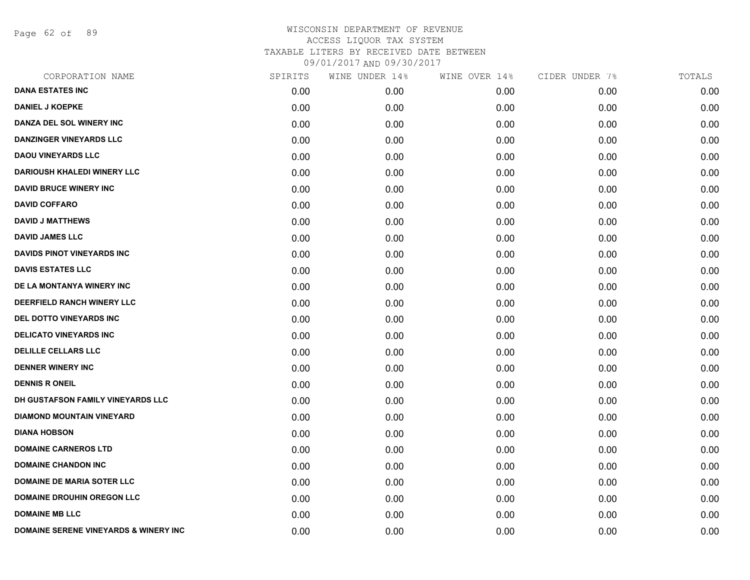# WISCONSIN DEPARTMENT OF REVENUE
## ACCESS LIQUOR TAX SYSTEM
### TAXABLE LITERS BY RECEIVED DATE BETWEEN 09/01/2017 AND 09/30/2017

| CORPORATION NAME | SPIRITS | WINE UNDER 14% | WINE OVER 14% | CIDER UNDER 7% | TOTALS |
|---|---|---|---|---|---|
| DANA ESTATES INC | 0.00 | 0.00 | 0.00 | 0.00 | 0.00 |
| DANIEL J KOEPKE | 0.00 | 0.00 | 0.00 | 0.00 | 0.00 |
| DANZA DEL SOL WINERY INC | 0.00 | 0.00 | 0.00 | 0.00 | 0.00 |
| DANZINGER VINEYARDS LLC | 0.00 | 0.00 | 0.00 | 0.00 | 0.00 |
| DAOU VINEYARDS LLC | 0.00 | 0.00 | 0.00 | 0.00 | 0.00 |
| DARIOUSH KHALEDI WINERY LLC | 0.00 | 0.00 | 0.00 | 0.00 | 0.00 |
| DAVID BRUCE WINERY INC | 0.00 | 0.00 | 0.00 | 0.00 | 0.00 |
| DAVID COFFARO | 0.00 | 0.00 | 0.00 | 0.00 | 0.00 |
| DAVID J MATTHEWS | 0.00 | 0.00 | 0.00 | 0.00 | 0.00 |
| DAVID JAMES LLC | 0.00 | 0.00 | 0.00 | 0.00 | 0.00 |
| DAVIDS PINOT VINEYARDS INC | 0.00 | 0.00 | 0.00 | 0.00 | 0.00 |
| DAVIS ESTATES LLC | 0.00 | 0.00 | 0.00 | 0.00 | 0.00 |
| DE LA MONTANYA WINERY INC | 0.00 | 0.00 | 0.00 | 0.00 | 0.00 |
| DEERFIELD RANCH WINERY LLC | 0.00 | 0.00 | 0.00 | 0.00 | 0.00 |
| DEL DOTTO VINEYARDS INC | 0.00 | 0.00 | 0.00 | 0.00 | 0.00 |
| DELICATO VINEYARDS INC | 0.00 | 0.00 | 0.00 | 0.00 | 0.00 |
| DELILLE CELLARS LLC | 0.00 | 0.00 | 0.00 | 0.00 | 0.00 |
| DENNER WINERY INC | 0.00 | 0.00 | 0.00 | 0.00 | 0.00 |
| DENNIS R ONEIL | 0.00 | 0.00 | 0.00 | 0.00 | 0.00 |
| DH GUSTAFSON FAMILY VINEYARDS LLC | 0.00 | 0.00 | 0.00 | 0.00 | 0.00 |
| DIAMOND MOUNTAIN VINEYARD | 0.00 | 0.00 | 0.00 | 0.00 | 0.00 |
| DIANA HOBSON | 0.00 | 0.00 | 0.00 | 0.00 | 0.00 |
| DOMAINE CARNEROS LTD | 0.00 | 0.00 | 0.00 | 0.00 | 0.00 |
| DOMAINE CHANDON INC | 0.00 | 0.00 | 0.00 | 0.00 | 0.00 |
| DOMAINE DE MARIA SOTER LLC | 0.00 | 0.00 | 0.00 | 0.00 | 0.00 |
| DOMAINE DROUHIN OREGON LLC | 0.00 | 0.00 | 0.00 | 0.00 | 0.00 |
| DOMAINE MB LLC | 0.00 | 0.00 | 0.00 | 0.00 | 0.00 |
| DOMAINE SERENE VINEYARDS & WINERY INC | 0.00 | 0.00 | 0.00 | 0.00 | 0.00 |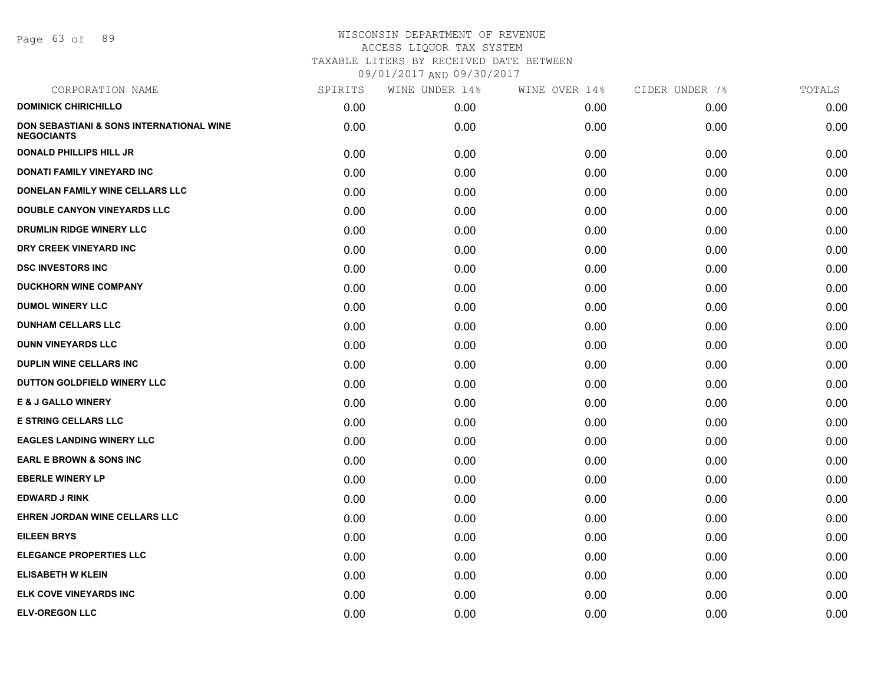WISCONSIN DEPARTMENT OF REVENUE
ACCESS LIQUOR TAX SYSTEM
TAXABLE LITERS BY RECEIVED DATE BETWEEN
09/01/2017 AND 09/30/2017

| CORPORATION NAME | SPIRITS | WINE UNDER 14% | WINE OVER 14% | CIDER UNDER 7% | TOTALS |
|---|---|---|---|---|---|
| **DOMINICK CHIRICHILLO** | 0.00 | 0.00 | 0.00 | 0.00 | 0.00 |
| **DON SEBASTIANI & SONS INTERNATIONAL WINE NEGOCIANTS** | 0.00 | 0.00 | 0.00 | 0.00 | 0.00 |
| **DONALD PHILLIPS HILL JR** | 0.00 | 0.00 | 0.00 | 0.00 | 0.00 |
| **DONATI FAMILY VINEYARD INC** | 0.00 | 0.00 | 0.00 | 0.00 | 0.00 |
| **DONELAN FAMILY WINE CELLARS LLC** | 0.00 | 0.00 | 0.00 | 0.00 | 0.00 |
| **DOUBLE CANYON VINEYARDS LLC** | 0.00 | 0.00 | 0.00 | 0.00 | 0.00 |
| **DRUMLIN RIDGE WINERY LLC** | 0.00 | 0.00 | 0.00 | 0.00 | 0.00 |
| **DRY CREEK VINEYARD INC** | 0.00 | 0.00 | 0.00 | 0.00 | 0.00 |
| **DSC INVESTORS INC** | 0.00 | 0.00 | 0.00 | 0.00 | 0.00 |
| **DUCKHORN WINE COMPANY** | 0.00 | 0.00 | 0.00 | 0.00 | 0.00 |
| **DUMOL WINERY LLC** | 0.00 | 0.00 | 0.00 | 0.00 | 0.00 |
| **DUNHAM CELLARS LLC** | 0.00 | 0.00 | 0.00 | 0.00 | 0.00 |
| **DUNN VINEYARDS LLC** | 0.00 | 0.00 | 0.00 | 0.00 | 0.00 |
| **DUPLIN WINE CELLARS INC** | 0.00 | 0.00 | 0.00 | 0.00 | 0.00 |
| **DUTTON GOLDFIELD WINERY LLC** | 0.00 | 0.00 | 0.00 | 0.00 | 0.00 |
| **E & J GALLO WINERY** | 0.00 | 0.00 | 0.00 | 0.00 | 0.00 |
| **E STRING CELLARS LLC** | 0.00 | 0.00 | 0.00 | 0.00 | 0.00 |
| **EAGLES LANDING WINERY LLC** | 0.00 | 0.00 | 0.00 | 0.00 | 0.00 |
| **EARL E BROWN & SONS INC** | 0.00 | 0.00 | 0.00 | 0.00 | 0.00 |
| **EBERLE WINERY LP** | 0.00 | 0.00 | 0.00 | 0.00 | 0.00 |
| **EDWARD J RINK** | 0.00 | 0.00 | 0.00 | 0.00 | 0.00 |
| **EHREN JORDAN WINE CELLARS LLC** | 0.00 | 0.00 | 0.00 | 0.00 | 0.00 |
| **EILEEN BRYS** | 0.00 | 0.00 | 0.00 | 0.00 | 0.00 |
| **ELEGANCE PROPERTIES LLC** | 0.00 | 0.00 | 0.00 | 0.00 | 0.00 |
| **ELISABETH W KLEIN** | 0.00 | 0.00 | 0.00 | 0.00 | 0.00 |
| **ELK COVE VINEYARDS INC** | 0.00 | 0.00 | 0.00 | 0.00 | 0.00 |
| **ELV-OREGON LLC** | 0.00 | 0.00 | 0.00 | 0.00 | 0.00 |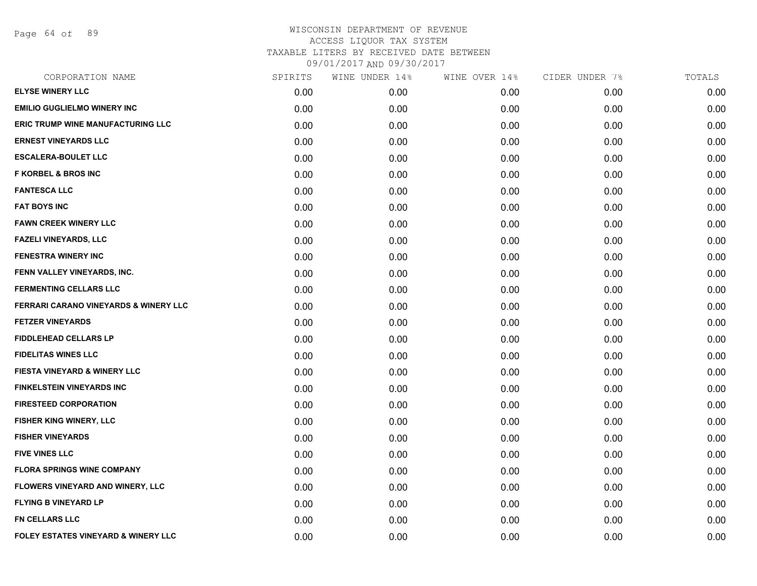WISCONSIN DEPARTMENT OF REVENUE
ACCESS LIQUOR TAX SYSTEM
TAXABLE LITERS BY RECEIVED DATE BETWEEN
09/01/2017 AND 09/30/2017

| CORPORATION NAME | SPIRITS | WINE UNDER 14% | WINE OVER 14% | CIDER UNDER 7% | TOTALS |
|---|---|---|---|---|---|
| ELYSE WINERY LLC | 0.00 | 0.00 | 0.00 | 0.00 | 0.00 |
| EMILIO GUGLIELMO WINERY INC | 0.00 | 0.00 | 0.00 | 0.00 | 0.00 |
| ERIC TRUMP WINE MANUFACTURING LLC | 0.00 | 0.00 | 0.00 | 0.00 | 0.00 |
| ERNEST VINEYARDS LLC | 0.00 | 0.00 | 0.00 | 0.00 | 0.00 |
| ESCALERA-BOULET LLC | 0.00 | 0.00 | 0.00 | 0.00 | 0.00 |
| F KORBEL & BROS INC | 0.00 | 0.00 | 0.00 | 0.00 | 0.00 |
| FANTESCA LLC | 0.00 | 0.00 | 0.00 | 0.00 | 0.00 |
| FAT BOYS INC | 0.00 | 0.00 | 0.00 | 0.00 | 0.00 |
| FAWN CREEK WINERY LLC | 0.00 | 0.00 | 0.00 | 0.00 | 0.00 |
| FAZELI VINEYARDS, LLC | 0.00 | 0.00 | 0.00 | 0.00 | 0.00 |
| FENESTRA WINERY INC | 0.00 | 0.00 | 0.00 | 0.00 | 0.00 |
| FENN VALLEY VINEYARDS, INC. | 0.00 | 0.00 | 0.00 | 0.00 | 0.00 |
| FERMENTING CELLARS LLC | 0.00 | 0.00 | 0.00 | 0.00 | 0.00 |
| FERRARI CARANO VINEYARDS & WINERY LLC | 0.00 | 0.00 | 0.00 | 0.00 | 0.00 |
| FETZER VINEYARDS | 0.00 | 0.00 | 0.00 | 0.00 | 0.00 |
| FIDDLEHEAD CELLARS LP | 0.00 | 0.00 | 0.00 | 0.00 | 0.00 |
| FIDELITAS WINES LLC | 0.00 | 0.00 | 0.00 | 0.00 | 0.00 |
| FIESTA VINEYARD & WINERY LLC | 0.00 | 0.00 | 0.00 | 0.00 | 0.00 |
| FINKELSTEIN VINEYARDS INC | 0.00 | 0.00 | 0.00 | 0.00 | 0.00 |
| FIRESTEED CORPORATION | 0.00 | 0.00 | 0.00 | 0.00 | 0.00 |
| FISHER KING WINERY, LLC | 0.00 | 0.00 | 0.00 | 0.00 | 0.00 |
| FISHER VINEYARDS | 0.00 | 0.00 | 0.00 | 0.00 | 0.00 |
| FIVE VINES LLC | 0.00 | 0.00 | 0.00 | 0.00 | 0.00 |
| FLORA SPRINGS WINE COMPANY | 0.00 | 0.00 | 0.00 | 0.00 | 0.00 |
| FLOWERS VINEYARD AND WINERY, LLC | 0.00 | 0.00 | 0.00 | 0.00 | 0.00 |
| FLYING B VINEYARD LP | 0.00 | 0.00 | 0.00 | 0.00 | 0.00 |
| FN CELLARS LLC | 0.00 | 0.00 | 0.00 | 0.00 | 0.00 |
| FOLEY ESTATES VINEYARD & WINERY LLC | 0.00 | 0.00 | 0.00 | 0.00 | 0.00 |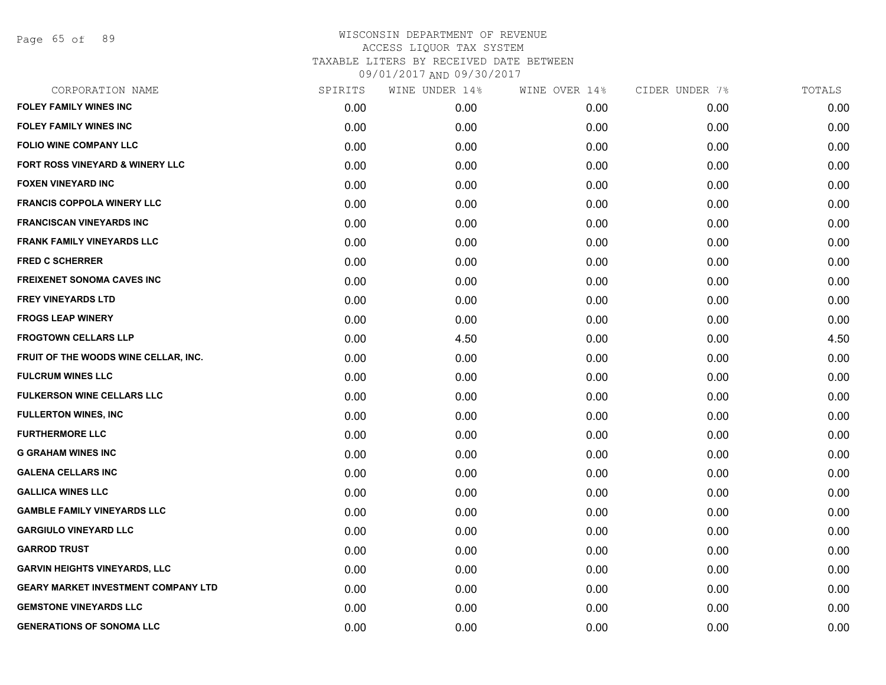# WISCONSIN DEPARTMENT OF REVENUE
ACCESS LIQUOR TAX SYSTEM
TAXABLE LITERS BY RECEIVED DATE BETWEEN
09/01/2017 AND 09/30/2017

| CORPORATION NAME | SPIRITS | WINE UNDER 14% | WINE OVER 14% | CIDER UNDER 7% | TOTALS |
|---|---|---|---|---|---|
| FOLEY FAMILY WINES INC | 0.00 | 0.00 | 0.00 | 0.00 | 0.00 |
| FOLEY FAMILY WINES INC | 0.00 | 0.00 | 0.00 | 0.00 | 0.00 |
| FOLIO WINE COMPANY LLC | 0.00 | 0.00 | 0.00 | 0.00 | 0.00 |
| FORT ROSS VINEYARD & WINERY LLC | 0.00 | 0.00 | 0.00 | 0.00 | 0.00 |
| FOXEN VINEYARD INC | 0.00 | 0.00 | 0.00 | 0.00 | 0.00 |
| FRANCIS COPPOLA WINERY LLC | 0.00 | 0.00 | 0.00 | 0.00 | 0.00 |
| FRANCISCAN VINEYARDS INC | 0.00 | 0.00 | 0.00 | 0.00 | 0.00 |
| FRANK FAMILY VINEYARDS LLC | 0.00 | 0.00 | 0.00 | 0.00 | 0.00 |
| FRED C SCHERRER | 0.00 | 0.00 | 0.00 | 0.00 | 0.00 |
| FREIXENET SONOMA CAVES INC | 0.00 | 0.00 | 0.00 | 0.00 | 0.00 |
| FREY VINEYARDS LTD | 0.00 | 0.00 | 0.00 | 0.00 | 0.00 |
| FROGS LEAP WINERY | 0.00 | 0.00 | 0.00 | 0.00 | 0.00 |
| FROGTOWN CELLARS LLP | 0.00 | 4.50 | 0.00 | 0.00 | 4.50 |
| FRUIT OF THE WOODS WINE CELLAR, INC. | 0.00 | 0.00 | 0.00 | 0.00 | 0.00 |
| FULCRUM WINES LLC | 0.00 | 0.00 | 0.00 | 0.00 | 0.00 |
| FULKERSON WINE CELLARS LLC | 0.00 | 0.00 | 0.00 | 0.00 | 0.00 |
| FULLERTON WINES, INC | 0.00 | 0.00 | 0.00 | 0.00 | 0.00 |
| FURTHERMORE LLC | 0.00 | 0.00 | 0.00 | 0.00 | 0.00 |
| G GRAHAM WINES INC | 0.00 | 0.00 | 0.00 | 0.00 | 0.00 |
| GALENA CELLARS INC | 0.00 | 0.00 | 0.00 | 0.00 | 0.00 |
| GALLICA WINES LLC | 0.00 | 0.00 | 0.00 | 0.00 | 0.00 |
| GAMBLE FAMILY VINEYARDS LLC | 0.00 | 0.00 | 0.00 | 0.00 | 0.00 |
| GARGIULO VINEYARD LLC | 0.00 | 0.00 | 0.00 | 0.00 | 0.00 |
| GARROD TRUST | 0.00 | 0.00 | 0.00 | 0.00 | 0.00 |
| GARVIN HEIGHTS VINEYARDS, LLC | 0.00 | 0.00 | 0.00 | 0.00 | 0.00 |
| GEARY MARKET INVESTMENT COMPANY LTD | 0.00 | 0.00 | 0.00 | 0.00 | 0.00 |
| GEMSTONE VINEYARDS LLC | 0.00 | 0.00 | 0.00 | 0.00 | 0.00 |
| GENERATIONS OF SONOMA LLC | 0.00 | 0.00 | 0.00 | 0.00 | 0.00 |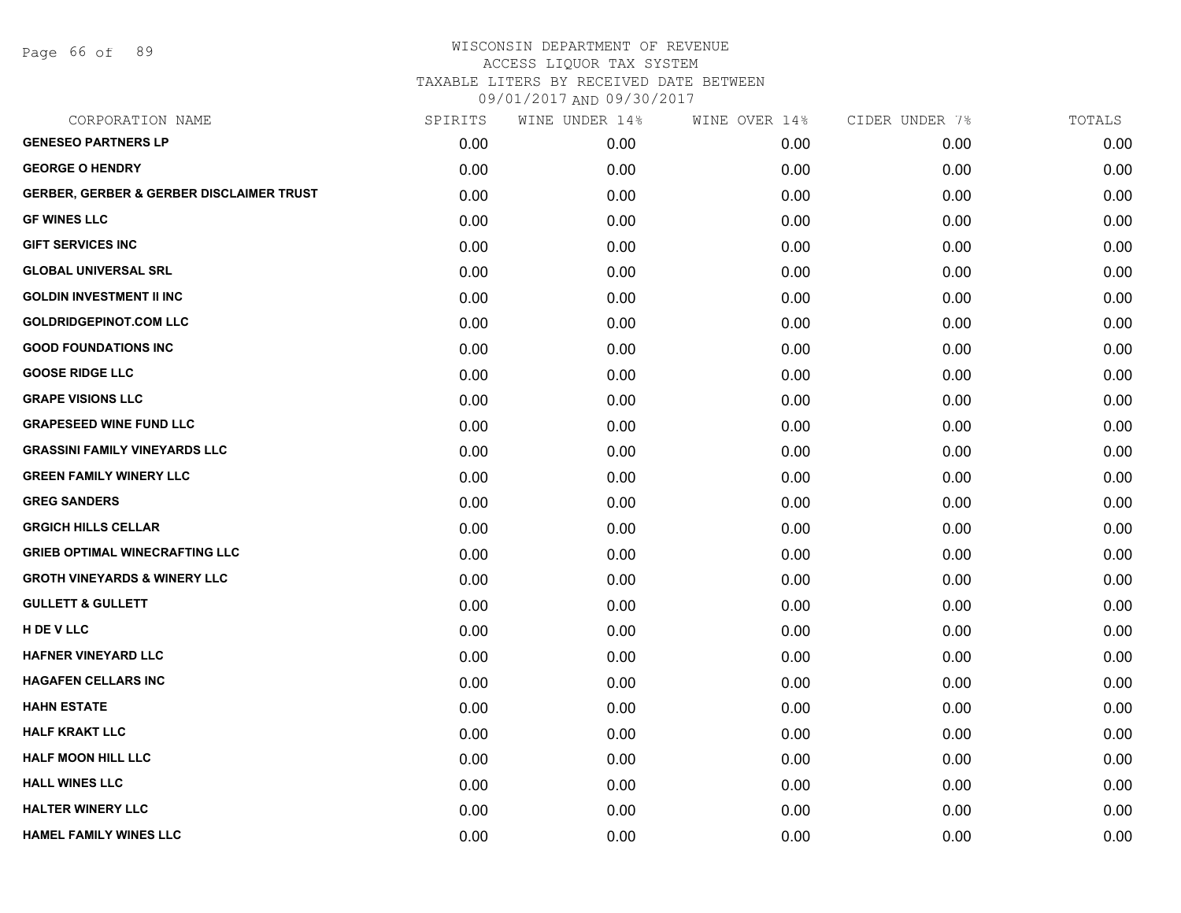# WISCONSIN DEPARTMENT OF REVENUE
## ACCESS LIQUOR TAX SYSTEM
### TAXABLE LITERS BY RECEIVED DATE BETWEEN 09/01/2017 AND 09/30/2017

| CORPORATION NAME | SPIRITS | WINE UNDER 14% | WINE OVER 14% | CIDER UNDER 7% | TOTALS |
|---|---|---|---|---|---|
| GENESEO PARTNERS LP | 0.00 | 0.00 | 0.00 | 0.00 | 0.00 |
| GEORGE O HENDRY | 0.00 | 0.00 | 0.00 | 0.00 | 0.00 |
| GERBER, GERBER & GERBER DISCLAIMER TRUST | 0.00 | 0.00 | 0.00 | 0.00 | 0.00 |
| GF WINES LLC | 0.00 | 0.00 | 0.00 | 0.00 | 0.00 |
| GIFT SERVICES INC | 0.00 | 0.00 | 0.00 | 0.00 | 0.00 |
| GLOBAL UNIVERSAL SRL | 0.00 | 0.00 | 0.00 | 0.00 | 0.00 |
| GOLDIN INVESTMENT II INC | 0.00 | 0.00 | 0.00 | 0.00 | 0.00 |
| GOLDRIDGEPINOT.COM LLC | 0.00 | 0.00 | 0.00 | 0.00 | 0.00 |
| GOOD FOUNDATIONS INC | 0.00 | 0.00 | 0.00 | 0.00 | 0.00 |
| GOOSE RIDGE LLC | 0.00 | 0.00 | 0.00 | 0.00 | 0.00 |
| GRAPE VISIONS LLC | 0.00 | 0.00 | 0.00 | 0.00 | 0.00 |
| GRAPESEED WINE FUND LLC | 0.00 | 0.00 | 0.00 | 0.00 | 0.00 |
| GRASSINI FAMILY VINEYARDS LLC | 0.00 | 0.00 | 0.00 | 0.00 | 0.00 |
| GREEN FAMILY WINERY LLC | 0.00 | 0.00 | 0.00 | 0.00 | 0.00 |
| GREG SANDERS | 0.00 | 0.00 | 0.00 | 0.00 | 0.00 |
| GRGICH HILLS CELLAR | 0.00 | 0.00 | 0.00 | 0.00 | 0.00 |
| GRIEB OPTIMAL WINECRAFTING LLC | 0.00 | 0.00 | 0.00 | 0.00 | 0.00 |
| GROTH VINEYARDS & WINERY LLC | 0.00 | 0.00 | 0.00 | 0.00 | 0.00 |
| GULLETT & GULLETT | 0.00 | 0.00 | 0.00 | 0.00 | 0.00 |
| H DE V LLC | 0.00 | 0.00 | 0.00 | 0.00 | 0.00 |
| HAFNER VINEYARD LLC | 0.00 | 0.00 | 0.00 | 0.00 | 0.00 |
| HAGAFEN CELLARS INC | 0.00 | 0.00 | 0.00 | 0.00 | 0.00 |
| HAHN ESTATE | 0.00 | 0.00 | 0.00 | 0.00 | 0.00 |
| HALF KRAKT LLC | 0.00 | 0.00 | 0.00 | 0.00 | 0.00 |
| HALF MOON HILL LLC | 0.00 | 0.00 | 0.00 | 0.00 | 0.00 |
| HALL WINES LLC | 0.00 | 0.00 | 0.00 | 0.00 | 0.00 |
| HALTER WINERY LLC | 0.00 | 0.00 | 0.00 | 0.00 | 0.00 |
| HAMEL FAMILY WINES LLC | 0.00 | 0.00 | 0.00 | 0.00 | 0.00 |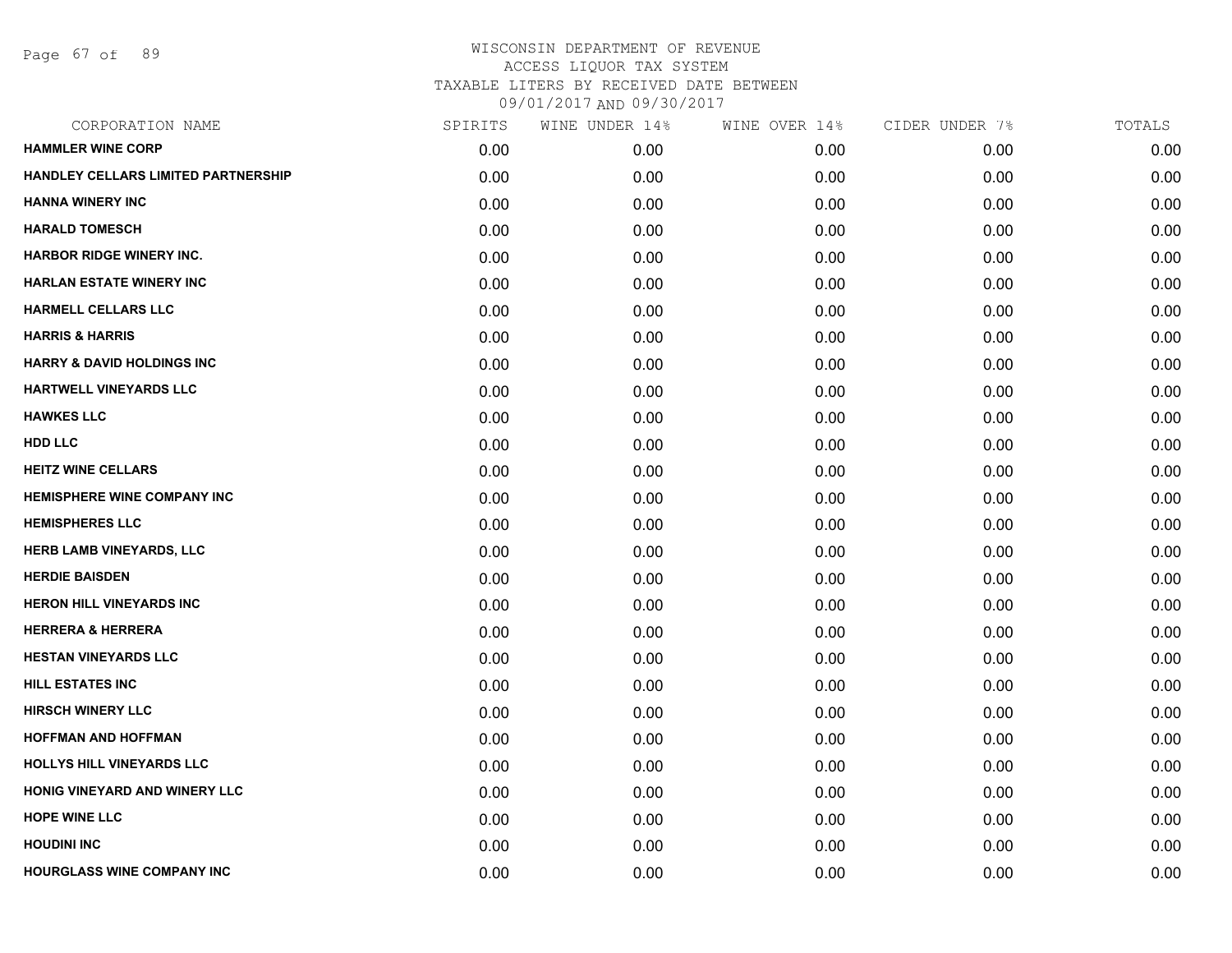WISCONSIN DEPARTMENT OF REVENUE
ACCESS LIQUOR TAX SYSTEM
TAXABLE LITERS BY RECEIVED DATE BETWEEN
09/01/2017 AND 09/30/2017

| CORPORATION NAME | SPIRITS | WINE UNDER 14% | WINE OVER 14% | CIDER UNDER 7% | TOTALS |
|---|---|---|---|---|---|
| HAMMLER WINE CORP | 0.00 | 0.00 | 0.00 | 0.00 | 0.00 |
| HANDLEY CELLARS LIMITED PARTNERSHIP | 0.00 | 0.00 | 0.00 | 0.00 | 0.00 |
| HANNA WINERY INC | 0.00 | 0.00 | 0.00 | 0.00 | 0.00 |
| HARALD TOMESCH | 0.00 | 0.00 | 0.00 | 0.00 | 0.00 |
| HARBOR RIDGE WINERY INC. | 0.00 | 0.00 | 0.00 | 0.00 | 0.00 |
| HARLAN ESTATE WINERY INC | 0.00 | 0.00 | 0.00 | 0.00 | 0.00 |
| HARMELL CELLARS LLC | 0.00 | 0.00 | 0.00 | 0.00 | 0.00 |
| HARRIS & HARRIS | 0.00 | 0.00 | 0.00 | 0.00 | 0.00 |
| HARRY & DAVID HOLDINGS INC | 0.00 | 0.00 | 0.00 | 0.00 | 0.00 |
| HARTWELL VINEYARDS LLC | 0.00 | 0.00 | 0.00 | 0.00 | 0.00 |
| HAWKES LLC | 0.00 | 0.00 | 0.00 | 0.00 | 0.00 |
| HDD LLC | 0.00 | 0.00 | 0.00 | 0.00 | 0.00 |
| HEITZ WINE CELLARS | 0.00 | 0.00 | 0.00 | 0.00 | 0.00 |
| HEMISPHERE WINE COMPANY INC | 0.00 | 0.00 | 0.00 | 0.00 | 0.00 |
| HEMISPHERES LLC | 0.00 | 0.00 | 0.00 | 0.00 | 0.00 |
| HERB LAMB VINEYARDS, LLC | 0.00 | 0.00 | 0.00 | 0.00 | 0.00 |
| HERDIE BAISDEN | 0.00 | 0.00 | 0.00 | 0.00 | 0.00 |
| HERON HILL VINEYARDS INC | 0.00 | 0.00 | 0.00 | 0.00 | 0.00 |
| HERRERA & HERRERA | 0.00 | 0.00 | 0.00 | 0.00 | 0.00 |
| HESTAN VINEYARDS LLC | 0.00 | 0.00 | 0.00 | 0.00 | 0.00 |
| HILL ESTATES INC | 0.00 | 0.00 | 0.00 | 0.00 | 0.00 |
| HIRSCH WINERY LLC | 0.00 | 0.00 | 0.00 | 0.00 | 0.00 |
| HOFFMAN AND HOFFMAN | 0.00 | 0.00 | 0.00 | 0.00 | 0.00 |
| HOLLYS HILL VINEYARDS LLC | 0.00 | 0.00 | 0.00 | 0.00 | 0.00 |
| HONIG VINEYARD AND WINERY LLC | 0.00 | 0.00 | 0.00 | 0.00 | 0.00 |
| HOPE WINE LLC | 0.00 | 0.00 | 0.00 | 0.00 | 0.00 |
| HOUDINI INC | 0.00 | 0.00 | 0.00 | 0.00 | 0.00 |
| HOURGLASS WINE COMPANY INC | 0.00 | 0.00 | 0.00 | 0.00 | 0.00 |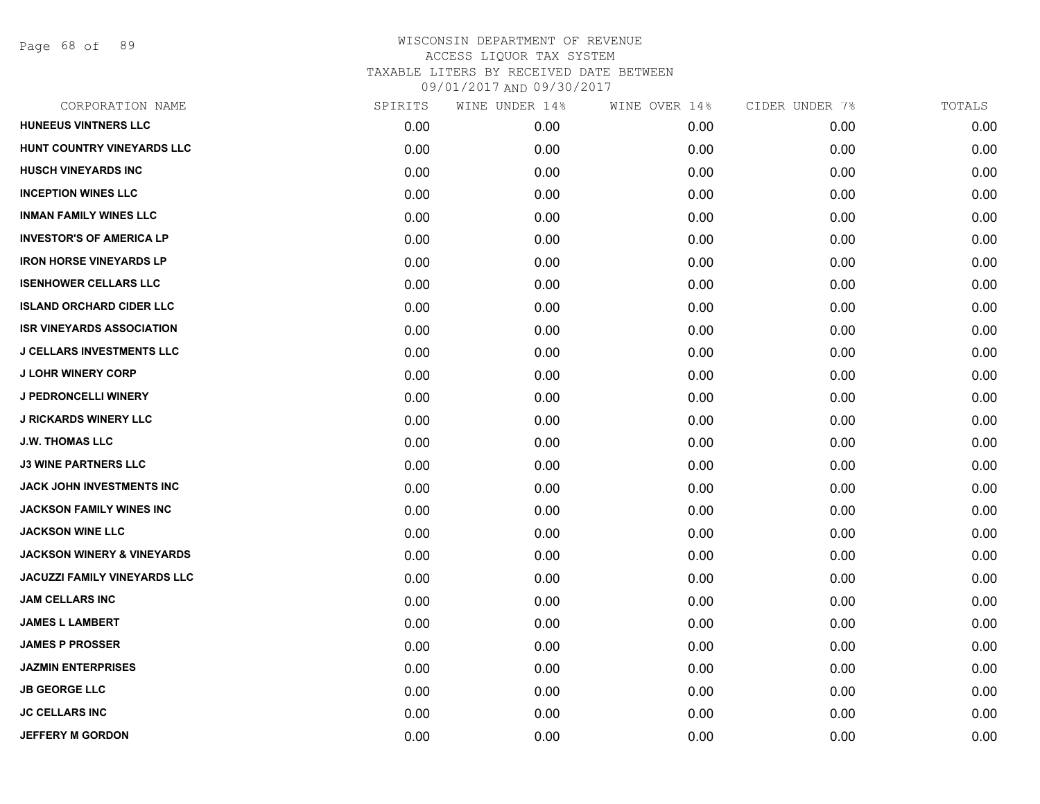WISCONSIN DEPARTMENT OF REVENUE
ACCESS LIQUOR TAX SYSTEM
TAXABLE LITERS BY RECEIVED DATE BETWEEN
09/01/2017 AND 09/30/2017

| CORPORATION NAME | SPIRITS | WINE UNDER 14% | WINE OVER 14% | CIDER UNDER 7% | TOTALS |
|---|---|---|---|---|---|
| **HUNEEUS VINTNERS LLC** | 0.00 | 0.00 | 0.00 | 0.00 | 0.00 |
| **HUNT COUNTRY VINEYARDS LLC** | 0.00 | 0.00 | 0.00 | 0.00 | 0.00 |
| **HUSCH VINEYARDS INC** | 0.00 | 0.00 | 0.00 | 0.00 | 0.00 |
| **INCEPTION WINES LLC** | 0.00 | 0.00 | 0.00 | 0.00 | 0.00 |
| **INMAN FAMILY WINES LLC** | 0.00 | 0.00 | 0.00 | 0.00 | 0.00 |
| **INVESTOR'S OF AMERICA LP** | 0.00 | 0.00 | 0.00 | 0.00 | 0.00 |
| **IRON HORSE VINEYARDS LP** | 0.00 | 0.00 | 0.00 | 0.00 | 0.00 |
| **ISENHOWER CELLARS LLC** | 0.00 | 0.00 | 0.00 | 0.00 | 0.00 |
| **ISLAND ORCHARD CIDER LLC** | 0.00 | 0.00 | 0.00 | 0.00 | 0.00 |
| **ISR VINEYARDS ASSOCIATION** | 0.00 | 0.00 | 0.00 | 0.00 | 0.00 |
| **J CELLARS INVESTMENTS LLC** | 0.00 | 0.00 | 0.00 | 0.00 | 0.00 |
| **J LOHR WINERY CORP** | 0.00 | 0.00 | 0.00 | 0.00 | 0.00 |
| **J PEDRONCELLI WINERY** | 0.00 | 0.00 | 0.00 | 0.00 | 0.00 |
| **J RICKARDS WINERY LLC** | 0.00 | 0.00 | 0.00 | 0.00 | 0.00 |
| **J.W. THOMAS LLC** | 0.00 | 0.00 | 0.00 | 0.00 | 0.00 |
| **J3 WINE PARTNERS LLC** | 0.00 | 0.00 | 0.00 | 0.00 | 0.00 |
| **JACK JOHN INVESTMENTS INC** | 0.00 | 0.00 | 0.00 | 0.00 | 0.00 |
| **JACKSON FAMILY WINES INC** | 0.00 | 0.00 | 0.00 | 0.00 | 0.00 |
| **JACKSON WINE LLC** | 0.00 | 0.00 | 0.00 | 0.00 | 0.00 |
| **JACKSON WINERY & VINEYARDS** | 0.00 | 0.00 | 0.00 | 0.00 | 0.00 |
| **JACUZZI FAMILY VINEYARDS LLC** | 0.00 | 0.00 | 0.00 | 0.00 | 0.00 |
| **JAM CELLARS INC** | 0.00 | 0.00 | 0.00 | 0.00 | 0.00 |
| **JAMES L LAMBERT** | 0.00 | 0.00 | 0.00 | 0.00 | 0.00 |
| **JAMES P PROSSER** | 0.00 | 0.00 | 0.00 | 0.00 | 0.00 |
| **JAZMIN ENTERPRISES** | 0.00 | 0.00 | 0.00 | 0.00 | 0.00 |
| **JB GEORGE LLC** | 0.00 | 0.00 | 0.00 | 0.00 | 0.00 |
| **JC CELLARS INC** | 0.00 | 0.00 | 0.00 | 0.00 | 0.00 |
| **JEFFERY M GORDON** | 0.00 | 0.00 | 0.00 | 0.00 | 0.00 |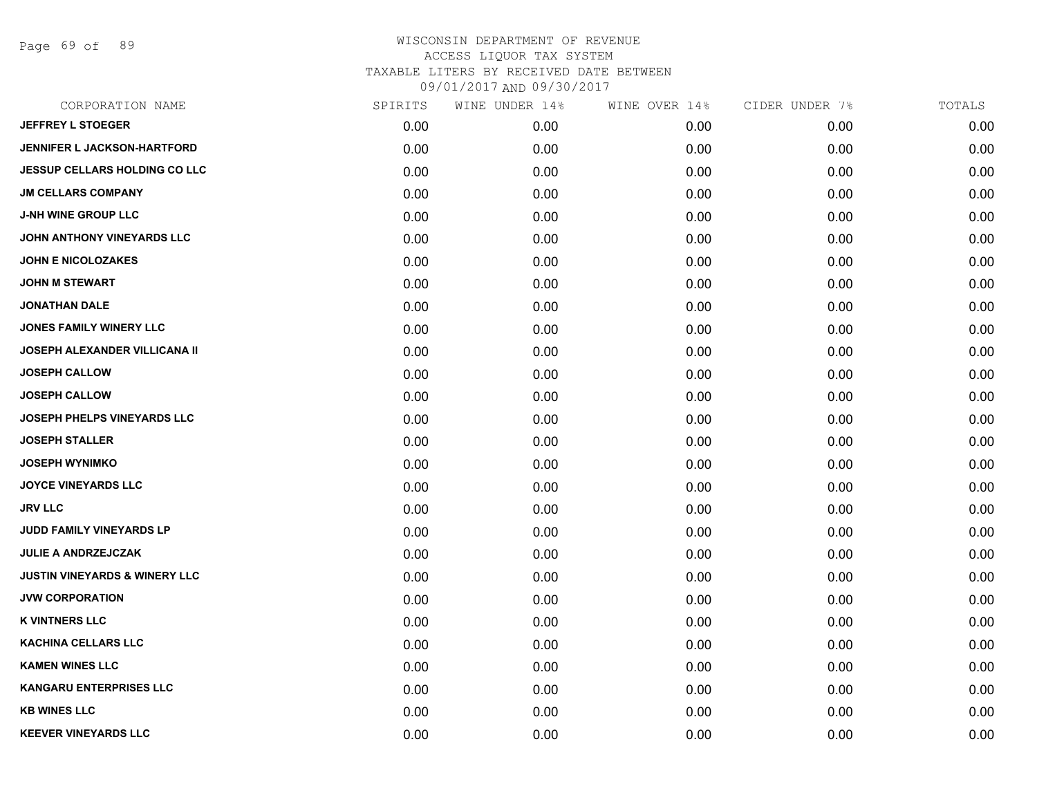# WISCONSIN DEPARTMENT OF REVENUE
## ACCESS LIQUOR TAX SYSTEM
## TAXABLE LITERS BY RECEIVED DATE BETWEEN 09/01/2017 AND 09/30/2017

| CORPORATION NAME | SPIRITS | WINE UNDER 14% | WINE OVER 14% | CIDER UNDER 7% | TOTALS |
|---|---|---|---|---|---|
| JEFFREY L STOEGER | 0.00 | 0.00 | 0.00 | 0.00 | 0.00 |
| JENNIFER L JACKSON-HARTFORD | 0.00 | 0.00 | 0.00 | 0.00 | 0.00 |
| JESSUP CELLARS HOLDING CO LLC | 0.00 | 0.00 | 0.00 | 0.00 | 0.00 |
| JM CELLARS COMPANY | 0.00 | 0.00 | 0.00 | 0.00 | 0.00 |
| J-NH WINE GROUP LLC | 0.00 | 0.00 | 0.00 | 0.00 | 0.00 |
| JOHN ANTHONY VINEYARDS LLC | 0.00 | 0.00 | 0.00 | 0.00 | 0.00 |
| JOHN E NICOLOZAKES | 0.00 | 0.00 | 0.00 | 0.00 | 0.00 |
| JOHN M STEWART | 0.00 | 0.00 | 0.00 | 0.00 | 0.00 |
| JONATHAN DALE | 0.00 | 0.00 | 0.00 | 0.00 | 0.00 |
| JONES FAMILY WINERY LLC | 0.00 | 0.00 | 0.00 | 0.00 | 0.00 |
| JOSEPH ALEXANDER VILLICANA II | 0.00 | 0.00 | 0.00 | 0.00 | 0.00 |
| JOSEPH CALLOW | 0.00 | 0.00 | 0.00 | 0.00 | 0.00 |
| JOSEPH CALLOW | 0.00 | 0.00 | 0.00 | 0.00 | 0.00 |
| JOSEPH PHELPS VINEYARDS LLC | 0.00 | 0.00 | 0.00 | 0.00 | 0.00 |
| JOSEPH STALLER | 0.00 | 0.00 | 0.00 | 0.00 | 0.00 |
| JOSEPH WYNIMKO | 0.00 | 0.00 | 0.00 | 0.00 | 0.00 |
| JOYCE VINEYARDS LLC | 0.00 | 0.00 | 0.00 | 0.00 | 0.00 |
| JRV LLC | 0.00 | 0.00 | 0.00 | 0.00 | 0.00 |
| JUDD FAMILY VINEYARDS LP | 0.00 | 0.00 | 0.00 | 0.00 | 0.00 |
| JULIE A ANDRZEJCZAK | 0.00 | 0.00 | 0.00 | 0.00 | 0.00 |
| JUSTIN VINEYARDS & WINERY LLC | 0.00 | 0.00 | 0.00 | 0.00 | 0.00 |
| JVW CORPORATION | 0.00 | 0.00 | 0.00 | 0.00 | 0.00 |
| K VINTNERS LLC | 0.00 | 0.00 | 0.00 | 0.00 | 0.00 |
| KACHINA CELLARS LLC | 0.00 | 0.00 | 0.00 | 0.00 | 0.00 |
| KAMEN WINES LLC | 0.00 | 0.00 | 0.00 | 0.00 | 0.00 |
| KANGARU ENTERPRISES LLC | 0.00 | 0.00 | 0.00 | 0.00 | 0.00 |
| KB WINES LLC | 0.00 | 0.00 | 0.00 | 0.00 | 0.00 |
| KEEVER VINEYARDS LLC | 0.00 | 0.00 | 0.00 | 0.00 | 0.00 |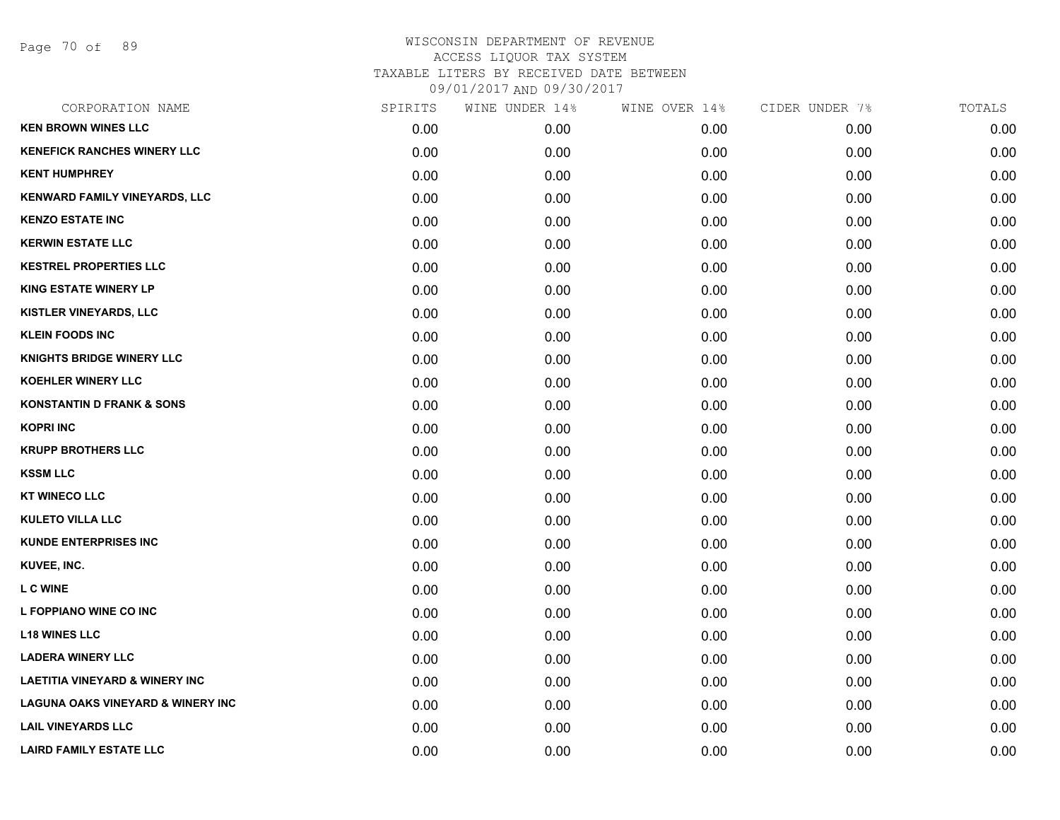WISCONSIN DEPARTMENT OF REVENUE
ACCESS LIQUOR TAX SYSTEM
TAXABLE LITERS BY RECEIVED DATE BETWEEN
09/01/2017 AND 09/30/2017

| CORPORATION NAME | SPIRITS | WINE UNDER 14% | WINE OVER 14% | CIDER UNDER 7% | TOTALS |
|---|---|---|---|---|---|
| **KEN BROWN WINES LLC** | 0.00 | 0.00 | 0.00 | 0.00 | 0.00 |
| **KENEFICK RANCHES WINERY LLC** | 0.00 | 0.00 | 0.00 | 0.00 | 0.00 |
| **KENT HUMPHREY** | 0.00 | 0.00 | 0.00 | 0.00 | 0.00 |
| **KENWARD FAMILY VINEYARDS, LLC** | 0.00 | 0.00 | 0.00 | 0.00 | 0.00 |
| **KENZO ESTATE INC** | 0.00 | 0.00 | 0.00 | 0.00 | 0.00 |
| **KERWIN ESTATE LLC** | 0.00 | 0.00 | 0.00 | 0.00 | 0.00 |
| **KESTREL PROPERTIES LLC** | 0.00 | 0.00 | 0.00 | 0.00 | 0.00 |
| **KING ESTATE WINERY LP** | 0.00 | 0.00 | 0.00 | 0.00 | 0.00 |
| **KISTLER VINEYARDS, LLC** | 0.00 | 0.00 | 0.00 | 0.00 | 0.00 |
| **KLEIN FOODS INC** | 0.00 | 0.00 | 0.00 | 0.00 | 0.00 |
| **KNIGHTS BRIDGE WINERY LLC** | 0.00 | 0.00 | 0.00 | 0.00 | 0.00 |
| **KOEHLER WINERY LLC** | 0.00 | 0.00 | 0.00 | 0.00 | 0.00 |
| **KONSTANTIN D FRANK & SONS** | 0.00 | 0.00 | 0.00 | 0.00 | 0.00 |
| **KOPRI INC** | 0.00 | 0.00 | 0.00 | 0.00 | 0.00 |
| **KRUPP BROTHERS LLC** | 0.00 | 0.00 | 0.00 | 0.00 | 0.00 |
| **KSSM LLC** | 0.00 | 0.00 | 0.00 | 0.00 | 0.00 |
| **KT WINECO LLC** | 0.00 | 0.00 | 0.00 | 0.00 | 0.00 |
| **KULETO VILLA LLC** | 0.00 | 0.00 | 0.00 | 0.00 | 0.00 |
| **KUNDE ENTERPRISES INC** | 0.00 | 0.00 | 0.00 | 0.00 | 0.00 |
| **KUVEE, INC.** | 0.00 | 0.00 | 0.00 | 0.00 | 0.00 |
| **L C WINE** | 0.00 | 0.00 | 0.00 | 0.00 | 0.00 |
| **L FOPPIANO WINE CO INC** | 0.00 | 0.00 | 0.00 | 0.00 | 0.00 |
| **L18 WINES LLC** | 0.00 | 0.00 | 0.00 | 0.00 | 0.00 |
| **LADERA WINERY LLC** | 0.00 | 0.00 | 0.00 | 0.00 | 0.00 |
| **LAETITIA VINEYARD & WINERY INC** | 0.00 | 0.00 | 0.00 | 0.00 | 0.00 |
| **LAGUNA OAKS VINEYARD & WINERY INC** | 0.00 | 0.00 | 0.00 | 0.00 | 0.00 |
| **LAIL VINEYARDS LLC** | 0.00 | 0.00 | 0.00 | 0.00 | 0.00 |
| **LAIRD FAMILY ESTATE LLC** | 0.00 | 0.00 | 0.00 | 0.00 | 0.00 |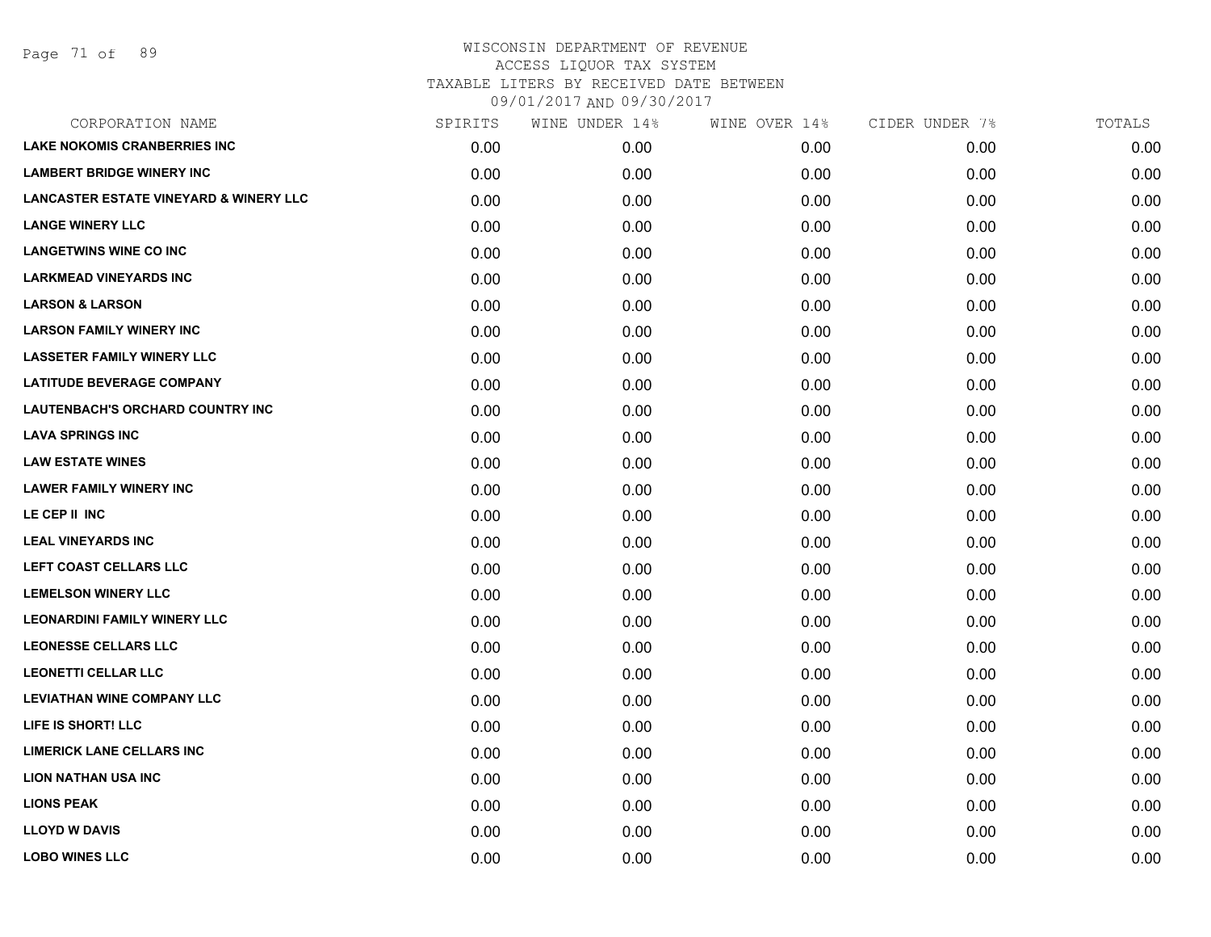# WISCONSIN DEPARTMENT OF REVENUE
## ACCESS LIQUOR TAX SYSTEM
### TAXABLE LITERS BY RECEIVED DATE BETWEEN 09/01/2017 AND 09/30/2017

| CORPORATION NAME | SPIRITS | WINE UNDER 14% | WINE OVER 14% | CIDER UNDER 7% | TOTALS |
|---|---|---|---|---|---|
| LAKE NOKOMIS CRANBERRIES INC | 0.00 | 0.00 | 0.00 | 0.00 | 0.00 |
| LAMBERT BRIDGE WINERY INC | 0.00 | 0.00 | 0.00 | 0.00 | 0.00 |
| LANCASTER ESTATE VINEYARD & WINERY LLC | 0.00 | 0.00 | 0.00 | 0.00 | 0.00 |
| LANGE WINERY LLC | 0.00 | 0.00 | 0.00 | 0.00 | 0.00 |
| LANGETWINS WINE CO INC | 0.00 | 0.00 | 0.00 | 0.00 | 0.00 |
| LARKMEAD VINEYARDS INC | 0.00 | 0.00 | 0.00 | 0.00 | 0.00 |
| LARSON & LARSON | 0.00 | 0.00 | 0.00 | 0.00 | 0.00 |
| LARSON FAMILY WINERY INC | 0.00 | 0.00 | 0.00 | 0.00 | 0.00 |
| LASSETER FAMILY WINERY LLC | 0.00 | 0.00 | 0.00 | 0.00 | 0.00 |
| LATITUDE BEVERAGE COMPANY | 0.00 | 0.00 | 0.00 | 0.00 | 0.00 |
| LAUTENBACH'S ORCHARD COUNTRY INC | 0.00 | 0.00 | 0.00 | 0.00 | 0.00 |
| LAVA SPRINGS INC | 0.00 | 0.00 | 0.00 | 0.00 | 0.00 |
| LAW ESTATE WINES | 0.00 | 0.00 | 0.00 | 0.00 | 0.00 |
| LAWER FAMILY WINERY INC | 0.00 | 0.00 | 0.00 | 0.00 | 0.00 |
| LE CEP II INC | 0.00 | 0.00 | 0.00 | 0.00 | 0.00 |
| LEAL VINEYARDS INC | 0.00 | 0.00 | 0.00 | 0.00 | 0.00 |
| LEFT COAST CELLARS LLC | 0.00 | 0.00 | 0.00 | 0.00 | 0.00 |
| LEMELSON WINERY LLC | 0.00 | 0.00 | 0.00 | 0.00 | 0.00 |
| LEONARDINI FAMILY WINERY LLC | 0.00 | 0.00 | 0.00 | 0.00 | 0.00 |
| LEONESSE CELLARS LLC | 0.00 | 0.00 | 0.00 | 0.00 | 0.00 |
| LEONETTI CELLAR LLC | 0.00 | 0.00 | 0.00 | 0.00 | 0.00 |
| LEVIATHAN WINE COMPANY LLC | 0.00 | 0.00 | 0.00 | 0.00 | 0.00 |
| LIFE IS SHORT! LLC | 0.00 | 0.00 | 0.00 | 0.00 | 0.00 |
| LIMERICK LANE CELLARS INC | 0.00 | 0.00 | 0.00 | 0.00 | 0.00 |
| LION NATHAN USA INC | 0.00 | 0.00 | 0.00 | 0.00 | 0.00 |
| LIONS PEAK | 0.00 | 0.00 | 0.00 | 0.00 | 0.00 |
| LLOYD W DAVIS | 0.00 | 0.00 | 0.00 | 0.00 | 0.00 |
| LOBO WINES LLC | 0.00 | 0.00 | 0.00 | 0.00 | 0.00 |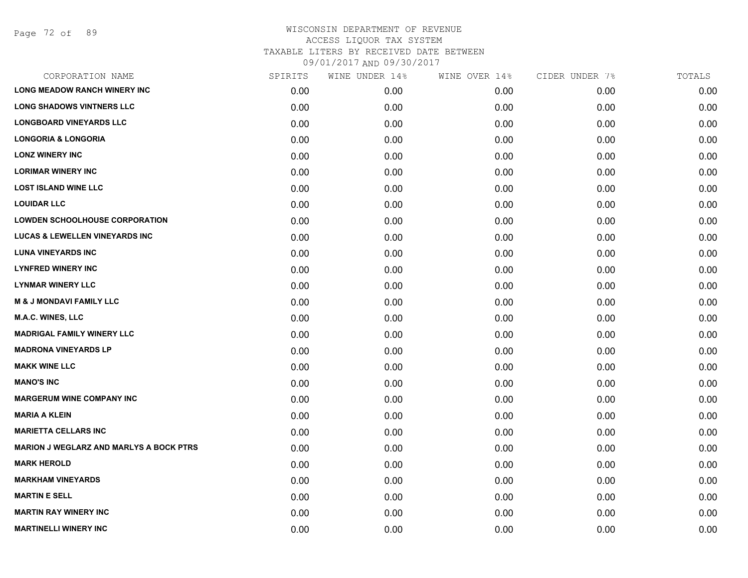WISCONSIN DEPARTMENT OF REVENUE
ACCESS LIQUOR TAX SYSTEM
TAXABLE LITERS BY RECEIVED DATE BETWEEN
09/01/2017 AND 09/30/2017

| CORPORATION NAME | SPIRITS | WINE UNDER 14% | WINE OVER 14% | CIDER UNDER 7% | TOTALS |
|---|---|---|---|---|---|
| LONG MEADOW RANCH WINERY INC | 0.00 | 0.00 | 0.00 | 0.00 | 0.00 |
| LONG SHADOWS VINTNERS LLC | 0.00 | 0.00 | 0.00 | 0.00 | 0.00 |
| LONGBOARD VINEYARDS LLC | 0.00 | 0.00 | 0.00 | 0.00 | 0.00 |
| LONGORIA & LONGORIA | 0.00 | 0.00 | 0.00 | 0.00 | 0.00 |
| LONZ WINERY INC | 0.00 | 0.00 | 0.00 | 0.00 | 0.00 |
| LORIMAR WINERY INC | 0.00 | 0.00 | 0.00 | 0.00 | 0.00 |
| LOST ISLAND WINE LLC | 0.00 | 0.00 | 0.00 | 0.00 | 0.00 |
| LOUIDAR LLC | 0.00 | 0.00 | 0.00 | 0.00 | 0.00 |
| LOWDEN SCHOOLHOUSE CORPORATION | 0.00 | 0.00 | 0.00 | 0.00 | 0.00 |
| LUCAS & LEWELLEN VINEYARDS INC | 0.00 | 0.00 | 0.00 | 0.00 | 0.00 |
| LUNA VINEYARDS INC | 0.00 | 0.00 | 0.00 | 0.00 | 0.00 |
| LYNFRED WINERY INC | 0.00 | 0.00 | 0.00 | 0.00 | 0.00 |
| LYNMAR WINERY LLC | 0.00 | 0.00 | 0.00 | 0.00 | 0.00 |
| M & J MONDAVI FAMILY LLC | 0.00 | 0.00 | 0.00 | 0.00 | 0.00 |
| M.A.C. WINES, LLC | 0.00 | 0.00 | 0.00 | 0.00 | 0.00 |
| MADRIGAL FAMILY WINERY LLC | 0.00 | 0.00 | 0.00 | 0.00 | 0.00 |
| MADRONA VINEYARDS LP | 0.00 | 0.00 | 0.00 | 0.00 | 0.00 |
| MAKK WINE LLC | 0.00 | 0.00 | 0.00 | 0.00 | 0.00 |
| MANO'S INC | 0.00 | 0.00 | 0.00 | 0.00 | 0.00 |
| MARGERUM WINE COMPANY INC | 0.00 | 0.00 | 0.00 | 0.00 | 0.00 |
| MARIA A KLEIN | 0.00 | 0.00 | 0.00 | 0.00 | 0.00 |
| MARIETTA CELLARS INC | 0.00 | 0.00 | 0.00 | 0.00 | 0.00 |
| MARION J WEGLARZ AND MARLYS A BOCK PTRS | 0.00 | 0.00 | 0.00 | 0.00 | 0.00 |
| MARK HEROLD | 0.00 | 0.00 | 0.00 | 0.00 | 0.00 |
| MARKHAM VINEYARDS | 0.00 | 0.00 | 0.00 | 0.00 | 0.00 |
| MARTIN E SELL | 0.00 | 0.00 | 0.00 | 0.00 | 0.00 |
| MARTIN RAY WINERY INC | 0.00 | 0.00 | 0.00 | 0.00 | 0.00 |
| MARTINELLI WINERY INC | 0.00 | 0.00 | 0.00 | 0.00 | 0.00 |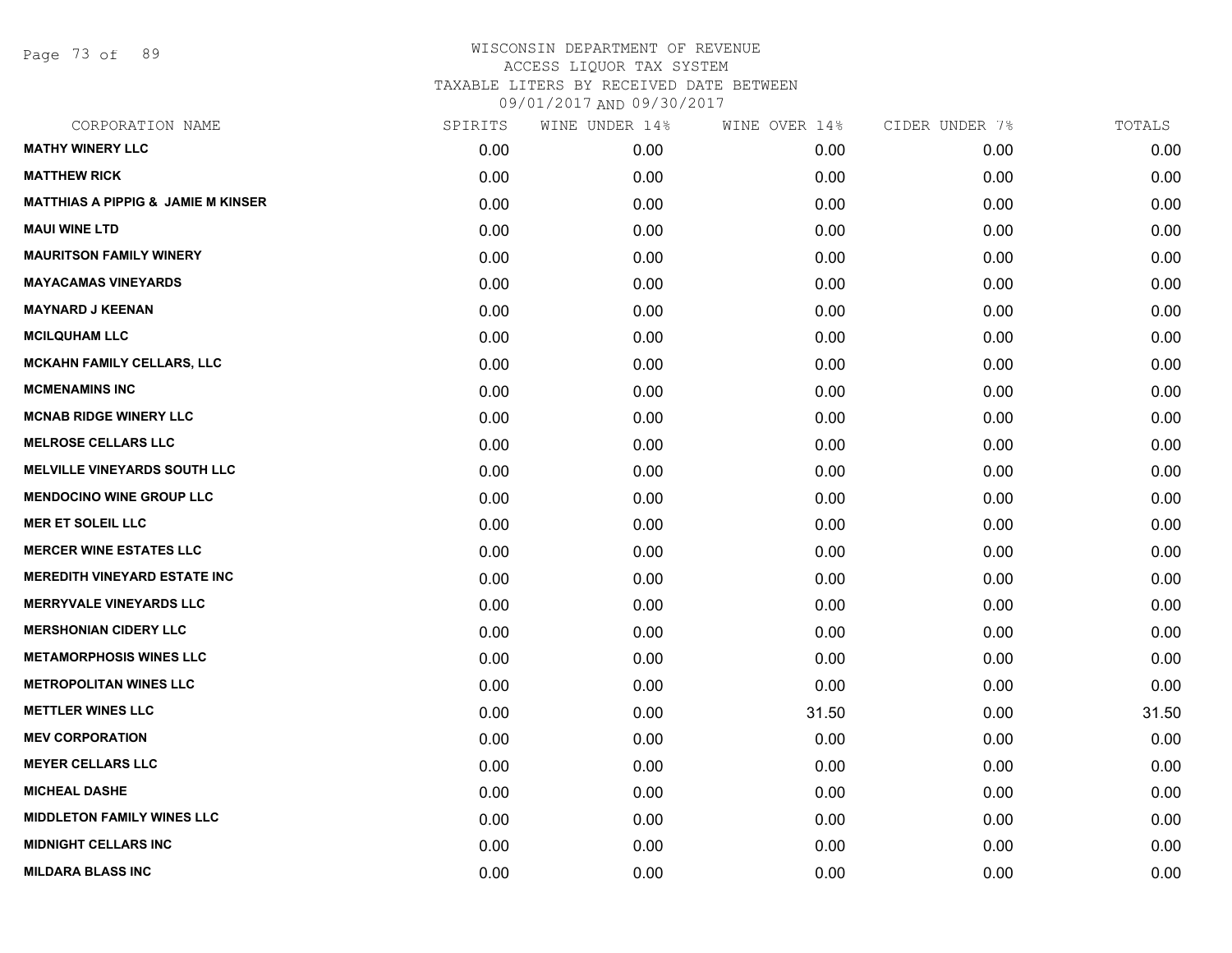# WISCONSIN DEPARTMENT OF REVENUE
## ACCESS LIQUOR TAX SYSTEM
### TAXABLE LITERS BY RECEIVED DATE BETWEEN 09/01/2017 AND 09/30/2017

| CORPORATION NAME | SPIRITS | WINE UNDER 14% | WINE OVER 14% | CIDER UNDER 7% | TOTALS |
|---|---|---|---|---|---|
| MATHY WINERY LLC | 0.00 | 0.00 | 0.00 | 0.00 | 0.00 |
| MATTHEW RICK | 0.00 | 0.00 | 0.00 | 0.00 | 0.00 |
| MATTHIAS A PIPPIG & JAMIE M KINSER | 0.00 | 0.00 | 0.00 | 0.00 | 0.00 |
| MAUI WINE LTD | 0.00 | 0.00 | 0.00 | 0.00 | 0.00 |
| MAURITSON FAMILY WINERY | 0.00 | 0.00 | 0.00 | 0.00 | 0.00 |
| MAYACAMAS VINEYARDS | 0.00 | 0.00 | 0.00 | 0.00 | 0.00 |
| MAYNARD J KEENAN | 0.00 | 0.00 | 0.00 | 0.00 | 0.00 |
| MCILQUHAM LLC | 0.00 | 0.00 | 0.00 | 0.00 | 0.00 |
| MCKAHN FAMILY CELLARS, LLC | 0.00 | 0.00 | 0.00 | 0.00 | 0.00 |
| MCMENAMINS INC | 0.00 | 0.00 | 0.00 | 0.00 | 0.00 |
| MCNAB RIDGE WINERY LLC | 0.00 | 0.00 | 0.00 | 0.00 | 0.00 |
| MELROSE CELLARS LLC | 0.00 | 0.00 | 0.00 | 0.00 | 0.00 |
| MELVILLE VINEYARDS SOUTH LLC | 0.00 | 0.00 | 0.00 | 0.00 | 0.00 |
| MENDOCINO WINE GROUP LLC | 0.00 | 0.00 | 0.00 | 0.00 | 0.00 |
| MER ET SOLEIL LLC | 0.00 | 0.00 | 0.00 | 0.00 | 0.00 |
| MERCER WINE ESTATES LLC | 0.00 | 0.00 | 0.00 | 0.00 | 0.00 |
| MEREDITH VINEYARD ESTATE INC | 0.00 | 0.00 | 0.00 | 0.00 | 0.00 |
| MERRYVALE VINEYARDS LLC | 0.00 | 0.00 | 0.00 | 0.00 | 0.00 |
| MERSHONIAN CIDERY LLC | 0.00 | 0.00 | 0.00 | 0.00 | 0.00 |
| METAMORPHOSIS WINES LLC | 0.00 | 0.00 | 0.00 | 0.00 | 0.00 |
| METROPOLITAN WINES LLC | 0.00 | 0.00 | 0.00 | 0.00 | 0.00 |
| METTLER WINES LLC | 0.00 | 0.00 | 31.50 | 0.00 | 31.50 |
| MEV CORPORATION | 0.00 | 0.00 | 0.00 | 0.00 | 0.00 |
| MEYER CELLARS LLC | 0.00 | 0.00 | 0.00 | 0.00 | 0.00 |
| MICHEAL DASHE | 0.00 | 0.00 | 0.00 | 0.00 | 0.00 |
| MIDDLETON FAMILY WINES LLC | 0.00 | 0.00 | 0.00 | 0.00 | 0.00 |
| MIDNIGHT CELLARS INC | 0.00 | 0.00 | 0.00 | 0.00 | 0.00 |
| MILDARA BLASS INC | 0.00 | 0.00 | 0.00 | 0.00 | 0.00 |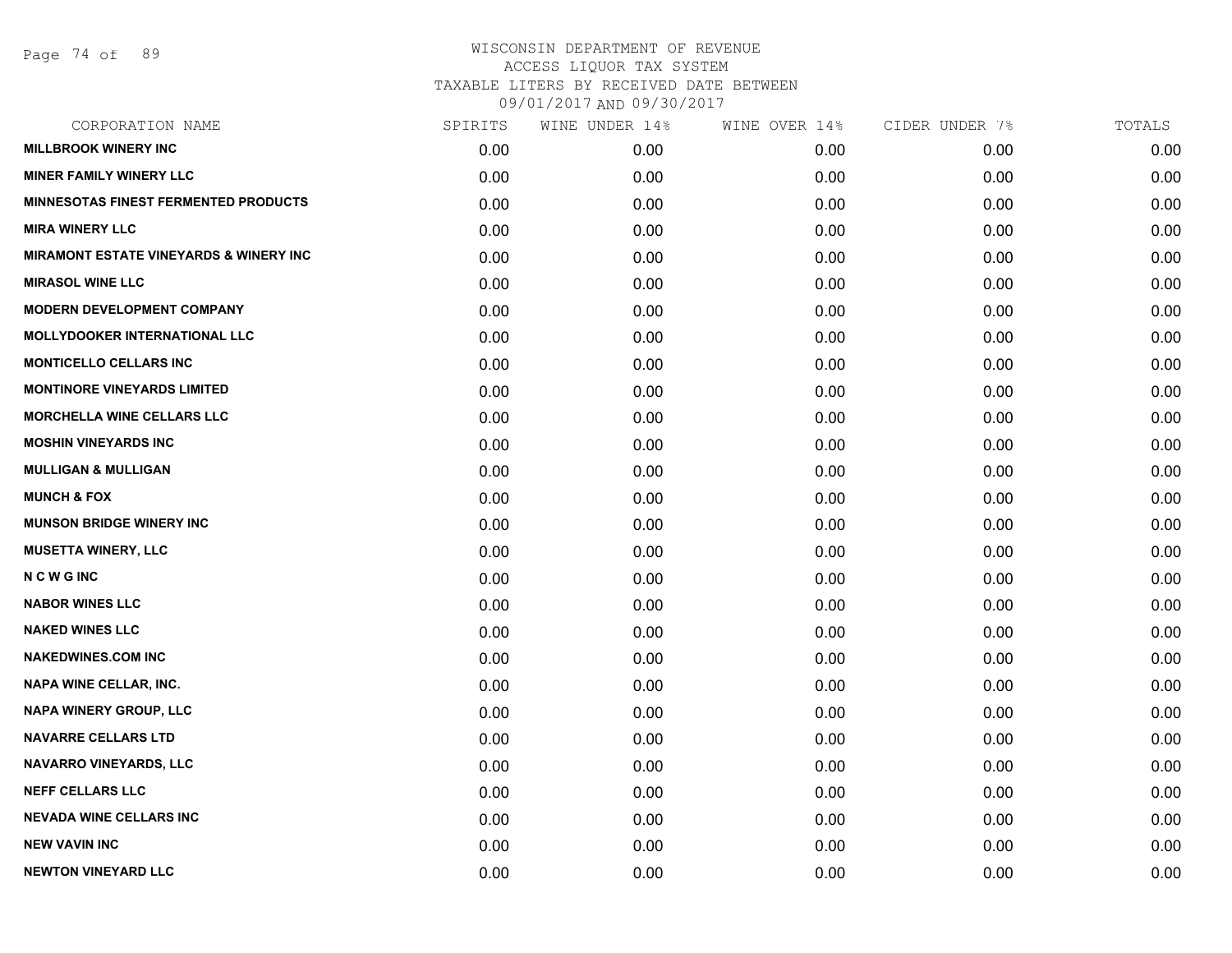# WISCONSIN DEPARTMENT OF REVENUE
## ACCESS LIQUOR TAX SYSTEM
## TAXABLE LITERS BY RECEIVED DATE BETWEEN 09/01/2017 AND 09/30/2017

| CORPORATION NAME | SPIRITS | WINE UNDER 14% | WINE OVER 14% | CIDER UNDER 7% | TOTALS |
|---|---|---|---|---|---|
| MILLBROOK WINERY INC | 0.00 | 0.00 | 0.00 | 0.00 | 0.00 |
| MINER FAMILY WINERY LLC | 0.00 | 0.00 | 0.00 | 0.00 | 0.00 |
| MINNESOTAS FINEST FERMENTED PRODUCTS | 0.00 | 0.00 | 0.00 | 0.00 | 0.00 |
| MIRA WINERY LLC | 0.00 | 0.00 | 0.00 | 0.00 | 0.00 |
| MIRAMONT ESTATE VINEYARDS & WINERY INC | 0.00 | 0.00 | 0.00 | 0.00 | 0.00 |
| MIRASOL WINE LLC | 0.00 | 0.00 | 0.00 | 0.00 | 0.00 |
| MODERN DEVELOPMENT COMPANY | 0.00 | 0.00 | 0.00 | 0.00 | 0.00 |
| MOLLYDOOKER INTERNATIONAL LLC | 0.00 | 0.00 | 0.00 | 0.00 | 0.00 |
| MONTICELLO CELLARS INC | 0.00 | 0.00 | 0.00 | 0.00 | 0.00 |
| MONTINORE VINEYARDS LIMITED | 0.00 | 0.00 | 0.00 | 0.00 | 0.00 |
| MORCHELLA WINE CELLARS LLC | 0.00 | 0.00 | 0.00 | 0.00 | 0.00 |
| MOSHIN VINEYARDS INC | 0.00 | 0.00 | 0.00 | 0.00 | 0.00 |
| MULLIGAN & MULLIGAN | 0.00 | 0.00 | 0.00 | 0.00 | 0.00 |
| MUNCH & FOX | 0.00 | 0.00 | 0.00 | 0.00 | 0.00 |
| MUNSON BRIDGE WINERY INC | 0.00 | 0.00 | 0.00 | 0.00 | 0.00 |
| MUSETTA WINERY, LLC | 0.00 | 0.00 | 0.00 | 0.00 | 0.00 |
| N C W G INC | 0.00 | 0.00 | 0.00 | 0.00 | 0.00 |
| NABOR WINES LLC | 0.00 | 0.00 | 0.00 | 0.00 | 0.00 |
| NAKED WINES LLC | 0.00 | 0.00 | 0.00 | 0.00 | 0.00 |
| NAKEDWINES.COM INC | 0.00 | 0.00 | 0.00 | 0.00 | 0.00 |
| NAPA WINE CELLAR, INC. | 0.00 | 0.00 | 0.00 | 0.00 | 0.00 |
| NAPA WINERY GROUP, LLC | 0.00 | 0.00 | 0.00 | 0.00 | 0.00 |
| NAVARRE CELLARS LTD | 0.00 | 0.00 | 0.00 | 0.00 | 0.00 |
| NAVARRO VINEYARDS, LLC | 0.00 | 0.00 | 0.00 | 0.00 | 0.00 |
| NEFF CELLARS LLC | 0.00 | 0.00 | 0.00 | 0.00 | 0.00 |
| NEVADA WINE CELLARS INC | 0.00 | 0.00 | 0.00 | 0.00 | 0.00 |
| NEW VAVIN INC | 0.00 | 0.00 | 0.00 | 0.00 | 0.00 |
| NEWTON VINEYARD LLC | 0.00 | 0.00 | 0.00 | 0.00 | 0.00 |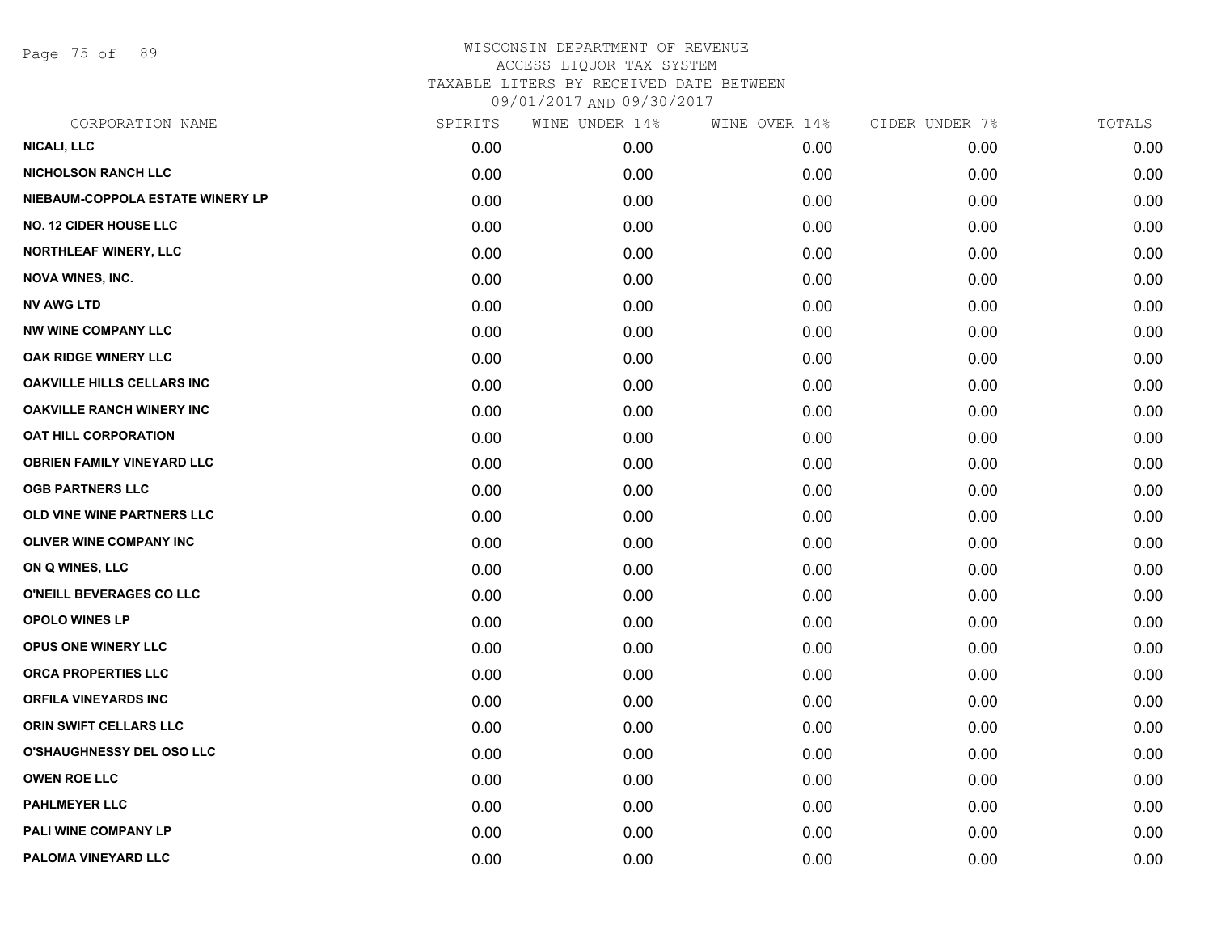# WISCONSIN DEPARTMENT OF REVENUE
## ACCESS LIQUOR TAX SYSTEM
### TAXABLE LITERS BY RECEIVED DATE BETWEEN 09/01/2017 AND 09/30/2017

| CORPORATION NAME | SPIRITS | WINE UNDER 14% | WINE OVER 14% | CIDER UNDER 7% | TOTALS |
|---|---|---|---|---|---|
| NICALI, LLC | 0.00 | 0.00 | 0.00 | 0.00 | 0.00 |
| NICHOLSON RANCH LLC | 0.00 | 0.00 | 0.00 | 0.00 | 0.00 |
| NIEBAUM-COPPOLA ESTATE WINERY LP | 0.00 | 0.00 | 0.00 | 0.00 | 0.00 |
| NO. 12 CIDER HOUSE LLC | 0.00 | 0.00 | 0.00 | 0.00 | 0.00 |
| NORTHLEAF WINERY, LLC | 0.00 | 0.00 | 0.00 | 0.00 | 0.00 |
| NOVA WINES, INC. | 0.00 | 0.00 | 0.00 | 0.00 | 0.00 |
| NV AWG LTD | 0.00 | 0.00 | 0.00 | 0.00 | 0.00 |
| NW WINE COMPANY LLC | 0.00 | 0.00 | 0.00 | 0.00 | 0.00 |
| OAK RIDGE WINERY LLC | 0.00 | 0.00 | 0.00 | 0.00 | 0.00 |
| OAKVILLE HILLS CELLARS INC | 0.00 | 0.00 | 0.00 | 0.00 | 0.00 |
| OAKVILLE RANCH WINERY INC | 0.00 | 0.00 | 0.00 | 0.00 | 0.00 |
| OAT HILL CORPORATION | 0.00 | 0.00 | 0.00 | 0.00 | 0.00 |
| OBRIEN FAMILY VINEYARD LLC | 0.00 | 0.00 | 0.00 | 0.00 | 0.00 |
| OGB PARTNERS LLC | 0.00 | 0.00 | 0.00 | 0.00 | 0.00 |
| OLD VINE WINE PARTNERS LLC | 0.00 | 0.00 | 0.00 | 0.00 | 0.00 |
| OLIVER WINE COMPANY INC | 0.00 | 0.00 | 0.00 | 0.00 | 0.00 |
| ON Q WINES, LLC | 0.00 | 0.00 | 0.00 | 0.00 | 0.00 |
| O'NEILL BEVERAGES CO LLC | 0.00 | 0.00 | 0.00 | 0.00 | 0.00 |
| OPOLO WINES LP | 0.00 | 0.00 | 0.00 | 0.00 | 0.00 |
| OPUS ONE WINERY LLC | 0.00 | 0.00 | 0.00 | 0.00 | 0.00 |
| ORCA PROPERTIES LLC | 0.00 | 0.00 | 0.00 | 0.00 | 0.00 |
| ORFILA VINEYARDS INC | 0.00 | 0.00 | 0.00 | 0.00 | 0.00 |
| ORIN SWIFT CELLARS LLC | 0.00 | 0.00 | 0.00 | 0.00 | 0.00 |
| O'SHAUGHNESSY DEL OSO LLC | 0.00 | 0.00 | 0.00 | 0.00 | 0.00 |
| OWEN ROE LLC | 0.00 | 0.00 | 0.00 | 0.00 | 0.00 |
| PAHLMEYER LLC | 0.00 | 0.00 | 0.00 | 0.00 | 0.00 |
| PALI WINE COMPANY LP | 0.00 | 0.00 | 0.00 | 0.00 | 0.00 |
| PALOMA VINEYARD LLC | 0.00 | 0.00 | 0.00 | 0.00 | 0.00 |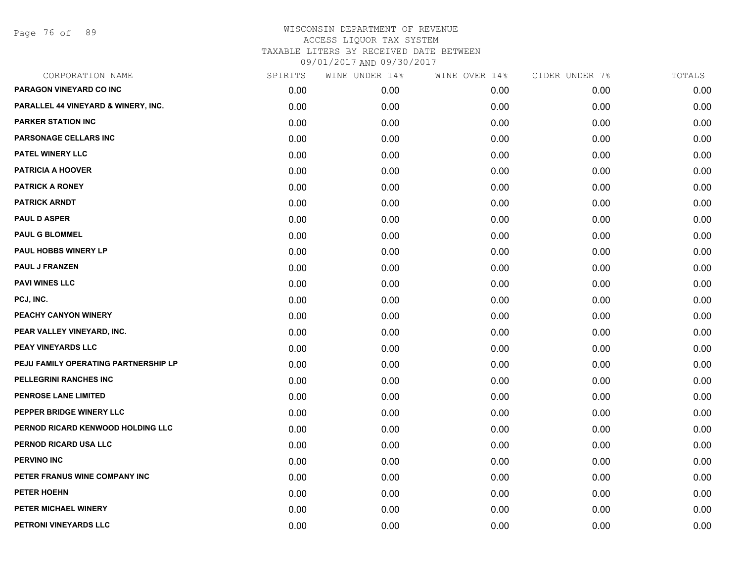WISCONSIN DEPARTMENT OF REVENUE
ACCESS LIQUOR TAX SYSTEM
TAXABLE LITERS BY RECEIVED DATE BETWEEN
09/01/2017 AND 09/30/2017

| CORPORATION NAME | SPIRITS | WINE UNDER 14% | WINE OVER 14% | CIDER UNDER 7% | TOTALS |
|---|---|---|---|---|---|
| PARAGON VINEYARD CO INC | 0.00 | 0.00 | 0.00 | 0.00 | 0.00 |
| PARALLEL 44 VINEYARD & WINERY, INC. | 0.00 | 0.00 | 0.00 | 0.00 | 0.00 |
| PARKER STATION INC | 0.00 | 0.00 | 0.00 | 0.00 | 0.00 |
| PARSONAGE CELLARS INC | 0.00 | 0.00 | 0.00 | 0.00 | 0.00 |
| PATEL WINERY LLC | 0.00 | 0.00 | 0.00 | 0.00 | 0.00 |
| PATRICIA A HOOVER | 0.00 | 0.00 | 0.00 | 0.00 | 0.00 |
| PATRICK A RONEY | 0.00 | 0.00 | 0.00 | 0.00 | 0.00 |
| PATRICK ARNDT | 0.00 | 0.00 | 0.00 | 0.00 | 0.00 |
| PAUL D ASPER | 0.00 | 0.00 | 0.00 | 0.00 | 0.00 |
| PAUL G BLOMMEL | 0.00 | 0.00 | 0.00 | 0.00 | 0.00 |
| PAUL HOBBS WINERY LP | 0.00 | 0.00 | 0.00 | 0.00 | 0.00 |
| PAUL J FRANZEN | 0.00 | 0.00 | 0.00 | 0.00 | 0.00 |
| PAVI WINES LLC | 0.00 | 0.00 | 0.00 | 0.00 | 0.00 |
| PCJ, INC. | 0.00 | 0.00 | 0.00 | 0.00 | 0.00 |
| PEACHY CANYON WINERY | 0.00 | 0.00 | 0.00 | 0.00 | 0.00 |
| PEAR VALLEY VINEYARD, INC. | 0.00 | 0.00 | 0.00 | 0.00 | 0.00 |
| PEAY VINEYARDS LLC | 0.00 | 0.00 | 0.00 | 0.00 | 0.00 |
| PEJU FAMILY OPERATING PARTNERSHIP LP | 0.00 | 0.00 | 0.00 | 0.00 | 0.00 |
| PELLEGRINI RANCHES INC | 0.00 | 0.00 | 0.00 | 0.00 | 0.00 |
| PENROSE LANE LIMITED | 0.00 | 0.00 | 0.00 | 0.00 | 0.00 |
| PEPPER BRIDGE WINERY LLC | 0.00 | 0.00 | 0.00 | 0.00 | 0.00 |
| PERNOD RICARD KENWOOD HOLDING LLC | 0.00 | 0.00 | 0.00 | 0.00 | 0.00 |
| PERNOD RICARD USA LLC | 0.00 | 0.00 | 0.00 | 0.00 | 0.00 |
| PERVINO INC | 0.00 | 0.00 | 0.00 | 0.00 | 0.00 |
| PETER FRANUS WINE COMPANY INC | 0.00 | 0.00 | 0.00 | 0.00 | 0.00 |
| PETER HOEHN | 0.00 | 0.00 | 0.00 | 0.00 | 0.00 |
| PETER MICHAEL WINERY | 0.00 | 0.00 | 0.00 | 0.00 | 0.00 |
| PETRONI VINEYARDS LLC | 0.00 | 0.00 | 0.00 | 0.00 | 0.00 |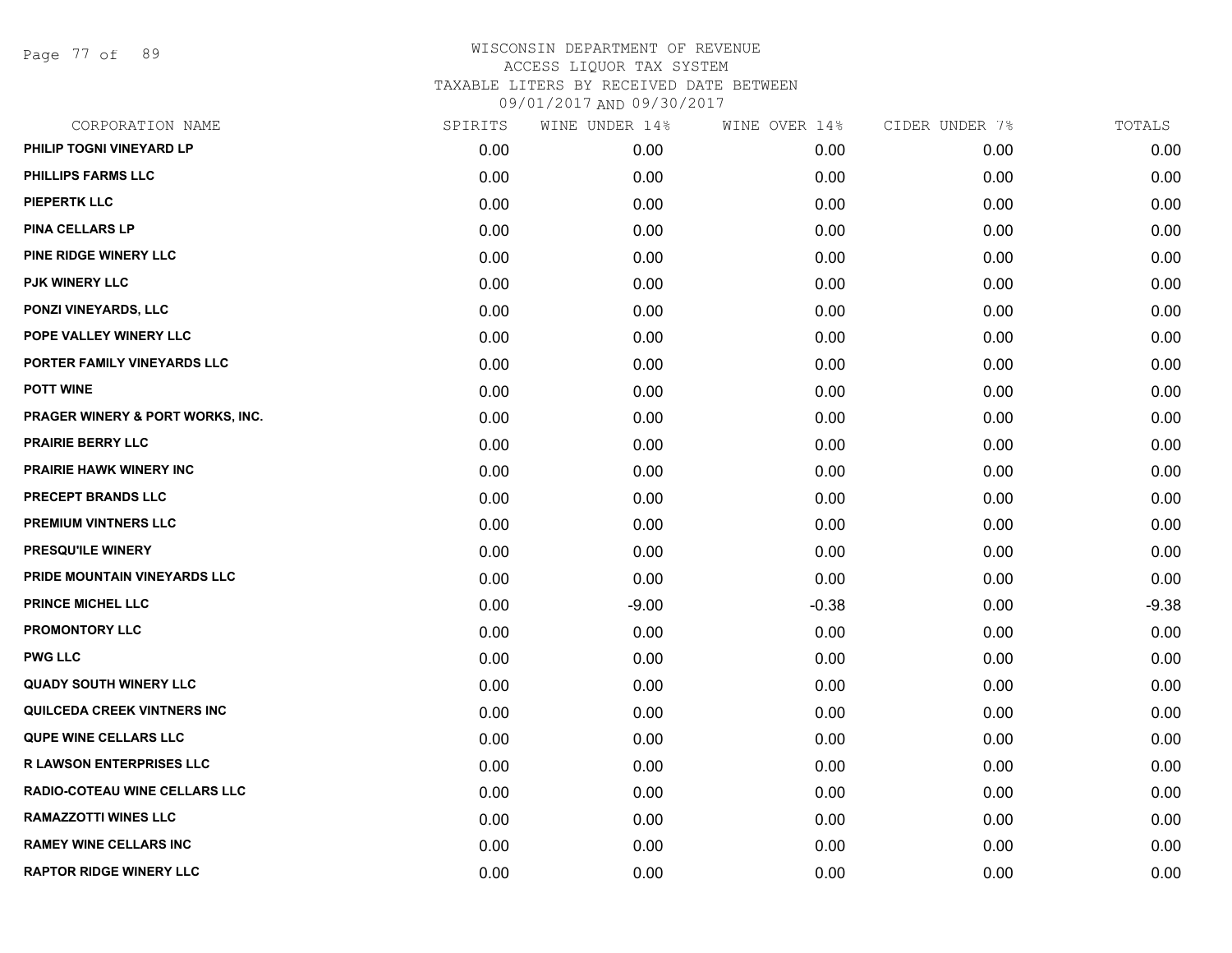WISCONSIN DEPARTMENT OF REVENUE
ACCESS LIQUOR TAX SYSTEM
TAXABLE LITERS BY RECEIVED DATE BETWEEN
09/01/2017 AND 09/30/2017

| CORPORATION NAME | SPIRITS | WINE UNDER 14% | WINE OVER 14% | CIDER UNDER 7% | TOTALS |
|---|---|---|---|---|---|
| PHILIP TOGNI VINEYARD LP | 0.00 | 0.00 | 0.00 | 0.00 | 0.00 |
| PHILLIPS FARMS LLC | 0.00 | 0.00 | 0.00 | 0.00 | 0.00 |
| PIEPERTK LLC | 0.00 | 0.00 | 0.00 | 0.00 | 0.00 |
| PINA CELLARS LP | 0.00 | 0.00 | 0.00 | 0.00 | 0.00 |
| PINE RIDGE WINERY LLC | 0.00 | 0.00 | 0.00 | 0.00 | 0.00 |
| PJK WINERY LLC | 0.00 | 0.00 | 0.00 | 0.00 | 0.00 |
| PONZI VINEYARDS, LLC | 0.00 | 0.00 | 0.00 | 0.00 | 0.00 |
| POPE VALLEY WINERY LLC | 0.00 | 0.00 | 0.00 | 0.00 | 0.00 |
| PORTER FAMILY VINEYARDS LLC | 0.00 | 0.00 | 0.00 | 0.00 | 0.00 |
| POTT WINE | 0.00 | 0.00 | 0.00 | 0.00 | 0.00 |
| PRAGER WINERY & PORT WORKS, INC. | 0.00 | 0.00 | 0.00 | 0.00 | 0.00 |
| PRAIRIE BERRY LLC | 0.00 | 0.00 | 0.00 | 0.00 | 0.00 |
| PRAIRIE HAWK WINERY INC | 0.00 | 0.00 | 0.00 | 0.00 | 0.00 |
| PRECEPT BRANDS LLC | 0.00 | 0.00 | 0.00 | 0.00 | 0.00 |
| PREMIUM VINTNERS LLC | 0.00 | 0.00 | 0.00 | 0.00 | 0.00 |
| PRESQU'ILE WINERY | 0.00 | 0.00 | 0.00 | 0.00 | 0.00 |
| PRIDE MOUNTAIN VINEYARDS LLC | 0.00 | 0.00 | 0.00 | 0.00 | 0.00 |
| PRINCE MICHEL LLC | 0.00 | -9.00 | -0.38 | 0.00 | -9.38 |
| PROMONTORY LLC | 0.00 | 0.00 | 0.00 | 0.00 | 0.00 |
| PWG LLC | 0.00 | 0.00 | 0.00 | 0.00 | 0.00 |
| QUADY SOUTH WINERY LLC | 0.00 | 0.00 | 0.00 | 0.00 | 0.00 |
| QUILCEDA CREEK VINTNERS INC | 0.00 | 0.00 | 0.00 | 0.00 | 0.00 |
| QUPE WINE CELLARS LLC | 0.00 | 0.00 | 0.00 | 0.00 | 0.00 |
| R LAWSON ENTERPRISES LLC | 0.00 | 0.00 | 0.00 | 0.00 | 0.00 |
| RADIO-COTEAU WINE CELLARS LLC | 0.00 | 0.00 | 0.00 | 0.00 | 0.00 |
| RAMAZZOTTI WINES LLC | 0.00 | 0.00 | 0.00 | 0.00 | 0.00 |
| RAMEY WINE CELLARS INC | 0.00 | 0.00 | 0.00 | 0.00 | 0.00 |
| RAPTOR RIDGE WINERY LLC | 0.00 | 0.00 | 0.00 | 0.00 | 0.00 |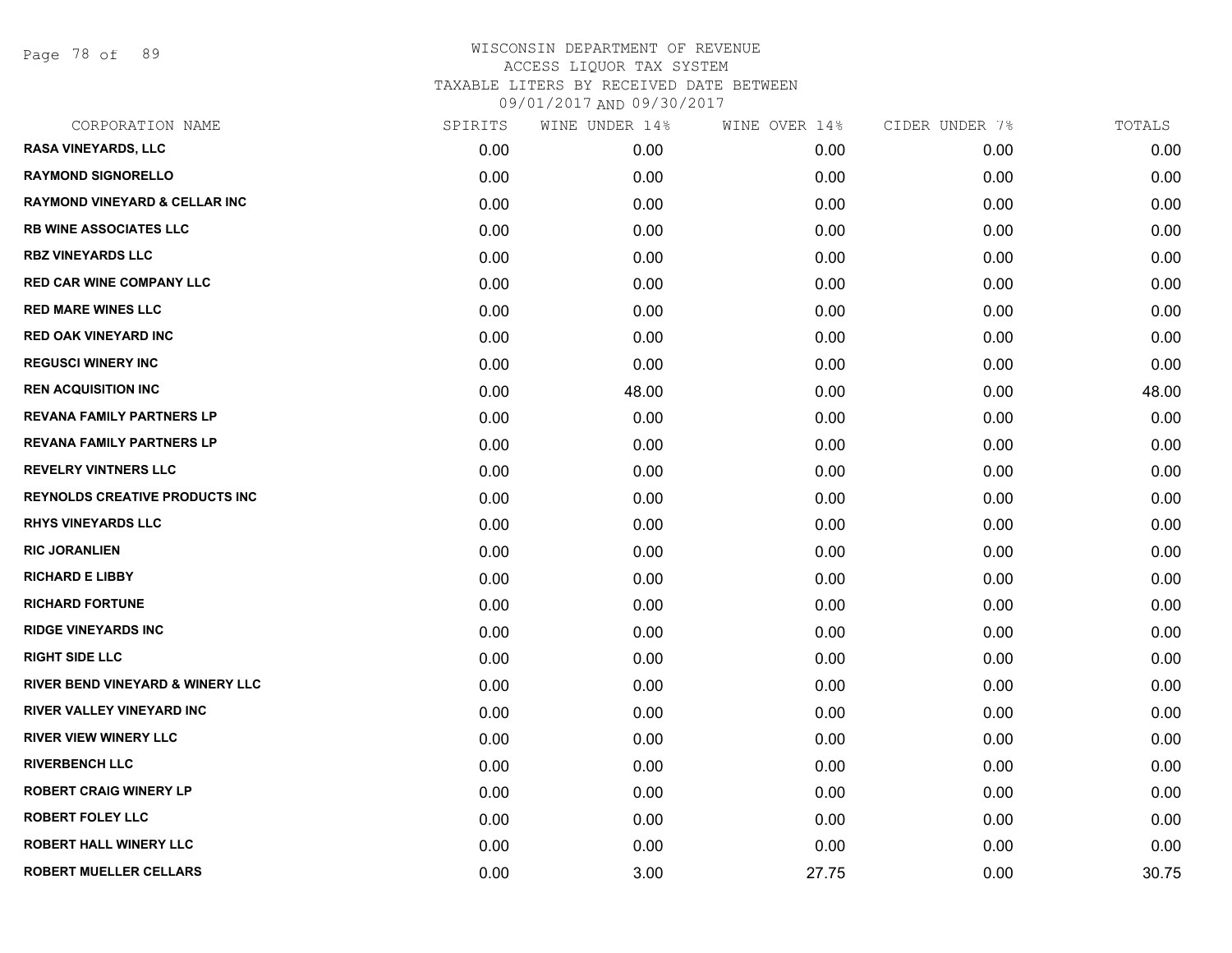# WISCONSIN DEPARTMENT OF REVENUE
## ACCESS LIQUOR TAX SYSTEM
## TAXABLE LITERS BY RECEIVED DATE BETWEEN 09/01/2017 AND 09/30/2017

| CORPORATION NAME | SPIRITS | WINE UNDER 14% | WINE OVER 14% | CIDER UNDER 7% | TOTALS |
|---|---|---|---|---|---|
| RASA VINEYARDS, LLC | 0.00 | 0.00 | 0.00 | 0.00 | 0.00 |
| RAYMOND SIGNORELLO | 0.00 | 0.00 | 0.00 | 0.00 | 0.00 |
| RAYMOND VINEYARD & CELLAR INC | 0.00 | 0.00 | 0.00 | 0.00 | 0.00 |
| RB WINE ASSOCIATES LLC | 0.00 | 0.00 | 0.00 | 0.00 | 0.00 |
| RBZ VINEYARDS LLC | 0.00 | 0.00 | 0.00 | 0.00 | 0.00 |
| RED CAR WINE COMPANY LLC | 0.00 | 0.00 | 0.00 | 0.00 | 0.00 |
| RED MARE WINES LLC | 0.00 | 0.00 | 0.00 | 0.00 | 0.00 |
| RED OAK VINEYARD INC | 0.00 | 0.00 | 0.00 | 0.00 | 0.00 |
| REGUSCI WINERY INC | 0.00 | 0.00 | 0.00 | 0.00 | 0.00 |
| REN ACQUISITION INC | 0.00 | 48.00 | 0.00 | 0.00 | 48.00 |
| REVANA FAMILY PARTNERS LP | 0.00 | 0.00 | 0.00 | 0.00 | 0.00 |
| REVANA FAMILY PARTNERS LP | 0.00 | 0.00 | 0.00 | 0.00 | 0.00 |
| REVELRY VINTNERS LLC | 0.00 | 0.00 | 0.00 | 0.00 | 0.00 |
| REYNOLDS CREATIVE PRODUCTS INC | 0.00 | 0.00 | 0.00 | 0.00 | 0.00 |
| RHYS VINEYARDS LLC | 0.00 | 0.00 | 0.00 | 0.00 | 0.00 |
| RIC JORANLIEN | 0.00 | 0.00 | 0.00 | 0.00 | 0.00 |
| RICHARD E LIBBY | 0.00 | 0.00 | 0.00 | 0.00 | 0.00 |
| RICHARD FORTUNE | 0.00 | 0.00 | 0.00 | 0.00 | 0.00 |
| RIDGE VINEYARDS INC | 0.00 | 0.00 | 0.00 | 0.00 | 0.00 |
| RIGHT SIDE LLC | 0.00 | 0.00 | 0.00 | 0.00 | 0.00 |
| RIVER BEND VINEYARD & WINERY LLC | 0.00 | 0.00 | 0.00 | 0.00 | 0.00 |
| RIVER VALLEY VINEYARD INC | 0.00 | 0.00 | 0.00 | 0.00 | 0.00 |
| RIVER VIEW WINERY LLC | 0.00 | 0.00 | 0.00 | 0.00 | 0.00 |
| RIVERBENCH LLC | 0.00 | 0.00 | 0.00 | 0.00 | 0.00 |
| ROBERT CRAIG WINERY LP | 0.00 | 0.00 | 0.00 | 0.00 | 0.00 |
| ROBERT FOLEY LLC | 0.00 | 0.00 | 0.00 | 0.00 | 0.00 |
| ROBERT HALL WINERY LLC | 0.00 | 0.00 | 0.00 | 0.00 | 0.00 |
| ROBERT MUELLER CELLARS | 0.00 | 3.00 | 27.75 | 0.00 | 30.75 |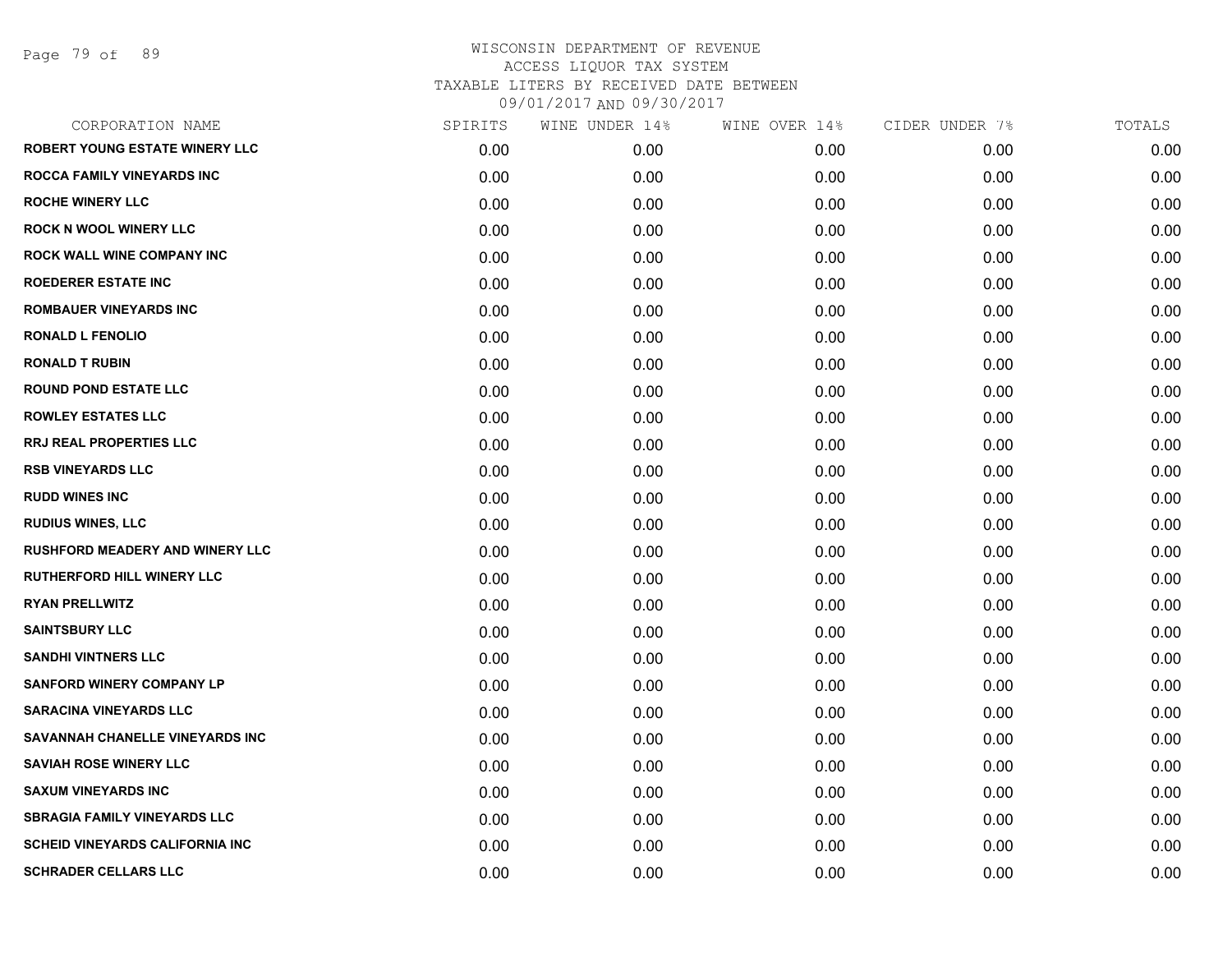# WISCONSIN DEPARTMENT OF REVENUE
## ACCESS LIQUOR TAX SYSTEM
### TAXABLE LITERS BY RECEIVED DATE BETWEEN 09/01/2017 AND 09/30/2017

| CORPORATION NAME | SPIRITS | WINE UNDER 14% | WINE OVER 14% | CIDER UNDER 7% | TOTALS |
|---|---|---|---|---|---|
| ROBERT YOUNG ESTATE WINERY LLC | 0.00 | 0.00 | 0.00 | 0.00 | 0.00 |
| ROCCA FAMILY VINEYARDS INC | 0.00 | 0.00 | 0.00 | 0.00 | 0.00 |
| ROCHE WINERY LLC | 0.00 | 0.00 | 0.00 | 0.00 | 0.00 |
| ROCK N WOOL WINERY LLC | 0.00 | 0.00 | 0.00 | 0.00 | 0.00 |
| ROCK WALL WINE COMPANY INC | 0.00 | 0.00 | 0.00 | 0.00 | 0.00 |
| ROEDERER ESTATE INC | 0.00 | 0.00 | 0.00 | 0.00 | 0.00 |
| ROMBAUER VINEYARDS INC | 0.00 | 0.00 | 0.00 | 0.00 | 0.00 |
| RONALD L FENOLIO | 0.00 | 0.00 | 0.00 | 0.00 | 0.00 |
| RONALD T RUBIN | 0.00 | 0.00 | 0.00 | 0.00 | 0.00 |
| ROUND POND ESTATE LLC | 0.00 | 0.00 | 0.00 | 0.00 | 0.00 |
| ROWLEY ESTATES LLC | 0.00 | 0.00 | 0.00 | 0.00 | 0.00 |
| RRJ REAL PROPERTIES LLC | 0.00 | 0.00 | 0.00 | 0.00 | 0.00 |
| RSB VINEYARDS LLC | 0.00 | 0.00 | 0.00 | 0.00 | 0.00 |
| RUDD WINES INC | 0.00 | 0.00 | 0.00 | 0.00 | 0.00 |
| RUDIUS WINES, LLC | 0.00 | 0.00 | 0.00 | 0.00 | 0.00 |
| RUSHFORD MEADERY AND WINERY LLC | 0.00 | 0.00 | 0.00 | 0.00 | 0.00 |
| RUTHERFORD HILL WINERY LLC | 0.00 | 0.00 | 0.00 | 0.00 | 0.00 |
| RYAN PRELLWITZ | 0.00 | 0.00 | 0.00 | 0.00 | 0.00 |
| SAINTSBURY LLC | 0.00 | 0.00 | 0.00 | 0.00 | 0.00 |
| SANDHI VINTNERS LLC | 0.00 | 0.00 | 0.00 | 0.00 | 0.00 |
| SANFORD WINERY COMPANY LP | 0.00 | 0.00 | 0.00 | 0.00 | 0.00 |
| SARACINA VINEYARDS LLC | 0.00 | 0.00 | 0.00 | 0.00 | 0.00 |
| SAVANNAH CHANELLE VINEYARDS INC | 0.00 | 0.00 | 0.00 | 0.00 | 0.00 |
| SAVIAH ROSE WINERY LLC | 0.00 | 0.00 | 0.00 | 0.00 | 0.00 |
| SAXUM VINEYARDS INC | 0.00 | 0.00 | 0.00 | 0.00 | 0.00 |
| SBRAGIA FAMILY VINEYARDS LLC | 0.00 | 0.00 | 0.00 | 0.00 | 0.00 |
| SCHEID VINEYARDS CALIFORNIA INC | 0.00 | 0.00 | 0.00 | 0.00 | 0.00 |
| SCHRADER CELLARS LLC | 0.00 | 0.00 | 0.00 | 0.00 | 0.00 |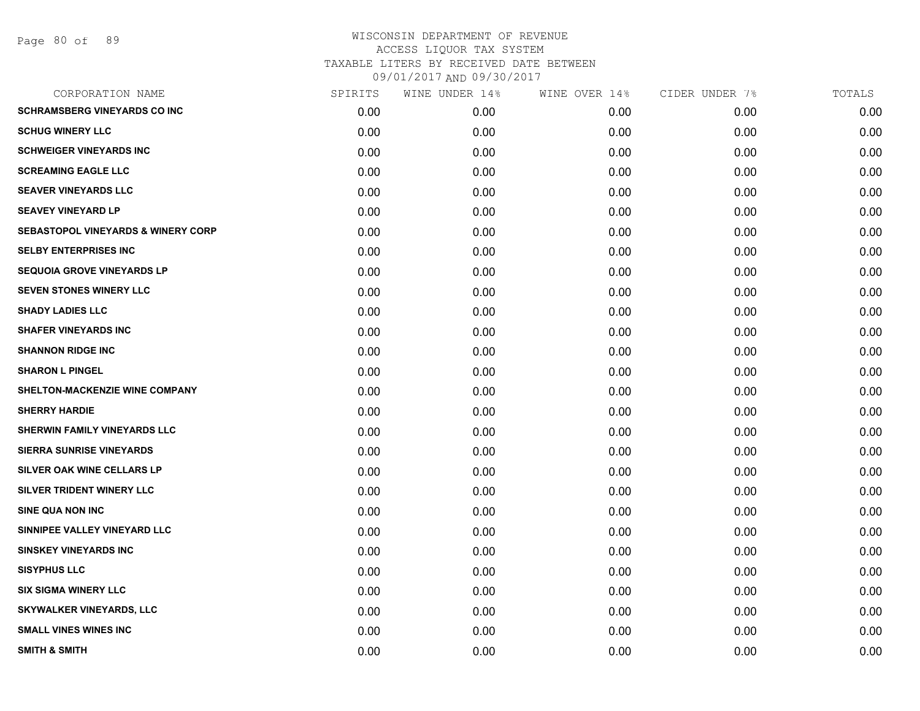# WISCONSIN DEPARTMENT OF REVENUE
## ACCESS LIQUOR TAX SYSTEM
### TAXABLE LITERS BY RECEIVED DATE BETWEEN 09/01/2017 AND 09/30/2017

| CORPORATION NAME | SPIRITS | WINE UNDER 14% | WINE OVER 14% | CIDER UNDER 7% | TOTALS |
|---|---|---|---|---|---|
| SCHRAMSBERG VINEYARDS CO INC | 0.00 | 0.00 | 0.00 | 0.00 | 0.00 |
| SCHUG WINERY LLC | 0.00 | 0.00 | 0.00 | 0.00 | 0.00 |
| SCHWEIGER VINEYARDS INC | 0.00 | 0.00 | 0.00 | 0.00 | 0.00 |
| SCREAMING EAGLE LLC | 0.00 | 0.00 | 0.00 | 0.00 | 0.00 |
| SEAVER VINEYARDS LLC | 0.00 | 0.00 | 0.00 | 0.00 | 0.00 |
| SEAVEY VINEYARD LP | 0.00 | 0.00 | 0.00 | 0.00 | 0.00 |
| SEBASTOPOL VINEYARDS & WINERY CORP | 0.00 | 0.00 | 0.00 | 0.00 | 0.00 |
| SELBY ENTERPRISES INC | 0.00 | 0.00 | 0.00 | 0.00 | 0.00 |
| SEQUOIA GROVE VINEYARDS LP | 0.00 | 0.00 | 0.00 | 0.00 | 0.00 |
| SEVEN STONES WINERY LLC | 0.00 | 0.00 | 0.00 | 0.00 | 0.00 |
| SHADY LADIES LLC | 0.00 | 0.00 | 0.00 | 0.00 | 0.00 |
| SHAFER VINEYARDS INC | 0.00 | 0.00 | 0.00 | 0.00 | 0.00 |
| SHANNON RIDGE INC | 0.00 | 0.00 | 0.00 | 0.00 | 0.00 |
| SHARON L PINGEL | 0.00 | 0.00 | 0.00 | 0.00 | 0.00 |
| SHELTON-MACKENZIE WINE COMPANY | 0.00 | 0.00 | 0.00 | 0.00 | 0.00 |
| SHERRY HARDIE | 0.00 | 0.00 | 0.00 | 0.00 | 0.00 |
| SHERWIN FAMILY VINEYARDS LLC | 0.00 | 0.00 | 0.00 | 0.00 | 0.00 |
| SIERRA SUNRISE VINEYARDS | 0.00 | 0.00 | 0.00 | 0.00 | 0.00 |
| SILVER OAK WINE CELLARS LP | 0.00 | 0.00 | 0.00 | 0.00 | 0.00 |
| SILVER TRIDENT WINERY LLC | 0.00 | 0.00 | 0.00 | 0.00 | 0.00 |
| SINE QUA NON INC | 0.00 | 0.00 | 0.00 | 0.00 | 0.00 |
| SINNIPEE VALLEY VINEYARD LLC | 0.00 | 0.00 | 0.00 | 0.00 | 0.00 |
| SINSKEY VINEYARDS INC | 0.00 | 0.00 | 0.00 | 0.00 | 0.00 |
| SISYPHUS LLC | 0.00 | 0.00 | 0.00 | 0.00 | 0.00 |
| SIX SIGMA WINERY LLC | 0.00 | 0.00 | 0.00 | 0.00 | 0.00 |
| SKYWALKER VINEYARDS, LLC | 0.00 | 0.00 | 0.00 | 0.00 | 0.00 |
| SMALL VINES WINES INC | 0.00 | 0.00 | 0.00 | 0.00 | 0.00 |
| SMITH & SMITH | 0.00 | 0.00 | 0.00 | 0.00 | 0.00 |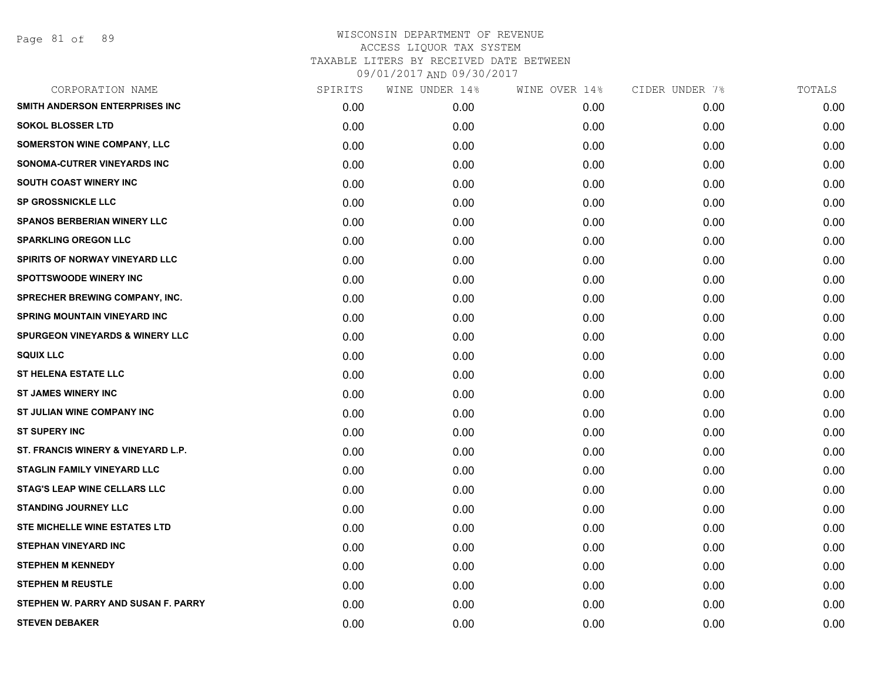# WISCONSIN DEPARTMENT OF REVENUE
## ACCESS LIQUOR TAX SYSTEM
### TAXABLE LITERS BY RECEIVED DATE BETWEEN 09/01/2017 AND 09/30/2017

| CORPORATION NAME | SPIRITS | WINE UNDER 14% | WINE OVER 14% | CIDER UNDER 7% | TOTALS |
|---|---|---|---|---|---|
| SMITH ANDERSON ENTERPRISES INC | 0.00 | 0.00 | 0.00 | 0.00 | 0.00 |
| SOKOL BLOSSER LTD | 0.00 | 0.00 | 0.00 | 0.00 | 0.00 |
| SOMERSTON WINE COMPANY, LLC | 0.00 | 0.00 | 0.00 | 0.00 | 0.00 |
| SONOMA-CUTRER VINEYARDS INC | 0.00 | 0.00 | 0.00 | 0.00 | 0.00 |
| SOUTH COAST WINERY INC | 0.00 | 0.00 | 0.00 | 0.00 | 0.00 |
| SP GROSSNICKLE LLC | 0.00 | 0.00 | 0.00 | 0.00 | 0.00 |
| SPANOS BERBERIAN WINERY LLC | 0.00 | 0.00 | 0.00 | 0.00 | 0.00 |
| SPARKLING OREGON LLC | 0.00 | 0.00 | 0.00 | 0.00 | 0.00 |
| SPIRITS OF NORWAY VINEYARD LLC | 0.00 | 0.00 | 0.00 | 0.00 | 0.00 |
| SPOTTSWOODE WINERY INC | 0.00 | 0.00 | 0.00 | 0.00 | 0.00 |
| SPRECHER BREWING COMPANY, INC. | 0.00 | 0.00 | 0.00 | 0.00 | 0.00 |
| SPRING MOUNTAIN VINEYARD INC | 0.00 | 0.00 | 0.00 | 0.00 | 0.00 |
| SPURGEON VINEYARDS & WINERY LLC | 0.00 | 0.00 | 0.00 | 0.00 | 0.00 |
| SQUIX LLC | 0.00 | 0.00 | 0.00 | 0.00 | 0.00 |
| ST HELENA ESTATE LLC | 0.00 | 0.00 | 0.00 | 0.00 | 0.00 |
| ST JAMES WINERY INC | 0.00 | 0.00 | 0.00 | 0.00 | 0.00 |
| ST JULIAN WINE COMPANY INC | 0.00 | 0.00 | 0.00 | 0.00 | 0.00 |
| ST SUPERY INC | 0.00 | 0.00 | 0.00 | 0.00 | 0.00 |
| ST. FRANCIS WINERY & VINEYARD L.P. | 0.00 | 0.00 | 0.00 | 0.00 | 0.00 |
| STAGLIN FAMILY VINEYARD LLC | 0.00 | 0.00 | 0.00 | 0.00 | 0.00 |
| STAG'S LEAP WINE CELLARS LLC | 0.00 | 0.00 | 0.00 | 0.00 | 0.00 |
| STANDING JOURNEY LLC | 0.00 | 0.00 | 0.00 | 0.00 | 0.00 |
| STE MICHELLE WINE ESTATES LTD | 0.00 | 0.00 | 0.00 | 0.00 | 0.00 |
| STEPHAN VINEYARD INC | 0.00 | 0.00 | 0.00 | 0.00 | 0.00 |
| STEPHEN M KENNEDY | 0.00 | 0.00 | 0.00 | 0.00 | 0.00 |
| STEPHEN M REUSTLE | 0.00 | 0.00 | 0.00 | 0.00 | 0.00 |
| STEPHEN W. PARRY AND SUSAN F. PARRY | 0.00 | 0.00 | 0.00 | 0.00 | 0.00 |
| STEVEN DEBAKER | 0.00 | 0.00 | 0.00 | 0.00 | 0.00 |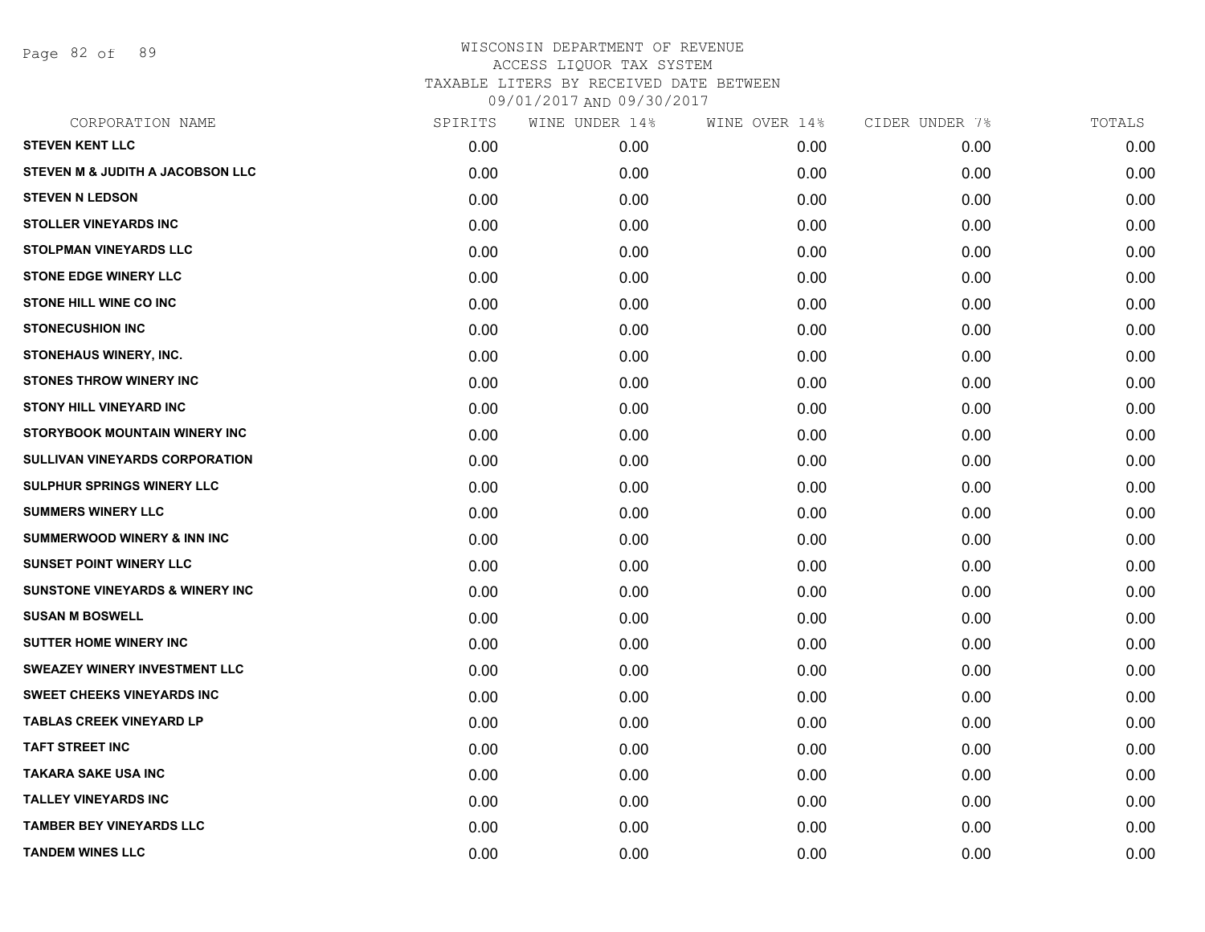# WISCONSIN DEPARTMENT OF REVENUE
## ACCESS LIQUOR TAX SYSTEM
## TAXABLE LITERS BY RECEIVED DATE BETWEEN 09/01/2017 AND 09/30/2017

| CORPORATION NAME | SPIRITS | WINE UNDER 14% | WINE OVER 14% | CIDER UNDER 7% | TOTALS |
|---|---|---|---|---|---|
| STEVEN KENT LLC | 0.00 | 0.00 | 0.00 | 0.00 | 0.00 |
| STEVEN M & JUDITH A JACOBSON LLC | 0.00 | 0.00 | 0.00 | 0.00 | 0.00 |
| STEVEN N LEDSON | 0.00 | 0.00 | 0.00 | 0.00 | 0.00 |
| STOLLER VINEYARDS INC | 0.00 | 0.00 | 0.00 | 0.00 | 0.00 |
| STOLPMAN VINEYARDS LLC | 0.00 | 0.00 | 0.00 | 0.00 | 0.00 |
| STONE EDGE WINERY LLC | 0.00 | 0.00 | 0.00 | 0.00 | 0.00 |
| STONE HILL WINE CO INC | 0.00 | 0.00 | 0.00 | 0.00 | 0.00 |
| STONECUSHION INC | 0.00 | 0.00 | 0.00 | 0.00 | 0.00 |
| STONEHAUS WINERY, INC. | 0.00 | 0.00 | 0.00 | 0.00 | 0.00 |
| STONES THROW WINERY INC | 0.00 | 0.00 | 0.00 | 0.00 | 0.00 |
| STONY HILL VINEYARD INC | 0.00 | 0.00 | 0.00 | 0.00 | 0.00 |
| STORYBOOK MOUNTAIN WINERY INC | 0.00 | 0.00 | 0.00 | 0.00 | 0.00 |
| SULLIVAN VINEYARDS CORPORATION | 0.00 | 0.00 | 0.00 | 0.00 | 0.00 |
| SULPHUR SPRINGS WINERY LLC | 0.00 | 0.00 | 0.00 | 0.00 | 0.00 |
| SUMMERS WINERY LLC | 0.00 | 0.00 | 0.00 | 0.00 | 0.00 |
| SUMMERWOOD WINERY & INN INC | 0.00 | 0.00 | 0.00 | 0.00 | 0.00 |
| SUNSET POINT WINERY LLC | 0.00 | 0.00 | 0.00 | 0.00 | 0.00 |
| SUNSTONE VINEYARDS & WINERY INC | 0.00 | 0.00 | 0.00 | 0.00 | 0.00 |
| SUSAN M BOSWELL | 0.00 | 0.00 | 0.00 | 0.00 | 0.00 |
| SUTTER HOME WINERY INC | 0.00 | 0.00 | 0.00 | 0.00 | 0.00 |
| SWEAZEY WINERY INVESTMENT LLC | 0.00 | 0.00 | 0.00 | 0.00 | 0.00 |
| SWEET CHEEKS VINEYARDS INC | 0.00 | 0.00 | 0.00 | 0.00 | 0.00 |
| TABLAS CREEK VINEYARD LP | 0.00 | 0.00 | 0.00 | 0.00 | 0.00 |
| TAFT STREET INC | 0.00 | 0.00 | 0.00 | 0.00 | 0.00 |
| TAKARA SAKE USA INC | 0.00 | 0.00 | 0.00 | 0.00 | 0.00 |
| TALLEY VINEYARDS INC | 0.00 | 0.00 | 0.00 | 0.00 | 0.00 |
| TAMBER BEY VINEYARDS LLC | 0.00 | 0.00 | 0.00 | 0.00 | 0.00 |
| TANDEM WINES LLC | 0.00 | 0.00 | 0.00 | 0.00 | 0.00 |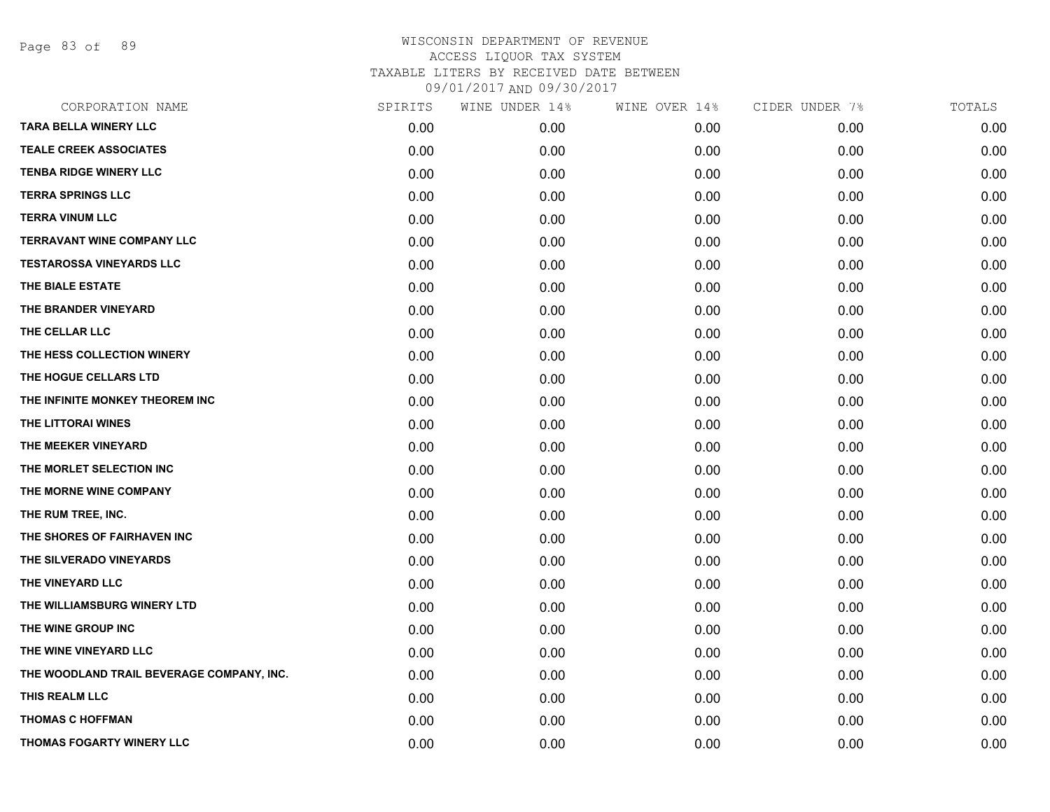# WISCONSIN DEPARTMENT OF REVENUE
ACCESS LIQUOR TAX SYSTEM
TAXABLE LITERS BY RECEIVED DATE BETWEEN
09/01/2017 AND 09/30/2017

| CORPORATION NAME | SPIRITS | WINE UNDER 14% | WINE OVER 14% | CIDER UNDER 7% | TOTALS |
|---|---|---|---|---|---|
| TARA BELLA WINERY LLC | 0.00 | 0.00 | 0.00 | 0.00 | 0.00 |
| TEALE CREEK ASSOCIATES | 0.00 | 0.00 | 0.00 | 0.00 | 0.00 |
| TENBA RIDGE WINERY LLC | 0.00 | 0.00 | 0.00 | 0.00 | 0.00 |
| TERRA SPRINGS LLC | 0.00 | 0.00 | 0.00 | 0.00 | 0.00 |
| TERRA VINUM LLC | 0.00 | 0.00 | 0.00 | 0.00 | 0.00 |
| TERRAVANT WINE COMPANY LLC | 0.00 | 0.00 | 0.00 | 0.00 | 0.00 |
| TESTAROSSA VINEYARDS LLC | 0.00 | 0.00 | 0.00 | 0.00 | 0.00 |
| THE BIALE ESTATE | 0.00 | 0.00 | 0.00 | 0.00 | 0.00 |
| THE BRANDER VINEYARD | 0.00 | 0.00 | 0.00 | 0.00 | 0.00 |
| THE CELLAR LLC | 0.00 | 0.00 | 0.00 | 0.00 | 0.00 |
| THE HESS COLLECTION WINERY | 0.00 | 0.00 | 0.00 | 0.00 | 0.00 |
| THE HOGUE CELLARS LTD | 0.00 | 0.00 | 0.00 | 0.00 | 0.00 |
| THE INFINITE MONKEY THEOREM INC | 0.00 | 0.00 | 0.00 | 0.00 | 0.00 |
| THE LITTORAI WINES | 0.00 | 0.00 | 0.00 | 0.00 | 0.00 |
| THE MEEKER VINEYARD | 0.00 | 0.00 | 0.00 | 0.00 | 0.00 |
| THE MORLET SELECTION INC | 0.00 | 0.00 | 0.00 | 0.00 | 0.00 |
| THE MORNE WINE COMPANY | 0.00 | 0.00 | 0.00 | 0.00 | 0.00 |
| THE RUM TREE, INC. | 0.00 | 0.00 | 0.00 | 0.00 | 0.00 |
| THE SHORES OF FAIRHAVEN INC | 0.00 | 0.00 | 0.00 | 0.00 | 0.00 |
| THE SILVERADO VINEYARDS | 0.00 | 0.00 | 0.00 | 0.00 | 0.00 |
| THE VINEYARD LLC | 0.00 | 0.00 | 0.00 | 0.00 | 0.00 |
| THE WILLIAMSBURG WINERY LTD | 0.00 | 0.00 | 0.00 | 0.00 | 0.00 |
| THE WINE GROUP INC | 0.00 | 0.00 | 0.00 | 0.00 | 0.00 |
| THE WINE VINEYARD LLC | 0.00 | 0.00 | 0.00 | 0.00 | 0.00 |
| THE WOODLAND TRAIL BEVERAGE COMPANY, INC. | 0.00 | 0.00 | 0.00 | 0.00 | 0.00 |
| THIS REALM LLC | 0.00 | 0.00 | 0.00 | 0.00 | 0.00 |
| THOMAS C HOFFMAN | 0.00 | 0.00 | 0.00 | 0.00 | 0.00 |
| THOMAS FOGARTY WINERY LLC | 0.00 | 0.00 | 0.00 | 0.00 | 0.00 |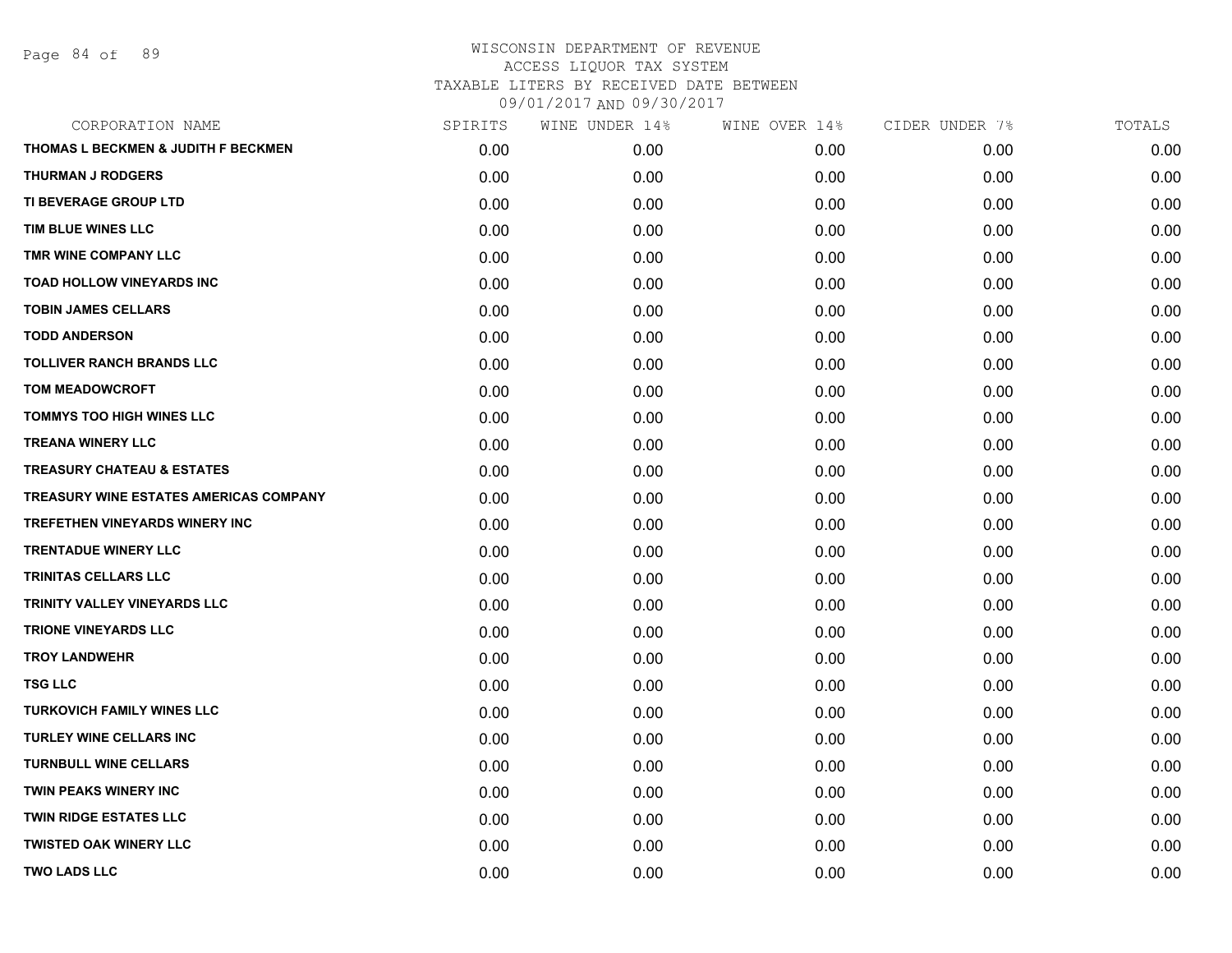WISCONSIN DEPARTMENT OF REVENUE
ACCESS LIQUOR TAX SYSTEM
TAXABLE LITERS BY RECEIVED DATE BETWEEN
09/01/2017 AND 09/30/2017

| CORPORATION NAME | SPIRITS | WINE UNDER 14% | WINE OVER 14% | CIDER UNDER 7% | TOTALS |
|---|---|---|---|---|---|
| THOMAS L BECKMEN & JUDITH F BECKMEN | 0.00 | 0.00 | 0.00 | 0.00 | 0.00 |
| THURMAN J RODGERS | 0.00 | 0.00 | 0.00 | 0.00 | 0.00 |
| TI BEVERAGE GROUP LTD | 0.00 | 0.00 | 0.00 | 0.00 | 0.00 |
| TIM BLUE WINES LLC | 0.00 | 0.00 | 0.00 | 0.00 | 0.00 |
| TMR WINE COMPANY LLC | 0.00 | 0.00 | 0.00 | 0.00 | 0.00 |
| TOAD HOLLOW VINEYARDS INC | 0.00 | 0.00 | 0.00 | 0.00 | 0.00 |
| TOBIN JAMES CELLARS | 0.00 | 0.00 | 0.00 | 0.00 | 0.00 |
| TODD ANDERSON | 0.00 | 0.00 | 0.00 | 0.00 | 0.00 |
| TOLLIVER RANCH BRANDS LLC | 0.00 | 0.00 | 0.00 | 0.00 | 0.00 |
| TOM MEADOWCROFT | 0.00 | 0.00 | 0.00 | 0.00 | 0.00 |
| TOMMYS TOO HIGH WINES LLC | 0.00 | 0.00 | 0.00 | 0.00 | 0.00 |
| TREANA WINERY LLC | 0.00 | 0.00 | 0.00 | 0.00 | 0.00 |
| TREASURY CHATEAU & ESTATES | 0.00 | 0.00 | 0.00 | 0.00 | 0.00 |
| TREASURY WINE ESTATES AMERICAS COMPANY | 0.00 | 0.00 | 0.00 | 0.00 | 0.00 |
| TREFETHEN VINEYARDS WINERY INC | 0.00 | 0.00 | 0.00 | 0.00 | 0.00 |
| TRENTADUE WINERY LLC | 0.00 | 0.00 | 0.00 | 0.00 | 0.00 |
| TRINITAS CELLARS LLC | 0.00 | 0.00 | 0.00 | 0.00 | 0.00 |
| TRINITY VALLEY VINEYARDS LLC | 0.00 | 0.00 | 0.00 | 0.00 | 0.00 |
| TRIONE VINEYARDS LLC | 0.00 | 0.00 | 0.00 | 0.00 | 0.00 |
| TROY LANDWEHR | 0.00 | 0.00 | 0.00 | 0.00 | 0.00 |
| TSG LLC | 0.00 | 0.00 | 0.00 | 0.00 | 0.00 |
| TURKOVICH FAMILY WINES LLC | 0.00 | 0.00 | 0.00 | 0.00 | 0.00 |
| TURLEY WINE CELLARS INC | 0.00 | 0.00 | 0.00 | 0.00 | 0.00 |
| TURNBULL WINE CELLARS | 0.00 | 0.00 | 0.00 | 0.00 | 0.00 |
| TWIN PEAKS WINERY INC | 0.00 | 0.00 | 0.00 | 0.00 | 0.00 |
| TWIN RIDGE ESTATES LLC | 0.00 | 0.00 | 0.00 | 0.00 | 0.00 |
| TWISTED OAK WINERY LLC | 0.00 | 0.00 | 0.00 | 0.00 | 0.00 |
| TWO LADS LLC | 0.00 | 0.00 | 0.00 | 0.00 | 0.00 |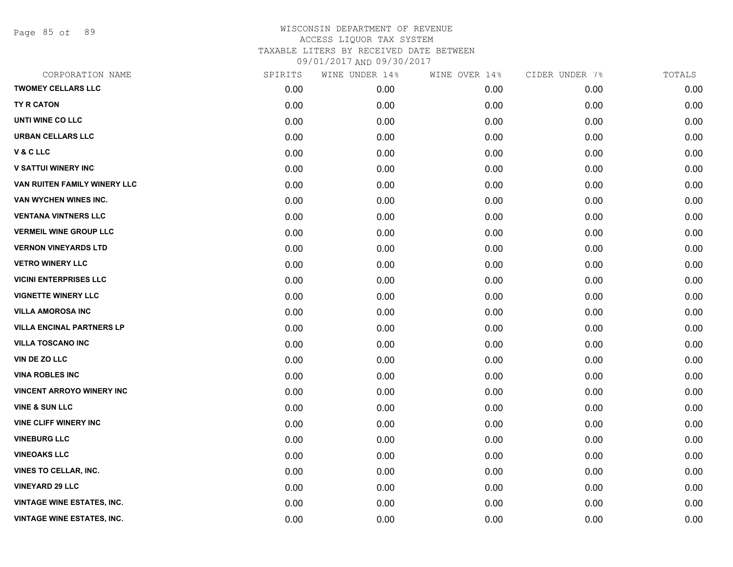# WISCONSIN DEPARTMENT OF REVENUE
## ACCESS LIQUOR TAX SYSTEM
### TAXABLE LITERS BY RECEIVED DATE BETWEEN 09/01/2017 AND 09/30/2017

| CORPORATION NAME | SPIRITS | WINE UNDER 14% | WINE OVER 14% | CIDER UNDER 7% | TOTALS |
|---|---|---|---|---|---|
| TWOMEY CELLARS LLC | 0.00 | 0.00 | 0.00 | 0.00 | 0.00 |
| TY R CATON | 0.00 | 0.00 | 0.00 | 0.00 | 0.00 |
| UNTI WINE CO LLC | 0.00 | 0.00 | 0.00 | 0.00 | 0.00 |
| URBAN CELLARS LLC | 0.00 | 0.00 | 0.00 | 0.00 | 0.00 |
| V & C LLC | 0.00 | 0.00 | 0.00 | 0.00 | 0.00 |
| V SATTUI WINERY INC | 0.00 | 0.00 | 0.00 | 0.00 | 0.00 |
| VAN RUITEN FAMILY WINERY LLC | 0.00 | 0.00 | 0.00 | 0.00 | 0.00 |
| VAN WYCHEN WINES INC. | 0.00 | 0.00 | 0.00 | 0.00 | 0.00 |
| VENTANA VINTNERS LLC | 0.00 | 0.00 | 0.00 | 0.00 | 0.00 |
| VERMEIL WINE GROUP LLC | 0.00 | 0.00 | 0.00 | 0.00 | 0.00 |
| VERNON VINEYARDS LTD | 0.00 | 0.00 | 0.00 | 0.00 | 0.00 |
| VETRO WINERY LLC | 0.00 | 0.00 | 0.00 | 0.00 | 0.00 |
| VICINI ENTERPRISES LLC | 0.00 | 0.00 | 0.00 | 0.00 | 0.00 |
| VIGNETTE WINERY LLC | 0.00 | 0.00 | 0.00 | 0.00 | 0.00 |
| VILLA AMOROSA INC | 0.00 | 0.00 | 0.00 | 0.00 | 0.00 |
| VILLA ENCINAL PARTNERS LP | 0.00 | 0.00 | 0.00 | 0.00 | 0.00 |
| VILLA TOSCANO INC | 0.00 | 0.00 | 0.00 | 0.00 | 0.00 |
| VIN DE ZO LLC | 0.00 | 0.00 | 0.00 | 0.00 | 0.00 |
| VINA ROBLES INC | 0.00 | 0.00 | 0.00 | 0.00 | 0.00 |
| VINCENT ARROYO WINERY INC | 0.00 | 0.00 | 0.00 | 0.00 | 0.00 |
| VINE & SUN LLC | 0.00 | 0.00 | 0.00 | 0.00 | 0.00 |
| VINE CLIFF WINERY INC | 0.00 | 0.00 | 0.00 | 0.00 | 0.00 |
| VINEBURG LLC | 0.00 | 0.00 | 0.00 | 0.00 | 0.00 |
| VINEOAKS LLC | 0.00 | 0.00 | 0.00 | 0.00 | 0.00 |
| VINES TO CELLAR, INC. | 0.00 | 0.00 | 0.00 | 0.00 | 0.00 |
| VINEYARD 29 LLC | 0.00 | 0.00 | 0.00 | 0.00 | 0.00 |
| VINTAGE WINE ESTATES, INC. | 0.00 | 0.00 | 0.00 | 0.00 | 0.00 |
| VINTAGE WINE ESTATES, INC. | 0.00 | 0.00 | 0.00 | 0.00 | 0.00 |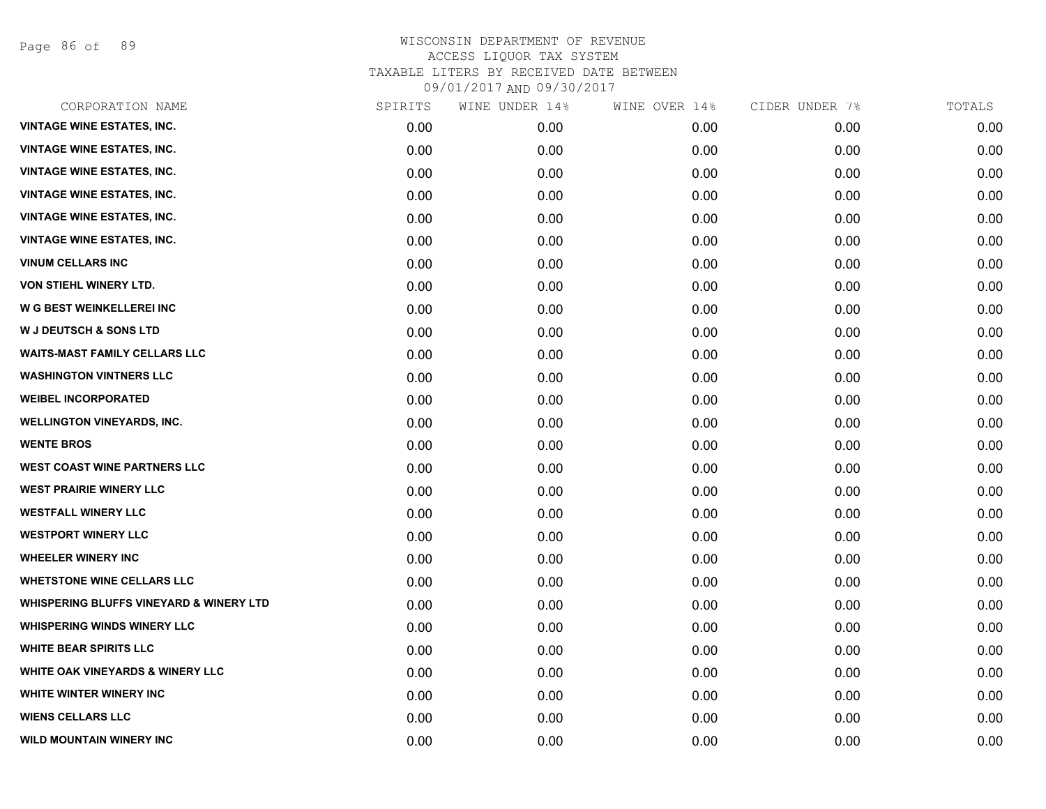WISCONSIN DEPARTMENT OF REVENUE
ACCESS LIQUOR TAX SYSTEM
TAXABLE LITERS BY RECEIVED DATE BETWEEN
09/01/2017 AND 09/30/2017

| CORPORATION NAME | SPIRITS | WINE UNDER 14% | WINE OVER 14% | CIDER UNDER 7% | TOTALS |
|---|---|---|---|---|---|
| VINTAGE WINE ESTATES, INC. | 0.00 | 0.00 | 0.00 | 0.00 | 0.00 |
| VINTAGE WINE ESTATES, INC. | 0.00 | 0.00 | 0.00 | 0.00 | 0.00 |
| VINTAGE WINE ESTATES, INC. | 0.00 | 0.00 | 0.00 | 0.00 | 0.00 |
| VINTAGE WINE ESTATES, INC. | 0.00 | 0.00 | 0.00 | 0.00 | 0.00 |
| VINTAGE WINE ESTATES, INC. | 0.00 | 0.00 | 0.00 | 0.00 | 0.00 |
| VINTAGE WINE ESTATES, INC. | 0.00 | 0.00 | 0.00 | 0.00 | 0.00 |
| VINUM CELLARS INC | 0.00 | 0.00 | 0.00 | 0.00 | 0.00 |
| VON STIEHL WINERY LTD. | 0.00 | 0.00 | 0.00 | 0.00 | 0.00 |
| W G BEST WEINKELLEREI INC | 0.00 | 0.00 | 0.00 | 0.00 | 0.00 |
| W J DEUTSCH & SONS LTD | 0.00 | 0.00 | 0.00 | 0.00 | 0.00 |
| WAITS-MAST FAMILY CELLARS LLC | 0.00 | 0.00 | 0.00 | 0.00 | 0.00 |
| WASHINGTON VINTNERS LLC | 0.00 | 0.00 | 0.00 | 0.00 | 0.00 |
| WEIBEL INCORPORATED | 0.00 | 0.00 | 0.00 | 0.00 | 0.00 |
| WELLINGTON VINEYARDS, INC. | 0.00 | 0.00 | 0.00 | 0.00 | 0.00 |
| WENTE BROS | 0.00 | 0.00 | 0.00 | 0.00 | 0.00 |
| WEST COAST WINE PARTNERS LLC | 0.00 | 0.00 | 0.00 | 0.00 | 0.00 |
| WEST PRAIRIE WINERY LLC | 0.00 | 0.00 | 0.00 | 0.00 | 0.00 |
| WESTFALL WINERY LLC | 0.00 | 0.00 | 0.00 | 0.00 | 0.00 |
| WESTPORT WINERY LLC | 0.00 | 0.00 | 0.00 | 0.00 | 0.00 |
| WHEELER WINERY INC | 0.00 | 0.00 | 0.00 | 0.00 | 0.00 |
| WHETSTONE WINE CELLARS LLC | 0.00 | 0.00 | 0.00 | 0.00 | 0.00 |
| WHISPERING BLUFFS VINEYARD & WINERY LTD | 0.00 | 0.00 | 0.00 | 0.00 | 0.00 |
| WHISPERING WINDS WINERY LLC | 0.00 | 0.00 | 0.00 | 0.00 | 0.00 |
| WHITE BEAR SPIRITS LLC | 0.00 | 0.00 | 0.00 | 0.00 | 0.00 |
| WHITE OAK VINEYARDS & WINERY LLC | 0.00 | 0.00 | 0.00 | 0.00 | 0.00 |
| WHITE WINTER WINERY INC | 0.00 | 0.00 | 0.00 | 0.00 | 0.00 |
| WIENS CELLARS LLC | 0.00 | 0.00 | 0.00 | 0.00 | 0.00 |
| WILD MOUNTAIN WINERY INC | 0.00 | 0.00 | 0.00 | 0.00 | 0.00 |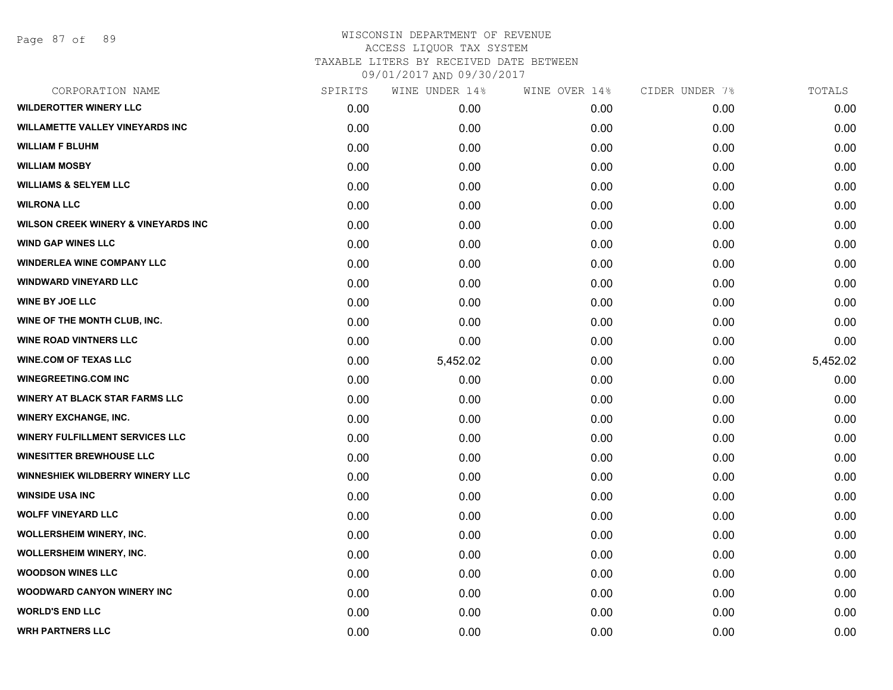WISCONSIN DEPARTMENT OF REVENUE
ACCESS LIQUOR TAX SYSTEM
TAXABLE LITERS BY RECEIVED DATE BETWEEN
09/01/2017 AND 09/30/2017

| CORPORATION NAME | SPIRITS | WINE UNDER 14% | WINE OVER 14% | CIDER UNDER 7% | TOTALS |
|---|---|---|---|---|---|
| WILDEROTTER WINERY LLC | 0.00 | 0.00 | 0.00 | 0.00 | 0.00 |
| WILLAMETTE VALLEY VINEYARDS INC | 0.00 | 0.00 | 0.00 | 0.00 | 0.00 |
| WILLIAM F BLUHM | 0.00 | 0.00 | 0.00 | 0.00 | 0.00 |
| WILLIAM MOSBY | 0.00 | 0.00 | 0.00 | 0.00 | 0.00 |
| WILLIAMS & SELYEM LLC | 0.00 | 0.00 | 0.00 | 0.00 | 0.00 |
| WILRONA LLC | 0.00 | 0.00 | 0.00 | 0.00 | 0.00 |
| WILSON CREEK WINERY & VINEYARDS INC | 0.00 | 0.00 | 0.00 | 0.00 | 0.00 |
| WIND GAP WINES LLC | 0.00 | 0.00 | 0.00 | 0.00 | 0.00 |
| WINDERLEA WINE COMPANY LLC | 0.00 | 0.00 | 0.00 | 0.00 | 0.00 |
| WINDWARD VINEYARD LLC | 0.00 | 0.00 | 0.00 | 0.00 | 0.00 |
| WINE BY JOE LLC | 0.00 | 0.00 | 0.00 | 0.00 | 0.00 |
| WINE OF THE MONTH CLUB, INC. | 0.00 | 0.00 | 0.00 | 0.00 | 0.00 |
| WINE ROAD VINTNERS LLC | 0.00 | 0.00 | 0.00 | 0.00 | 0.00 |
| WINE.COM OF TEXAS LLC | 0.00 | 5,452.02 | 0.00 | 0.00 | 5,452.02 |
| WINEGREETING.COM INC | 0.00 | 0.00 | 0.00 | 0.00 | 0.00 |
| WINERY AT BLACK STAR FARMS LLC | 0.00 | 0.00 | 0.00 | 0.00 | 0.00 |
| WINERY EXCHANGE, INC. | 0.00 | 0.00 | 0.00 | 0.00 | 0.00 |
| WINERY FULFILLMENT SERVICES LLC | 0.00 | 0.00 | 0.00 | 0.00 | 0.00 |
| WINESITTER BREWHOUSE LLC | 0.00 | 0.00 | 0.00 | 0.00 | 0.00 |
| WINNESHIEK WILDBERRY WINERY LLC | 0.00 | 0.00 | 0.00 | 0.00 | 0.00 |
| WINSIDE USA INC | 0.00 | 0.00 | 0.00 | 0.00 | 0.00 |
| WOLFF VINEYARD LLC | 0.00 | 0.00 | 0.00 | 0.00 | 0.00 |
| WOLLERSHEIM WINERY, INC. | 0.00 | 0.00 | 0.00 | 0.00 | 0.00 |
| WOLLERSHEIM WINERY, INC. | 0.00 | 0.00 | 0.00 | 0.00 | 0.00 |
| WOODSON WINES LLC | 0.00 | 0.00 | 0.00 | 0.00 | 0.00 |
| WOODWARD CANYON WINERY INC | 0.00 | 0.00 | 0.00 | 0.00 | 0.00 |
| WORLD'S END LLC | 0.00 | 0.00 | 0.00 | 0.00 | 0.00 |
| WRH PARTNERS LLC | 0.00 | 0.00 | 0.00 | 0.00 | 0.00 |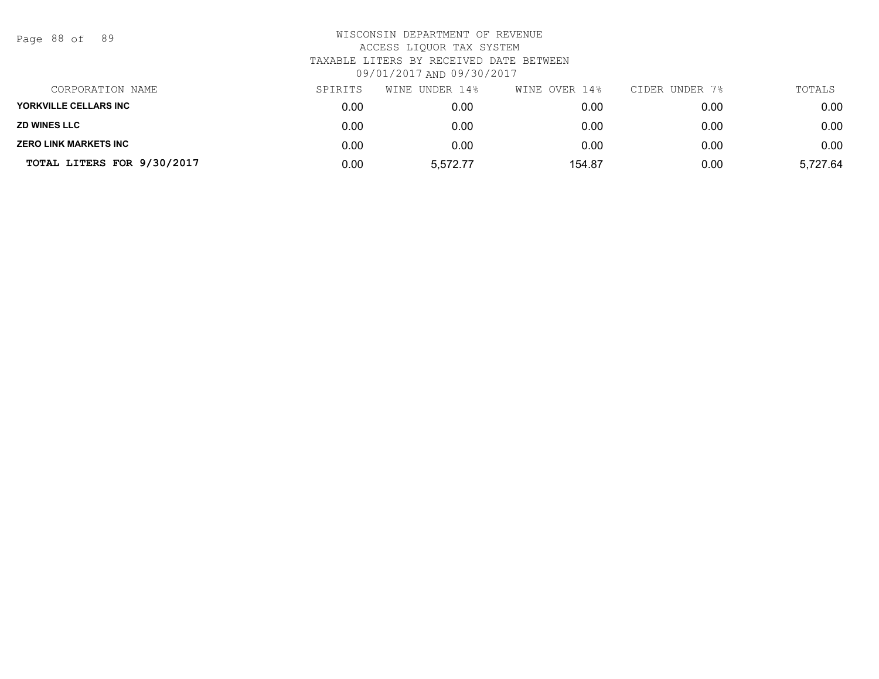WISCONSIN DEPARTMENT OF REVENUE
ACCESS LIQUOR TAX SYSTEM
TAXABLE LITERS BY RECEIVED DATE BETWEEN
09/01/2017 AND 09/30/2017

| CORPORATION NAME | SPIRITS | WINE UNDER 14% | WINE OVER 14% | CIDER UNDER 7% | TOTALS |
|---|---|---|---|---|---|
| **YORKVILLE CELLARS INC** | 0.00 | 0.00 | 0.00 | 0.00 | 0.00 |
| **ZD WINES LLC** | 0.00 | 0.00 | 0.00 | 0.00 | 0.00 |
| **ZERO LINK MARKETS INC** | 0.00 | 0.00 | 0.00 | 0.00 | 0.00 |
| **TOTAL LITERS FOR 9/30/2017** | 0.00 | 5,572.77 | 154.87 | 0.00 | 5,727.64 |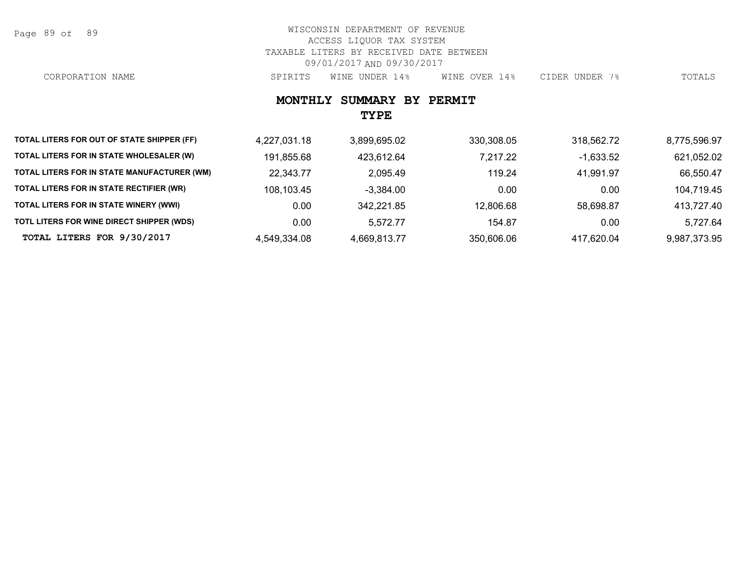WISCONSIN DEPARTMENT OF REVENUE
ACCESS LIQUOR TAX SYSTEM
TAXABLE LITERS BY RECEIVED DATE BETWEEN
09/01/2017 AND 09/30/2017

## MONTHLY SUMMARY BY PERMIT TYPE

| CORPORATION NAME | SPIRITS | WINE UNDER 14% | WINE OVER 14% | CIDER UNDER 7% | TOTALS |
|---|---|---|---|---|---|
| TOTAL LITERS FOR OUT OF STATE SHIPPER (FF) | 4,227,031.18 | 3,899,695.02 | 330,308.05 | 318,562.72 | 8,775,596.97 |
| TOTAL LITERS FOR IN STATE WHOLESALER (W) | 191,855.68 | 423,612.64 | 7,217.22 | -1,633.52 | 621,052.02 |
| TOTAL LITERS FOR IN STATE MANUFACTURER (WM) | 22,343.77 | 2,095.49 | 119.24 | 41,991.97 | 66,550.47 |
| TOTAL LITERS FOR IN STATE RECTIFIER (WR) | 108,103.45 | -3,384.00 | 0.00 | 0.00 | 104,719.45 |
| TOTAL LITERS FOR IN STATE WINERY (WWI) | 0.00 | 342,221.85 | 12,806.68 | 58,698.87 | 413,727.40 |
| TOTL LITERS FOR WINE DIRECT SHIPPER (WDS) | 0.00 | 5,572.77 | 154.87 | 0.00 | 5,727.64 |
| **TOTAL LITERS FOR 9/30/2017** | 4,549,334.08 | 4,669,813.77 | 350,606.06 | 417,620.04 | 9,987,373.95 |